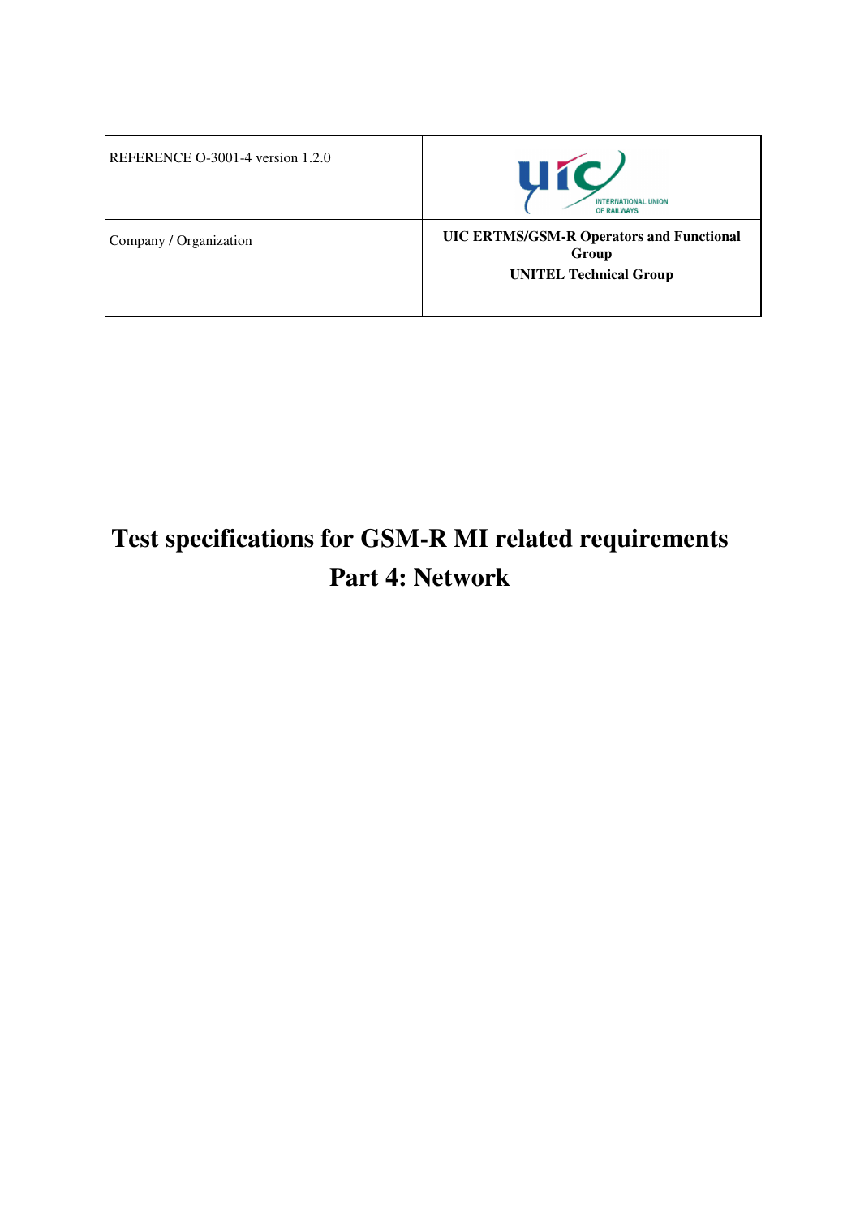| REFERENCE O-3001-4 version 1.2.0 | UIC INTERNATIONAL UNION OF RAILWAYS |
| --- | --- |
| Company / Organization | **UIC ERTMS/GSM-R Operators and Functional Group**<br>**UNITEL Technical Group** |

# Test specifications for GSM-R MI related requirements
# Part 4: Network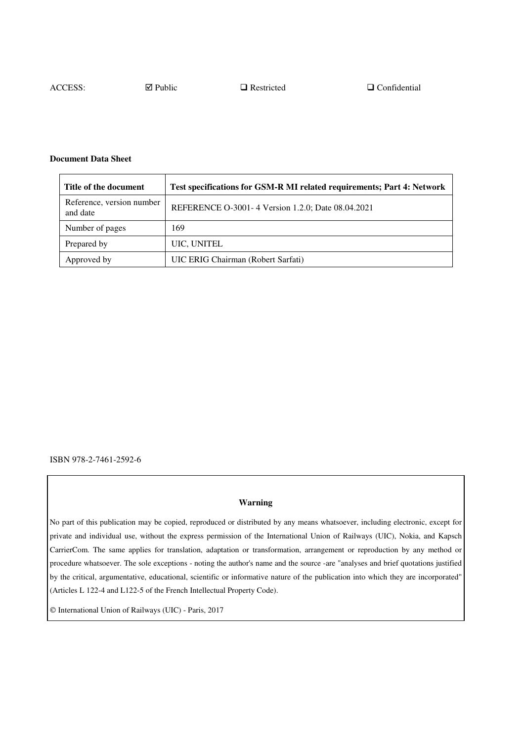ACCESS: ☑ Public ❑ Restricted ❑ Confidential

**Document Data Sheet**

| **Title of the document** | **Test specifications for GSM-R MI related requirements; Part 4: Network** |
|---|---|
| Reference, version number and date | REFERENCE O-3001- 4 Version 1.2.0; Date 08.04.2021 |
| Number of pages | 169 |
| Prepared by | UIC, UNITEL |
| Approved by | UIC ERIG Chairman (Robert Sarfati) |

ISBN 978-2-7461-2592-6

**Warning**

No part of this publication may be copied, reproduced or distributed by any means whatsoever, including electronic, except for private and individual use, without the express permission of the International Union of Railways (UIC), Nokia, and Kapsch CarrierCom. The same applies for translation, adaptation or transformation, arrangement or reproduction by any method or procedure whatsoever. The sole exceptions - noting the author's name and the source -are "analyses and brief quotations justified by the critical, argumentative, educational, scientific or informative nature of the publication into which they are incorporated" (Articles L 122-4 and L122-5 of the French Intellectual Property Code).

© International Union of Railways (UIC) - Paris, 2017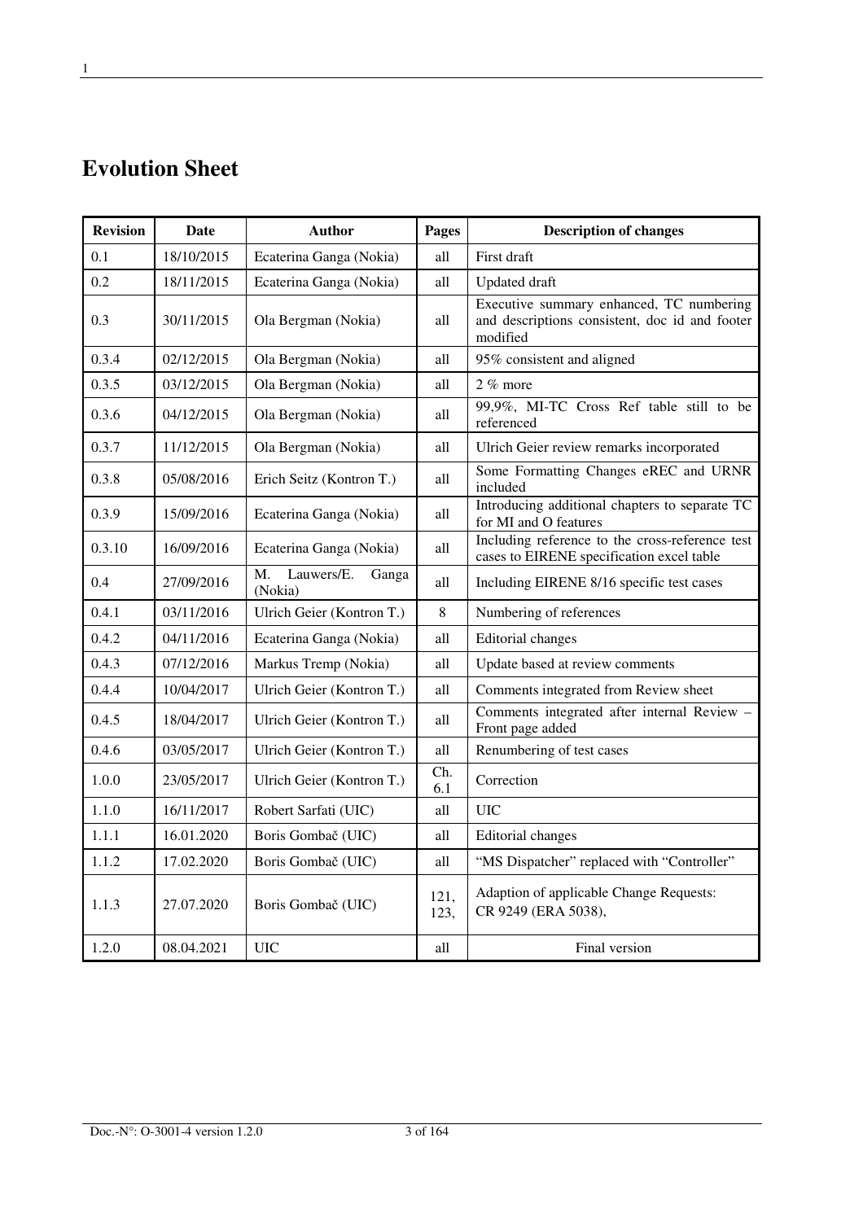# Evolution Sheet

| Revision | Date | Author | Pages | Description of changes |
|---|---|---|---|---|
| 0.1 | 18/10/2015 | Ecaterina Ganga (Nokia) | all | First draft |
| 0.2 | 18/11/2015 | Ecaterina Ganga (Nokia) | all | Updated draft |
| 0.3 | 30/11/2015 | Ola Bergman (Nokia) | all | Executive summary enhanced, TC numbering and descriptions consistent, doc id and footer modified |
| 0.3.4 | 02/12/2015 | Ola Bergman (Nokia) | all | 95% consistent and aligned |
| 0.3.5 | 03/12/2015 | Ola Bergman (Nokia) | all | 2 % more |
| 0.3.6 | 04/12/2015 | Ola Bergman (Nokia) | all | 99,9%, MI-TC Cross Ref table still to be referenced |
| 0.3.7 | 11/12/2015 | Ola Bergman (Nokia) | all | Ulrich Geier review remarks incorporated |
| 0.3.8 | 05/08/2016 | Erich Seitz (Kontron T.) | all | Some Formatting Changes eREC and URNR included |
| 0.3.9 | 15/09/2016 | Ecaterina Ganga (Nokia) | all | Introducing additional chapters to separate TC for MI and O features |
| 0.3.10 | 16/09/2016 | Ecaterina Ganga (Nokia) | all | Including reference to the cross-reference test cases to EIRENE specification excel table |
| 0.4 | 27/09/2016 | M. Lauwers/E. Ganga (Nokia) | all | Including EIRENE 8/16 specific test cases |
| 0.4.1 | 03/11/2016 | Ulrich Geier (Kontron T.) | 8 | Numbering of references |
| 0.4.2 | 04/11/2016 | Ecaterina Ganga (Nokia) | all | Editorial changes |
| 0.4.3 | 07/12/2016 | Markus Tremp (Nokia) | all | Update based at review comments |
| 0.4.4 | 10/04/2017 | Ulrich Geier (Kontron T.) | all | Comments integrated from Review sheet |
| 0.4.5 | 18/04/2017 | Ulrich Geier (Kontron T.) | all | Comments integrated after internal Review – Front page added |
| 0.4.6 | 03/05/2017 | Ulrich Geier (Kontron T.) | all | Renumbering of test cases |
| 1.0.0 | 23/05/2017 | Ulrich Geier (Kontron T.) | Ch. 6.1 | Correction |
| 1.1.0 | 16/11/2017 | Robert Sarfati (UIC) | all | UIC |
| 1.1.1 | 16.01.2020 | Boris Gombač (UIC) | all | Editorial changes |
| 1.1.2 | 17.02.2020 | Boris Gombač (UIC) | all | "MS Dispatcher" replaced with "Controller" |
| 1.1.3 | 27.07.2020 | Boris Gombač (UIC) | 121, 123, | Adaption of applicable Change Requests: CR 9249 (ERA 5038), |
| 1.2.0 | 08.04.2021 | UIC | all | Final version |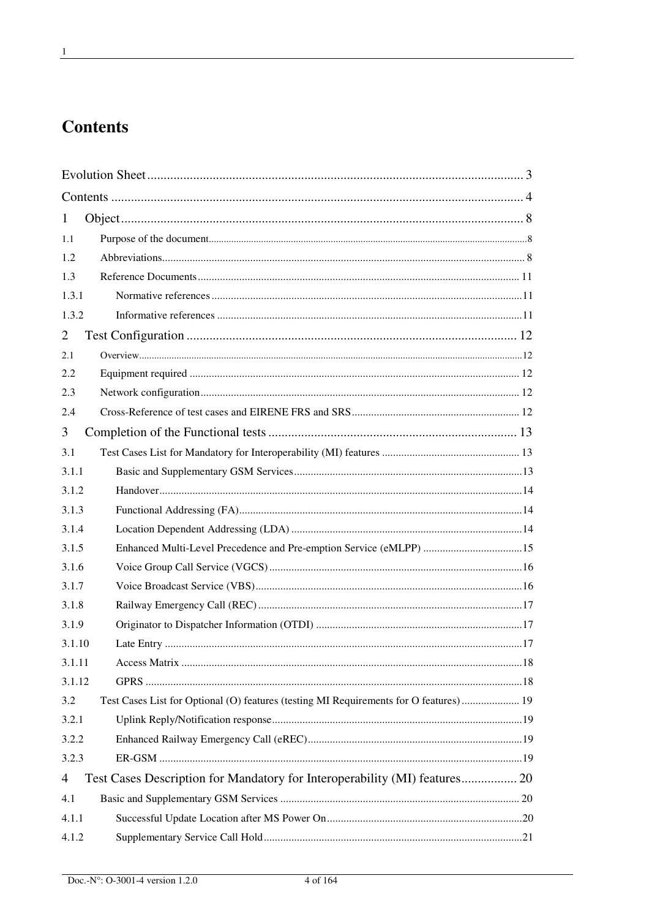# Contents

Evolution Sheet ........................................................................................................ 3

Contents ................................................................................................................. 4

1 Object ................................................................................................................. 8

1.1 Purpose of the document ................................................................................... 8

1.2 Abbreviations ..................................................................................................... 8

1.3 Reference Documents ...................................................................................... 11

1.3.1 Normative references .................................................................................... 11

1.3.2 Informative references .................................................................................. 11

2 Test Configuration ............................................................................................ 12

2.1 Overview .......................................................................................................... 12

2.2 Equipment required .......................................................................................... 12

2.3 Network configuration ...................................................................................... 12

2.4 Cross-Reference of test cases and EIRENE FRS and SRS ............................... 12

3 Completion of the Functional tests ................................................................... 13

3.1 Test Cases List for Mandatory for Interoperability (MI) features ..................... 13

3.1.1 Basic and Supplementary GSM Services ...................................................... 13

3.1.2 Handover ....................................................................................................... 14

3.1.3 Functional Addressing (FA) .......................................................................... 14

3.1.4 Location Dependent Addressing (LDA) ........................................................ 14

3.1.5 Enhanced Multi-Level Precedence and Pre-emption Service (eMLPP) ........ 15

3.1.6 Voice Group Call Service (VGCS) ................................................................ 16

3.1.7 Voice Broadcast Service (VBS) ..................................................................... 16

3.1.8 Railway Emergency Call (REC) .................................................................... 17

3.1.9 Originator to Dispatcher Information (OTDI) ............................................... 17

3.1.10 Late Entry .................................................................................................... 17

3.1.11 Access Matrix .............................................................................................. 18

3.1.12 GPRS ........................................................................................................... 18

3.2 Test Cases List for Optional (O) features (testing MI Requirements for O features) ..................... 19

3.2.1 Uplink Reply/Notification response .............................................................. 19

3.2.2 Enhanced Railway Emergency Call (eREC) .................................................. 19

3.2.3 ER-GSM ........................................................................................................ 19

4 Test Cases Description for Mandatory for Interoperability (MI) features ......... 20

4.1 Basic and Supplementary GSM Services .......................................................... 20

4.1.1 Successful Update Location after MS Power On .......................................... 20

4.1.2 Supplementary Service Call Hold ................................................................. 21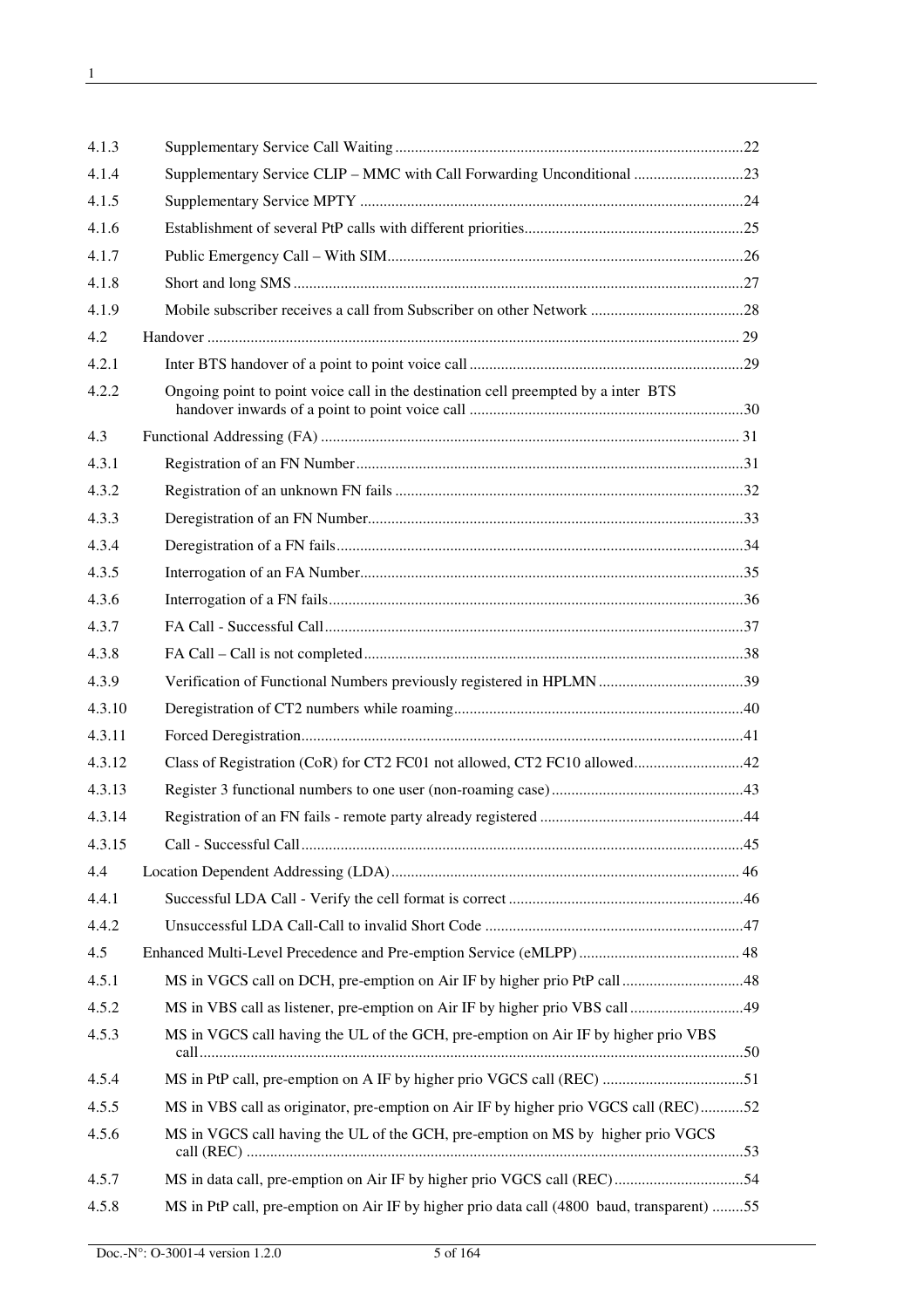| | | |
|---|---|---|
| 4.1.3 | Supplementary Service Call Waiting | 22 |
| 4.1.4 | Supplementary Service CLIP – MMC with Call Forwarding Unconditional | 23 |
| 4.1.5 | Supplementary Service MPTY | 24 |
| 4.1.6 | Establishment of several PtP calls with different priorities | 25 |
| 4.1.7 | Public Emergency Call – With SIM | 26 |
| 4.1.8 | Short and long SMS | 27 |
| 4.1.9 | Mobile subscriber receives a call from Subscriber on other Network | 28 |
| 4.2 | Handover | 29 |
| 4.2.1 | Inter BTS handover of a point to point voice call | 29 |
| 4.2.2 | Ongoing point to point voice call in the destination cell preempted by a inter BTS handover inwards of a point to point voice call | 30 |
| 4.3 | Functional Addressing (FA) | 31 |
| 4.3.1 | Registration of an FN Number | 31 |
| 4.3.2 | Registration of an unknown FN fails | 32 |
| 4.3.3 | Deregistration of an FN Number | 33 |
| 4.3.4 | Deregistration of a FN fails | 34 |
| 4.3.5 | Interrogation of an FA Number | 35 |
| 4.3.6 | Interrogation of a FN fails | 36 |
| 4.3.7 | FA Call - Successful Call | 37 |
| 4.3.8 | FA Call – Call is not completed | 38 |
| 4.3.9 | Verification of Functional Numbers previously registered in HPLMN | 39 |
| 4.3.10 | Deregistration of CT2 numbers while roaming | 40 |
| 4.3.11 | Forced Deregistration | 41 |
| 4.3.12 | Class of Registration (CoR) for CT2 FC01 not allowed, CT2 FC10 allowed | 42 |
| 4.3.13 | Register 3 functional numbers to one user (non-roaming case) | 43 |
| 4.3.14 | Registration of an FN fails - remote party already registered | 44 |
| 4.3.15 | Call - Successful Call | 45 |
| 4.4 | Location Dependent Addressing (LDA) | 46 |
| 4.4.1 | Successful LDA Call - Verify the cell format is correct | 46 |
| 4.4.2 | Unsuccessful LDA Call-Call to invalid Short Code | 47 |
| 4.5 | Enhanced Multi-Level Precedence and Pre-emption Service (eMLPP) | 48 |
| 4.5.1 | MS in VGCS call on DCH, pre-emption on Air IF by higher prio PtP call | 48 |
| 4.5.2 | MS in VBS call as listener, pre-emption on Air IF by higher prio VBS call | 49 |
| 4.5.3 | MS in VGCS call having the UL of the GCH, pre-emption on Air IF by higher prio VBS call | 50 |
| 4.5.4 | MS in PtP call, pre-emption on A IF by higher prio VGCS call (REC) | 51 |
| 4.5.5 | MS in VBS call as originator, pre-emption on Air IF by higher prio VGCS call (REC) | 52 |
| 4.5.6 | MS in VGCS call having the UL of the GCH, pre-emption on MS by higher prio VGCS call (REC) | 53 |
| 4.5.7 | MS in data call, pre-emption on Air IF by higher prio VGCS call (REC) | 54 |
| 4.5.8 | MS in PtP call, pre-emption on Air IF by higher prio data call (4800 baud, transparent) | 55 |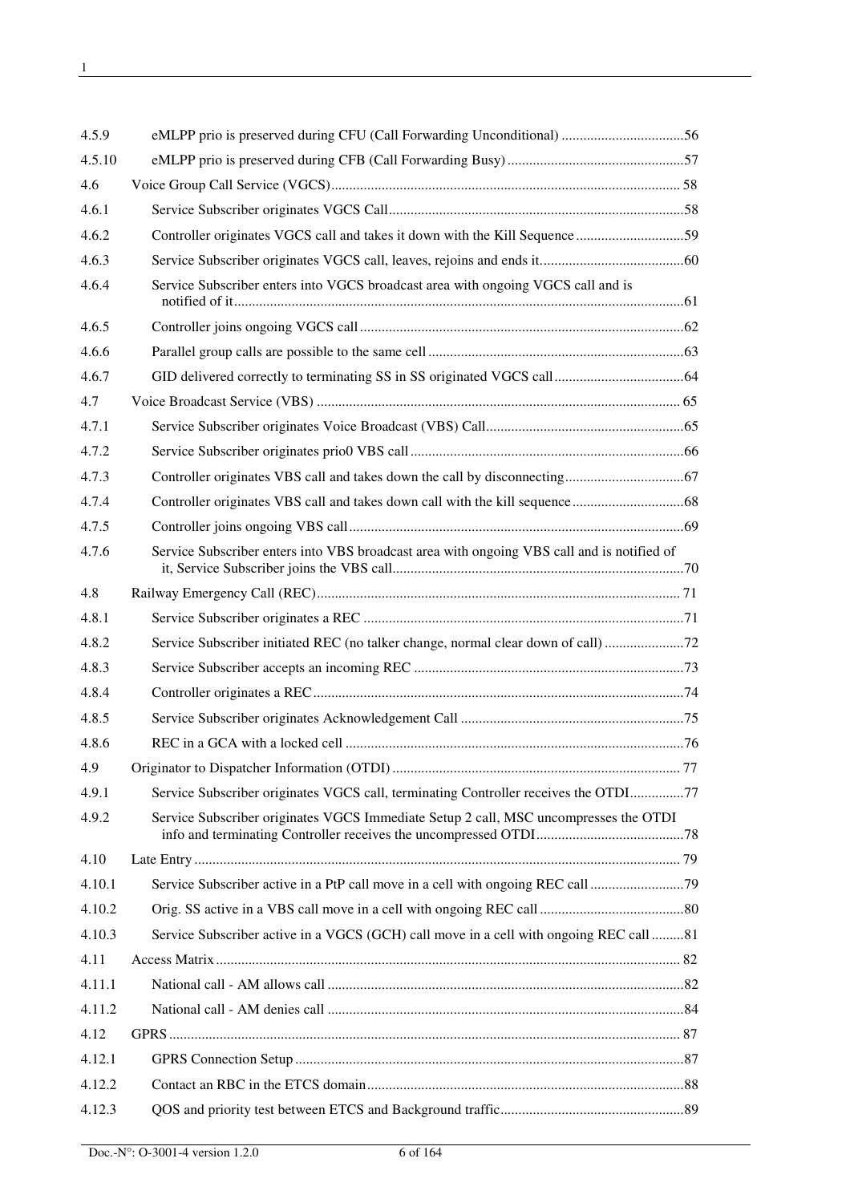4.5.9 eMLPP prio is preserved during CFU (Call Forwarding Unconditional) ..................................56

4.5.10 eMLPP prio is preserved during CFB (Call Forwarding Busy) .................................................57

4.6 Voice Group Call Service (VGCS)................................................................................................ 58

4.6.1 Service Subscriber originates VGCS Call.................................................................................58

4.6.2 Controller originates VGCS call and takes it down with the Kill Sequence ..............................59

4.6.3 Service Subscriber originates VGCS call, leaves, rejoins and ends it........................................60

4.6.4 Service Subscriber enters into VGCS broadcast area with ongoing VGCS call and is notified of it...........................................................................................................................61

4.6.5 Controller joins ongoing VGCS call .........................................................................................62

4.6.6 Parallel group calls are possible to the same cell .......................................................................63

4.6.7 GID delivered correctly to terminating SS in SS originated VGCS call....................................64

4.7 Voice Broadcast Service (VBS) .................................................................................................... 65

4.7.1 Service Subscriber originates Voice Broadcast (VBS) Call.......................................................65

4.7.2 Service Subscriber originates prio0 VBS call ...........................................................................66

4.7.3 Controller originates VBS call and takes down the call by disconnecting.................................67

4.7.4 Controller originates VBS call and takes down call with the kill sequence ...............................68

4.7.5 Controller joins ongoing VBS call ............................................................................................69

4.7.6 Service Subscriber enters into VBS broadcast area with ongoing VBS call and is notified of it, Service Subscriber joins the VBS call................................................................................70

4.8 Railway Emergency Call (REC).................................................................................................... 71

4.8.1 Service Subscriber originates a REC ........................................................................................71

4.8.2 Service Subscriber initiated REC (no talker change, normal clear down of call) ......................72

4.8.3 Service Subscriber accepts an incoming REC ..........................................................................73

4.8.4 Controller originates a REC......................................................................................................74

4.8.5 Service Subscriber originates Acknowledgement Call .............................................................75

4.8.6 REC in a GCA with a locked cell .............................................................................................76

4.9 Originator to Dispatcher Information (OTDI) ................................................................................ 77

4.9.1 Service Subscriber originates VGCS call, terminating Controller receives the OTDI...............77

4.9.2 Service Subscriber originates VGCS Immediate Setup 2 call, MSC uncompresses the OTDI info and terminating Controller receives the uncompressed OTDI.........................................78

4.10 Late Entry ..................................................................................................................................... 79

4.10.1 Service Subscriber active in a PtP call move in a cell with ongoing REC call ..........................79

4.10.2 Orig. SS active in a VBS call move in a cell with ongoing REC call ........................................80

4.10.3 Service Subscriber active in a VGCS (GCH) call move in a cell with ongoing REC call .........81

4.11 Access Matrix ............................................................................................................................... 82

4.11.1 National call - AM allows call ..................................................................................................82

4.11.2 National call - AM denies call ..................................................................................................84

4.12 GPRS ............................................................................................................................................ 87

4.12.1 GPRS Connection Setup ...........................................................................................................87

4.12.2 Contact an RBC in the ETCS domain.......................................................................................88

4.12.3 QOS and priority test between ETCS and Background traffic..................................................89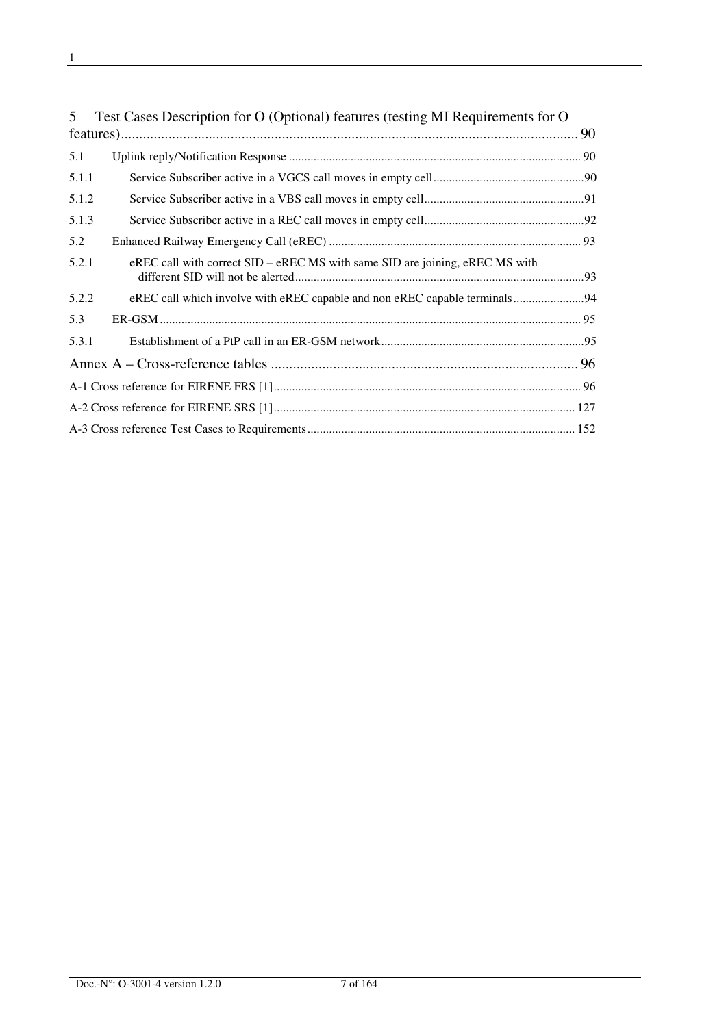5 Test Cases Description for O (Optional) features (testing MI Requirements for O features) ... 90

5.1 Uplink reply/Notification Response ... 90

5.1.1 Service Subscriber active in a VGCS call moves in empty cell ... 90

5.1.2 Service Subscriber active in a VBS call moves in empty cell ... 91

5.1.3 Service Subscriber active in a REC call moves in empty cell ... 92

5.2 Enhanced Railway Emergency Call (eREC) ... 93

5.2.1 eREC call with correct SID – eREC MS with same SID are joining, eREC MS with different SID will not be alerted ... 93

5.2.2 eREC call which involve with eREC capable and non eREC capable terminals ... 94

5.3 ER-GSM ... 95

5.3.1 Establishment of a PtP call in an ER-GSM network ... 95

Annex A – Cross-reference tables ... 96

A-1 Cross reference for EIRENE FRS [1] ... 96

A-2 Cross reference for EIRENE SRS [1] ... 127

A-3 Cross reference Test Cases to Requirements ... 152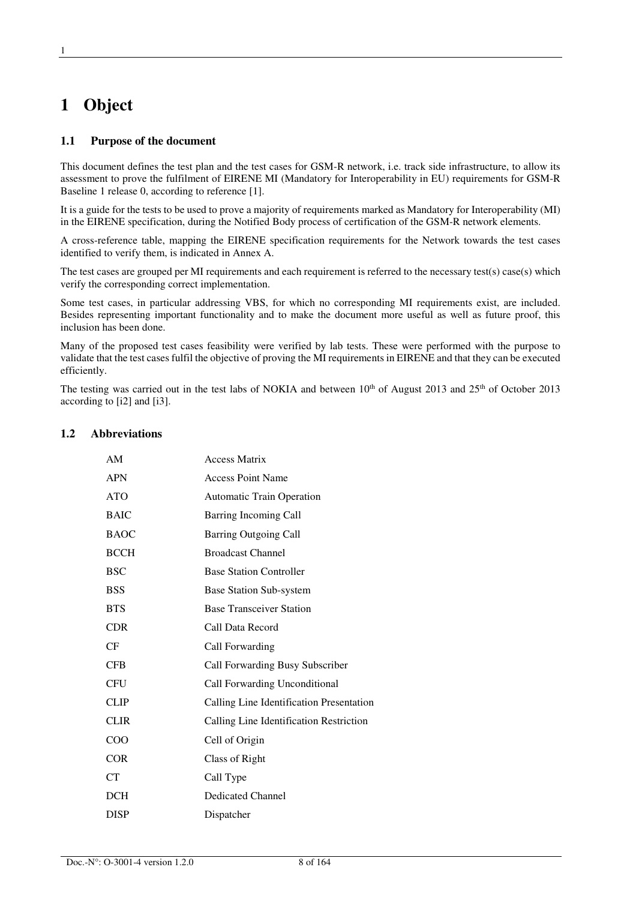# 1 Object

## 1.1 Purpose of the document

This document defines the test plan and the test cases for GSM-R network, i.e. track side infrastructure, to allow its assessment to prove the fulfilment of EIRENE MI (Mandatory for Interoperability in EU) requirements for GSM-R Baseline 1 release 0, according to reference [1].

It is a guide for the tests to be used to prove a majority of requirements marked as Mandatory for Interoperability (MI) in the EIRENE specification, during the Notified Body process of certification of the GSM-R network elements.

A cross-reference table, mapping the EIRENE specification requirements for the Network towards the test cases identified to verify them, is indicated in Annex A.

The test cases are grouped per MI requirements and each requirement is referred to the necessary test(s) case(s) which verify the corresponding correct implementation.

Some test cases, in particular addressing VBS, for which no corresponding MI requirements exist, are included. Besides representing important functionality and to make the document more useful as well as future proof, this inclusion has been done.

Many of the proposed test cases feasibility were verified by lab tests. These were performed with the purpose to validate that the test cases fulfil the objective of proving the MI requirements in EIRENE and that they can be executed efficiently.

The testing was carried out in the test labs of NOKIA and between 10th of August 2013 and 25th of October 2013 according to [i2] and [i3].

## 1.2 Abbreviations

| | |
|---|---|
| AM | Access Matrix |
| APN | Access Point Name |
| ATO | Automatic Train Operation |
| BAIC | Barring Incoming Call |
| BAOC | Barring Outgoing Call |
| BCCH | Broadcast Channel |
| BSC | Base Station Controller |
| BSS | Base Station Sub-system |
| BTS | Base Transceiver Station |
| CDR | Call Data Record |
| CF | Call Forwarding |
| CFB | Call Forwarding Busy Subscriber |
| CFU | Call Forwarding Unconditional |
| CLIP | Calling Line Identification Presentation |
| CLIR | Calling Line Identification Restriction |
| COO | Cell of Origin |
| COR | Class of Right |
| CT | Call Type |
| DCH | Dedicated Channel |
| DISP | Dispatcher |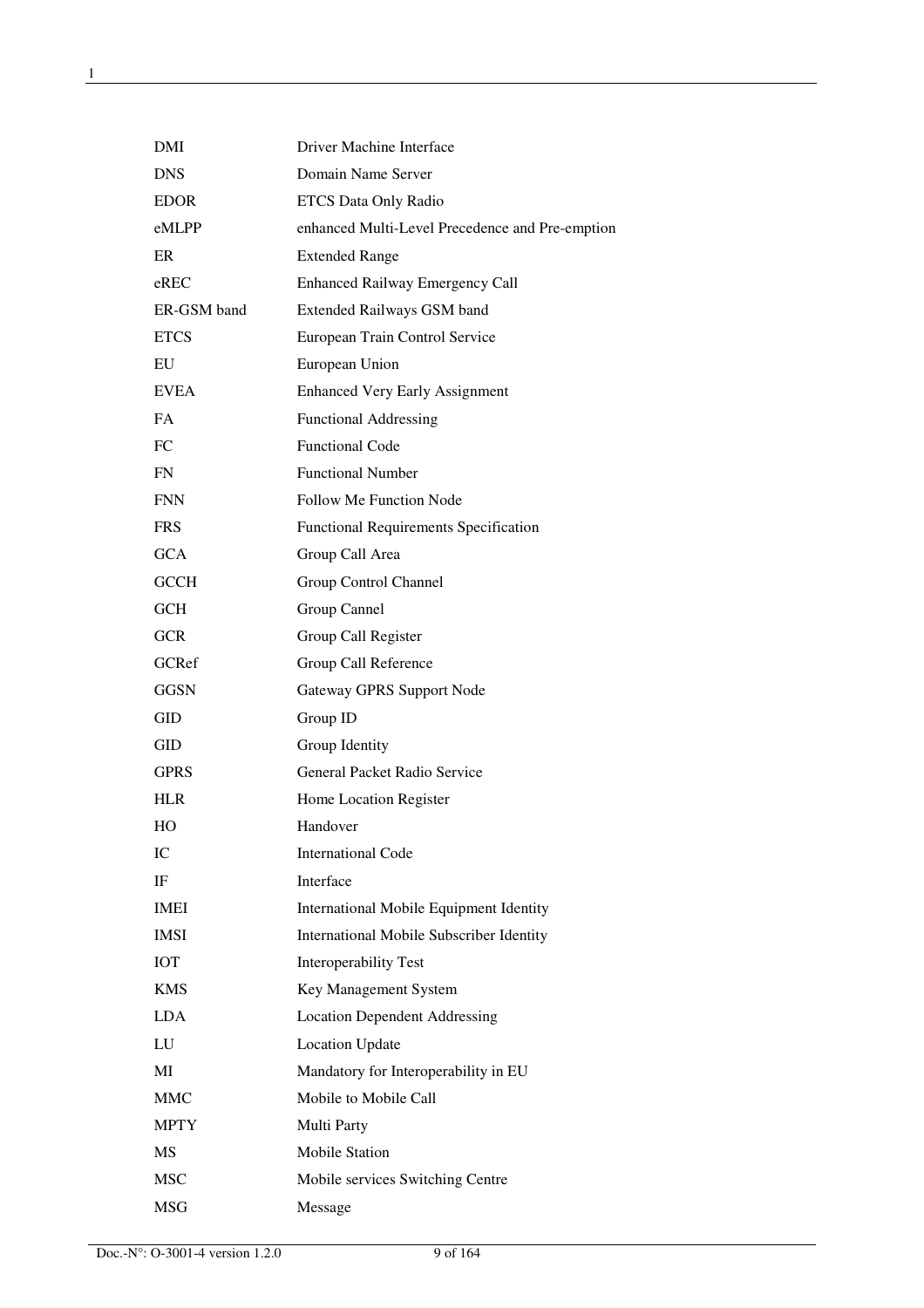| | |
|---|---|
| DMI | Driver Machine Interface |
| DNS | Domain Name Server |
| EDOR | ETCS Data Only Radio |
| eMLPP | enhanced Multi-Level Precedence and Pre-emption |
| ER | Extended Range |
| eREC | Enhanced Railway Emergency Call |
| ER-GSM band | Extended Railways GSM band |
| ETCS | European Train Control Service |
| EU | European Union |
| EVEA | Enhanced Very Early Assignment |
| FA | Functional Addressing |
| FC | Functional Code |
| FN | Functional Number |
| FNN | Follow Me Function Node |
| FRS | Functional Requirements Specification |
| GCA | Group Call Area |
| GCCH | Group Control Channel |
| GCH | Group Cannel |
| GCR | Group Call Register |
| GCRef | Group Call Reference |
| GGSN | Gateway GPRS Support Node |
| GID | Group ID |
| GID | Group Identity |
| GPRS | General Packet Radio Service |
| HLR | Home Location Register |
| HO | Handover |
| IC | International Code |
| IF | Interface |
| IMEI | International Mobile Equipment Identity |
| IMSI | International Mobile Subscriber Identity |
| IOT | Interoperability Test |
| KMS | Key Management System |
| LDA | Location Dependent Addressing |
| LU | Location Update |
| MI | Mandatory for Interoperability in EU |
| MMC | Mobile to Mobile Call |
| MPTY | Multi Party |
| MS | Mobile Station |
| MSC | Mobile services Switching Centre |
| MSG | Message |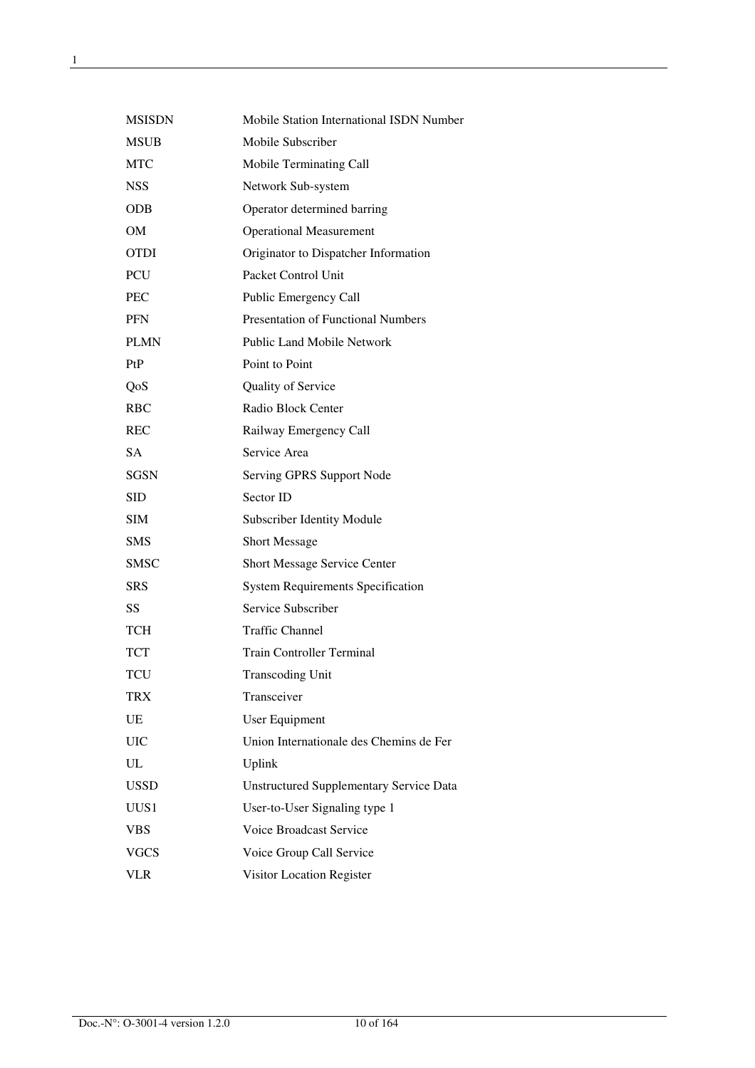| | |
|---|---|
| MSISDN | Mobile Station International ISDN Number |
| MSUB | Mobile Subscriber |
| MTC | Mobile Terminating Call |
| NSS | Network Sub-system |
| ODB | Operator determined barring |
| OM | Operational Measurement |
| OTDI | Originator to Dispatcher Information |
| PCU | Packet Control Unit |
| PEC | Public Emergency Call |
| PFN | Presentation of Functional Numbers |
| PLMN | Public Land Mobile Network |
| PtP | Point to Point |
| QoS | Quality of Service |
| RBC | Radio Block Center |
| REC | Railway Emergency Call |
| SA | Service Area |
| SGSN | Serving GPRS Support Node |
| SID | Sector ID |
| SIM | Subscriber Identity Module |
| SMS | Short Message |
| SMSC | Short Message Service Center |
| SRS | System Requirements Specification |
| SS | Service Subscriber |
| TCH | Traffic Channel |
| TCT | Train Controller Terminal |
| TCU | Transcoding Unit |
| TRX | Transceiver |
| UE | User Equipment |
| UIC | Union Internationale des Chemins de Fer |
| UL | Uplink |
| USSD | Unstructured Supplementary Service Data |
| UUS1 | User-to-User Signaling type 1 |
| VBS | Voice Broadcast Service |
| VGCS | Voice Group Call Service |
| VLR | Visitor Location Register |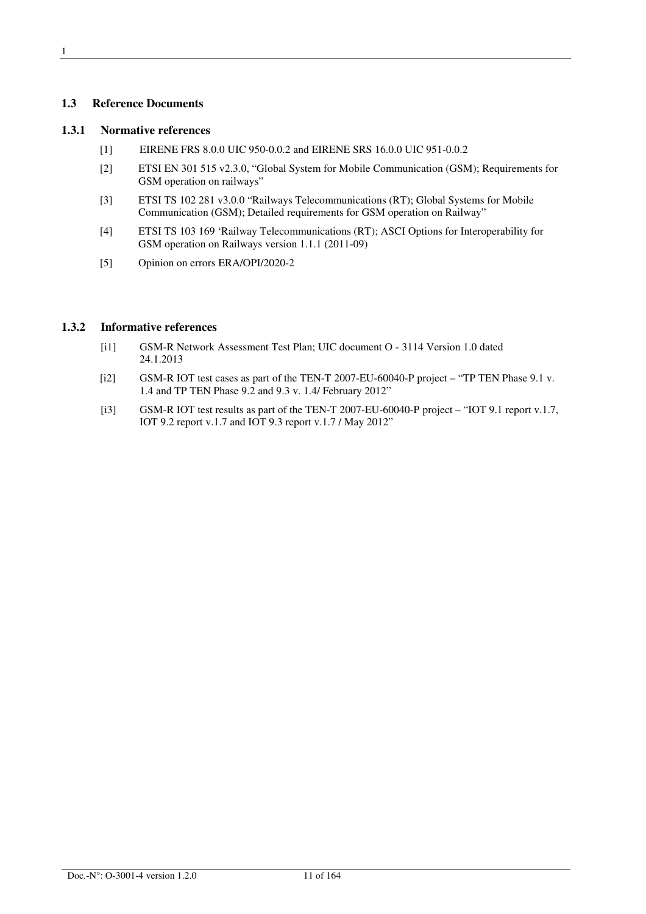## 1.3 Reference Documents

### 1.3.1 Normative references

[1] EIRENE FRS 8.0.0 UIC 950-0.0.2 and EIRENE SRS 16.0.0 UIC 951-0.0.2

[2] ETSI EN 301 515 v2.3.0, "Global System for Mobile Communication (GSM); Requirements for GSM operation on railways"

[3] ETSI TS 102 281 v3.0.0 "Railways Telecommunications (RT); Global Systems for Mobile Communication (GSM); Detailed requirements for GSM operation on Railway"

[4] ETSI TS 103 169 'Railway Telecommunications (RT); ASCI Options for Interoperability for GSM operation on Railways version 1.1.1 (2011-09)

[5] Opinion on errors ERA/OPI/2020-2

### 1.3.2 Informative references

[i1] GSM-R Network Assessment Test Plan; UIC document O - 3114 Version 1.0 dated 24.1.2013

[i2] GSM-R IOT test cases as part of the TEN-T 2007-EU-60040-P project – "TP TEN Phase 9.1 v. 1.4 and TP TEN Phase 9.2 and 9.3 v. 1.4/ February 2012"

[i3] GSM-R IOT test results as part of the TEN-T 2007-EU-60040-P project – "IOT 9.1 report v.1.7, IOT 9.2 report v.1.7 and IOT 9.3 report v.1.7 / May 2012"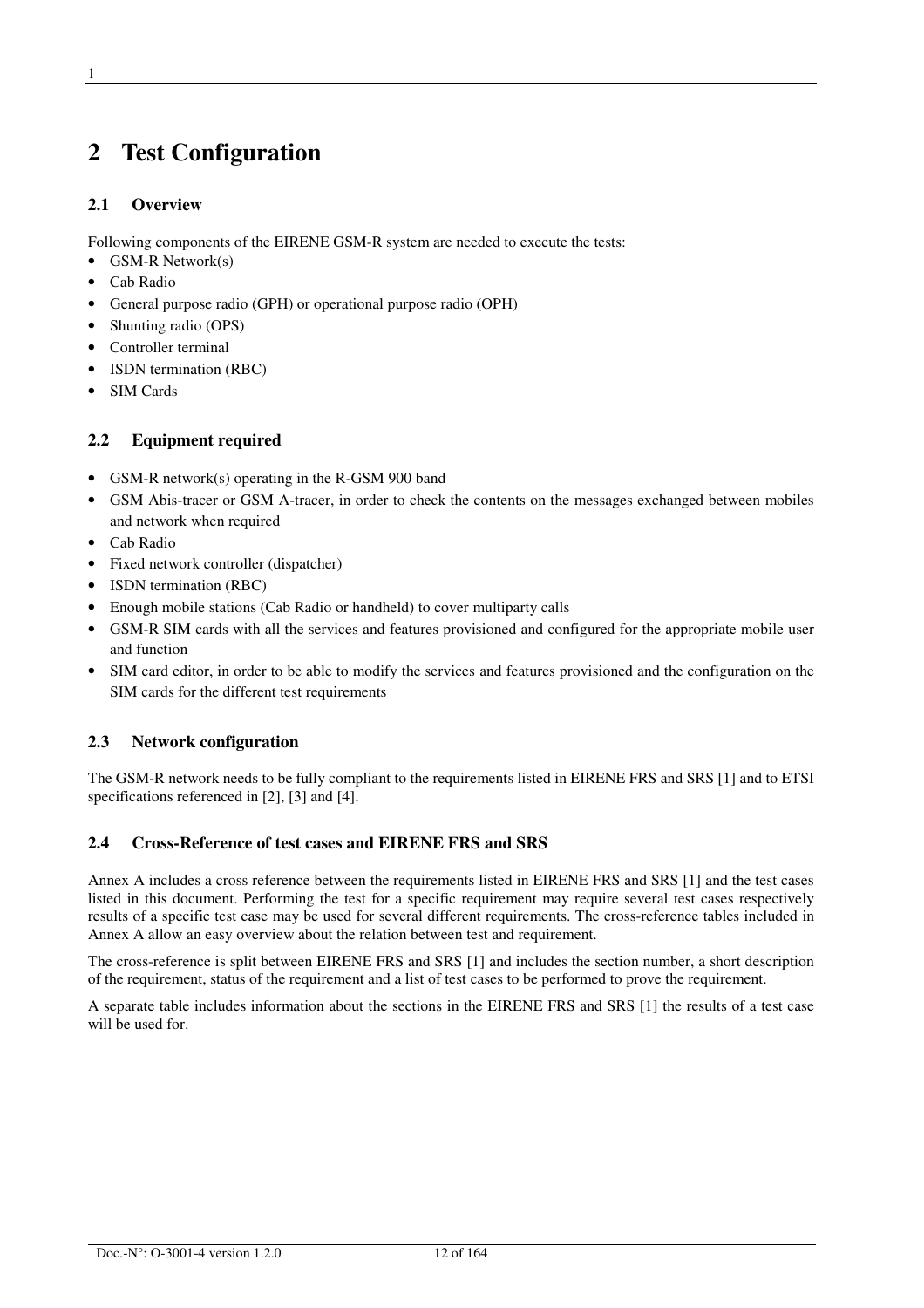# 2 Test Configuration

## 2.1 Overview

Following components of the EIRENE GSM-R system are needed to execute the tests:

- GSM-R Network(s)
- Cab Radio
- General purpose radio (GPH) or operational purpose radio (OPH)
- Shunting radio (OPS)
- Controller terminal
- ISDN termination (RBC)
- SIM Cards

## 2.2 Equipment required

- GSM-R network(s) operating in the R-GSM 900 band
- GSM Abis-tracer or GSM A-tracer, in order to check the contents on the messages exchanged between mobiles and network when required
- Cab Radio
- Fixed network controller (dispatcher)
- ISDN termination (RBC)
- Enough mobile stations (Cab Radio or handheld) to cover multiparty calls
- GSM-R SIM cards with all the services and features provisioned and configured for the appropriate mobile user and function
- SIM card editor, in order to be able to modify the services and features provisioned and the configuration on the SIM cards for the different test requirements

## 2.3 Network configuration

The GSM-R network needs to be fully compliant to the requirements listed in EIRENE FRS and SRS [1] and to ETSI specifications referenced in [2], [3] and [4].

## 2.4 Cross-Reference of test cases and EIRENE FRS and SRS

Annex A includes a cross reference between the requirements listed in EIRENE FRS and SRS [1] and the test cases listed in this document. Performing the test for a specific requirement may require several test cases respectively results of a specific test case may be used for several different requirements. The cross-reference tables included in Annex A allow an easy overview about the relation between test and requirement.

The cross-reference is split between EIRENE FRS and SRS [1] and includes the section number, a short description of the requirement, status of the requirement and a list of test cases to be performed to prove the requirement.

A separate table includes information about the sections in the EIRENE FRS and SRS [1] the results of a test case will be used for.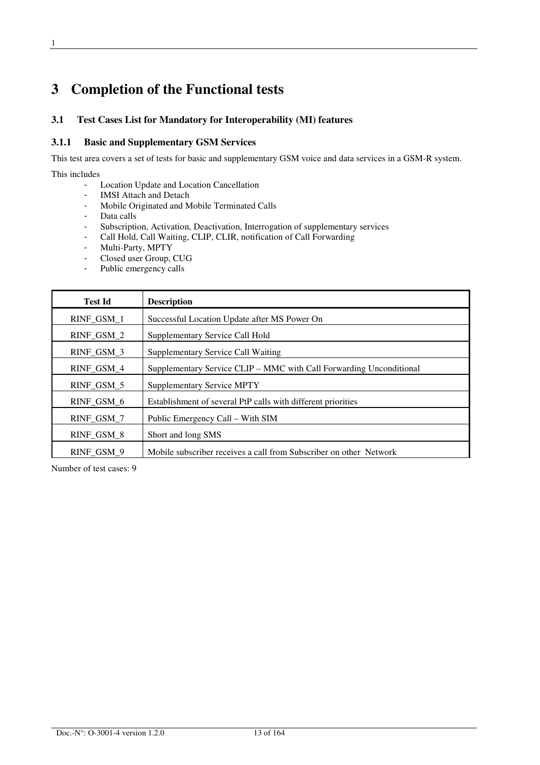# 3 Completion of the Functional tests

## 3.1 Test Cases List for Mandatory for Interoperability (MI) features

### 3.1.1 Basic and Supplementary GSM Services

This test area covers a set of tests for basic and supplementary GSM voice and data services in a GSM-R system.

This includes

- Location Update and Location Cancellation
- IMSI Attach and Detach
- Mobile Originated and Mobile Terminated Calls
- Data calls
- Subscription, Activation, Deactivation, Interrogation of supplementary services
- Call Hold, Call Waiting, CLIP, CLIR, notification of Call Forwarding
- Multi-Party, MPTY
- Closed user Group, CUG
- Public emergency calls

| Test Id | Description |
|---|---|
| RINF_GSM_1 | Successful Location Update after MS Power On |
| RINF_GSM_2 | Supplementary Service Call Hold |
| RINF_GSM_3 | Supplementary Service Call Waiting |
| RINF_GSM_4 | Supplementary Service CLIP – MMC with Call Forwarding Unconditional |
| RINF_GSM_5 | Supplementary Service MPTY |
| RINF_GSM_6 | Establishment of several PtP calls with different priorities |
| RINF_GSM_7 | Public Emergency Call – With SIM |
| RINF_GSM_8 | Short and long SMS |
| RINF_GSM_9 | Mobile subscriber receives a call from Subscriber on other Network |

Number of test cases: 9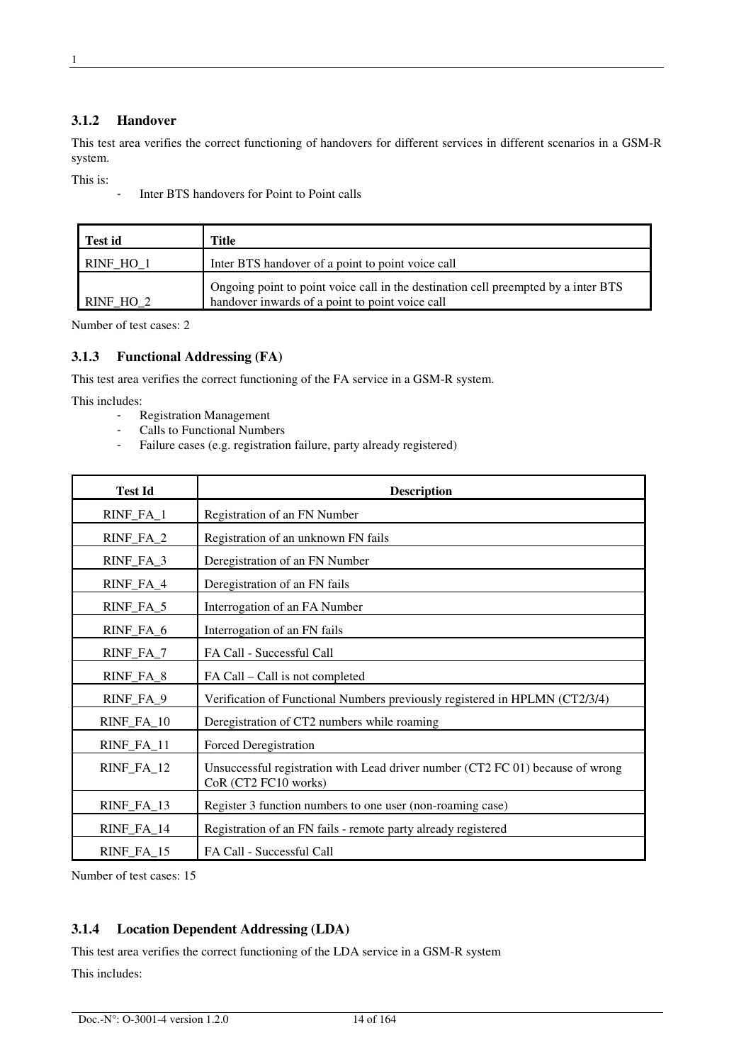### 3.1.2 Handover

This test area verifies the correct functioning of handovers for different services in different scenarios in a GSM-R system.

This is:

- Inter BTS handovers for Point to Point calls

| Test id | Title |
|---|---|
| RINF_HO_1 | Inter BTS handover of a point to point voice call |
| RINF_HO_2 | Ongoing point to point voice call in the destination cell preempted by a inter BTS handover inwards of a point to point voice call |

Number of test cases: 2

### 3.1.3 Functional Addressing (FA)

This test area verifies the correct functioning of the FA service in a GSM-R system.

This includes:

- Registration Management
- Calls to Functional Numbers
- Failure cases (e.g. registration failure, party already registered)

| Test Id | Description |
|---|---|
| RINF_FA_1 | Registration of an FN Number |
| RINF_FA_2 | Registration of an unknown FN fails |
| RINF_FA_3 | Deregistration of an FN Number |
| RINF_FA_4 | Deregistration of an FN fails |
| RINF_FA_5 | Interrogation of an FA Number |
| RINF_FA_6 | Interrogation of an FN fails |
| RINF_FA_7 | FA Call - Successful Call |
| RINF_FA_8 | FA Call – Call is not completed |
| RINF_FA_9 | Verification of Functional Numbers previously registered in HPLMN (CT2/3/4) |
| RINF_FA_10 | Deregistration of CT2 numbers while roaming |
| RINF_FA_11 | Forced Deregistration |
| RINF_FA_12 | Unsuccessful registration with Lead driver number (CT2 FC 01) because of wrong CoR (CT2 FC10 works) |
| RINF_FA_13 | Register 3 function numbers to one user (non-roaming case) |
| RINF_FA_14 | Registration of an FN fails - remote party already registered |
| RINF_FA_15 | FA Call - Successful Call |

Number of test cases: 15

### 3.1.4 Location Dependent Addressing (LDA)

This test area verifies the correct functioning of the LDA service in a GSM-R system

This includes: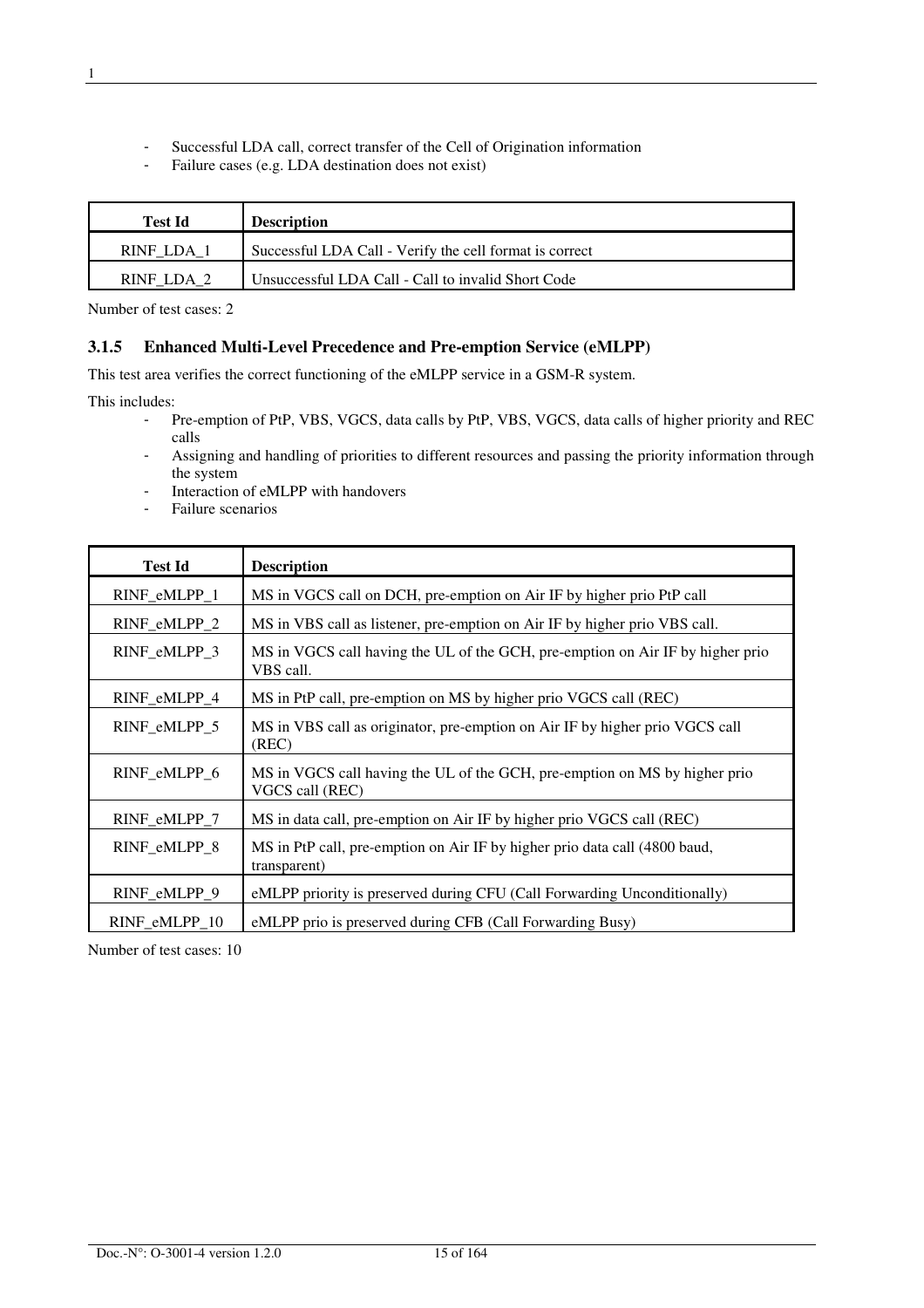- Successful LDA call, correct transfer of the Cell of Origination information
- Failure cases (e.g. LDA destination does not exist)

| Test Id | Description |
|---|---|
| RINF_LDA_1 | Successful LDA Call - Verify the cell format is correct |
| RINF_LDA_2 | Unsuccessful LDA Call - Call to invalid Short Code |

Number of test cases: 2

### 3.1.5 Enhanced Multi-Level Precedence and Pre-emption Service (eMLPP)

This test area verifies the correct functioning of the eMLPP service in a GSM-R system.

This includes:

- Pre-emption of PtP, VBS, VGCS, data calls by PtP, VBS, VGCS, data calls of higher priority and REC calls
- Assigning and handling of priorities to different resources and passing the priority information through the system
- Interaction of eMLPP with handovers
- Failure scenarios

| Test Id | Description |
|---|---|
| RINF_eMLPP_1 | MS in VGCS call on DCH, pre-emption on Air IF by higher prio PtP call |
| RINF_eMLPP_2 | MS in VBS call as listener, pre-emption on Air IF by higher prio VBS call. |
| RINF_eMLPP_3 | MS in VGCS call having the UL of the GCH, pre-emption on Air IF by higher prio VBS call. |
| RINF_eMLPP_4 | MS in PtP call, pre-emption on MS by higher prio VGCS call (REC) |
| RINF_eMLPP_5 | MS in VBS call as originator, pre-emption on Air IF by higher prio VGCS call (REC) |
| RINF_eMLPP_6 | MS in VGCS call having the UL of the GCH, pre-emption on MS by higher prio VGCS call (REC) |
| RINF_eMLPP_7 | MS in data call, pre-emption on Air IF by higher prio VGCS call (REC) |
| RINF_eMLPP_8 | MS in PtP call, pre-emption on Air IF by higher prio data call (4800 baud, transparent) |
| RINF_eMLPP_9 | eMLPP priority is preserved during CFU (Call Forwarding Unconditionally) |
| RINF_eMLPP_10 | eMLPP prio is preserved during CFB (Call Forwarding Busy) |

Number of test cases: 10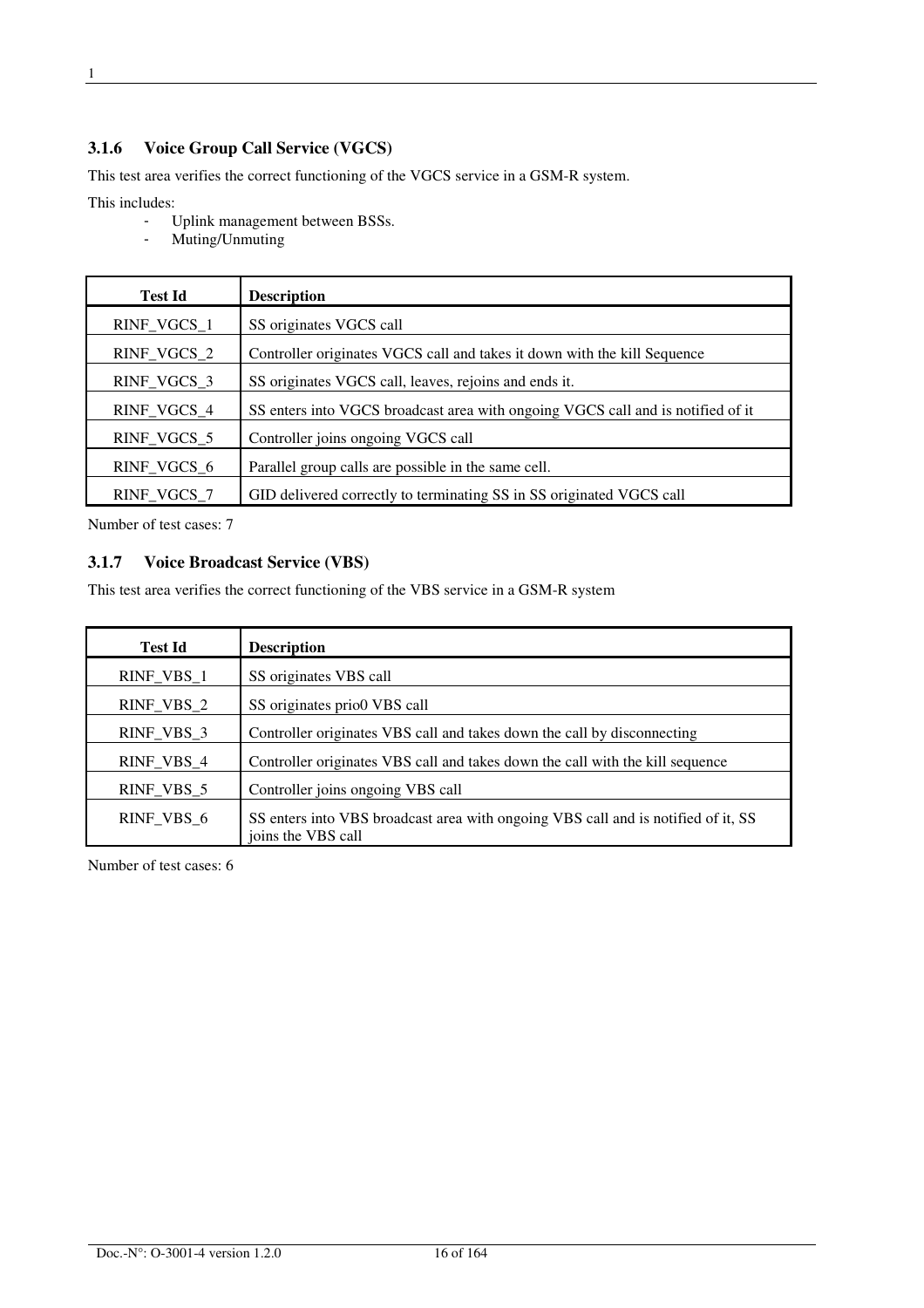### 3.1.6 Voice Group Call Service (VGCS)

This test area verifies the correct functioning of the VGCS service in a GSM-R system.

This includes:

- Uplink management between BSSs.
- Muting/Unmuting

| Test Id | Description |
|---|---|
| RINF_VGCS_1 | SS originates VGCS call |
| RINF_VGCS_2 | Controller originates VGCS call and takes it down with the kill Sequence |
| RINF_VGCS_3 | SS originates VGCS call, leaves, rejoins and ends it. |
| RINF_VGCS_4 | SS enters into VGCS broadcast area with ongoing VGCS call and is notified of it |
| RINF_VGCS_5 | Controller joins ongoing VGCS call |
| RINF_VGCS_6 | Parallel group calls are possible in the same cell. |
| RINF_VGCS_7 | GID delivered correctly to terminating SS in SS originated VGCS call |

Number of test cases: 7

### 3.1.7 Voice Broadcast Service (VBS)

This test area verifies the correct functioning of the VBS service in a GSM-R system

| Test Id | Description |
|---|---|
| RINF_VBS_1 | SS originates VBS call |
| RINF_VBS_2 | SS originates prio0 VBS call |
| RINF_VBS_3 | Controller originates VBS call and takes down the call by disconnecting |
| RINF_VBS_4 | Controller originates VBS call and takes down the call with the kill sequence |
| RINF_VBS_5 | Controller joins ongoing VBS call |
| RINF_VBS_6 | SS enters into VBS broadcast area with ongoing VBS call and is notified of it, SS joins the VBS call |

Number of test cases: 6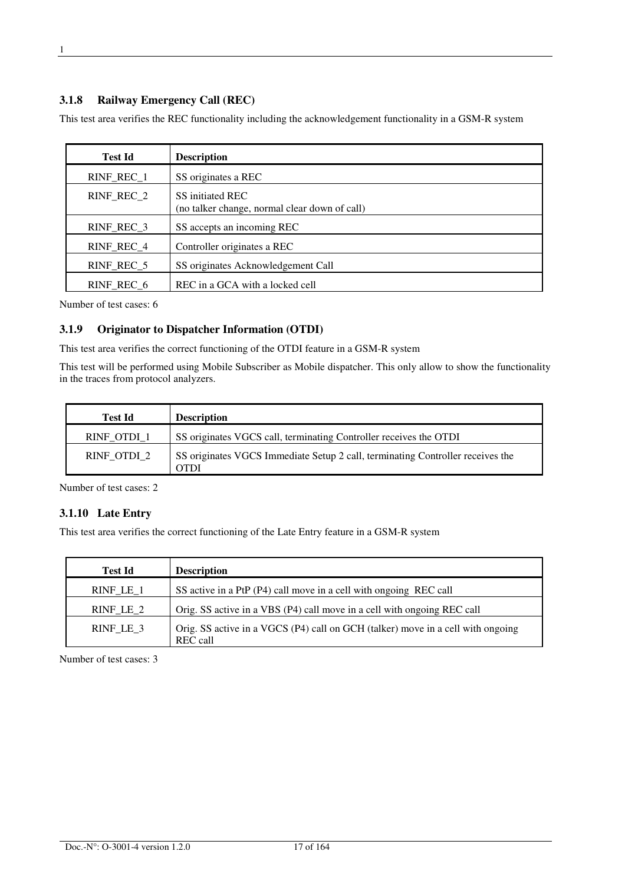### 3.1.8 Railway Emergency Call (REC)

This test area verifies the REC functionality including the acknowledgement functionality in a GSM-R system

| Test Id | Description |
|---|---|
| RINF_REC_1 | SS originates a REC |
| RINF_REC_2 | SS initiated REC<br>(no talker change, normal clear down of call) |
| RINF_REC_3 | SS accepts an incoming REC |
| RINF_REC_4 | Controller originates a REC |
| RINF_REC_5 | SS originates Acknowledgement Call |
| RINF_REC_6 | REC in a GCA with a locked cell |

Number of test cases: 6

### 3.1.9 Originator to Dispatcher Information (OTDI)

This test area verifies the correct functioning of the OTDI feature in a GSM-R system

This test will be performed using Mobile Subscriber as Mobile dispatcher. This only allow to show the functionality in the traces from protocol analyzers.

| Test Id | Description |
|---|---|
| RINF_OTDI_1 | SS originates VGCS call, terminating Controller receives the OTDI |
| RINF_OTDI_2 | SS originates VGCS Immediate Setup 2 call, terminating Controller receives the OTDI |

Number of test cases: 2

### 3.1.10 Late Entry

This test area verifies the correct functioning of the Late Entry feature in a GSM-R system

| Test Id | Description |
|---|---|
| RINF_LE_1 | SS active in a PtP (P4) call move in a cell with ongoing REC call |
| RINF_LE_2 | Orig. SS active in a VBS (P4) call move in a cell with ongoing REC call |
| RINF_LE_3 | Orig. SS active in a VGCS (P4) call on GCH (talker) move in a cell with ongoing REC call |

Number of test cases: 3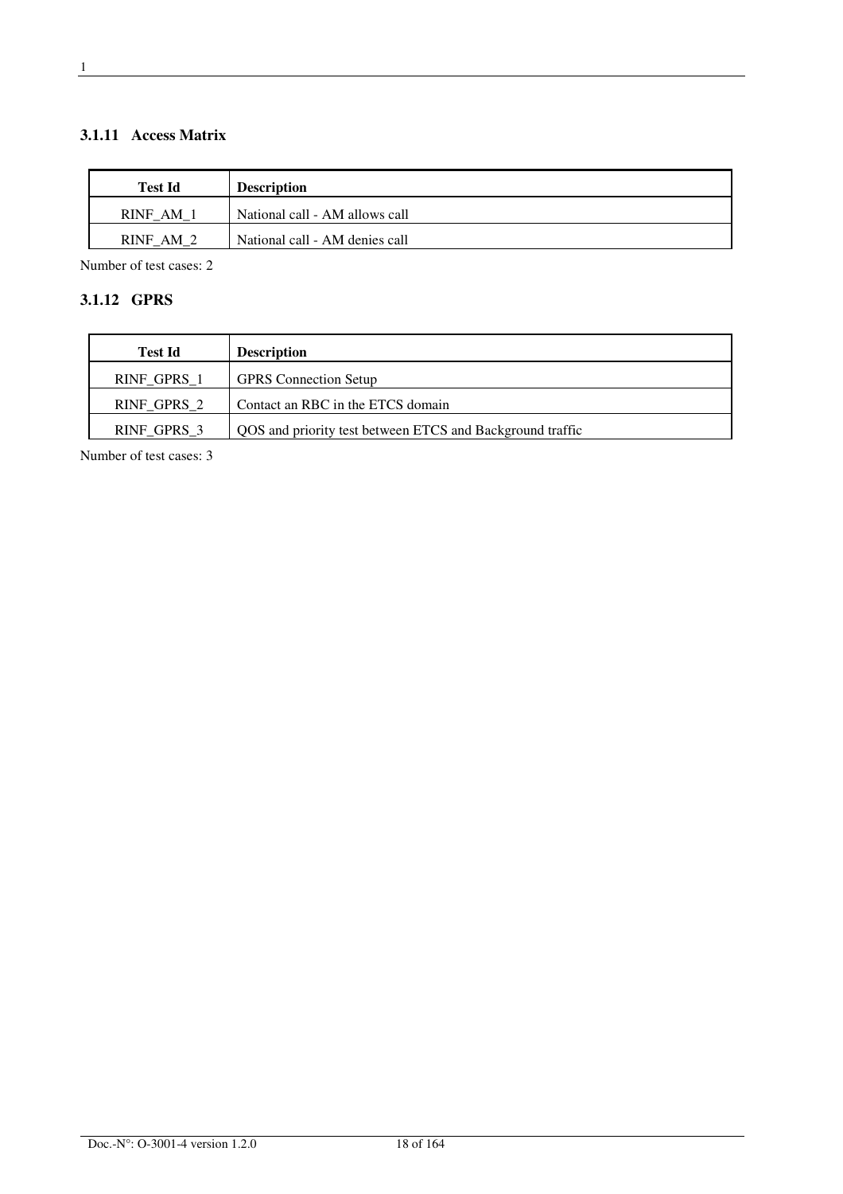### 3.1.11 Access Matrix

| Test Id | Description |
|---|---|
| RINF_AM_1 | National call - AM allows call |
| RINF_AM_2 | National call - AM denies call |

Number of test cases: 2

### 3.1.12 GPRS

| Test Id | Description |
|---|---|
| RINF_GPRS_1 | GPRS Connection Setup |
| RINF_GPRS_2 | Contact an RBC in the ETCS domain |
| RINF_GPRS_3 | QOS and priority test between ETCS and Background traffic |

Number of test cases: 3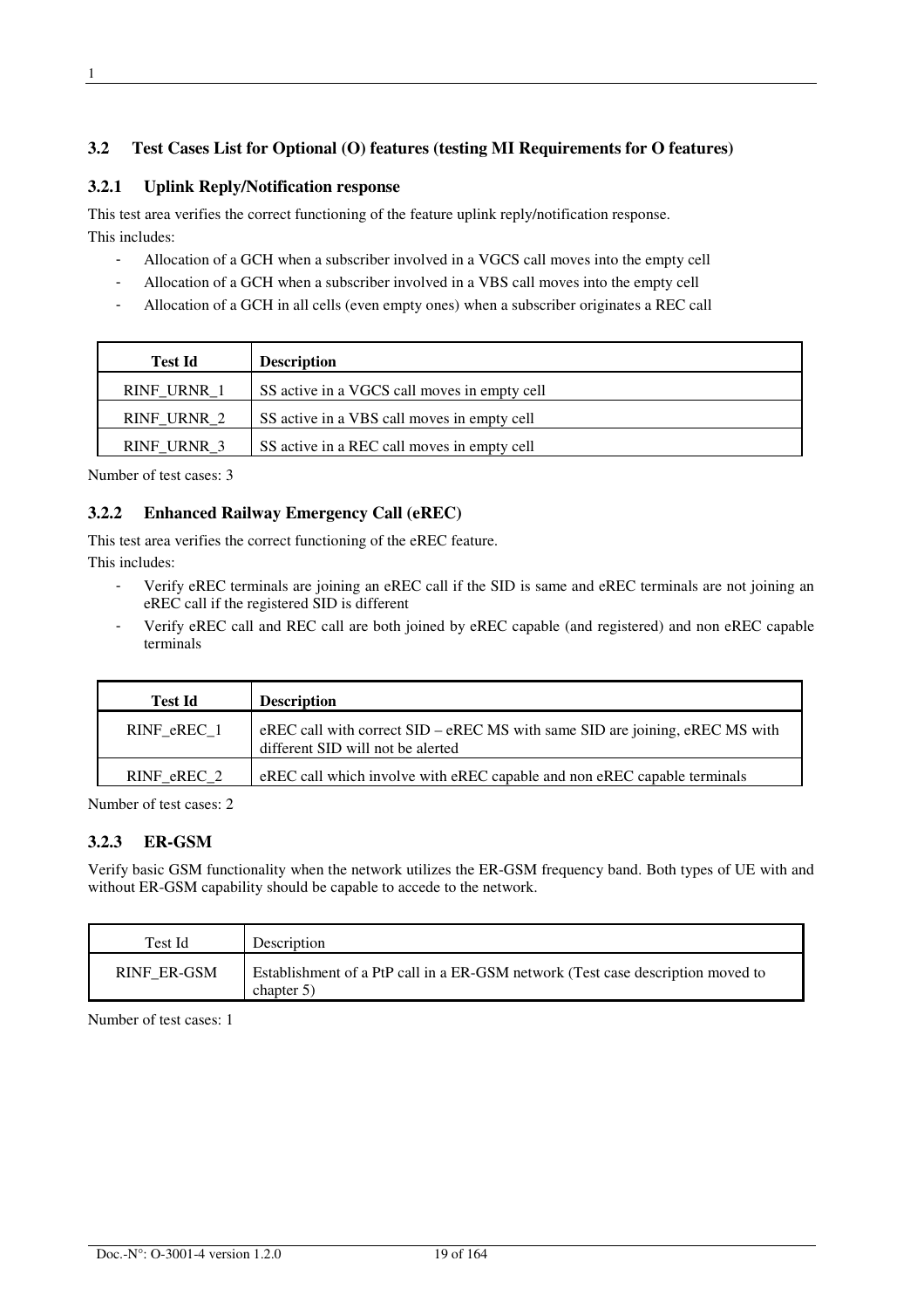## 3.2 Test Cases List for Optional (O) features (testing MI Requirements for O features)

### 3.2.1 Uplink Reply/Notification response

This test area verifies the correct functioning of the feature uplink reply/notification response.
This includes:

- Allocation of a GCH when a subscriber involved in a VGCS call moves into the empty cell
- Allocation of a GCH when a subscriber involved in a VBS call moves into the empty cell
- Allocation of a GCH in all cells (even empty ones) when a subscriber originates a REC call

| **Test Id** | **Description** |
| --- | --- |
| RINF_URNR_1 | SS active in a VGCS call moves in empty cell |
| RINF_URNR_2 | SS active in a VBS call moves in empty cell |
| RINF_URNR_3 | SS active in a REC call moves in empty cell |

Number of test cases: 3

### 3.2.2 Enhanced Railway Emergency Call (eREC)

This test area verifies the correct functioning of the eREC feature.
This includes:

- Verify eREC terminals are joining an eREC call if the SID is same and eREC terminals are not joining an eREC call if the registered SID is different
- Verify eREC call and REC call are both joined by eREC capable (and registered) and non eREC capable terminals

| **Test Id** | **Description** |
| --- | --- |
| RINF_eREC_1 | eREC call with correct SID – eREC MS with same SID are joining, eREC MS with different SID will not be alerted |
| RINF_eREC_2 | eREC call which involve with eREC capable and non eREC capable terminals |

Number of test cases: 2

### 3.2.3 ER-GSM

Verify basic GSM functionality when the network utilizes the ER-GSM frequency band. Both types of UE with and without ER-GSM capability should be capable to accede to the network.

| Test Id | Description |
| --- | --- |
| RINF_ER-GSM | Establishment of a PtP call in a ER-GSM network (Test case description moved to chapter 5) |

Number of test cases: 1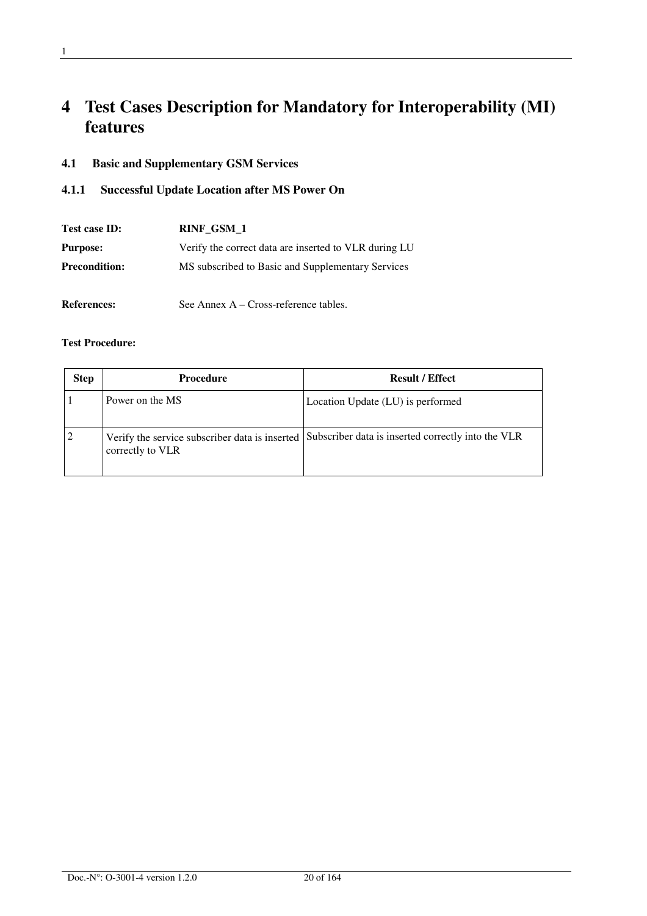# 4 Test Cases Description for Mandatory for Interoperability (MI) features

## 4.1 Basic and Supplementary GSM Services

### 4.1.1 Successful Update Location after MS Power On

**Test case ID:** **RINF_GSM_1**

**Purpose:** Verify the correct data are inserted to VLR during LU

**Precondition:** MS subscribed to Basic and Supplementary Services

**References:** See Annex A – Cross-reference tables.

**Test Procedure:**

| Step | Procedure | Result / Effect |
|---|---|---|
| 1 | Power on the MS | Location Update (LU) is performed |
| 2 | Verify the service subscriber data is inserted correctly to VLR | Subscriber data is inserted correctly into the VLR |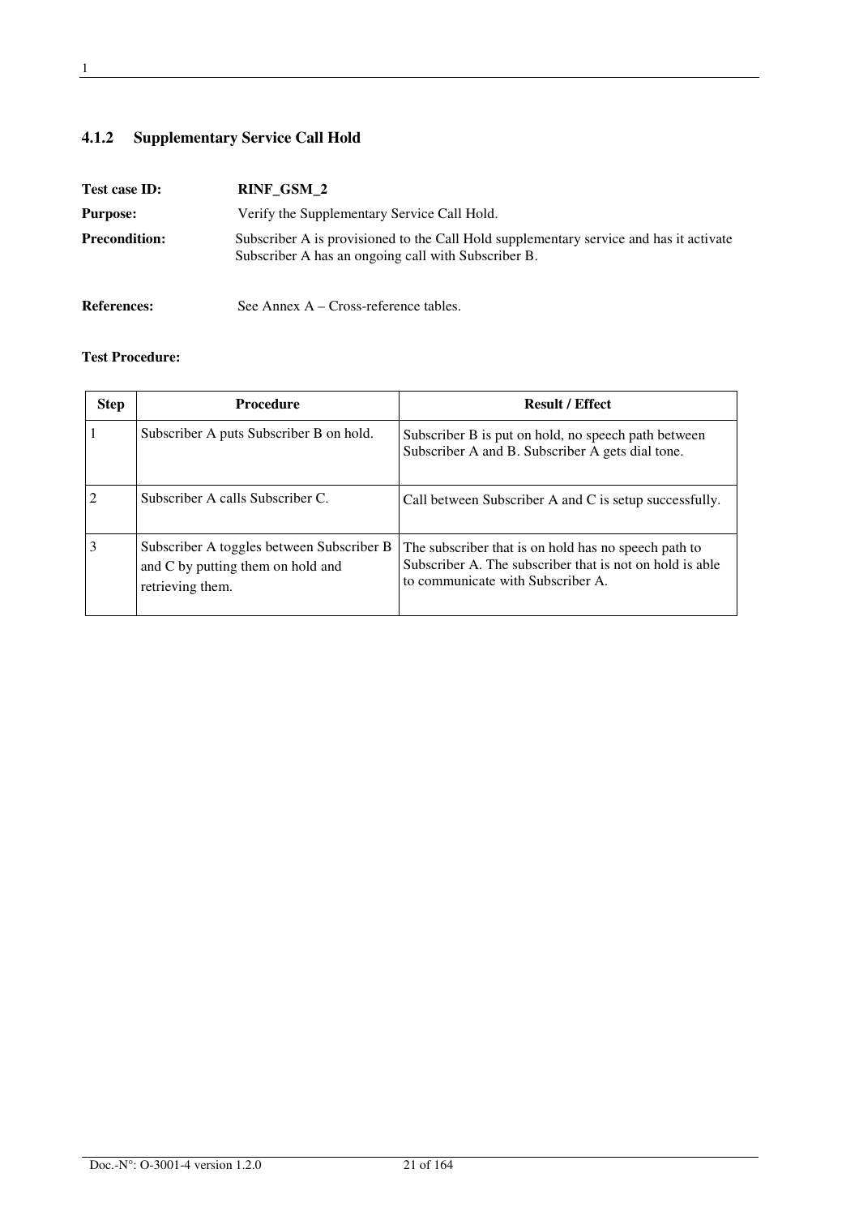### 4.1.2 Supplementary Service Call Hold

**Test case ID:** **RINF_GSM_2**

**Purpose:** Verify the Supplementary Service Call Hold.

**Precondition:** Subscriber A is provisioned to the Call Hold supplementary service and has it activate Subscriber A has an ongoing call with Subscriber B.

**References:** See Annex A – Cross-reference tables.

**Test Procedure:**

| Step | Procedure | Result / Effect |
|---|---|---|
| 1 | Subscriber A puts Subscriber B on hold. | Subscriber B is put on hold, no speech path between Subscriber A and B. Subscriber A gets dial tone. |
| 2 | Subscriber A calls Subscriber C. | Call between Subscriber A and C is setup successfully. |
| 3 | Subscriber A toggles between Subscriber B and C by putting them on hold and retrieving them. | The subscriber that is on hold has no speech path to Subscriber A. The subscriber that is not on hold is able to communicate with Subscriber A. |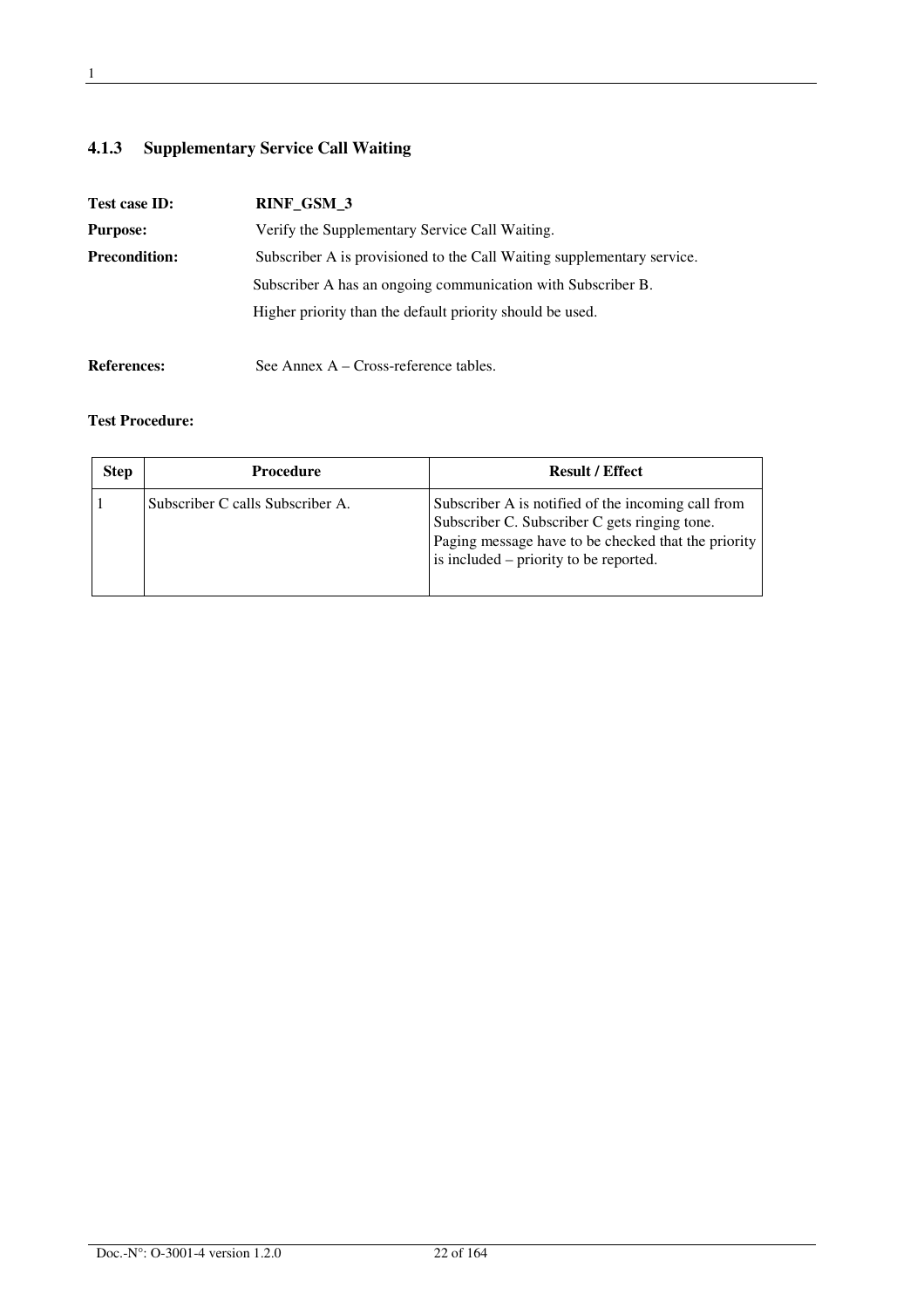### 4.1.3 Supplementary Service Call Waiting

**Test case ID:** **RINF_GSM_3**

**Purpose:** Verify the Supplementary Service Call Waiting.

**Precondition:** Subscriber A is provisioned to the Call Waiting supplementary service.

Subscriber A has an ongoing communication with Subscriber B.

Higher priority than the default priority should be used.

**References:** See Annex A – Cross-reference tables.

**Test Procedure:**

| Step | Procedure | Result / Effect |
|---|---|---|
| 1 | Subscriber C calls Subscriber A. | Subscriber A is notified of the incoming call from Subscriber C. Subscriber C gets ringing tone. Paging message have to be checked that the priority is included – priority to be reported. |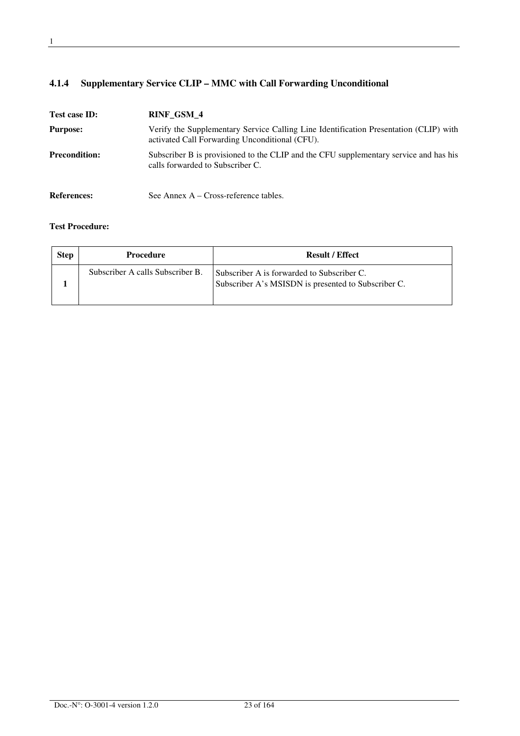### 4.1.4 Supplementary Service CLIP – MMC with Call Forwarding Unconditional

**Test case ID:** **RINF_GSM_4**

**Purpose:** Verify the Supplementary Service Calling Line Identification Presentation (CLIP) with activated Call Forwarding Unconditional (CFU).

**Precondition:** Subscriber B is provisioned to the CLIP and the CFU supplementary service and has his calls forwarded to Subscriber C.

**References:** See Annex A – Cross-reference tables.

**Test Procedure:**

| Step | Procedure | Result / Effect |
|---|---|---|
| **1** | Subscriber A calls Subscriber B. | Subscriber A is forwarded to Subscriber C.<br>Subscriber A's MSISDN is presented to Subscriber C. |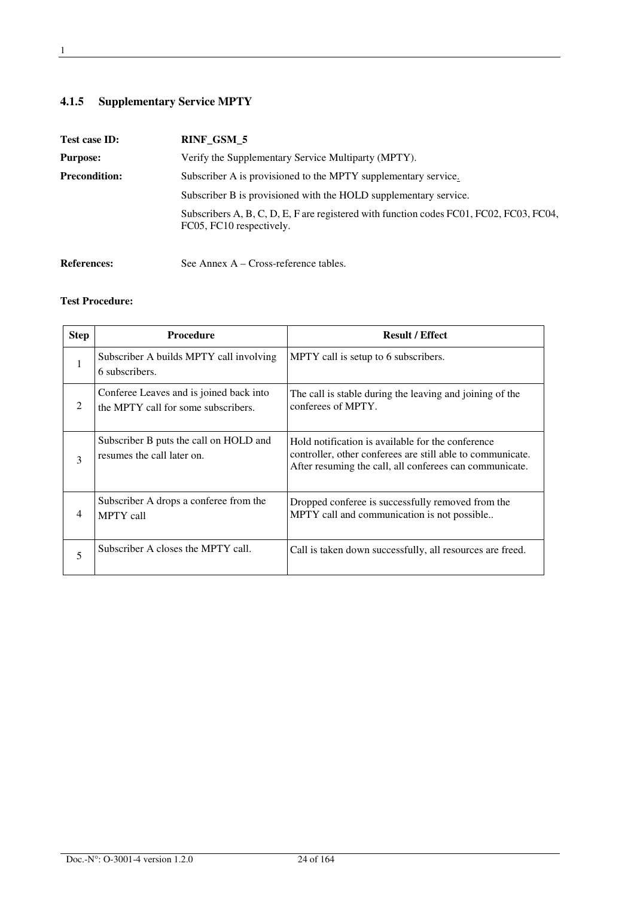### 4.1.5 Supplementary Service MPTY

**Test case ID:** **RINF_GSM_5**

**Purpose:** Verify the Supplementary Service Multiparty (MPTY).

**Precondition:** Subscriber A is provisioned to the MPTY supplementary service.

Subscriber B is provisioned with the HOLD supplementary service.

Subscribers A, B, C, D, E, F are registered with function codes FC01, FC02, FC03, FC04, FC05, FC10 respectively.

**References:** See Annex A – Cross-reference tables.

**Test Procedure:**

| Step | Procedure | Result / Effect |
|---|---|---|
| 1 | Subscriber A builds MPTY call involving 6 subscribers. | MPTY call is setup to 6 subscribers. |
| 2 | Conferee Leaves and is joined back into the MPTY call for some subscribers. | The call is stable during the leaving and joining of the conferees of MPTY. |
| 3 | Subscriber B puts the call on HOLD and resumes the call later on. | Hold notification is available for the conference controller, other conferees are still able to communicate. After resuming the call, all conferees can communicate. |
| 4 | Subscriber A drops a conferee from the MPTY call | Dropped conferee is successfully removed from the MPTY call and communication is not possible.. |
| 5 | Subscriber A closes the MPTY call. | Call is taken down successfully, all resources are freed. |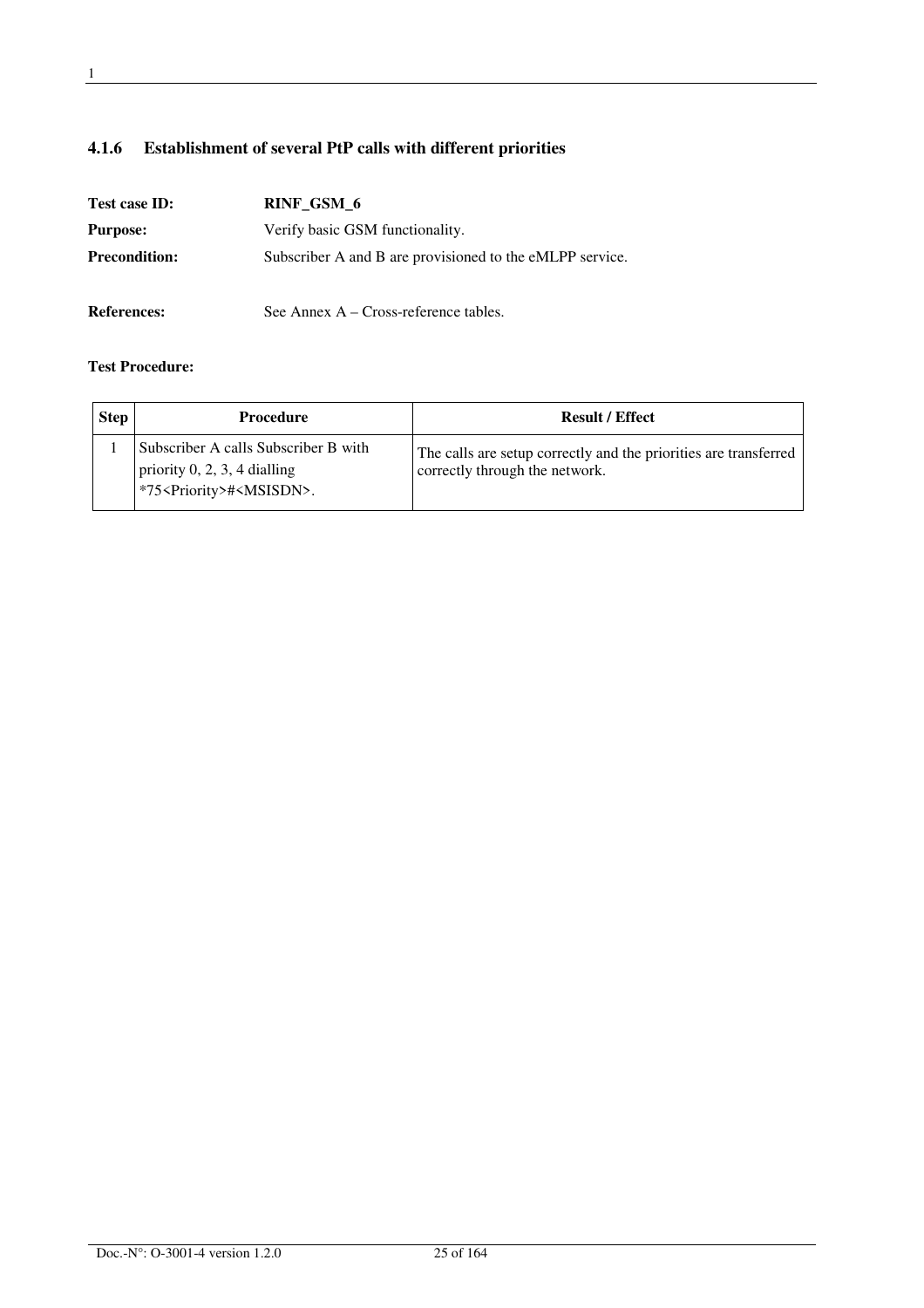### 4.1.6 Establishment of several PtP calls with different priorities

**Test case ID:** **RINF_GSM_6**

**Purpose:** Verify basic GSM functionality.

**Precondition:** Subscriber A and B are provisioned to the eMLPP service.

**References:** See Annex A – Cross-reference tables.

**Test Procedure:**

| Step | Procedure | Result / Effect |
|---|---|---|
| 1 | Subscriber A calls Subscriber B with priority 0, 2, 3, 4 dialling *75<Priority>#<MSISDN>. | The calls are setup correctly and the priorities are transferred correctly through the network. |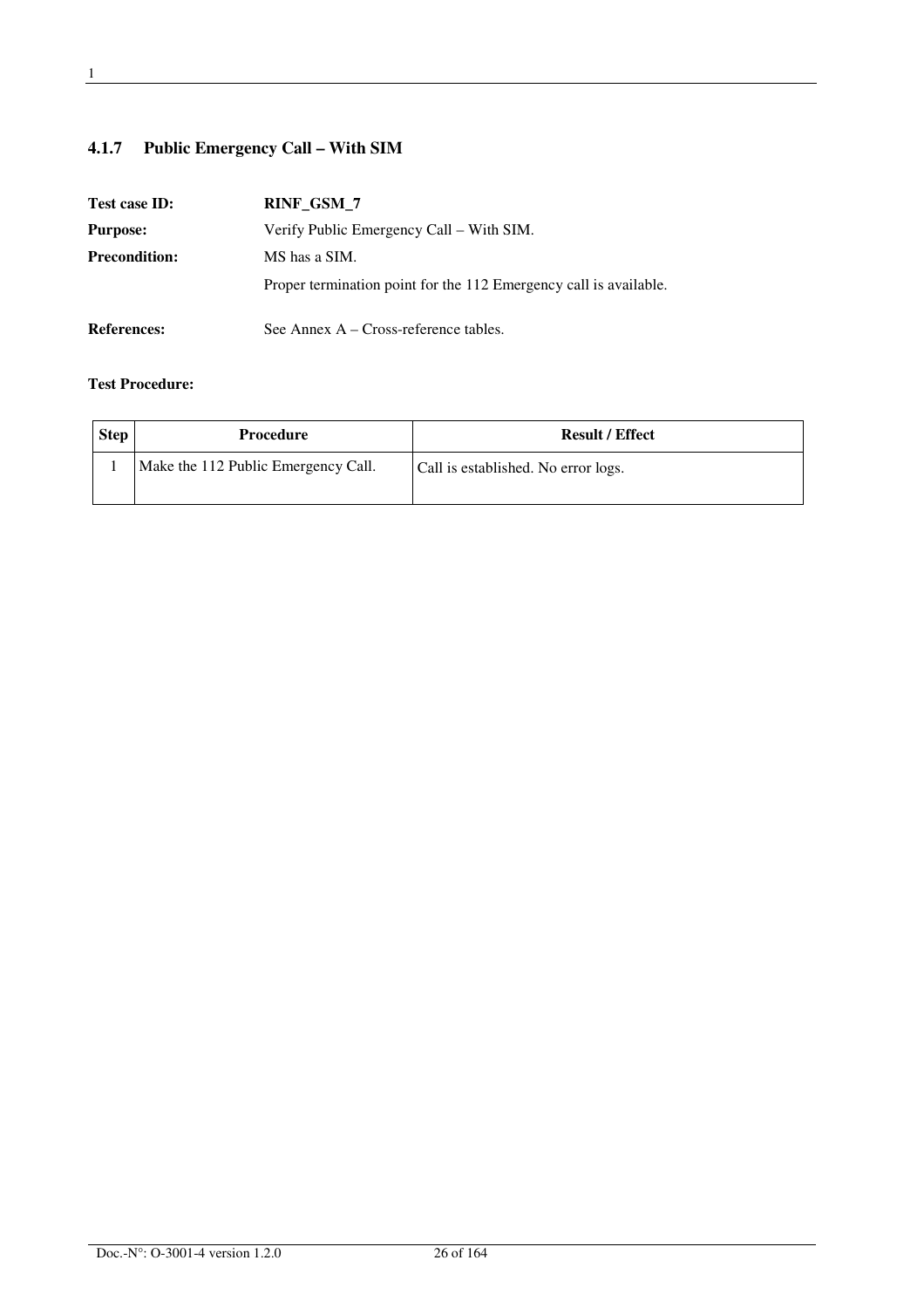### 4.1.7 Public Emergency Call – With SIM

**Test case ID:** **RINF_GSM_7**

**Purpose:** Verify Public Emergency Call – With SIM.

**Precondition:** MS has a SIM.

Proper termination point for the 112 Emergency call is available.

**References:** See Annex A – Cross-reference tables.

**Test Procedure:**

| Step | Procedure | Result / Effect |
|---|---|---|
| 1 | Make the 112 Public Emergency Call. | Call is established. No error logs. |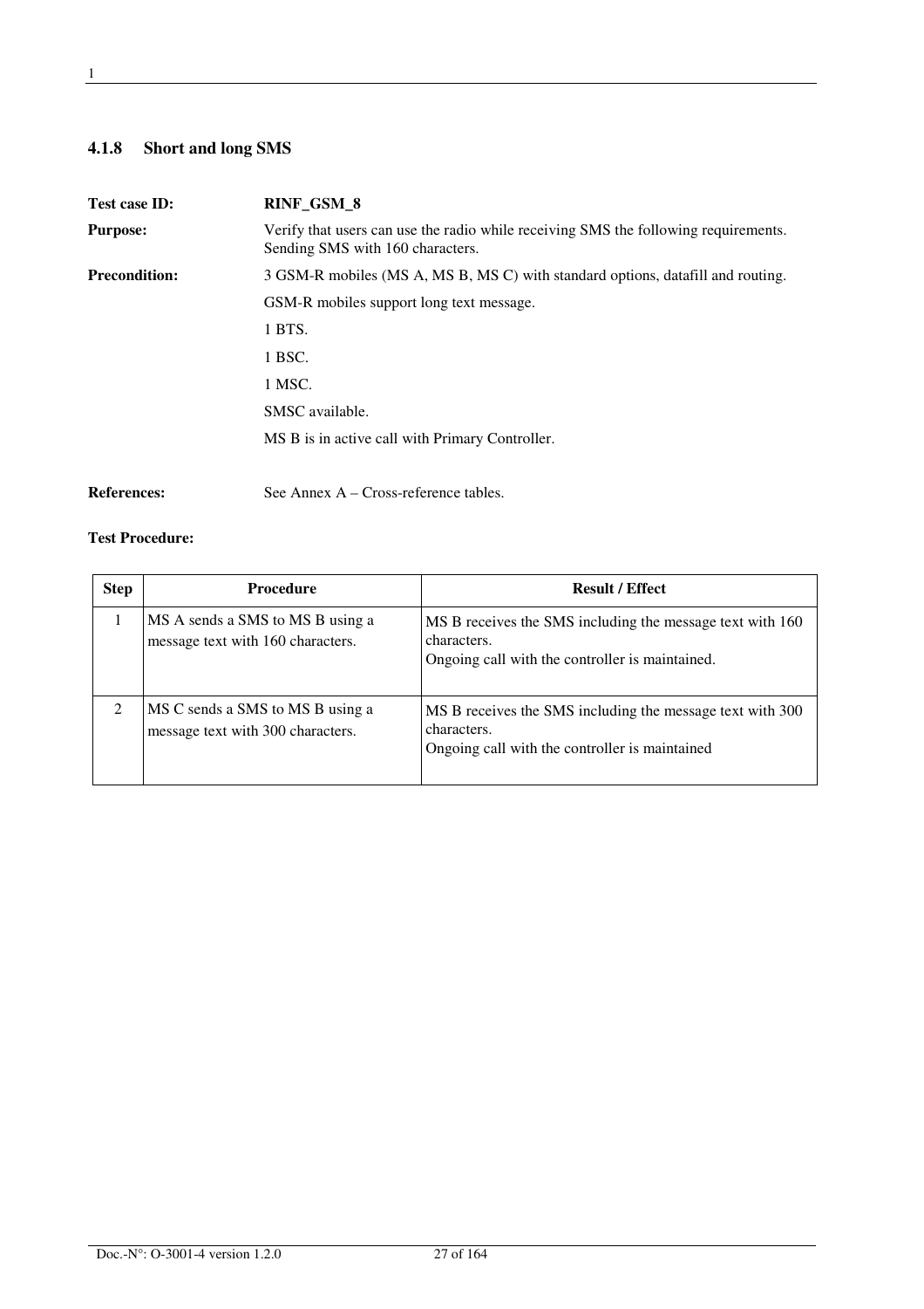### 4.1.8 Short and long SMS

**Test case ID:** **RINF_GSM_8**

**Purpose:** Verify that users can use the radio while receiving SMS the following requirements. Sending SMS with 160 characters.

**Precondition:** 3 GSM-R mobiles (MS A, MS B, MS C) with standard options, datafill and routing.

GSM-R mobiles support long text message.

1 BTS.

1 BSC.

1 MSC.

SMSC available.

MS B is in active call with Primary Controller.

**References:** See Annex A – Cross-reference tables.

**Test Procedure:**

| Step | Procedure | Result / Effect |
|---|---|---|
| 1 | MS A sends a SMS to MS B using a message text with 160 characters. | MS B receives the SMS including the message text with 160 characters.<br>Ongoing call with the controller is maintained. |
| 2 | MS C sends a SMS to MS B using a message text with 300 characters. | MS B receives the SMS including the message text with 300 characters.<br>Ongoing call with the controller is maintained |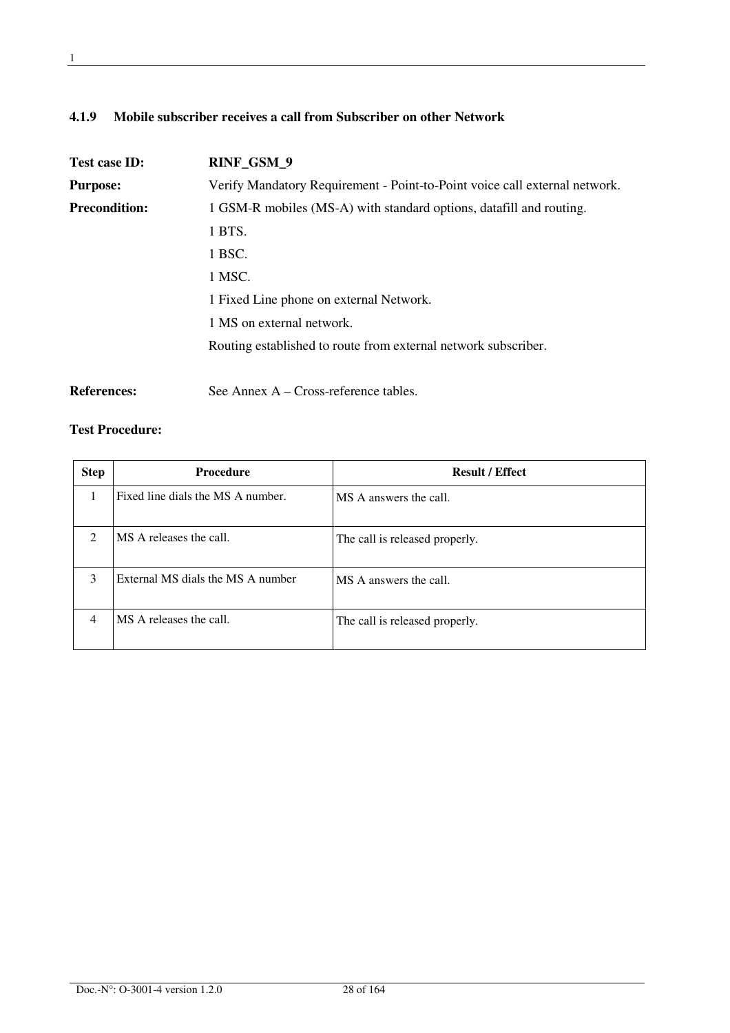### 4.1.9 Mobile subscriber receives a call from Subscriber on other Network

**Test case ID:** **RINF_GSM_9**

**Purpose:** Verify Mandatory Requirement - Point-to-Point voice call external network.

**Precondition:** 1 GSM-R mobiles (MS-A) with standard options, datafill and routing.

1 BTS.

1 BSC.

1 MSC.

1 Fixed Line phone on external Network.

1 MS on external network.

Routing established to route from external network subscriber.

**References:** See Annex A – Cross-reference tables.

**Test Procedure:**

| Step | Procedure | Result / Effect |
|---|---|---|
| 1 | Fixed line dials the MS A number. | MS A answers the call. |
| 2 | MS A releases the call. | The call is released properly. |
| 3 | External MS dials the MS A number | MS A answers the call. |
| 4 | MS A releases the call. | The call is released properly. |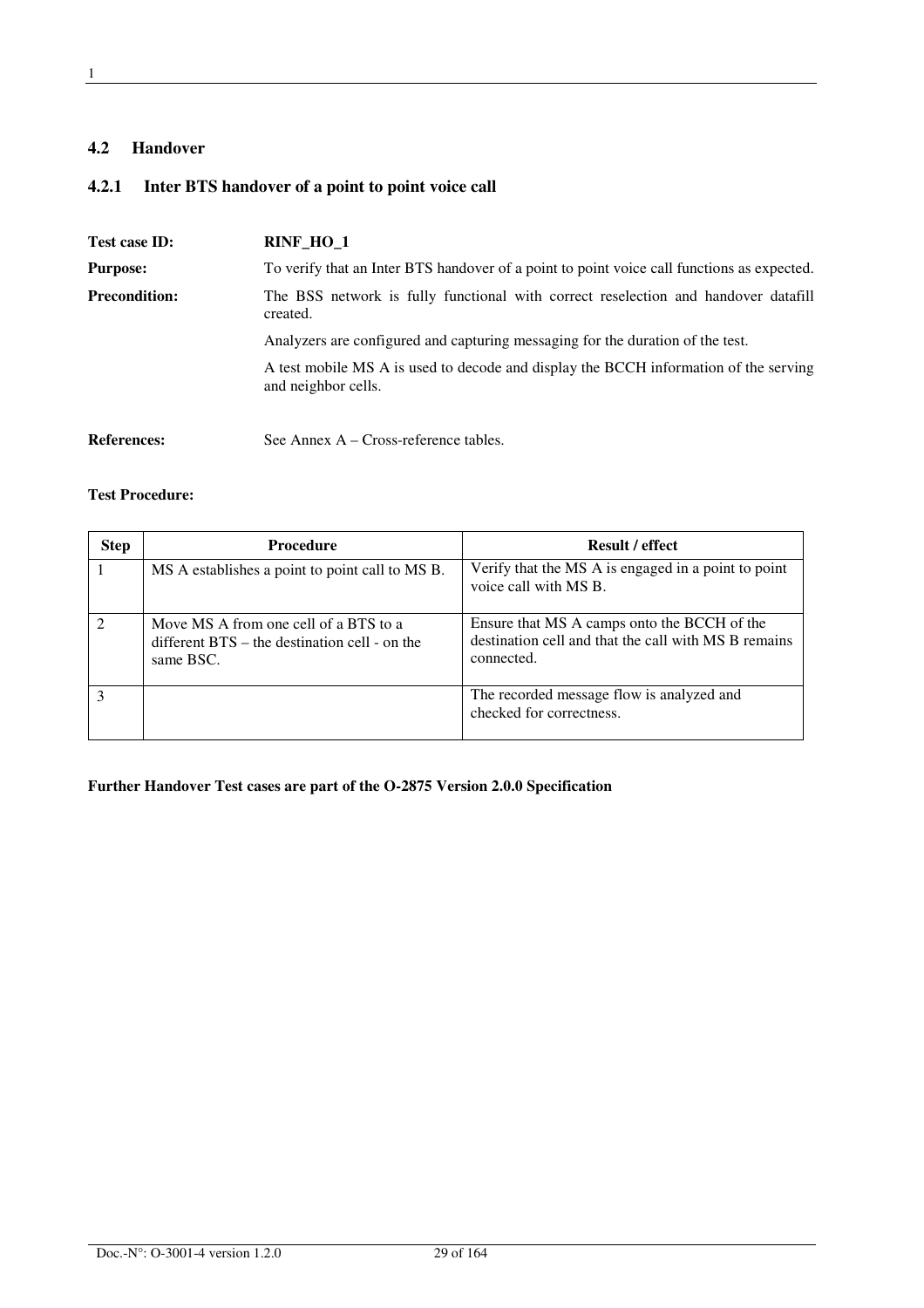## 4.2 Handover

### 4.2.1 Inter BTS handover of a point to point voice call

**Test case ID:** **RINF_HO_1**

**Purpose:** To verify that an Inter BTS handover of a point to point voice call functions as expected.

**Precondition:** The BSS network is fully functional with correct reselection and handover datafill created.

Analyzers are configured and capturing messaging for the duration of the test.

A test mobile MS A is used to decode and display the BCCH information of the serving and neighbor cells.

**References:** See Annex A – Cross-reference tables.

**Test Procedure:**

| Step | Procedure | Result / effect |
|---|---|---|
| 1 | MS A establishes a point to point call to MS B. | Verify that the MS A is engaged in a point to point voice call with MS B. |
| 2 | Move MS A from one cell of a BTS to a different BTS – the destination cell - on the same BSC. | Ensure that MS A camps onto the BCCH of the destination cell and that the call with MS B remains connected. |
| 3 | | The recorded message flow is analyzed and checked for correctness. |

**Further Handover Test cases are part of the O-2875 Version 2.0.0 Specification**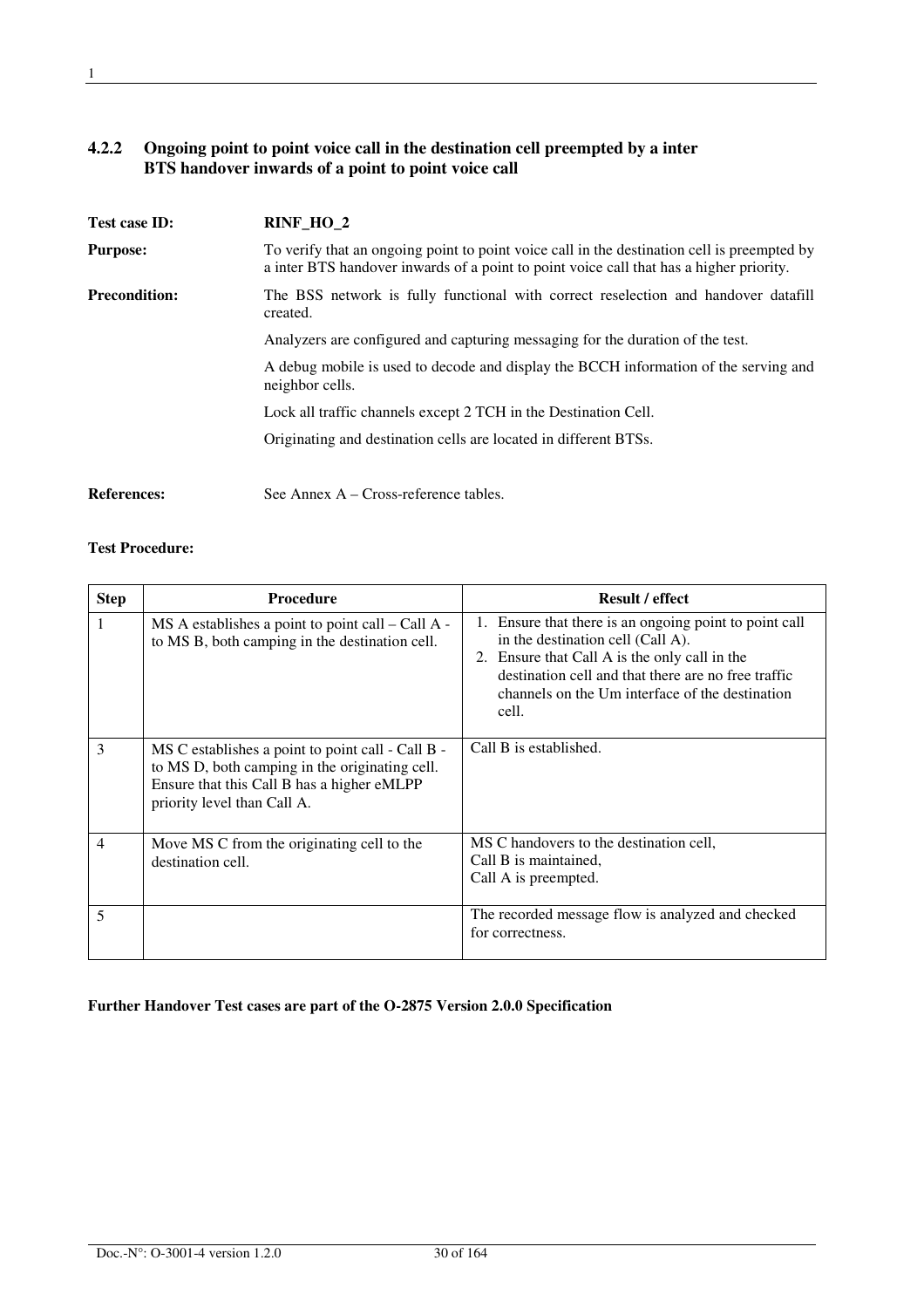### 4.2.2 Ongoing point to point voice call in the destination cell preempted by a inter BTS handover inwards of a point to point voice call

**Test case ID:** **RINF_HO_2**

**Purpose:** To verify that an ongoing point to point voice call in the destination cell is preempted by a inter BTS handover inwards of a point to point voice call that has a higher priority.

**Precondition:** The BSS network is fully functional with correct reselection and handover datafill created.

Analyzers are configured and capturing messaging for the duration of the test.

A debug mobile is used to decode and display the BCCH information of the serving and neighbor cells.

Lock all traffic channels except 2 TCH in the Destination Cell.

Originating and destination cells are located in different BTSs.

**References:** See Annex A – Cross-reference tables.

**Test Procedure:**

| Step | Procedure | Result / effect |
|---|---|---|
| 1 | MS A establishes a point to point call – Call A - to MS B, both camping in the destination cell. | 1. Ensure that there is an ongoing point to point call in the destination cell (Call A).<br>2. Ensure that Call A is the only call in the destination cell and that there are no free traffic channels on the Um interface of the destination cell. |
| 3 | MS C establishes a point to point call - Call B - to MS D, both camping in the originating cell. Ensure that this Call B has a higher eMLPP priority level than Call A. | Call B is established. |
| 4 | Move MS C from the originating cell to the destination cell. | MS C handovers to the destination cell,<br>Call B is maintained,<br>Call A is preempted. |
| 5 | | The recorded message flow is analyzed and checked for correctness. |

**Further Handover Test cases are part of the O-2875 Version 2.0.0 Specification**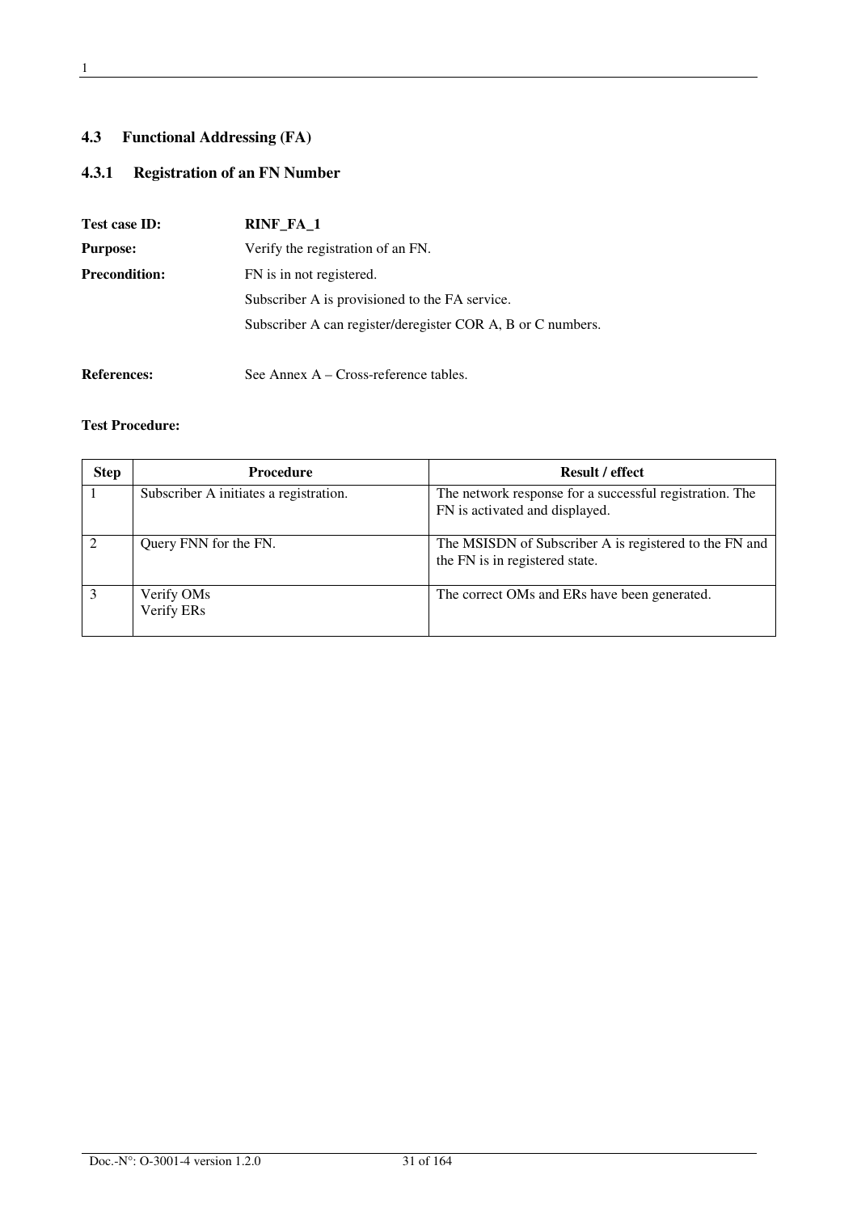## 4.3 Functional Addressing (FA)

### 4.3.1 Registration of an FN Number

**Test case ID:** **RINF_FA_1**

**Purpose:** Verify the registration of an FN.

**Precondition:** FN is in not registered.

Subscriber A is provisioned to the FA service.

Subscriber A can register/deregister COR A, B or C numbers.

**References:** See Annex A – Cross-reference tables.

**Test Procedure:**

| Step | Procedure | Result / effect |
|---|---|---|
| 1 | Subscriber A initiates a registration. | The network response for a successful registration. The FN is activated and displayed. |
| 2 | Query FNN for the FN. | The MSISDN of Subscriber A is registered to the FN and the FN is in registered state. |
| 3 | Verify OMs<br>Verify ERs | The correct OMs and ERs have been generated. |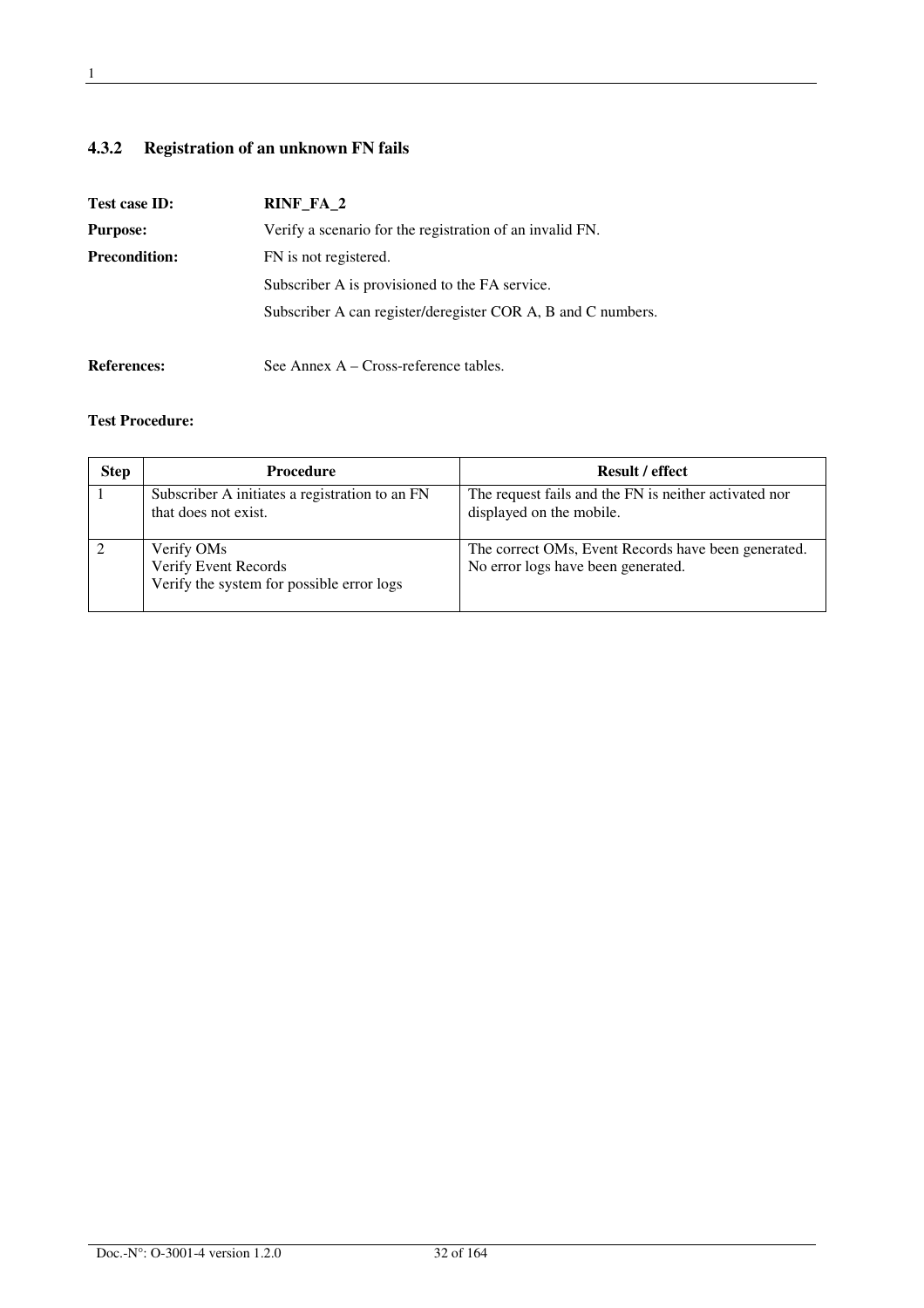### 4.3.2 Registration of an unknown FN fails

**Test case ID:** **RINF_FA_2**

**Purpose:** Verify a scenario for the registration of an invalid FN.

**Precondition:** FN is not registered.

Subscriber A is provisioned to the FA service.

Subscriber A can register/deregister COR A, B and C numbers.

**References:** See Annex A – Cross-reference tables.

**Test Procedure:**

| Step | Procedure | Result / effect |
|---|---|---|
| 1 | Subscriber A initiates a registration to an FN that does not exist. | The request fails and the FN is neither activated nor displayed on the mobile. |
| 2 | Verify OMs<br>Verify Event Records<br>Verify the system for possible error logs | The correct OMs, Event Records have been generated.<br>No error logs have been generated. |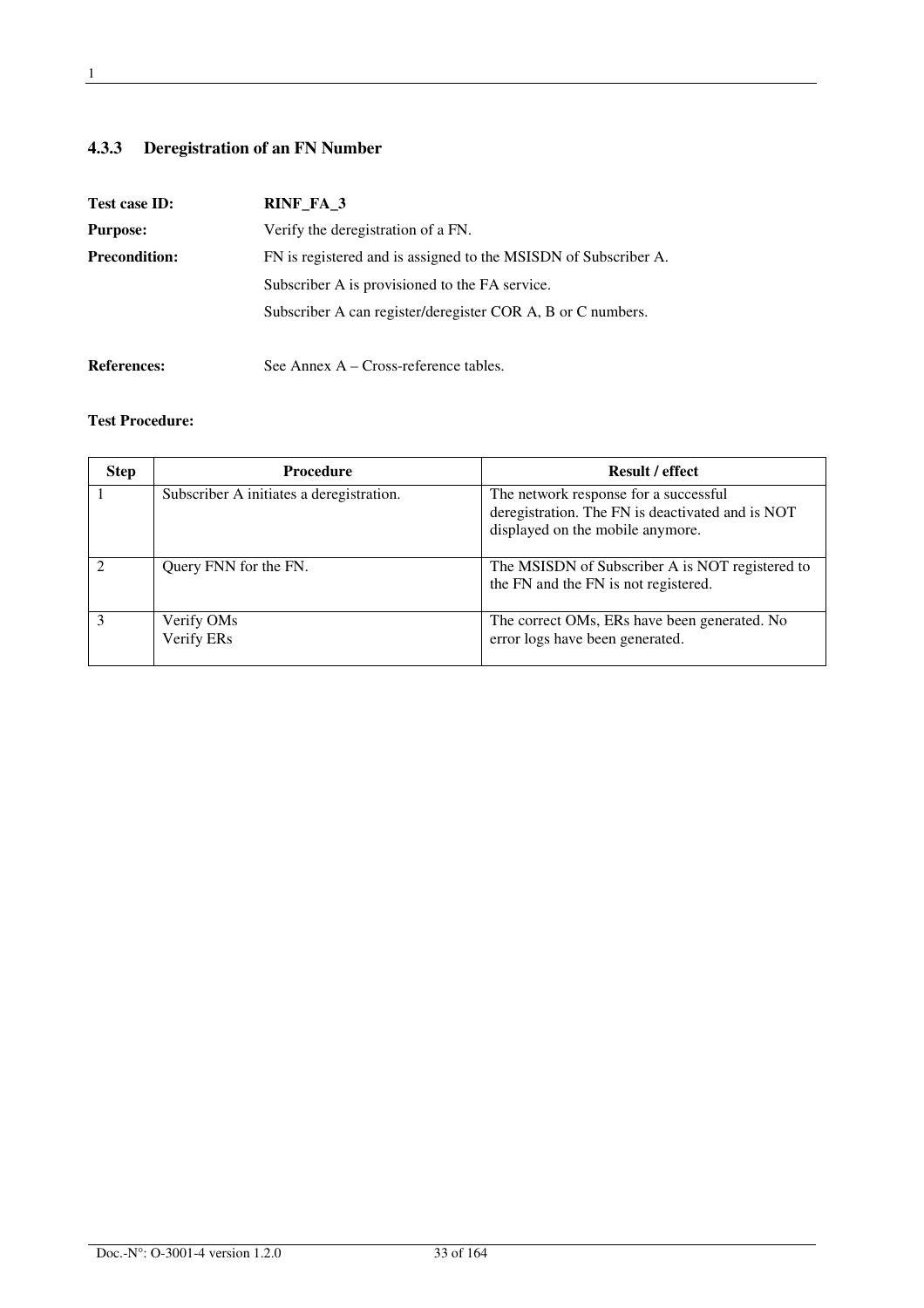### 4.3.3 Deregistration of an FN Number

**Test case ID:** **RINF_FA_3**

**Purpose:** Verify the deregistration of a FN.

**Precondition:** FN is registered and is assigned to the MSISDN of Subscriber A.

Subscriber A is provisioned to the FA service.

Subscriber A can register/deregister COR A, B or C numbers.

**References:** See Annex A – Cross-reference tables.

**Test Procedure:**

| Step | Procedure | Result / effect |
|---|---|---|
| 1 | Subscriber A initiates a deregistration. | The network response for a successful deregistration. The FN is deactivated and is NOT displayed on the mobile anymore. |
| 2 | Query FNN for the FN. | The MSISDN of Subscriber A is NOT registered to the FN and the FN is not registered. |
| 3 | Verify OMs<br>Verify ERs | The correct OMs, ERs have been generated. No error logs have been generated. |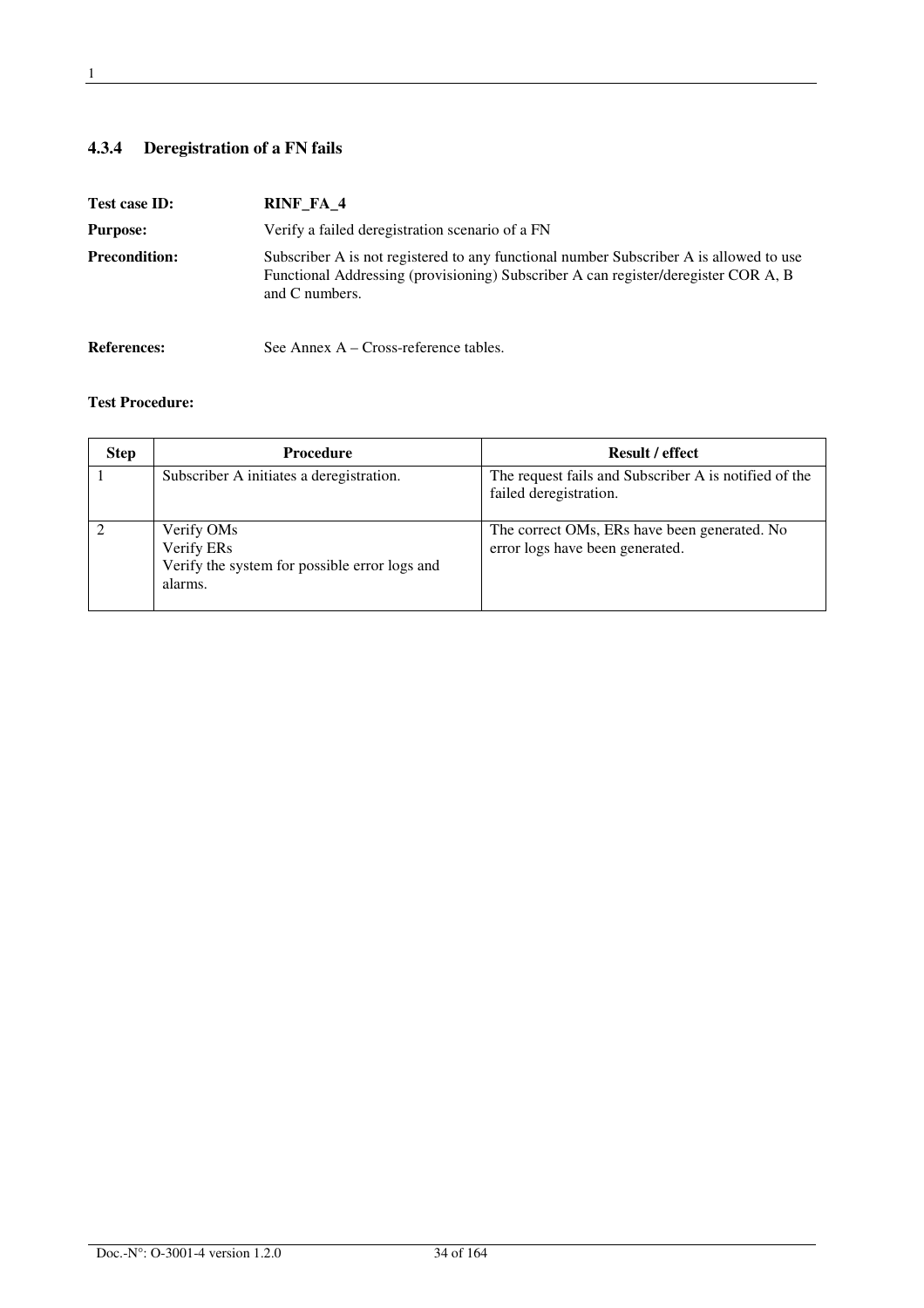### 4.3.4 Deregistration of a FN fails

**Test case ID:** **RINF_FA_4**

**Purpose:** Verify a failed deregistration scenario of a FN

**Precondition:** Subscriber A is not registered to any functional number Subscriber A is allowed to use Functional Addressing (provisioning) Subscriber A can register/deregister COR A, B and C numbers.

**References:** See Annex A – Cross-reference tables.

**Test Procedure:**

| Step | Procedure | Result / effect |
|---|---|---|
| 1 | Subscriber A initiates a deregistration. | The request fails and Subscriber A is notified of the failed deregistration. |
| 2 | Verify OMs<br>Verify ERs<br>Verify the system for possible error logs and alarms. | The correct OMs, ERs have been generated. No error logs have been generated. |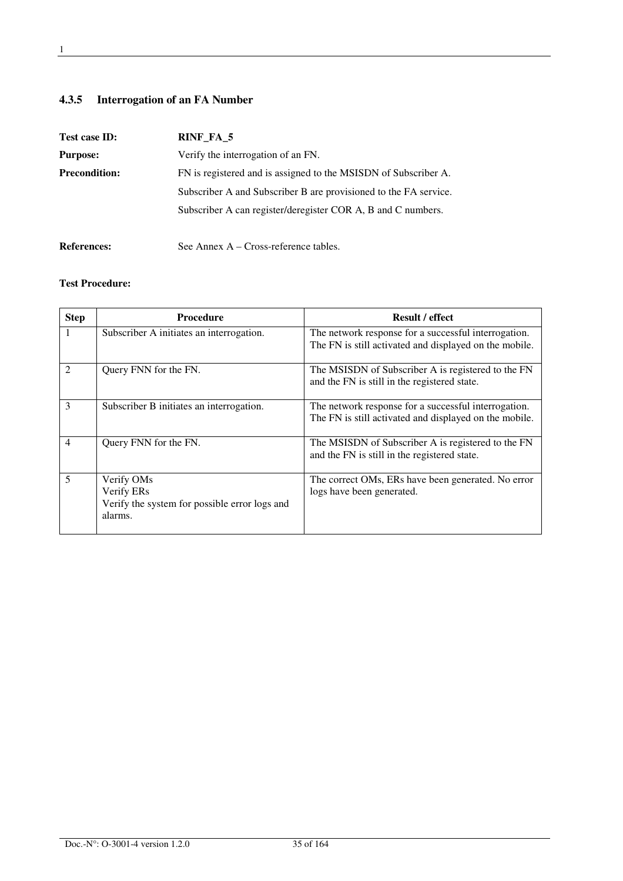### 4.3.5 Interrogation of an FA Number

**Test case ID:** **RINF_FA_5**

**Purpose:** Verify the interrogation of an FN.

**Precondition:** FN is registered and is assigned to the MSISDN of Subscriber A.

Subscriber A and Subscriber B are provisioned to the FA service.

Subscriber A can register/deregister COR A, B and C numbers.

**References:** See Annex A – Cross-reference tables.

**Test Procedure:**

| Step | Procedure | Result / effect |
|---|---|---|
| 1 | Subscriber A initiates an interrogation. | The network response for a successful interrogation. The FN is still activated and displayed on the mobile. |
| 2 | Query FNN for the FN. | The MSISDN of Subscriber A is registered to the FN and the FN is still in the registered state. |
| 3 | Subscriber B initiates an interrogation. | The network response for a successful interrogation. The FN is still activated and displayed on the mobile. |
| 4 | Query FNN for the FN. | The MSISDN of Subscriber A is registered to the FN and the FN is still in the registered state. |
| 5 | Verify OMs<br>Verify ERs<br>Verify the system for possible error logs and alarms. | The correct OMs, ERs have been generated. No error logs have been generated. |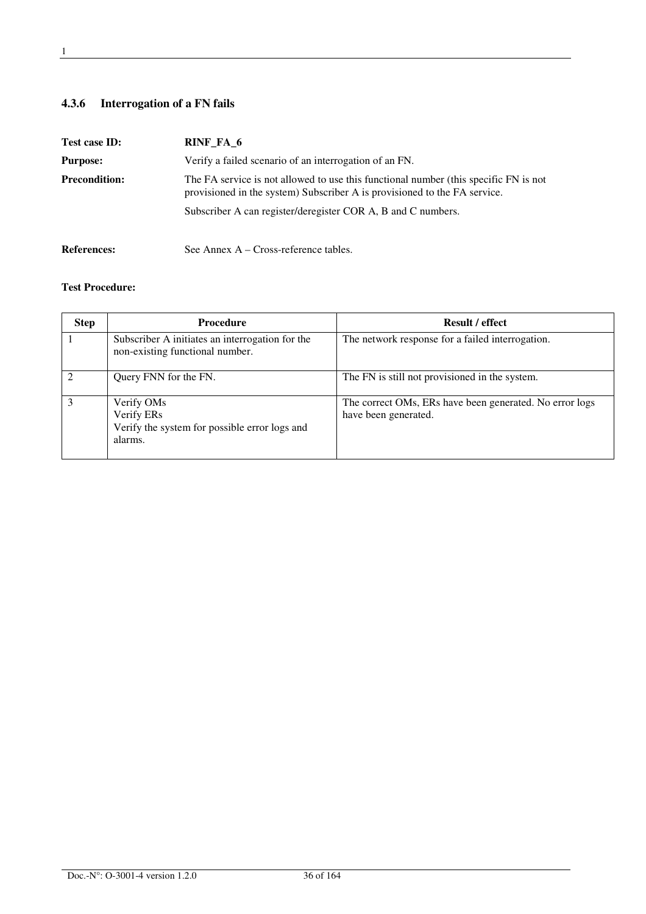### 4.3.6 Interrogation of a FN fails

**Test case ID:** **RINF_FA_6**

**Purpose:** Verify a failed scenario of an interrogation of an FN.

**Precondition:** The FA service is not allowed to use this functional number (this specific FN is not provisioned in the system) Subscriber A is provisioned to the FA service.

Subscriber A can register/deregister COR A, B and C numbers.

**References:** See Annex A – Cross-reference tables.

**Test Procedure:**

| Step | Procedure | Result / effect |
|---|---|---|
| 1 | Subscriber A initiates an interrogation for the non-existing functional number. | The network response for a failed interrogation. |
| 2 | Query FNN for the FN. | The FN is still not provisioned in the system. |
| 3 | Verify OMs<br>Verify ERs<br>Verify the system for possible error logs and alarms. | The correct OMs, ERs have been generated. No error logs have been generated. |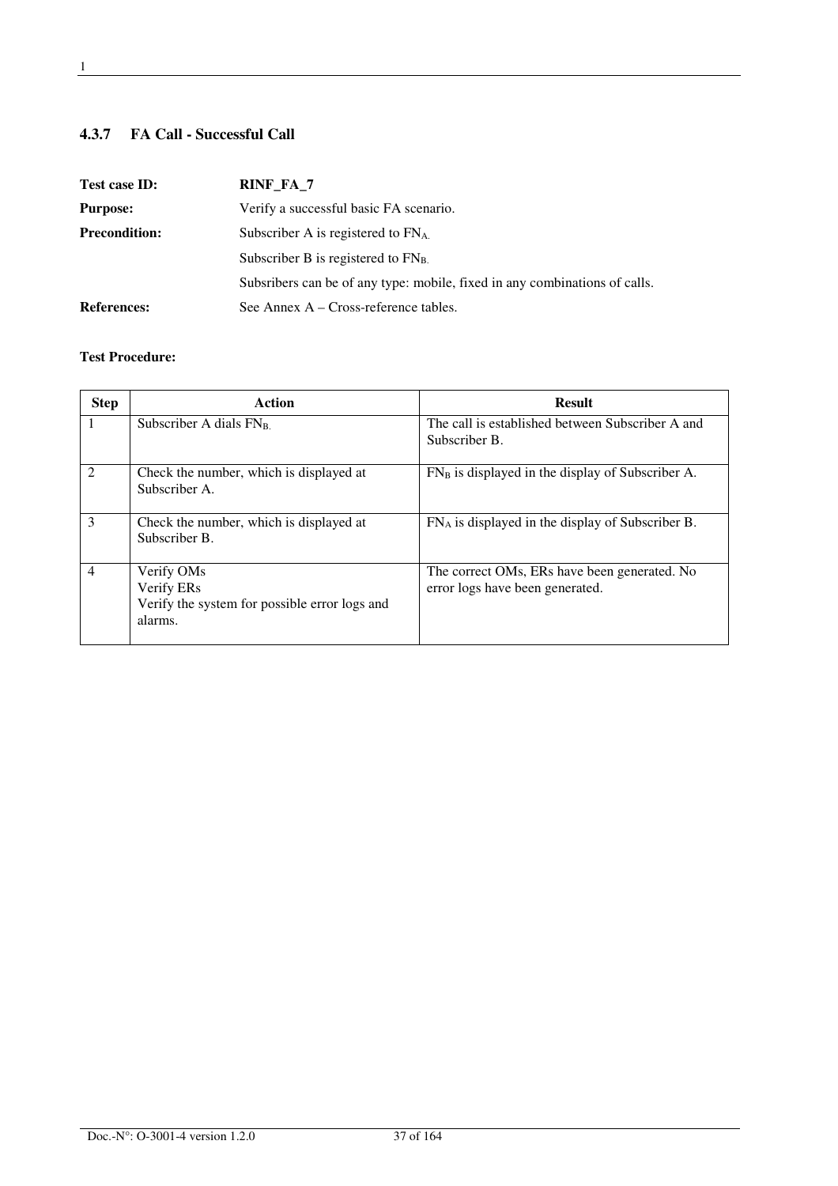### 4.3.7 FA Call - Successful Call

**Test case ID:** **RINF_FA_7**

**Purpose:** Verify a successful basic FA scenario.

**Precondition:** Subscriber A is registered to $FN_A$.

Subscriber B is registered to $FN_B$.

Subsribers can be of any type: mobile, fixed in any combinations of calls.

**References:** See Annex A – Cross-reference tables.

**Test Procedure:**

| Step | Action | Result |
|---|---|---|
| 1 | Subscriber A dials $FN_B$. | The call is established between Subscriber A and Subscriber B. |
| 2 | Check the number, which is displayed at Subscriber A. | $FN_B$ is displayed in the display of Subscriber A. |
| 3 | Check the number, which is displayed at Subscriber B. | $FN_A$ is displayed in the display of Subscriber B. |
| 4 | Verify OMs<br>Verify ERs<br>Verify the system for possible error logs and alarms. | The correct OMs, ERs have been generated. No error logs have been generated. |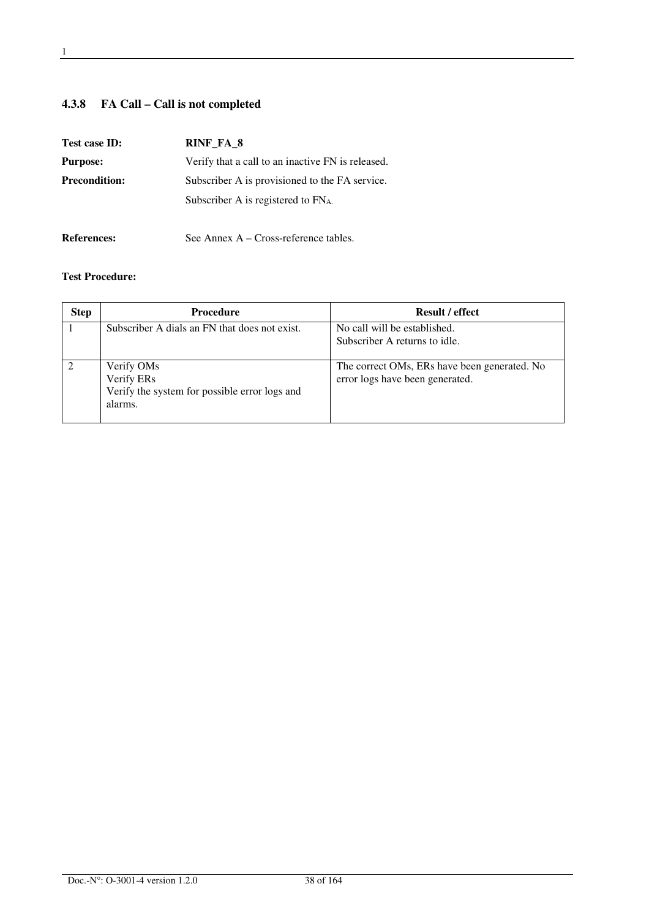### 4.3.8 FA Call – Call is not completed

**Test case ID:** **RINF_FA_8**

**Purpose:** Verify that a call to an inactive FN is released.

**Precondition:** Subscriber A is provisioned to the FA service.

Subscriber A is registered to $FN_A$.

**References:** See Annex A – Cross-reference tables.

**Test Procedure:**

| Step | Procedure | Result / effect |
|---|---|---|
| 1 | Subscriber A dials an FN that does not exist. | No call will be established.<br>Subscriber A returns to idle. |
| 2 | Verify OMs<br>Verify ERs<br>Verify the system for possible error logs and alarms. | The correct OMs, ERs have been generated. No error logs have been generated. |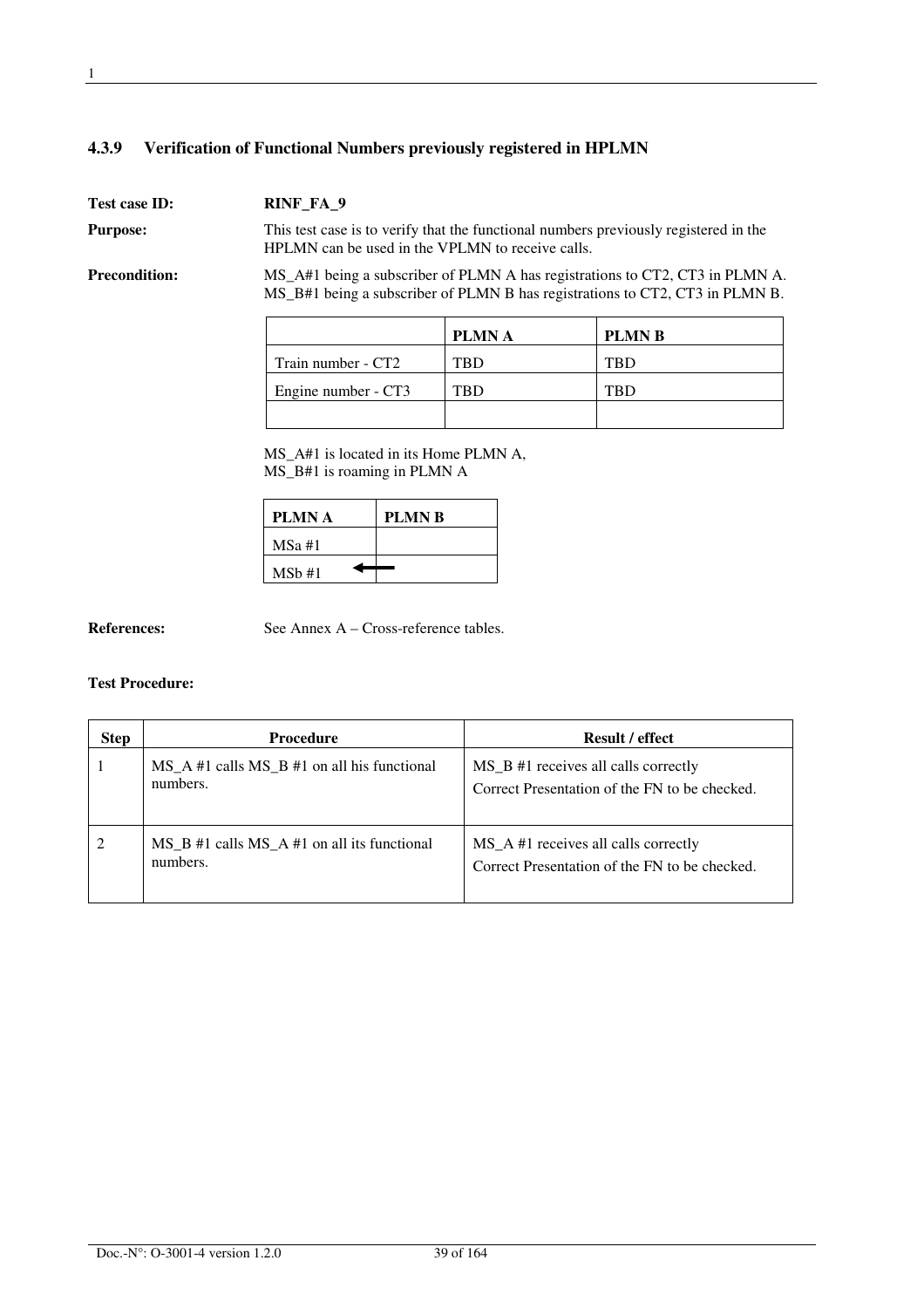### 4.3.9 Verification of Functional Numbers previously registered in HPLMN

**Test case ID:** **RINF_FA_9**

**Purpose:** This test case is to verify that the functional numbers previously registered in the HPLMN can be used in the VPLMN to receive calls.

**Precondition:** MS_A#1 being a subscriber of PLMN A has registrations to CT2, CT3 in PLMN A. MS_B#1 being a subscriber of PLMN B has registrations to CT2, CT3 in PLMN B.

| | **PLMN A** | **PLMN B** |
|---|---|---|
| Train number - CT2 | TBD | TBD |
| Engine number - CT3 | TBD | TBD |
| | | |

MS_A#1 is located in its Home PLMN A,
MS_B#1 is roaming in PLMN A

| **PLMN A** | **PLMN B** |
|---|---|
| MSa #1 | |
| MSb #1 ← | |

**References:** See Annex A – Cross-reference tables.

**Test Procedure:**

| Step | Procedure | Result / effect |
|---|---|---|
| 1 | MS_A #1 calls MS_B #1 on all his functional numbers. | MS_B #1 receives all calls correctly<br>Correct Presentation of the FN to be checked. |
| 2 | MS_B #1 calls MS_A #1 on all its functional numbers. | MS_A #1 receives all calls correctly<br>Correct Presentation of the FN to be checked. |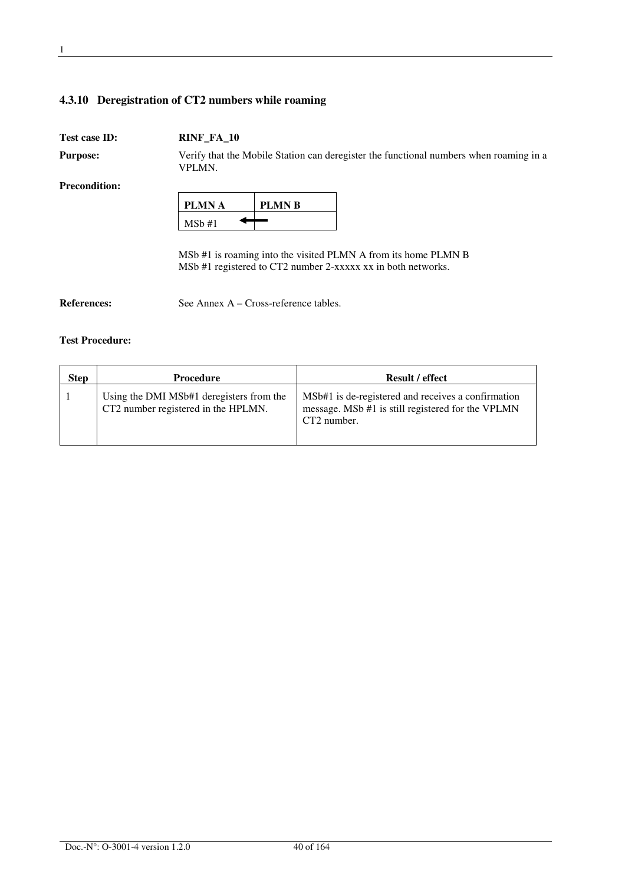### 4.3.10 Deregistration of CT2 numbers while roaming

**Test case ID:** **RINF_FA_10**

**Purpose:** Verify that the Mobile Station can deregister the functional numbers when roaming in a VPLMN.

**Precondition:**

| PLMN A | PLMN B |
|---|---|
| MSb #1 ⟵ | |

MSb #1 is roaming into the visited PLMN A from its home PLMN B
MSb #1 registered to CT2 number 2-xxxxx xx in both networks.

**References:** See Annex A – Cross-reference tables.

**Test Procedure:**

| Step | Procedure | Result / effect |
|---|---|---|
| 1 | Using the DMI MSb#1 deregisters from the CT2 number registered in the HPLMN. | MSb#1 is de-registered and receives a confirmation message. MSb #1 is still registered for the VPLMN CT2 number. |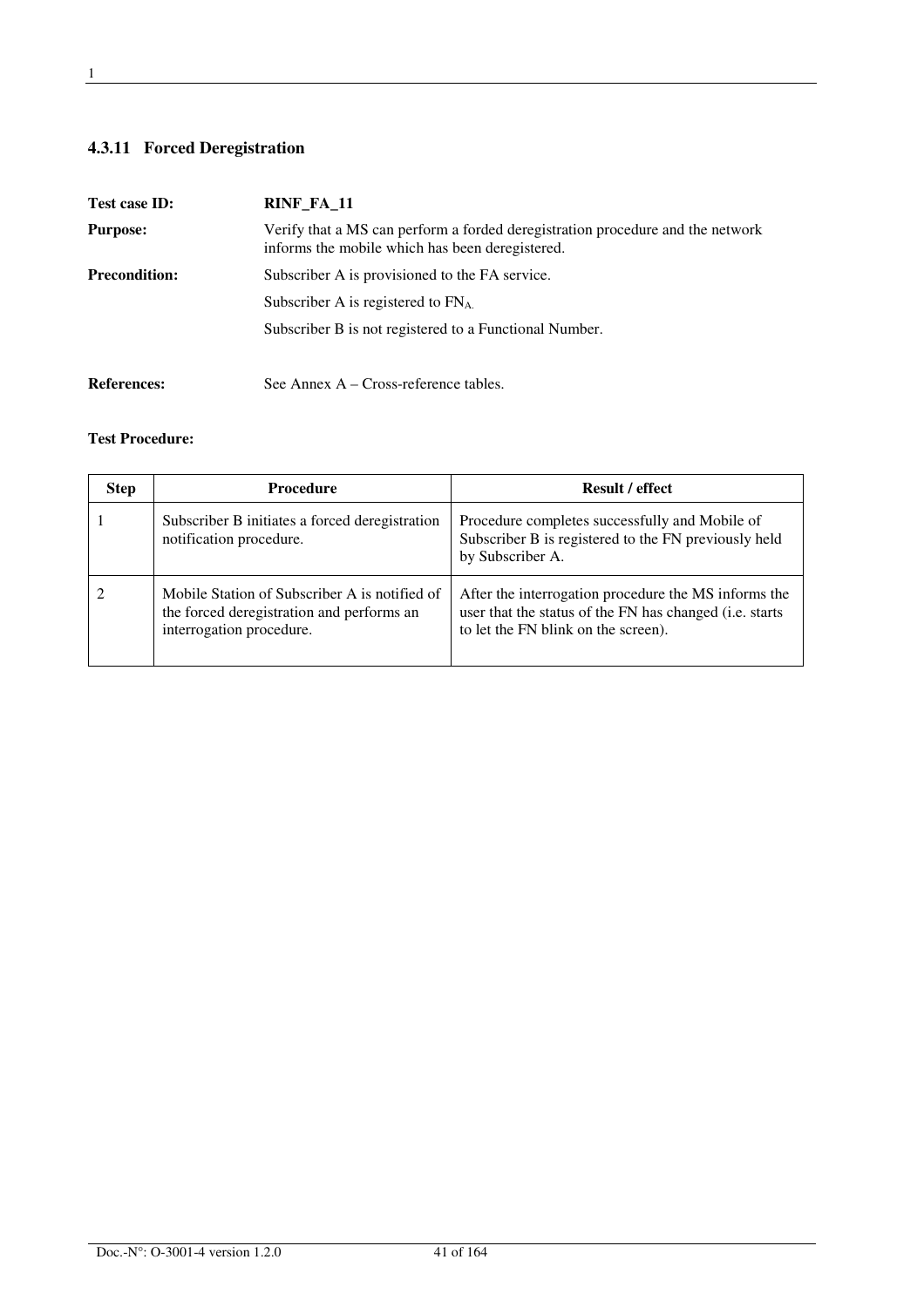### 4.3.11 Forced Deregistration

**Test case ID:** **RINF_FA_11**

**Purpose:** Verify that a MS can perform a forded deregistration procedure and the network informs the mobile which has been deregistered.

**Precondition:** Subscriber A is provisioned to the FA service.

Subscriber A is registered to $FN_{A.}$

Subscriber B is not registered to a Functional Number.

**References:** See Annex A – Cross-reference tables.

**Test Procedure:**

| Step | Procedure | Result / effect |
|---|---|---|
| 1 | Subscriber B initiates a forced deregistration notification procedure. | Procedure completes successfully and Mobile of Subscriber B is registered to the FN previously held by Subscriber A. |
| 2 | Mobile Station of Subscriber A is notified of the forced deregistration and performs an interrogation procedure. | After the interrogation procedure the MS informs the user that the status of the FN has changed (i.e. starts to let the FN blink on the screen). |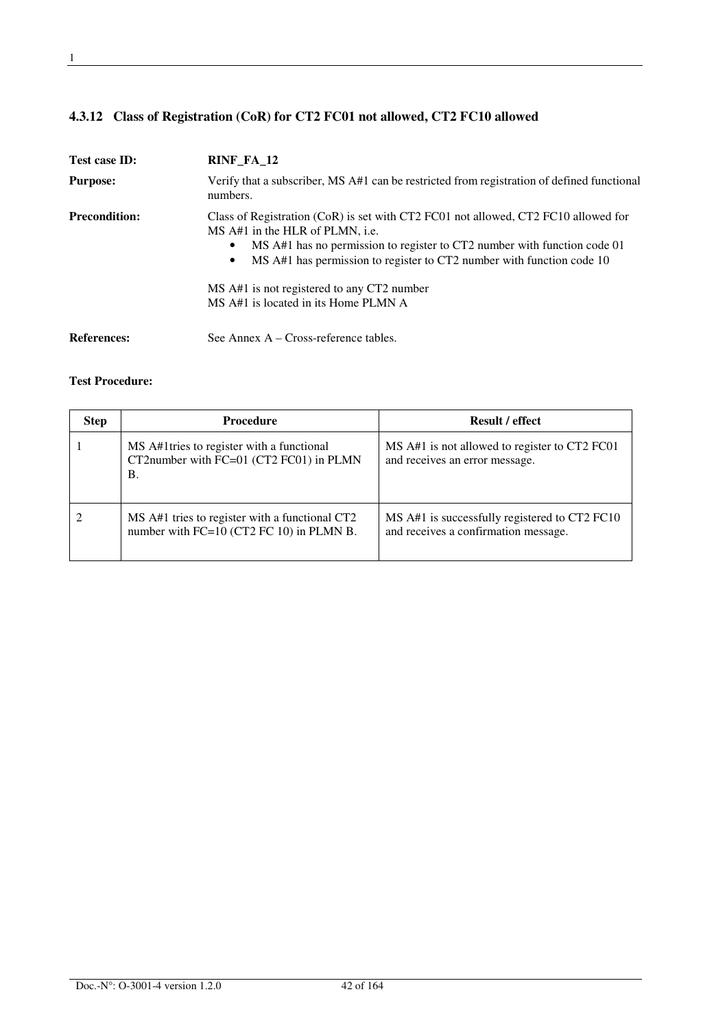### 4.3.12 Class of Registration (CoR) for CT2 FC01 not allowed, CT2 FC10 allowed

**Test case ID:** **RINF_FA_12**

**Purpose:** Verify that a subscriber, MS A#1 can be restricted from registration of defined functional numbers.

**Precondition:** Class of Registration (CoR) is set with CT2 FC01 not allowed, CT2 FC10 allowed for MS A#1 in the HLR of PLMN, i.e.

- MS A#1 has no permission to register to CT2 number with function code 01
- MS A#1 has permission to register to CT2 number with function code 10

MS A#1 is not registered to any CT2 number
MS A#1 is located in its Home PLMN A

**References:** See Annex A – Cross-reference tables.

**Test Procedure:**

| Step | Procedure | Result / effect |
|---|---|---|
| 1 | MS A#1tries to register with a functional CT2number with FC=01 (CT2 FC01) in PLMN B. | MS A#1 is not allowed to register to CT2 FC01 and receives an error message. |
| 2 | MS A#1 tries to register with a functional CT2 number with FC=10 (CT2 FC 10) in PLMN B. | MS A#1 is successfully registered to CT2 FC10 and receives a confirmation message. |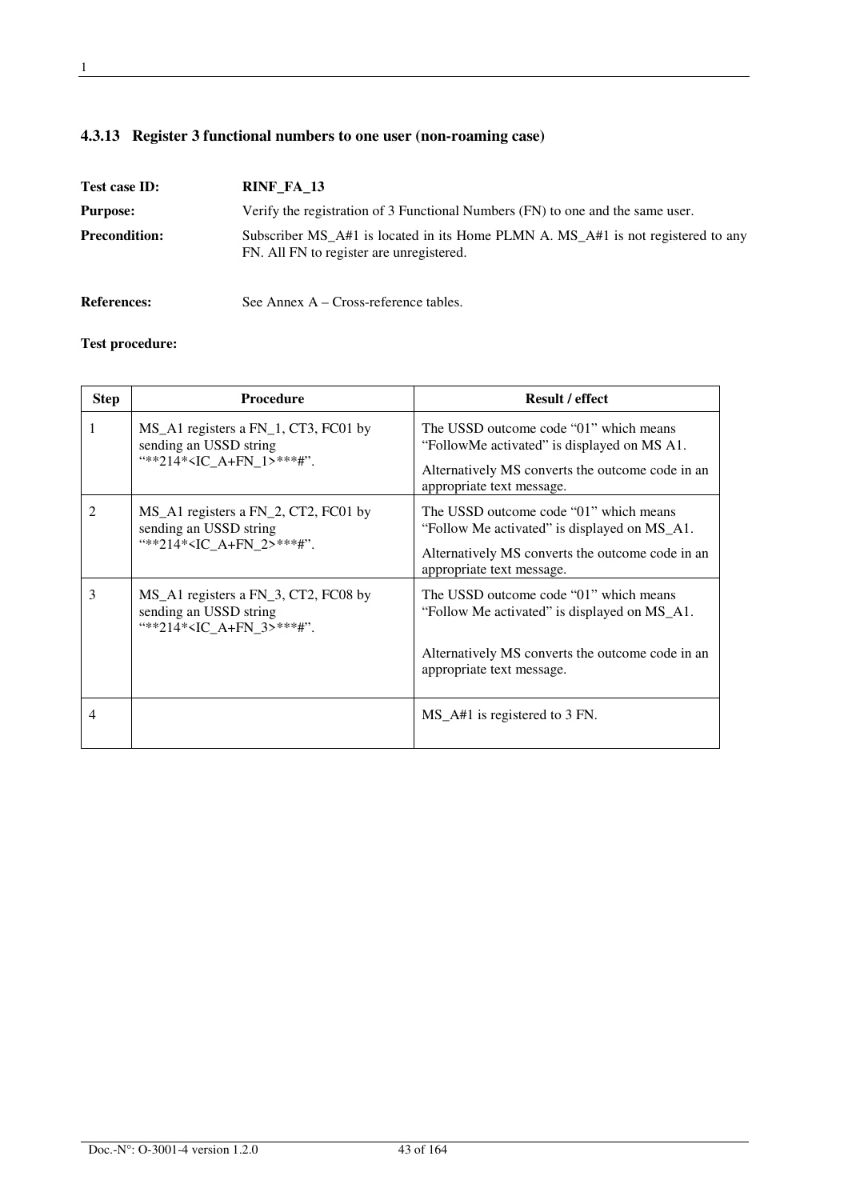### 4.3.13 Register 3 functional numbers to one user (non-roaming case)

**Test case ID:** **RINF_FA_13**

**Purpose:** Verify the registration of 3 Functional Numbers (FN) to one and the same user.

**Precondition:** Subscriber MS_A#1 is located in its Home PLMN A. MS_A#1 is not registered to any FN. All FN to register are unregistered.

**References:** See Annex A – Cross-reference tables.

**Test procedure:**

| Step | Procedure | Result / effect |
|---|---|---|
| 1 | MS_A1 registers a FN_1, CT3, FC01 by sending an USSD string "**214*<IC_A+FN_1>***#". | The USSD outcome code "01" which means "FollowMe activated" is displayed on MS A1.<br><br>Alternatively MS converts the outcome code in an appropriate text message. |
| 2 | MS_A1 registers a FN_2, CT2, FC01 by sending an USSD string "**214*<IC_A+FN_2>***#". | The USSD outcome code "01" which means "Follow Me activated" is displayed on MS_A1.<br><br>Alternatively MS converts the outcome code in an appropriate text message. |
| 3 | MS_A1 registers a FN_3, CT2, FC08 by sending an USSD string "**214*<IC_A+FN_3>***#". | The USSD outcome code "01" which means "Follow Me activated" is displayed on MS_A1.<br><br>Alternatively MS converts the outcome code in an appropriate text message. |
| 4 | | MS_A#1 is registered to 3 FN. |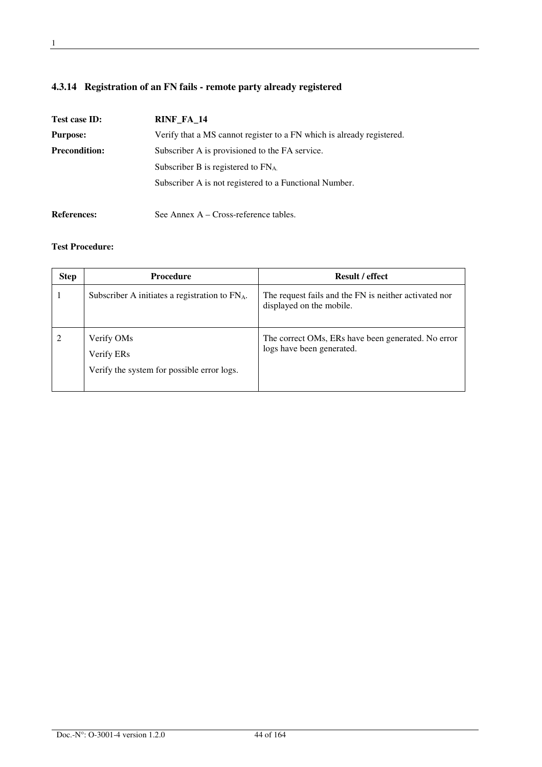### 4.3.14 Registration of an FN fails - remote party already registered

**Test case ID:** **RINF_FA_14**

**Purpose:** Verify that a MS cannot register to a FN which is already registered.

**Precondition:** Subscriber A is provisioned to the FA service.

Subscriber B is registered to $FN_A$.

Subscriber A is not registered to a Functional Number.

**References:** See Annex A – Cross-reference tables.

**Test Procedure:**

| Step | Procedure | Result / effect |
|---|---|---|
| 1 | Subscriber A initiates a registration to $FN_A$. | The request fails and the FN is neither activated nor displayed on the mobile. |
| 2 | Verify OMs<br>Verify ERs<br>Verify the system for possible error logs. | The correct OMs, ERs have been generated. No error logs have been generated. |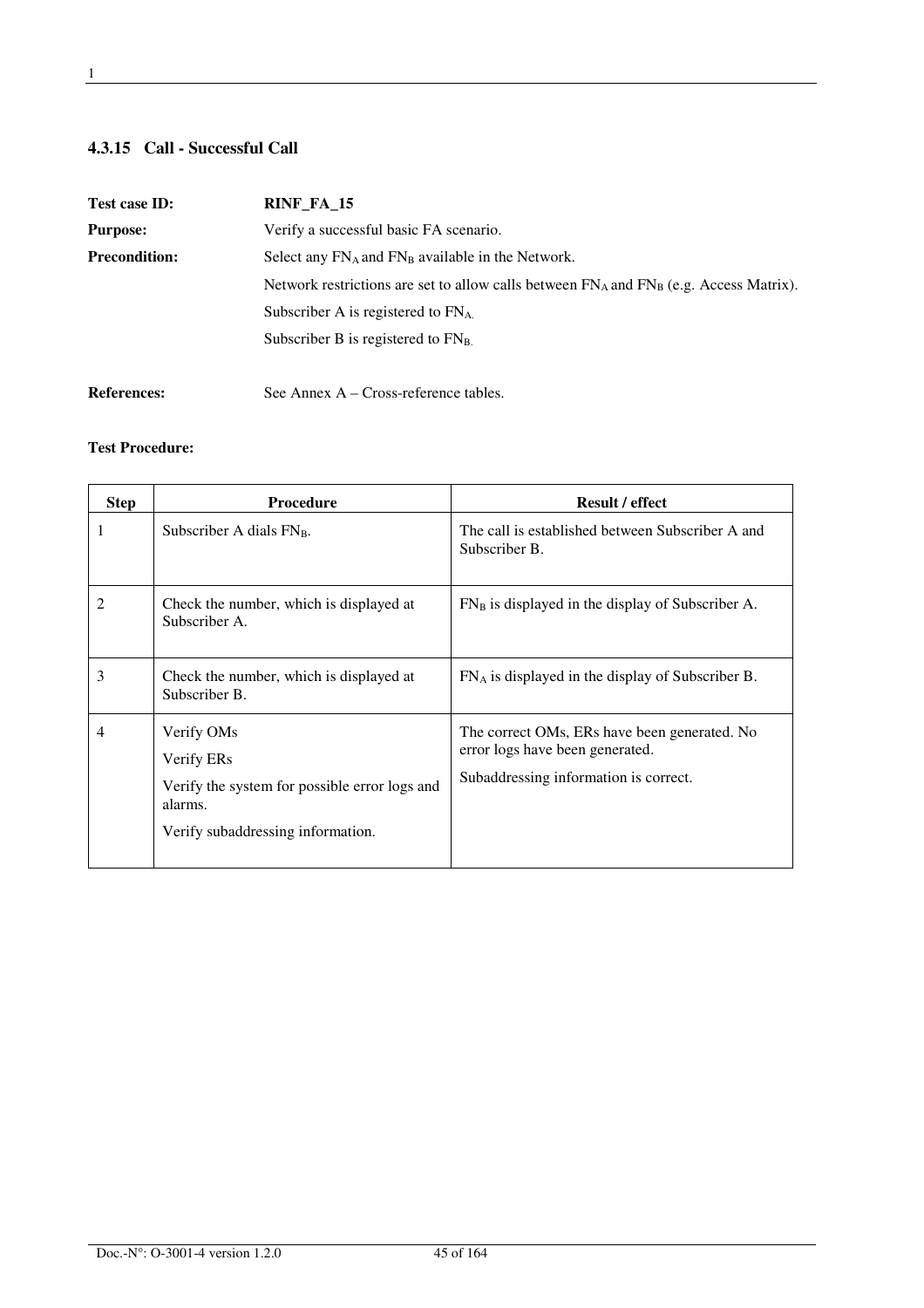### 4.3.15 Call - Successful Call

**Test case ID:** **RINF_FA_15**

**Purpose:** Verify a successful basic FA scenario.

**Precondition:** Select any $FN_A$ and $FN_B$ available in the Network.

Network restrictions are set to allow calls between $FN_A$ and $FN_B$ (e.g. Access Matrix).

Subscriber A is registered to $FN_A$.

Subscriber B is registered to $FN_B$.

**References:** See Annex A – Cross-reference tables.

**Test Procedure:**

| Step | Procedure | Result / effect |
|---|---|---|
| 1 | Subscriber A dials $FN_B$. | The call is established between Subscriber A and Subscriber B. |
| 2 | Check the number, which is displayed at Subscriber A. | $FN_B$ is displayed in the display of Subscriber A. |
| 3 | Check the number, which is displayed at Subscriber B. | $FN_A$ is displayed in the display of Subscriber B. |
| 4 | Verify OMs<br>Verify ERs<br>Verify the system for possible error logs and alarms.<br>Verify subaddressing information. | The correct OMs, ERs have been generated. No error logs have been generated.<br>Subaddressing information is correct. |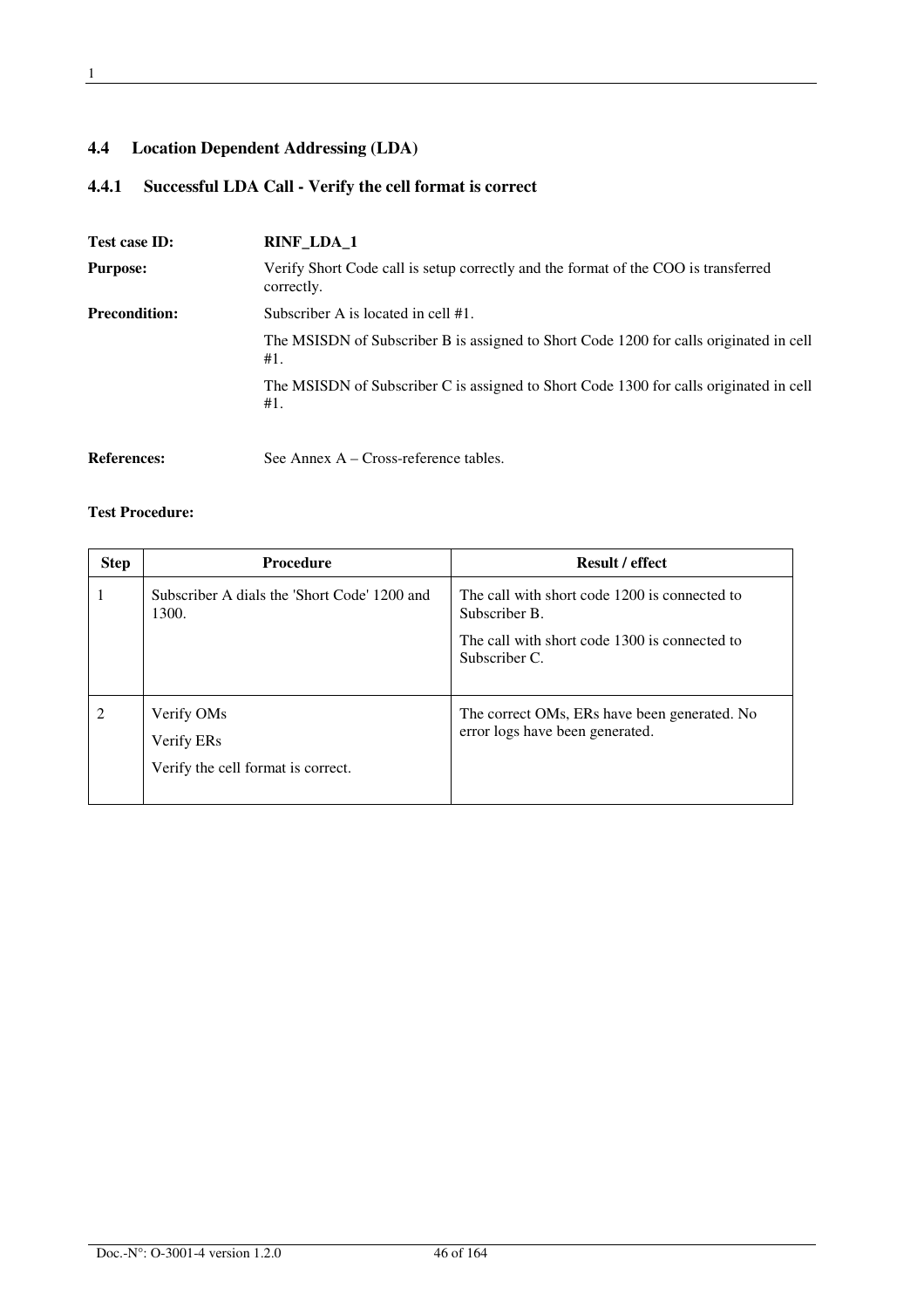## 4.4 Location Dependent Addressing (LDA)

### 4.4.1 Successful LDA Call - Verify the cell format is correct

**Test case ID:** **RINF_LDA_1**

**Purpose:** Verify Short Code call is setup correctly and the format of the COO is transferred correctly.

**Precondition:** Subscriber A is located in cell #1.

The MSISDN of Subscriber B is assigned to Short Code 1200 for calls originated in cell #1.

The MSISDN of Subscriber C is assigned to Short Code 1300 for calls originated in cell #1.

**References:** See Annex A – Cross-reference tables.

**Test Procedure:**

| Step | Procedure | Result / effect |
| --- | --- | --- |
| 1 | Subscriber A dials the 'Short Code' 1200 and 1300. | The call with short code 1200 is connected to Subscriber B.<br><br>The call with short code 1300 is connected to Subscriber C. |
| 2 | Verify OMs<br><br>Verify ERs<br><br>Verify the cell format is correct. | The correct OMs, ERs have been generated. No error logs have been generated. |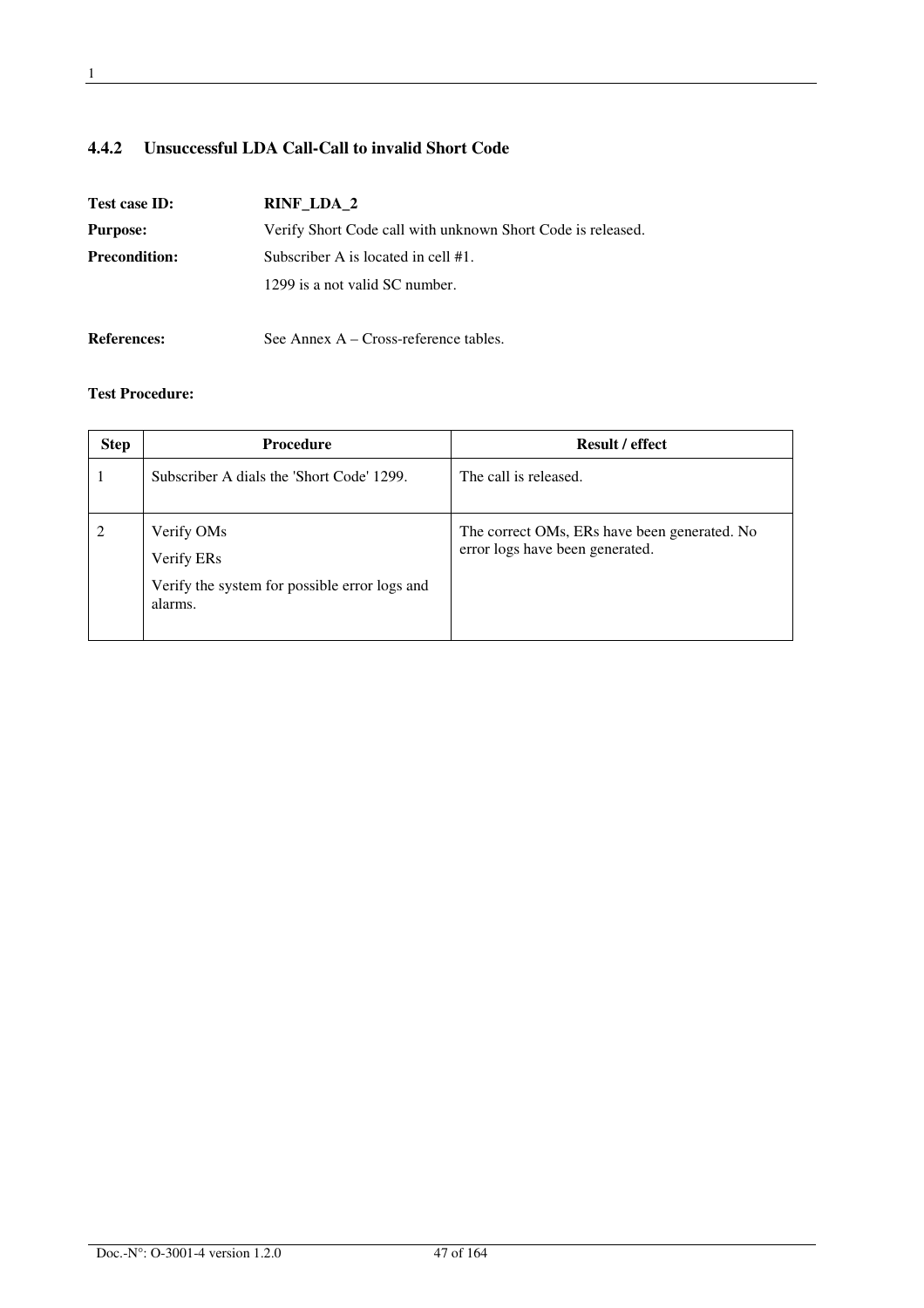### 4.4.2 Unsuccessful LDA Call-Call to invalid Short Code

**Test case ID:** **RINF_LDA_2**

**Purpose:** Verify Short Code call with unknown Short Code is released.

**Precondition:** Subscriber A is located in cell #1.

1299 is a not valid SC number.

**References:** See Annex A – Cross-reference tables.

**Test Procedure:**

| Step | Procedure | Result / effect |
|---|---|---|
| 1 | Subscriber A dials the 'Short Code' 1299. | The call is released. |
| 2 | Verify OMs<br>Verify ERs<br>Verify the system for possible error logs and alarms. | The correct OMs, ERs have been generated. No error logs have been generated. |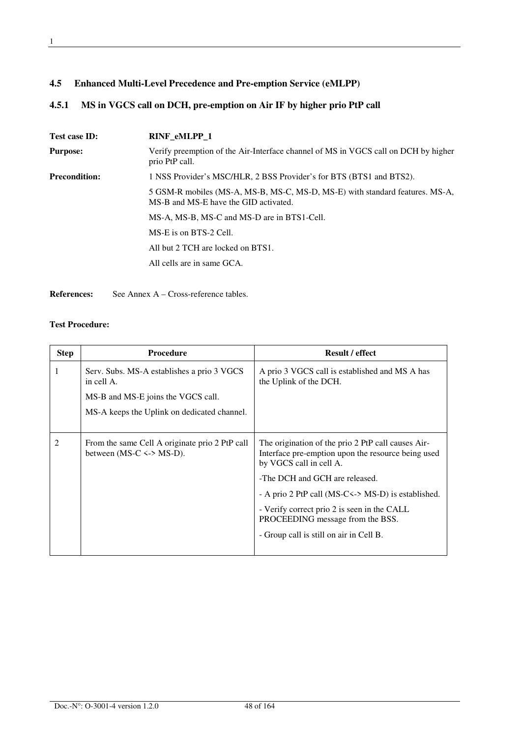### 4.5 Enhanced Multi-Level Precedence and Pre-emption Service (eMLPP)

#### 4.5.1 MS in VGCS call on DCH, pre-emption on Air IF by higher prio PtP call

**Test case ID:** **RINF_eMLPP_1**

**Purpose:** Verify preemption of the Air-Interface channel of MS in VGCS call on DCH by higher prio PtP call.

**Precondition:** 1 NSS Provider's MSC/HLR, 2 BSS Provider's for BTS (BTS1 and BTS2).

5 GSM-R mobiles (MS-A, MS-B, MS-C, MS-D, MS-E) with standard features. MS-A, MS-B and MS-E have the GID activated.

MS-A, MS-B, MS-C and MS-D are in BTS1-Cell.

MS-E is on BTS-2 Cell.

All but 2 TCH are locked on BTS1.

All cells are in same GCA.

**References:** See Annex A – Cross-reference tables.

**Test Procedure:**

| Step | Procedure | Result / effect |
|---|---|---|
| 1 | Serv. Subs. MS-A establishes a prio 3 VGCS in cell A.<br><br>MS-B and MS-E joins the VGCS call.<br><br>MS-A keeps the Uplink on dedicated channel. | A prio 3 VGCS call is established and MS A has the Uplink of the DCH. |
| 2 | From the same Cell A originate prio 2 PtP call between (MS-C <-> MS-D). | The origination of the prio 2 PtP call causes Air-Interface pre-emption upon the resource being used by VGCS call in cell A.<br><br>-The DCH and GCH are released.<br><br>- A prio 2 PtP call (MS-C<-> MS-D) is established.<br><br>- Verify correct prio 2 is seen in the CALL PROCEEDING message from the BSS.<br><br>- Group call is still on air in Cell B. |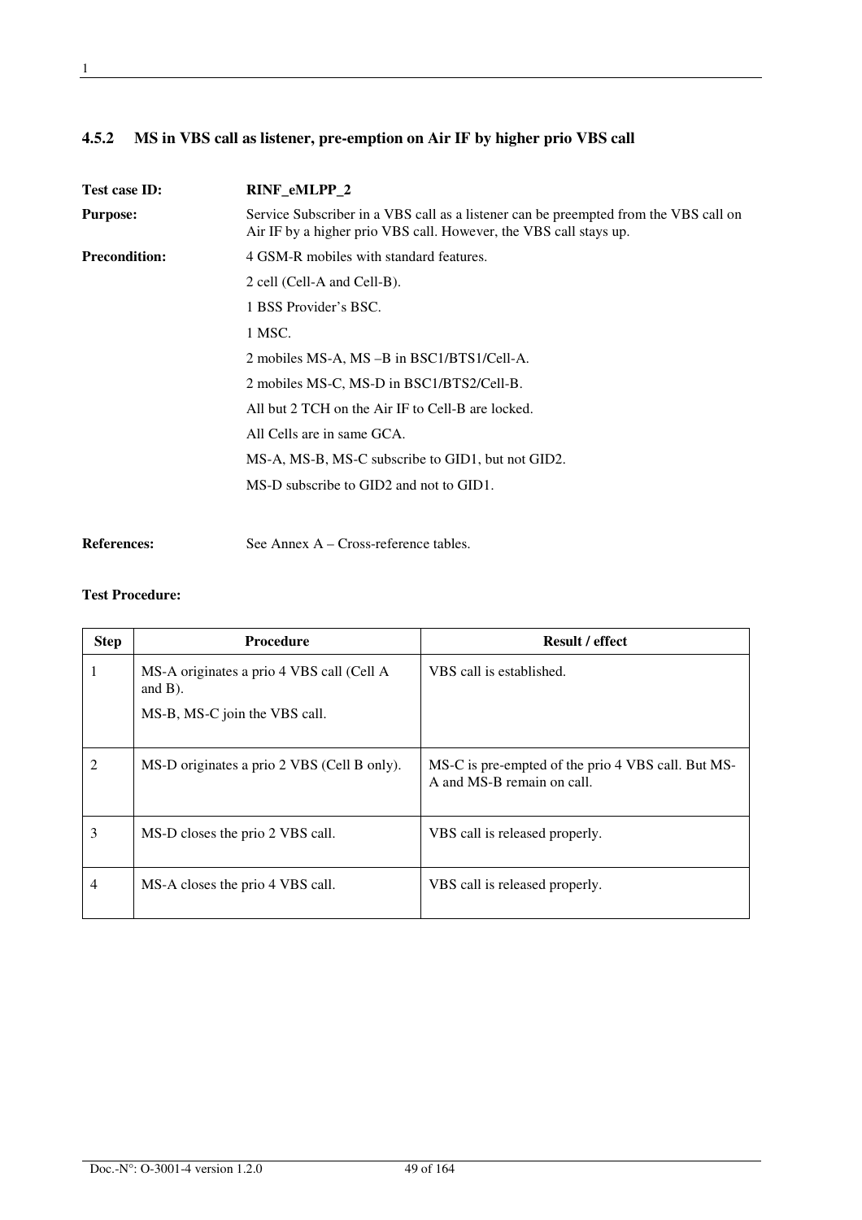### 4.5.2 MS in VBS call as listener, pre-emption on Air IF by higher prio VBS call

**Test case ID:** **RINF_eMLPP_2**

**Purpose:** Service Subscriber in a VBS call as a listener can be preempted from the VBS call on Air IF by a higher prio VBS call. However, the VBS call stays up.

**Precondition:** 4 GSM-R mobiles with standard features.

2 cell (Cell-A and Cell-B).

1 BSS Provider's BSC.

1 MSC.

2 mobiles MS-A, MS –B in BSC1/BTS1/Cell-A.

2 mobiles MS-C, MS-D in BSC1/BTS2/Cell-B.

All but 2 TCH on the Air IF to Cell-B are locked.

All Cells are in same GCA.

MS-A, MS-B, MS-C subscribe to GID1, but not GID2.

MS-D subscribe to GID2 and not to GID1.

**References:** See Annex A – Cross-reference tables.

**Test Procedure:**

| Step | Procedure | Result / effect |
|---|---|---|
| 1 | MS-A originates a prio 4 VBS call (Cell A and B).<br>MS-B, MS-C join the VBS call. | VBS call is established. |
| 2 | MS-D originates a prio 2 VBS (Cell B only). | MS-C is pre-empted of the prio 4 VBS call. But MS-A and MS-B remain on call. |
| 3 | MS-D closes the prio 2 VBS call. | VBS call is released properly. |
| 4 | MS-A closes the prio 4 VBS call. | VBS call is released properly. |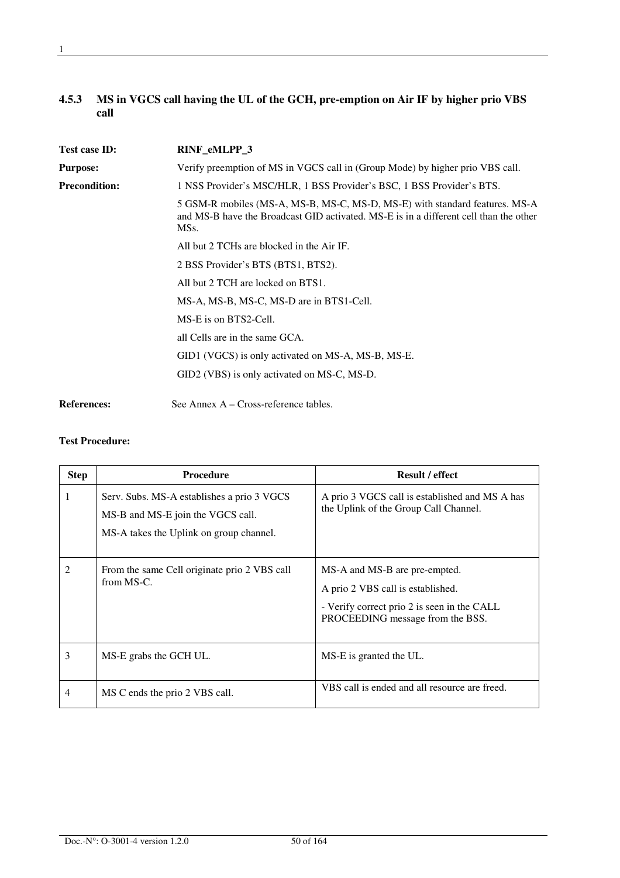### 4.5.3 MS in VGCS call having the UL of the GCH, pre-emption on Air IF by higher prio VBS call

**Test case ID:** **RINF_eMLPP_3**

**Purpose:** Verify preemption of MS in VGCS call in (Group Mode) by higher prio VBS call.

**Precondition:** 1 NSS Provider's MSC/HLR, 1 BSS Provider's BSC, 1 BSS Provider's BTS.

5 GSM-R mobiles (MS-A, MS-B, MS-C, MS-D, MS-E) with standard features. MS-A and MS-B have the Broadcast GID activated. MS-E is in a different cell than the other MSs.

All but 2 TCHs are blocked in the Air IF.

2 BSS Provider's BTS (BTS1, BTS2).

All but 2 TCH are locked on BTS1.

MS-A, MS-B, MS-C, MS-D are in BTS1-Cell.

MS-E is on BTS2-Cell.

all Cells are in the same GCA.

GID1 (VGCS) is only activated on MS-A, MS-B, MS-E.

GID2 (VBS) is only activated on MS-C, MS-D.

**References:** See Annex A – Cross-reference tables.

**Test Procedure:**

| Step | Procedure | Result / effect |
|---|---|---|
| 1 | Serv. Subs. MS-A establishes a prio 3 VGCS<br>MS-B and MS-E join the VGCS call.<br>MS-A takes the Uplink on group channel. | A prio 3 VGCS call is established and MS A has the Uplink of the Group Call Channel. |
| 2 | From the same Cell originate prio 2 VBS call from MS-C. | MS-A and MS-B are pre-empted.<br>A prio 2 VBS call is established.<br>- Verify correct prio 2 is seen in the CALL PROCEEDING message from the BSS. |
| 3 | MS-E grabs the GCH UL. | MS-E is granted the UL. |
| 4 | MS C ends the prio 2 VBS call. | VBS call is ended and all resource are freed. |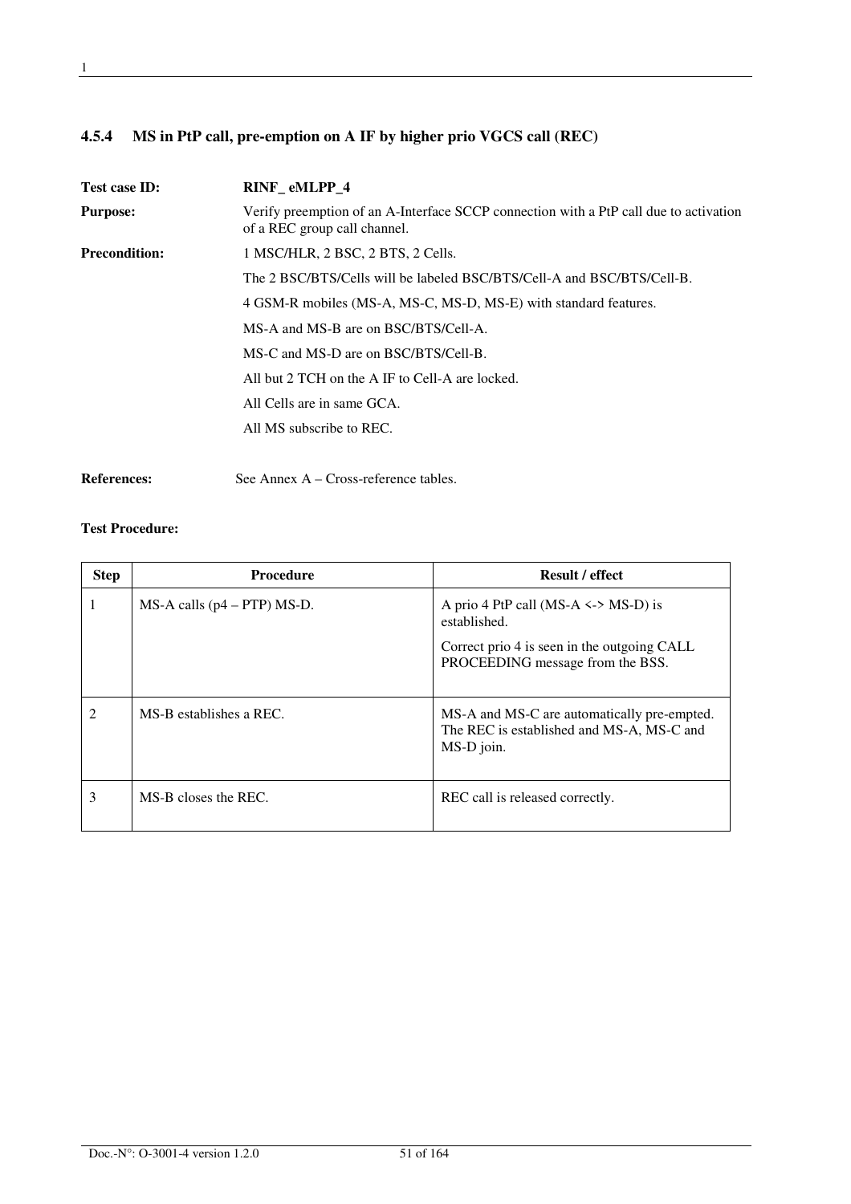### 4.5.4 MS in PtP call, pre-emption on A IF by higher prio VGCS call (REC)

**Test case ID:** **RINF_ eMLPP_4**

**Purpose:** Verify preemption of an A-Interface SCCP connection with a PtP call due to activation of a REC group call channel.

**Precondition:** 1 MSC/HLR, 2 BSC, 2 BTS, 2 Cells.

The 2 BSC/BTS/Cells will be labeled BSC/BTS/Cell-A and BSC/BTS/Cell-B.

4 GSM-R mobiles (MS-A, MS-C, MS-D, MS-E) with standard features.

MS-A and MS-B are on BSC/BTS/Cell-A.

MS-C and MS-D are on BSC/BTS/Cell-B.

All but 2 TCH on the A IF to Cell-A are locked.

All Cells are in same GCA.

All MS subscribe to REC.

**References:** See Annex A – Cross-reference tables.

**Test Procedure:**

| Step | Procedure | Result / effect |
|---|---|---|
| 1 | MS-A calls (p4 – PTP) MS-D. | A prio 4 PtP call (MS-A <-> MS-D) is established.<br><br>Correct prio 4 is seen in the outgoing CALL PROCEEDING message from the BSS. |
| 2 | MS-B establishes a REC. | MS-A and MS-C are automatically pre-empted. The REC is established and MS-A, MS-C and MS-D join. |
| 3 | MS-B closes the REC. | REC call is released correctly. |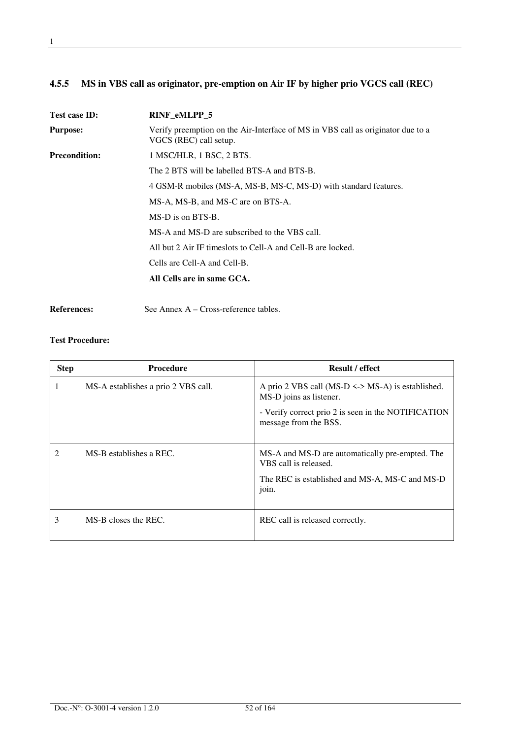### 4.5.5 MS in VBS call as originator, pre-emption on Air IF by higher prio VGCS call (REC)

**Test case ID:** **RINF_eMLPP_5**

**Purpose:** Verify preemption on the Air-Interface of MS in VBS call as originator due to a VGCS (REC) call setup.

**Precondition:** 1 MSC/HLR, 1 BSC, 2 BTS.

The 2 BTS will be labelled BTS-A and BTS-B.

4 GSM-R mobiles (MS-A, MS-B, MS-C, MS-D) with standard features.

MS-A, MS-B, and MS-C are on BTS-A.

MS-D is on BTS-B.

MS-A and MS-D are subscribed to the VBS call.

All but 2 Air IF timeslots to Cell-A and Cell-B are locked.

Cells are Cell-A and Cell-B.

**All Cells are in same GCA.**

**References:** See Annex A – Cross-reference tables.

**Test Procedure:**

| Step | Procedure | Result / effect |
|---|---|---|
| 1 | MS-A establishes a prio 2 VBS call. | A prio 2 VBS call (MS-D <-> MS-A) is established. MS-D joins as listener.<br><br>- Verify correct prio 2 is seen in the NOTIFICATION message from the BSS. |
| 2 | MS-B establishes a REC. | MS-A and MS-D are automatically pre-empted. The VBS call is released.<br><br>The REC is established and MS-A, MS-C and MS-D join. |
| 3 | MS-B closes the REC. | REC call is released correctly. |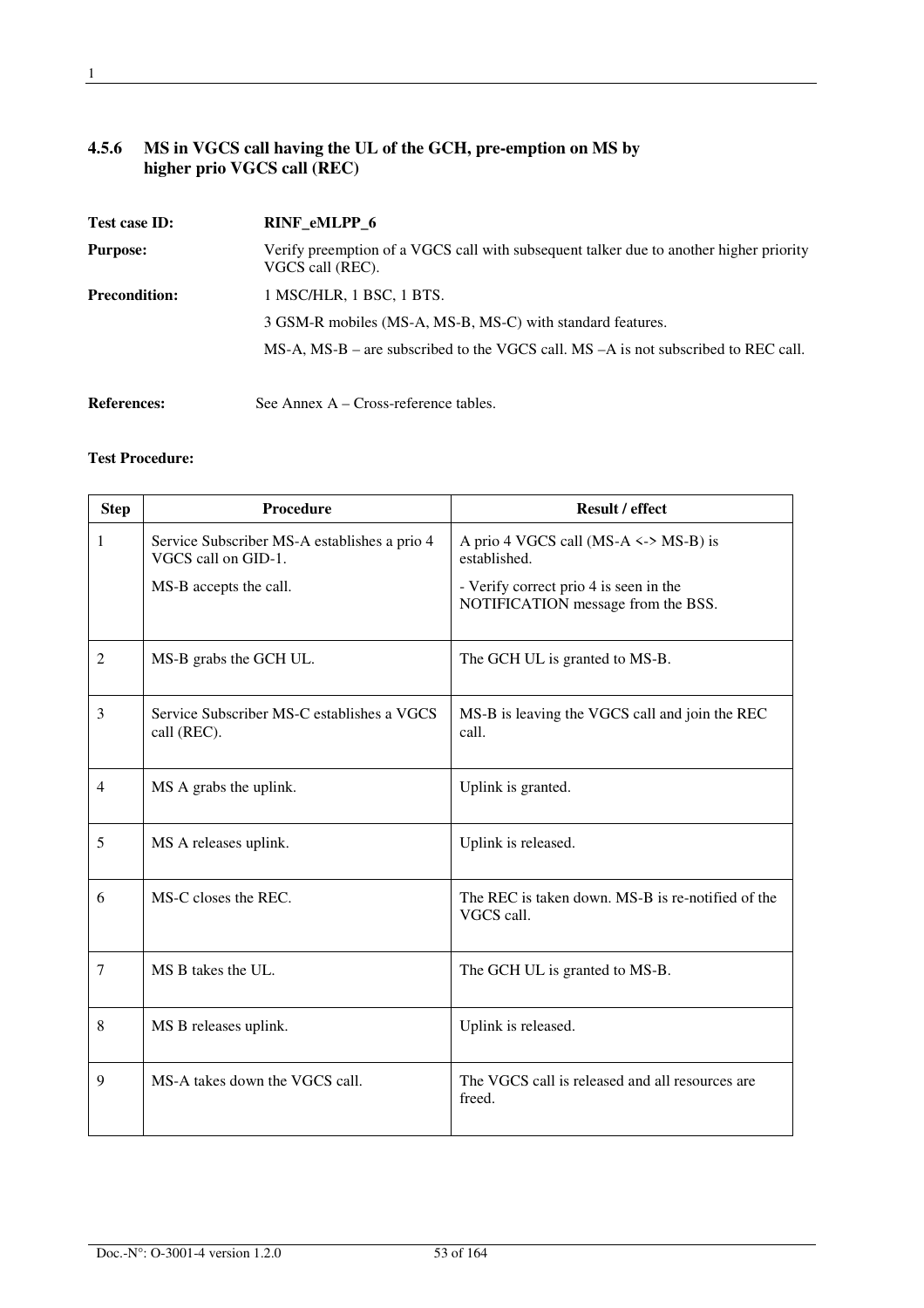### 4.5.6 MS in VGCS call having the UL of the GCH, pre-emption on MS by higher prio VGCS call (REC)

**Test case ID:** **RINF_eMLPP_6**

**Purpose:** Verify preemption of a VGCS call with subsequent talker due to another higher priority VGCS call (REC).

**Precondition:** 1 MSC/HLR, 1 BSC, 1 BTS.

3 GSM-R mobiles (MS-A, MS-B, MS-C) with standard features.

MS-A, MS-B – are subscribed to the VGCS call. MS –A is not subscribed to REC call.

**References:** See Annex A – Cross-reference tables.

**Test Procedure:**

| Step | Procedure | Result / effect |
|---|---|---|
| 1 | Service Subscriber MS-A establishes a prio 4 VGCS call on GID-1.<br><br>MS-B accepts the call. | A prio 4 VGCS call (MS-A <-> MS-B) is established.<br><br>- Verify correct prio 4 is seen in the NOTIFICATION message from the BSS. |
| 2 | MS-B grabs the GCH UL. | The GCH UL is granted to MS-B. |
| 3 | Service Subscriber MS-C establishes a VGCS call (REC). | MS-B is leaving the VGCS call and join the REC call. |
| 4 | MS A grabs the uplink. | Uplink is granted. |
| 5 | MS A releases uplink. | Uplink is released. |
| 6 | MS-C closes the REC. | The REC is taken down. MS-B is re-notified of the VGCS call. |
| 7 | MS B takes the UL. | The GCH UL is granted to MS-B. |
| 8 | MS B releases uplink. | Uplink is released. |
| 9 | MS-A takes down the VGCS call. | The VGCS call is released and all resources are freed. |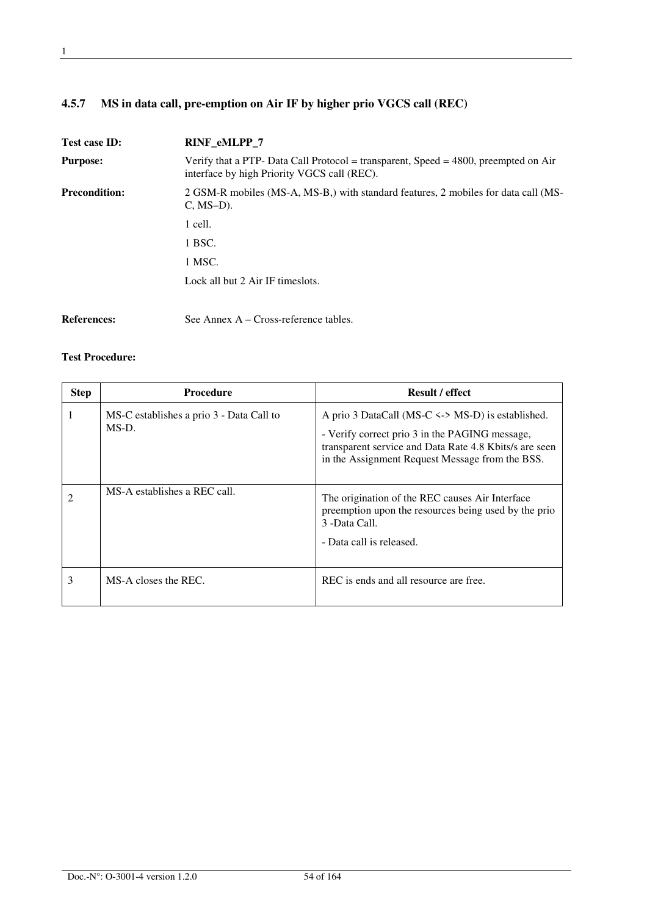### 4.5.7 MS in data call, pre-emption on Air IF by higher prio VGCS call (REC)

**Test case ID:** **RINF_eMLPP_7**

**Purpose:** Verify that a PTP- Data Call Protocol = transparent, Speed = 4800, preempted on Air interface by high Priority VGCS call (REC).

**Precondition:** 2 GSM-R mobiles (MS-A, MS-B,) with standard features, 2 mobiles for data call (MS-C, MS–D).

1 cell.

1 BSC.

1 MSC.

Lock all but 2 Air IF timeslots.

**References:** See Annex A – Cross-reference tables.

**Test Procedure:**

| Step | Procedure | Result / effect |
|---|---|---|
| 1 | MS-C establishes a prio 3 - Data Call to MS-D. | A prio 3 DataCall (MS-C <-> MS-D) is established.<br><br>- Verify correct prio 3 in the PAGING message, transparent service and Data Rate 4.8 Kbits/s are seen in the Assignment Request Message from the BSS. |
| 2 | MS-A establishes a REC call. | The origination of the REC causes Air Interface preemption upon the resources being used by the prio 3 -Data Call.<br><br>- Data call is released. |
| 3 | MS-A closes the REC. | REC is ends and all resource are free. |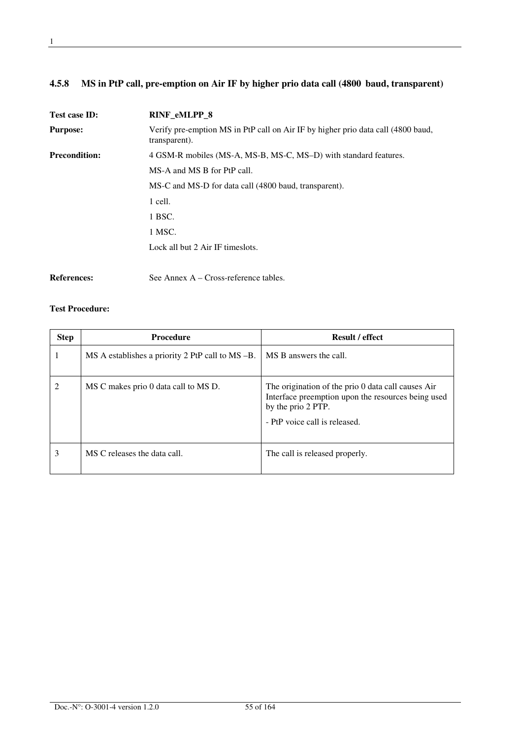### 4.5.8 MS in PtP call, pre-emption on Air IF by higher prio data call (4800 baud, transparent)

**Test case ID:** **RINF_eMLPP_8**

**Purpose:** Verify pre-emption MS in PtP call on Air IF by higher prio data call (4800 baud, transparent).

**Precondition:** 4 GSM-R mobiles (MS-A, MS-B, MS-C, MS–D) with standard features.

MS-A and MS B for PtP call.

MS-C and MS-D for data call (4800 baud, transparent).

1 cell.

1 BSC.

1 MSC.

Lock all but 2 Air IF timeslots.

**References:** See Annex A – Cross-reference tables.

**Test Procedure:**

| Step | Procedure | Result / effect |
|---|---|---|
| 1 | MS A establishes a priority 2 PtP call to MS –B. | MS B answers the call. |
| 2 | MS C makes prio 0 data call to MS D. | The origination of the prio 0 data call causes Air Interface preemption upon the resources being used by the prio 2 PTP.<br><br>- PtP voice call is released. |
| 3 | MS C releases the data call. | The call is released properly. |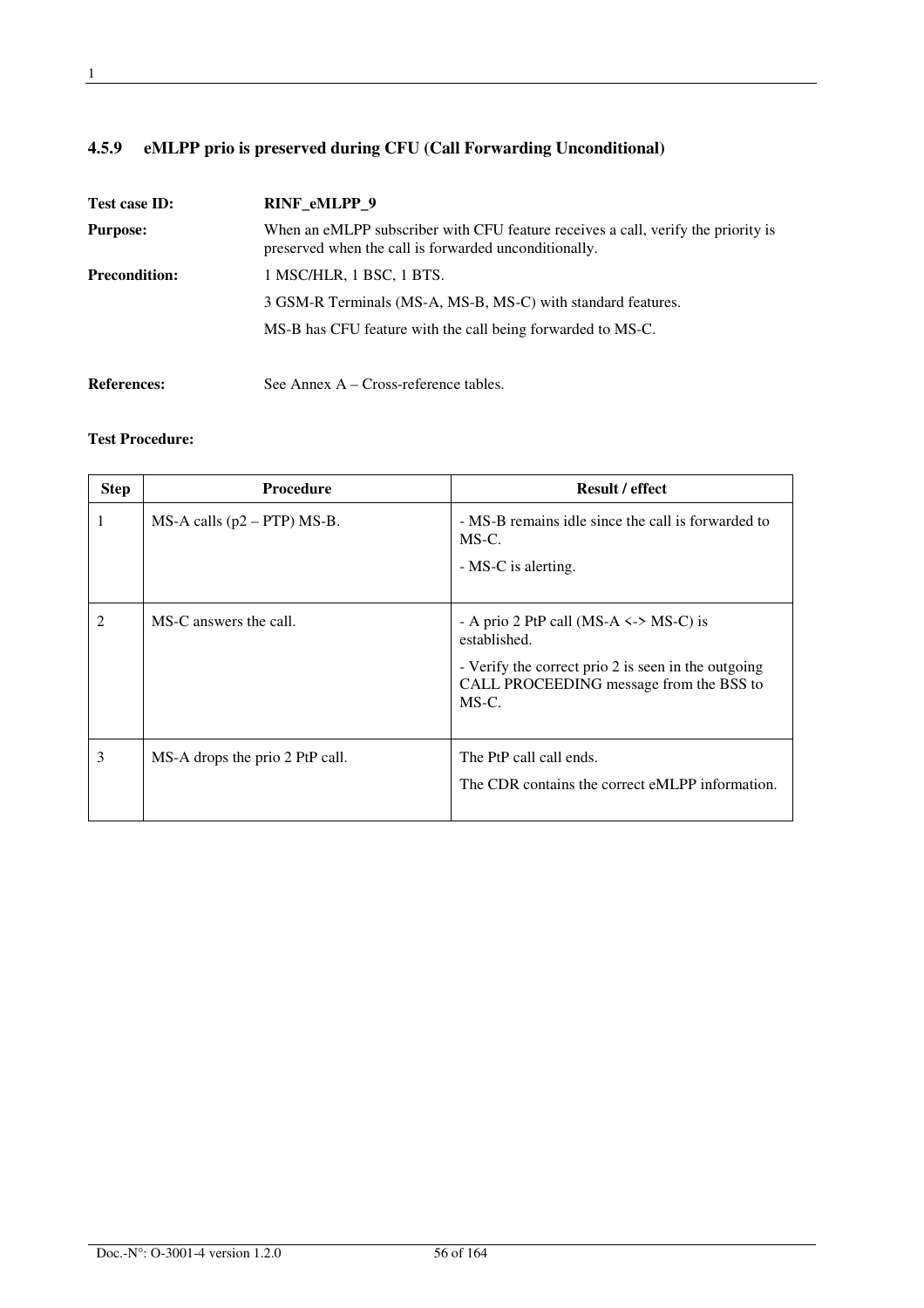### 4.5.9 eMLPP prio is preserved during CFU (Call Forwarding Unconditional)

**Test case ID:** **RINF_eMLPP_9**

**Purpose:** When an eMLPP subscriber with CFU feature receives a call, verify the priority is preserved when the call is forwarded unconditionally.

**Precondition:** 1 MSC/HLR, 1 BSC, 1 BTS.

3 GSM-R Terminals (MS-A, MS-B, MS-C) with standard features.

MS-B has CFU feature with the call being forwarded to MS-C.

**References:** See Annex A – Cross-reference tables.

**Test Procedure:**

| Step | Procedure | Result / effect |
|---|---|---|
| 1 | MS-A calls (p2 – PTP) MS-B. | - MS-B remains idle since the call is forwarded to MS-C.<br><br>- MS-C is alerting. |
| 2 | MS-C answers the call. | - A prio 2 PtP call (MS-A <-> MS-C) is established.<br><br>- Verify the correct prio 2 is seen in the outgoing CALL PROCEEDING message from the BSS to MS-C. |
| 3 | MS-A drops the prio 2 PtP call. | The PtP call call ends.<br><br>The CDR contains the correct eMLPP information. |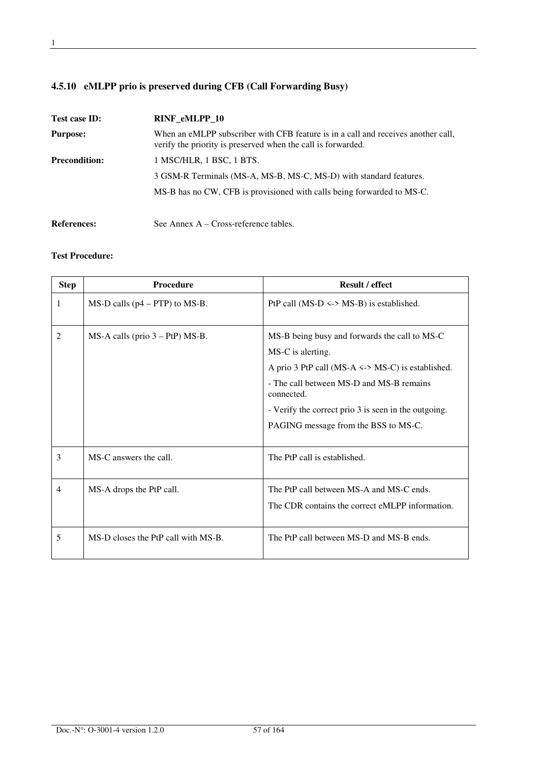### 4.5.10 eMLPP prio is preserved during CFB (Call Forwarding Busy)

**Test case ID:** **RINF_eMLPP_10**

**Purpose:** When an eMLPP subscriber with CFB feature is in a call and receives another call, verify the priority is preserved when the call is forwarded.

**Precondition:** 1 MSC/HLR, 1 BSC, 1 BTS.

3 GSM-R Terminals (MS-A, MS-B, MS-C, MS-D) with standard features.

MS-B has no CW, CFB is provisioned with calls being forwarded to MS-C.

**References:** See Annex A – Cross-reference tables.

**Test Procedure:**

| Step | Procedure | Result / effect |
|---|---|---|
| 1 | MS-D calls (p4 – PTP) to MS-B. | PtP call (MS-D <-> MS-B) is established. |
| 2 | MS-A calls (prio 3 – PtP) MS-B. | MS-B being busy and forwards the call to MS-C<br>MS-C is alerting.<br>A prio 3 PtP call (MS-A <-> MS-C) is established.<br>- The call between MS-D and MS-B remains connected.<br>- Verify the correct prio 3 is seen in the outgoing.<br>PAGING message from the BSS to MS-C. |
| 3 | MS-C answers the call. | The PtP call is established. |
| 4 | MS-A drops the PtP call. | The PtP call between MS-A and MS-C ends.<br>The CDR contains the correct eMLPP information. |
| 5 | MS-D closes the PtP call with MS-B. | The PtP call between MS-D and MS-B ends. |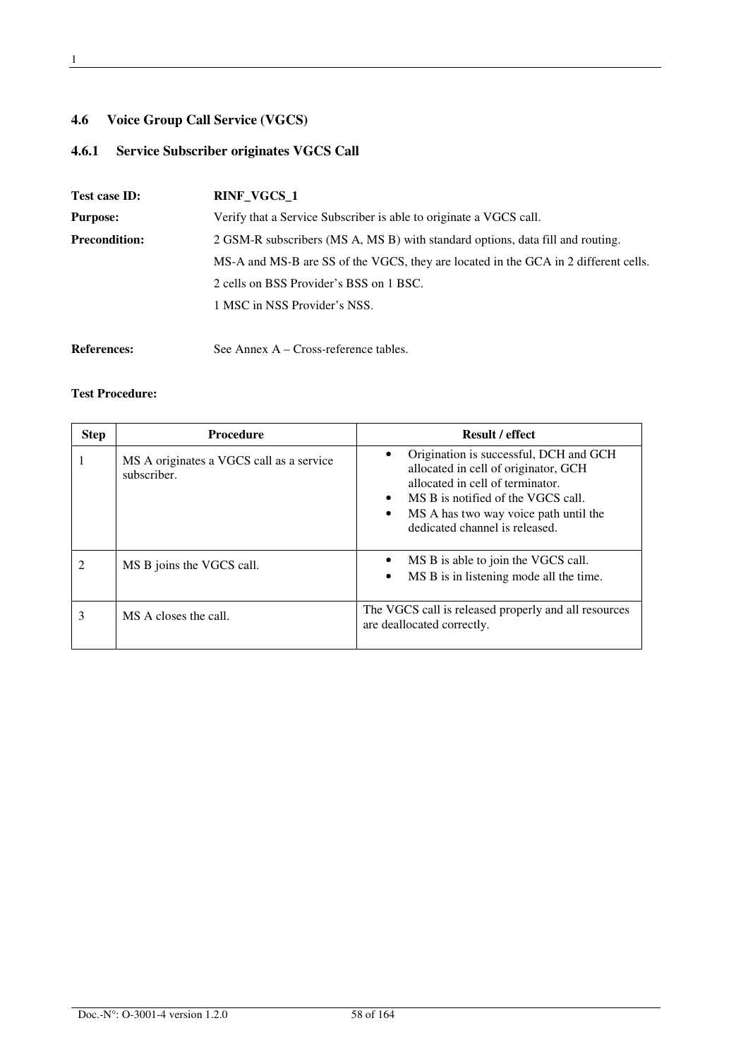### 4.6 Voice Group Call Service (VGCS)

#### 4.6.1 Service Subscriber originates VGCS Call

**Test case ID:** **RINF_VGCS_1**

**Purpose:** Verify that a Service Subscriber is able to originate a VGCS call.

**Precondition:** 2 GSM-R subscribers (MS A, MS B) with standard options, data fill and routing.

MS-A and MS-B are SS of the VGCS, they are located in the GCA in 2 different cells.

2 cells on BSS Provider's BSS on 1 BSC.

1 MSC in NSS Provider's NSS.

**References:** See Annex A – Cross-reference tables.

**Test Procedure:**

| Step | Procedure | Result / effect |
|---|---|---|
| 1 | MS A originates a VGCS call as a service subscriber. | • Origination is successful, DCH and GCH allocated in cell of originator, GCH allocated in cell of terminator.<br>• MS B is notified of the VGCS call.<br>• MS A has two way voice path until the dedicated channel is released. |
| 2 | MS B joins the VGCS call. | • MS B is able to join the VGCS call.<br>• MS B is in listening mode all the time. |
| 3 | MS A closes the call. | The VGCS call is released properly and all resources are deallocated correctly. |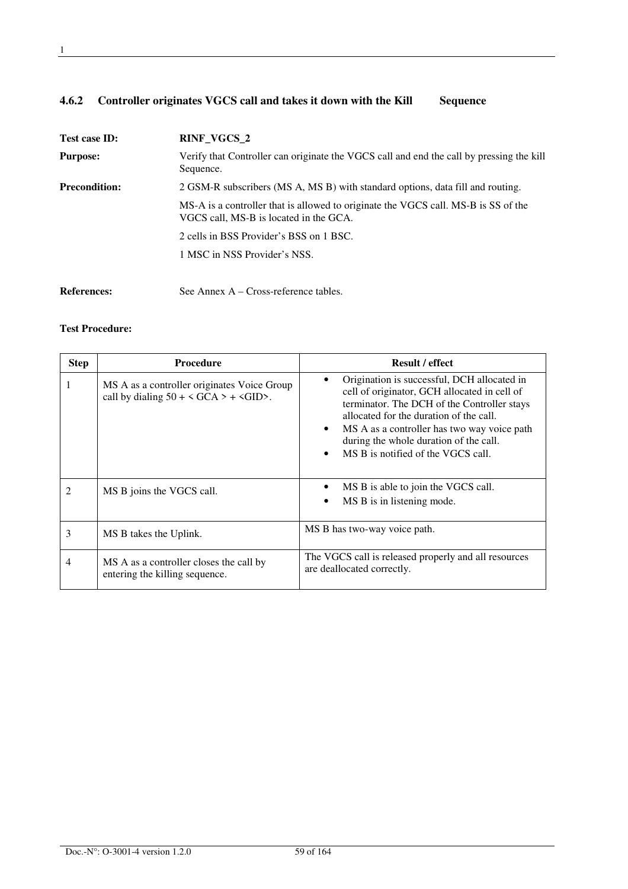### 4.6.2 Controller originates VGCS call and takes it down with the Kill Sequence

**Test case ID:** **RINF_VGCS_2**

**Purpose:** Verify that Controller can originate the VGCS call and end the call by pressing the kill Sequence.

**Precondition:** 2 GSM-R subscribers (MS A, MS B) with standard options, data fill and routing.

MS-A is a controller that is allowed to originate the VGCS call. MS-B is SS of the VGCS call, MS-B is located in the GCA.

2 cells in BSS Provider's BSS on 1 BSC.

1 MSC in NSS Provider's NSS.

**References:** See Annex A – Cross-reference tables.

**Test Procedure:**

| Step | Procedure | Result / effect |
|---|---|---|
| 1 | MS A as a controller originates Voice Group call by dialing 50 + < GCA > + <GID>. | • Origination is successful, DCH allocated in cell of originator, GCH allocated in cell of terminator. The DCH of the Controller stays allocated for the duration of the call.<br>• MS A as a controller has two way voice path during the whole duration of the call.<br>• MS B is notified of the VGCS call. |
| 2 | MS B joins the VGCS call. | • MS B is able to join the VGCS call.<br>• MS B is in listening mode. |
| 3 | MS B takes the Uplink. | MS B has two-way voice path. |
| 4 | MS A as a controller closes the call by entering the killing sequence. | The VGCS call is released properly and all resources are deallocated correctly. |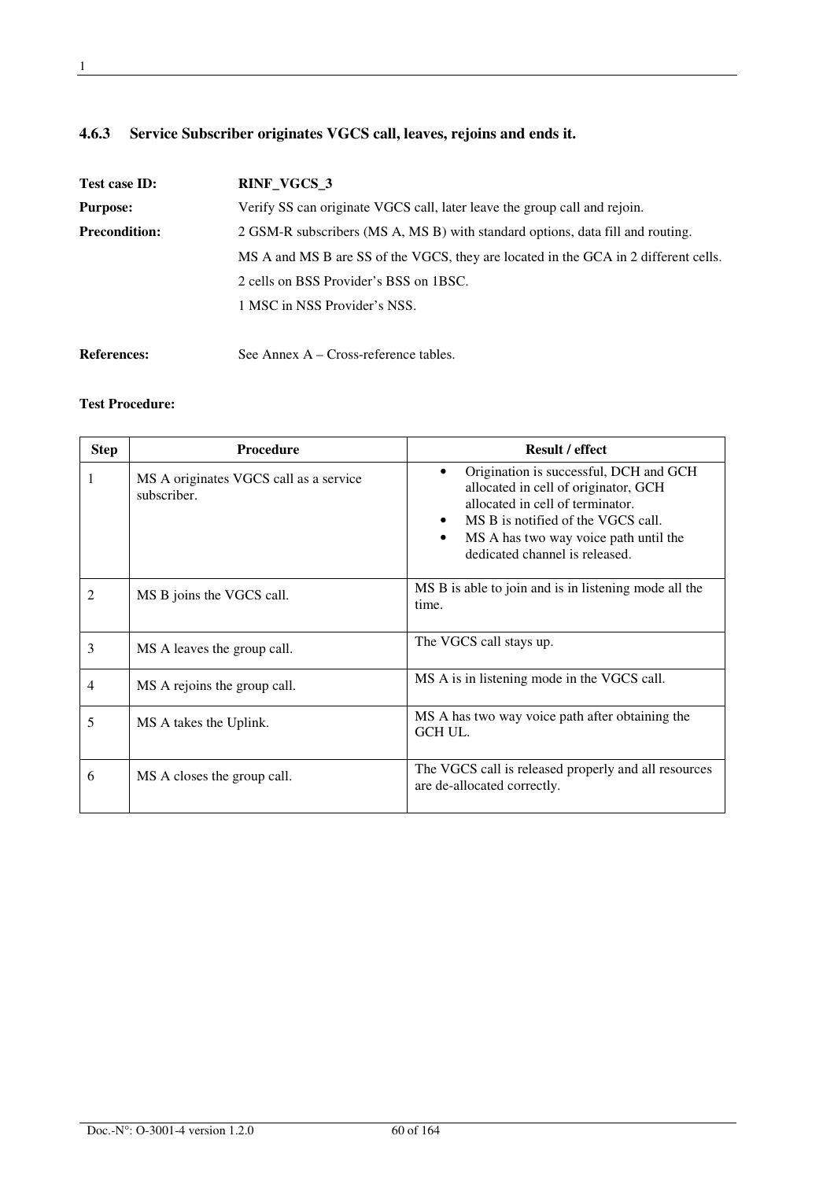### 4.6.3 Service Subscriber originates VGCS call, leaves, rejoins and ends it.

**Test case ID:** **RINF_VGCS_3**

**Purpose:** Verify SS can originate VGCS call, later leave the group call and rejoin.

**Precondition:** 2 GSM-R subscribers (MS A, MS B) with standard options, data fill and routing.

MS A and MS B are SS of the VGCS, they are located in the GCA in 2 different cells.

2 cells on BSS Provider's BSS on 1BSC.

1 MSC in NSS Provider's NSS.

**References:** See Annex A – Cross-reference tables.

**Test Procedure:**

| Step | Procedure | Result / effect |
|---|---|---|
| 1 | MS A originates VGCS call as a service subscriber. | • Origination is successful, DCH and GCH allocated in cell of originator, GCH allocated in cell of terminator.<br>• MS B is notified of the VGCS call.<br>• MS A has two way voice path until the dedicated channel is released. |
| 2 | MS B joins the VGCS call. | MS B is able to join and is in listening mode all the time. |
| 3 | MS A leaves the group call. | The VGCS call stays up. |
| 4 | MS A rejoins the group call. | MS A is in listening mode in the VGCS call. |
| 5 | MS A takes the Uplink. | MS A has two way voice path after obtaining the GCH UL. |
| 6 | MS A closes the group call. | The VGCS call is released properly and all resources are de-allocated correctly. |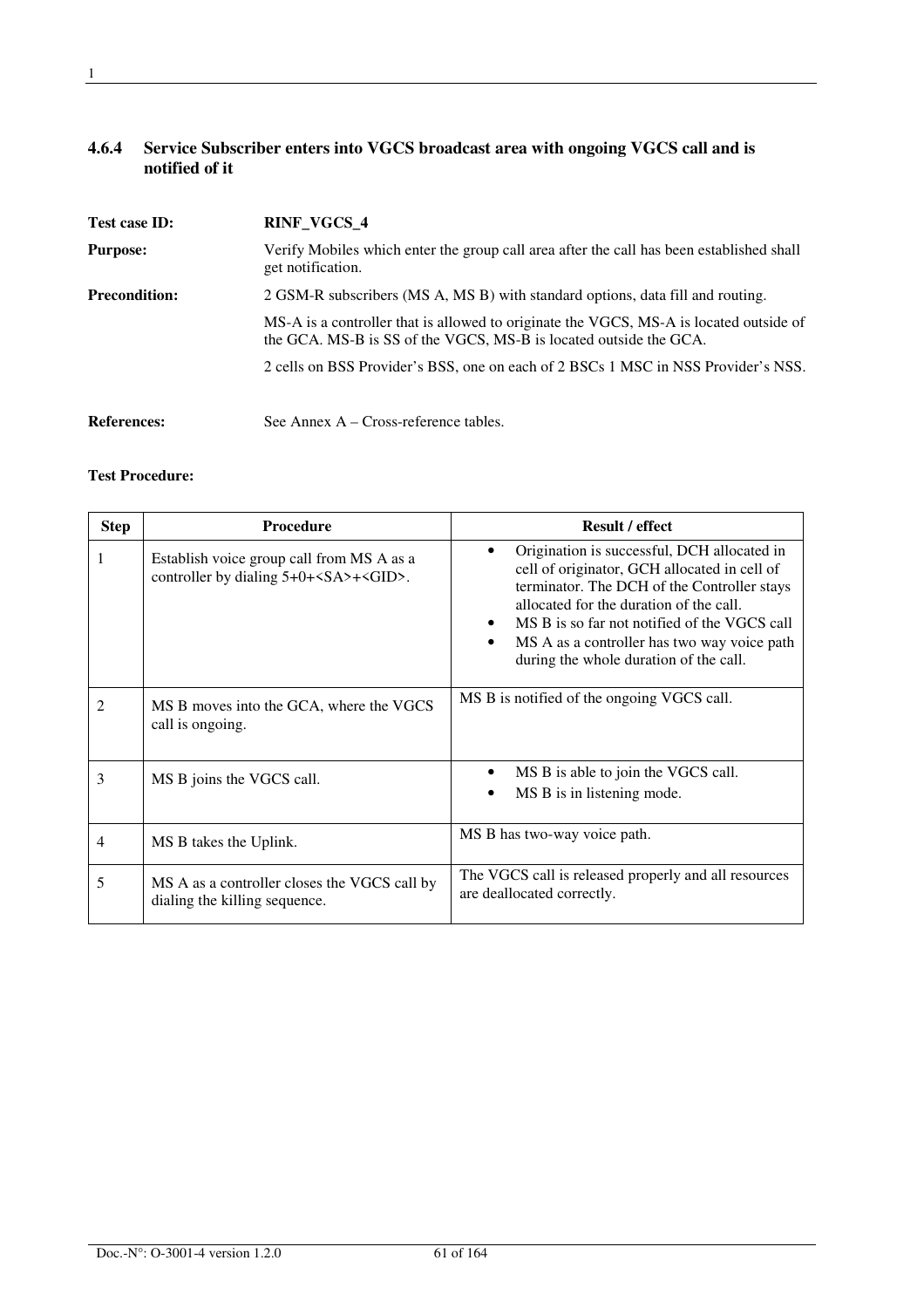### 4.6.4 Service Subscriber enters into VGCS broadcast area with ongoing VGCS call and is notified of it

**Test case ID:** **RINF_VGCS_4**

**Purpose:** Verify Mobiles which enter the group call area after the call has been established shall get notification.

**Precondition:** 2 GSM-R subscribers (MS A, MS B) with standard options, data fill and routing.

MS-A is a controller that is allowed to originate the VGCS, MS-A is located outside of the GCA. MS-B is SS of the VGCS, MS-B is located outside the GCA.

2 cells on BSS Provider's BSS, one on each of 2 BSCs 1 MSC in NSS Provider's NSS.

**References:** See Annex A – Cross-reference tables.

**Test Procedure:**

| Step | Procedure | Result / effect |
|---|---|---|
| 1 | Establish voice group call from MS A as a controller by dialing 5+0+<SA>+<GID>. | • Origination is successful, DCH allocated in cell of originator, GCH allocated in cell of terminator. The DCH of the Controller stays allocated for the duration of the call.<br>• MS B is so far not notified of the VGCS call<br>• MS A as a controller has two way voice path during the whole duration of the call. |
| 2 | MS B moves into the GCA, where the VGCS call is ongoing. | MS B is notified of the ongoing VGCS call. |
| 3 | MS B joins the VGCS call. | • MS B is able to join the VGCS call.<br>• MS B is in listening mode. |
| 4 | MS B takes the Uplink. | MS B has two-way voice path. |
| 5 | MS A as a controller closes the VGCS call by dialing the killing sequence. | The VGCS call is released properly and all resources are deallocated correctly. |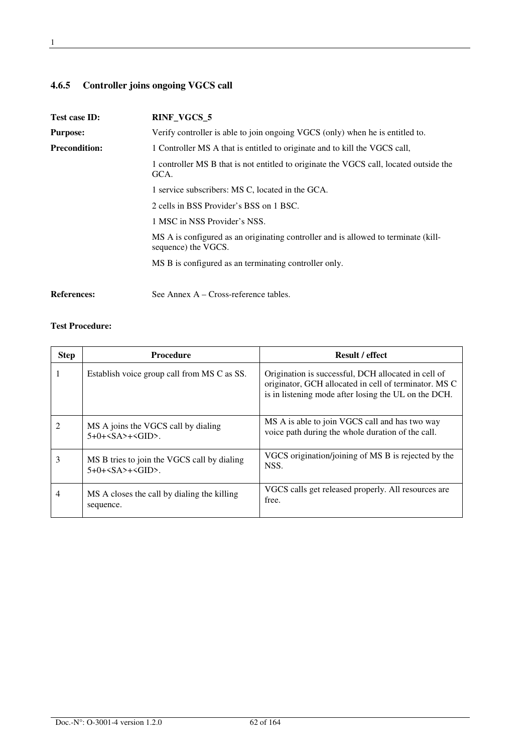### 4.6.5 Controller joins ongoing VGCS call

**Test case ID:** **RINF_VGCS_5**

**Purpose:** Verify controller is able to join ongoing VGCS (only) when he is entitled to.

**Precondition:** 1 Controller MS A that is entitled to originate and to kill the VGCS call,

1 controller MS B that is not entitled to originate the VGCS call, located outside the GCA.

1 service subscribers: MS C, located in the GCA.

2 cells in BSS Provider's BSS on 1 BSC.

1 MSC in NSS Provider's NSS.

MS A is configured as an originating controller and is allowed to terminate (kill-sequence) the VGCS.

MS B is configured as an terminating controller only.

**References:** See Annex A – Cross-reference tables.

**Test Procedure:**

| Step | Procedure | Result / effect |
|---|---|---|
| 1 | Establish voice group call from MS C as SS. | Origination is successful, DCH allocated in cell of originator, GCH allocated in cell of terminator. MS C is in listening mode after losing the UL on the DCH. |
| 2 | MS A joins the VGCS call by dialing 5+0+<SA>+<GID>. | MS A is able to join VGCS call and has two way voice path during the whole duration of the call. |
| 3 | MS B tries to join the VGCS call by dialing 5+0+<SA>+<GID>. | VGCS origination/joining of MS B is rejected by the NSS. |
| 4 | MS A closes the call by dialing the killing sequence. | VGCS calls get released properly. All resources are free. |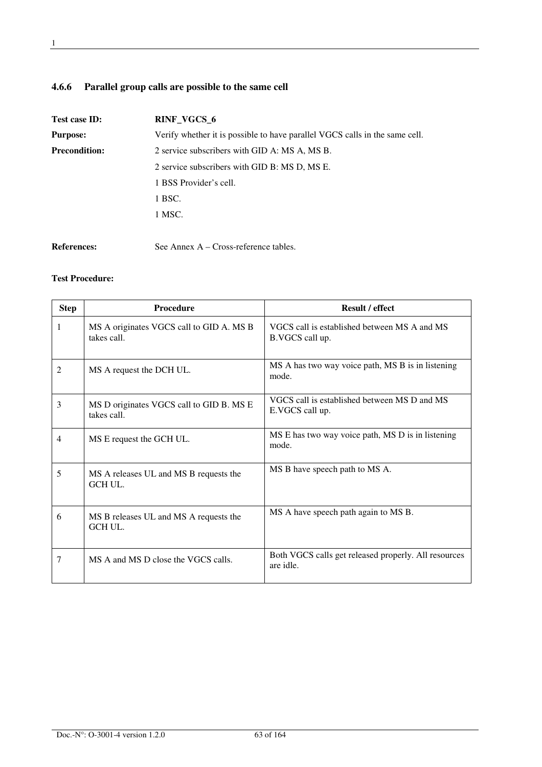### 4.6.6 Parallel group calls are possible to the same cell

**Test case ID:** **RINF_VGCS_6**

**Purpose:** Verify whether it is possible to have parallel VGCS calls in the same cell.

**Precondition:** 2 service subscribers with GID A: MS A, MS B.

2 service subscribers with GID B: MS D, MS E.

1 BSS Provider's cell.

1 BSC.

1 MSC.

**References:** See Annex A – Cross-reference tables.

**Test Procedure:**

| Step | Procedure | Result / effect |
|---|---|---|
| 1 | MS A originates VGCS call to GID A. MS B takes call. | VGCS call is established between MS A and MS B.VGCS call up. |
| 2 | MS A request the DCH UL. | MS A has two way voice path, MS B is in listening mode. |
| 3 | MS D originates VGCS call to GID B. MS E takes call. | VGCS call is established between MS D and MS E.VGCS call up. |
| 4 | MS E request the GCH UL. | MS E has two way voice path, MS D is in listening mode. |
| 5 | MS A releases UL and MS B requests the GCH UL. | MS B have speech path to MS A. |
| 6 | MS B releases UL and MS A requests the GCH UL. | MS A have speech path again to MS B. |
| 7 | MS A and MS D close the VGCS calls. | Both VGCS calls get released properly. All resources are idle. |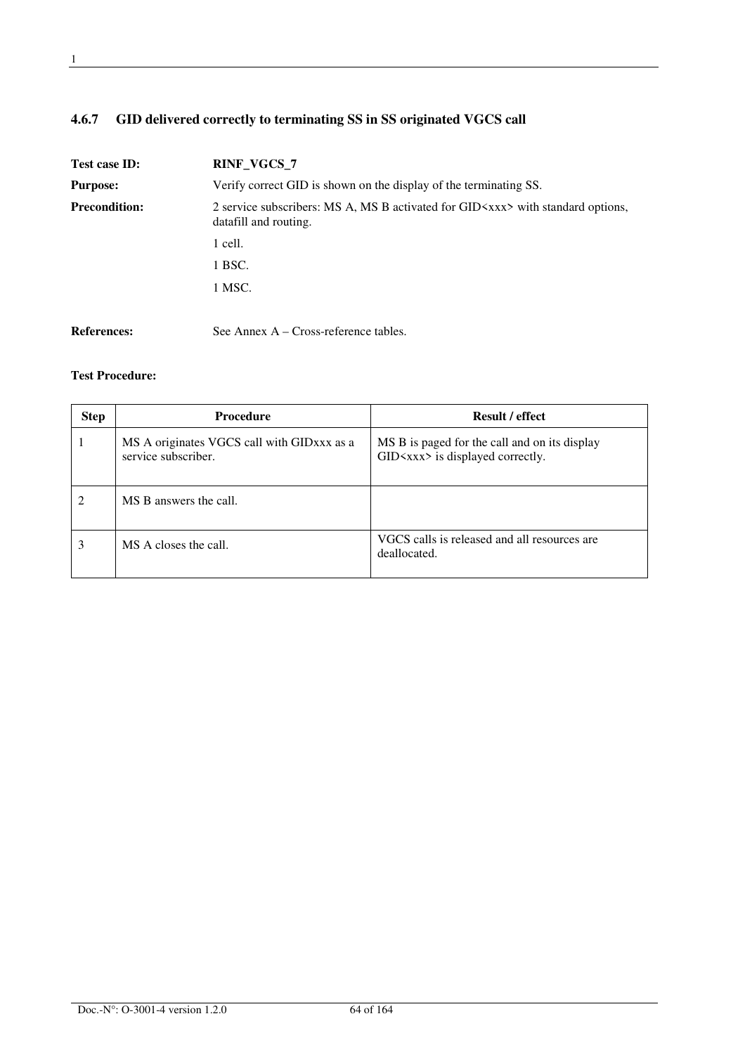### 4.6.7 GID delivered correctly to terminating SS in SS originated VGCS call

**Test case ID:** **RINF_VGCS_7**

**Purpose:** Verify correct GID is shown on the display of the terminating SS.

**Precondition:** 2 service subscribers: MS A, MS B activated for GID<xxx> with standard options, datafill and routing.

1 cell.

1 BSC.

1 MSC.

**References:** See Annex A – Cross-reference tables.

**Test Procedure:**

| Step | Procedure | Result / effect |
|---|---|---|
| 1 | MS A originates VGCS call with GIDxxx as a service subscriber. | MS B is paged for the call and on its display GID<xxx> is displayed correctly. |
| 2 | MS B answers the call. | |
| 3 | MS A closes the call. | VGCS calls is released and all resources are deallocated. |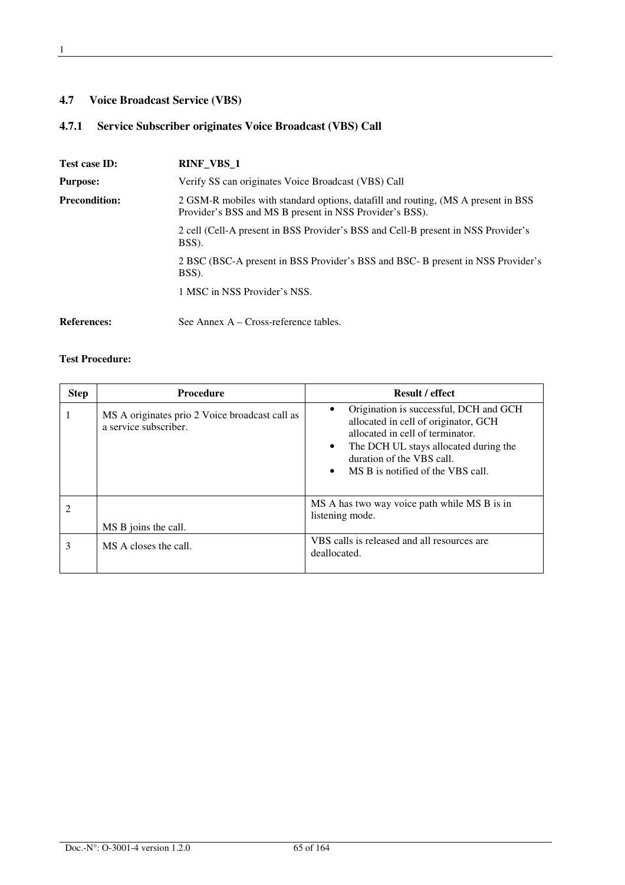## 4.7 Voice Broadcast Service (VBS)

### 4.7.1 Service Subscriber originates Voice Broadcast (VBS) Call

**Test case ID:** **RINF_VBS_1**

**Purpose:** Verify SS can originates Voice Broadcast (VBS) Call

**Precondition:** 2 GSM-R mobiles with standard options, datafill and routing, (MS A present in BSS Provider's BSS and MS B present in NSS Provider's BSS).

2 cell (Cell-A present in BSS Provider's BSS and Cell-B present in NSS Provider's BSS).

2 BSC (BSC-A present in BSS Provider's BSS and BSC- B present in NSS Provider's BSS).

1 MSC in NSS Provider's NSS.

**References:** See Annex A – Cross-reference tables.

**Test Procedure:**

| Step | Procedure | Result / effect |
|---|---|---|
| 1 | MS A originates prio 2 Voice broadcast call as a service subscriber. | • Origination is successful, DCH and GCH allocated in cell of originator, GCH allocated in cell of terminator.<br>• The DCH UL stays allocated during the duration of the VBS call.<br>• MS B is notified of the VBS call. |
| 2 | MS B joins the call. | MS A has two way voice path while MS B is in listening mode. |
| 3 | MS A closes the call. | VBS calls is released and all resources are deallocated. |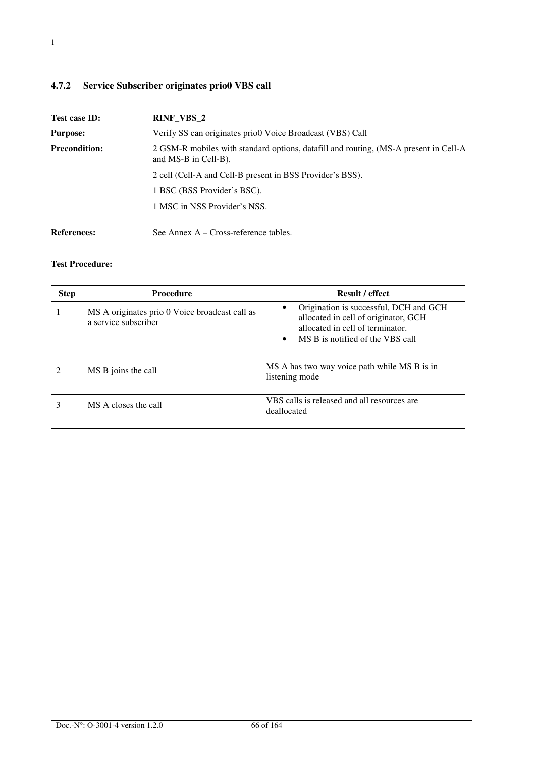### 4.7.2 Service Subscriber originates prio0 VBS call

**Test case ID:** **RINF_VBS_2**

**Purpose:** Verify SS can originates prio0 Voice Broadcast (VBS) Call

**Precondition:** 2 GSM-R mobiles with standard options, datafill and routing, (MS-A present in Cell-A and MS-B in Cell-B).

2 cell (Cell-A and Cell-B present in BSS Provider's BSS).

1 BSC (BSS Provider's BSC).

1 MSC in NSS Provider's NSS.

**References:** See Annex A – Cross-reference tables.

**Test Procedure:**

| Step | Procedure | Result / effect |
|---|---|---|
| 1 | MS A originates prio 0 Voice broadcast call as a service subscriber | • Origination is successful, DCH and GCH allocated in cell of originator, GCH allocated in cell of terminator.<br>• MS B is notified of the VBS call |
| 2 | MS B joins the call | MS A has two way voice path while MS B is in listening mode |
| 3 | MS A closes the call | VBS calls is released and all resources are deallocated |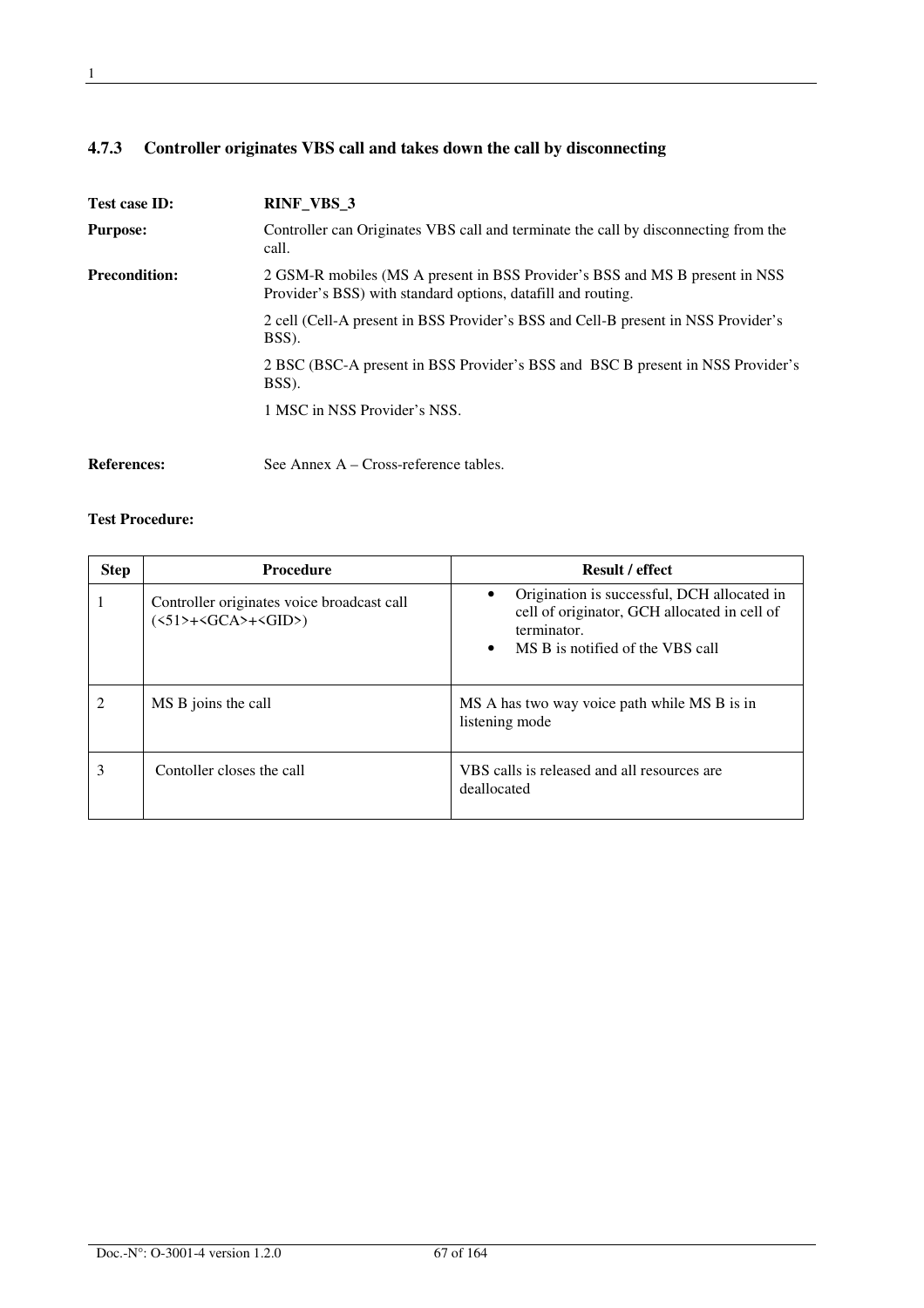### 4.7.3 Controller originates VBS call and takes down the call by disconnecting

**Test case ID:** **RINF_VBS_3**

**Purpose:** Controller can Originates VBS call and terminate the call by disconnecting from the call.

**Precondition:** 2 GSM-R mobiles (MS A present in BSS Provider's BSS and MS B present in NSS Provider's BSS) with standard options, datafill and routing.

2 cell (Cell-A present in BSS Provider's BSS and Cell-B present in NSS Provider's BSS).

2 BSC (BSC-A present in BSS Provider's BSS and BSC B present in NSS Provider's BSS).

1 MSC in NSS Provider's NSS.

**References:** See Annex A – Cross-reference tables.

**Test Procedure:**

| Step | Procedure | Result / effect |
|---|---|---|
| 1 | Controller originates voice broadcast call (<51>+<GCA>+<GID>) | • Origination is successful, DCH allocated in cell of originator, GCH allocated in cell of terminator.<br>• MS B is notified of the VBS call |
| 2 | MS B joins the call | MS A has two way voice path while MS B is in listening mode |
| 3 | Contoller closes the call | VBS calls is released and all resources are deallocated |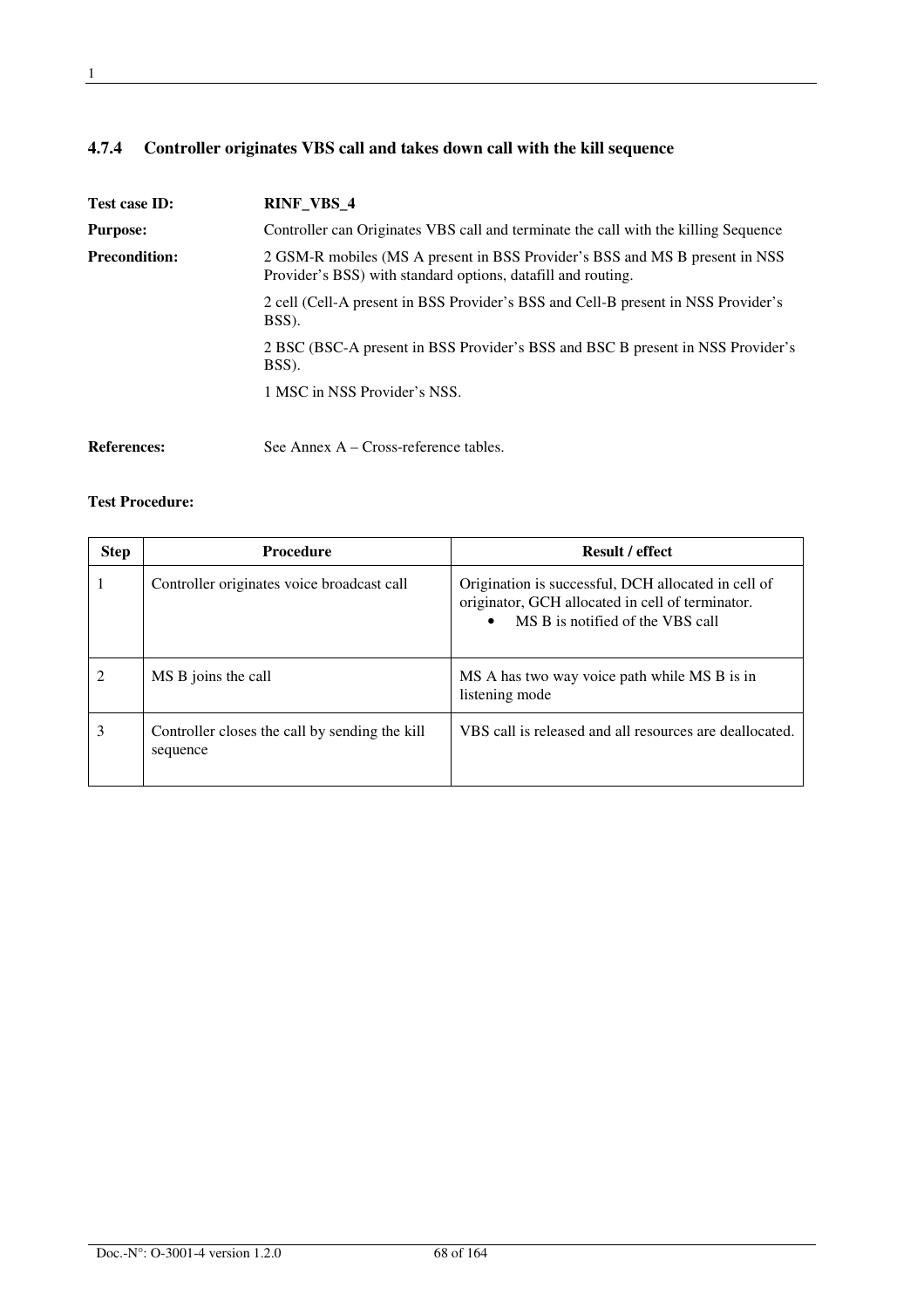### 4.7.4 Controller originates VBS call and takes down call with the kill sequence

**Test case ID:** **RINF_VBS_4**

**Purpose:** Controller can Originates VBS call and terminate the call with the killing Sequence

**Precondition:** 2 GSM-R mobiles (MS A present in BSS Provider's BSS and MS B present in NSS Provider's BSS) with standard options, datafill and routing.

2 cell (Cell-A present in BSS Provider's BSS and Cell-B present in NSS Provider's BSS).

2 BSC (BSC-A present in BSS Provider's BSS and BSC B present in NSS Provider's BSS).

1 MSC in NSS Provider's NSS.

**References:** See Annex A – Cross-reference tables.

**Test Procedure:**

| Step | Procedure | Result / effect |
|---|---|---|
| 1 | Controller originates voice broadcast call | Origination is successful, DCH allocated in cell of originator, GCH allocated in cell of terminator.<br>• MS B is notified of the VBS call |
| 2 | MS B joins the call | MS A has two way voice path while MS B is in listening mode |
| 3 | Controller closes the call by sending the kill sequence | VBS call is released and all resources are deallocated. |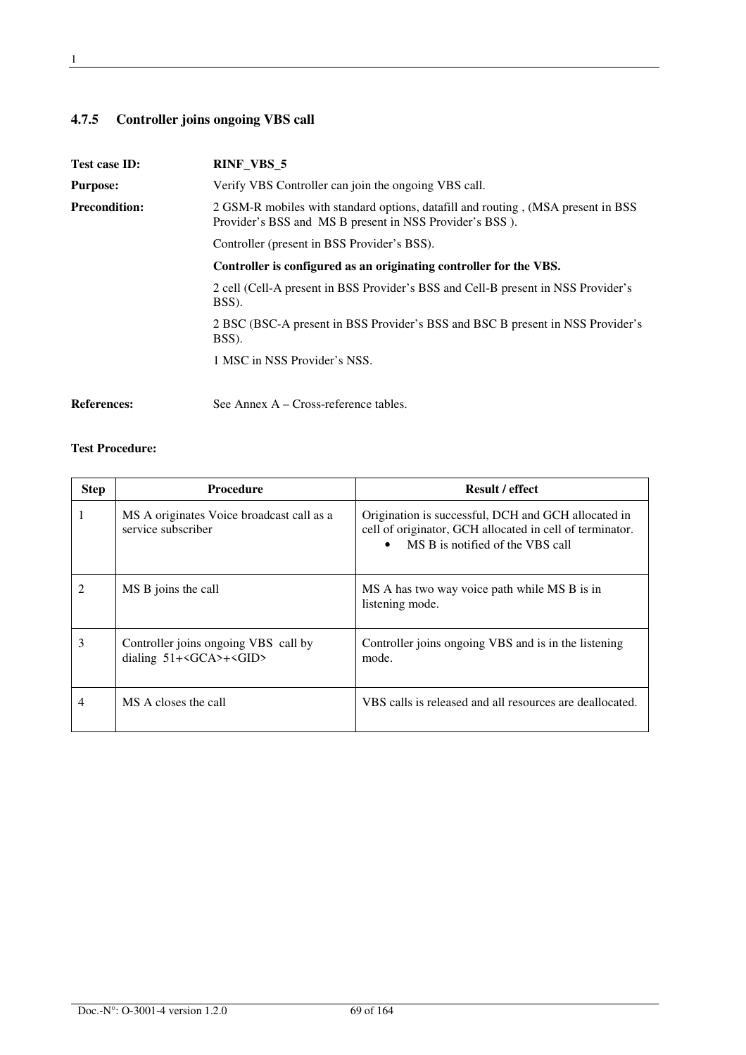### 4.7.5 Controller joins ongoing VBS call

**Test case ID:** **RINF_VBS_5**

**Purpose:** Verify VBS Controller can join the ongoing VBS call.

**Precondition:** 2 GSM-R mobiles with standard options, datafill and routing , (MSA present in BSS Provider's BSS and MS B present in NSS Provider's BSS ).

Controller (present in BSS Provider's BSS).

**Controller is configured as an originating controller for the VBS.**

2 cell (Cell-A present in BSS Provider's BSS and Cell-B present in NSS Provider's BSS).

2 BSC (BSC-A present in BSS Provider's BSS and BSC B present in NSS Provider's BSS).

1 MSC in NSS Provider's NSS.

**References:** See Annex A – Cross-reference tables.

**Test Procedure:**

| Step | Procedure | Result / effect |
|---|---|---|
| 1 | MS A originates Voice broadcast call as a service subscriber | Origination is successful, DCH and GCH allocated in cell of originator, GCH allocated in cell of terminator.<br>• MS B is notified of the VBS call |
| 2 | MS B joins the call | MS A has two way voice path while MS B is in listening mode. |
| 3 | Controller joins ongoing VBS call by dialing 51+<GCA>+<GID> | Controller joins ongoing VBS and is in the listening mode. |
| 4 | MS A closes the call | VBS calls is released and all resources are deallocated. |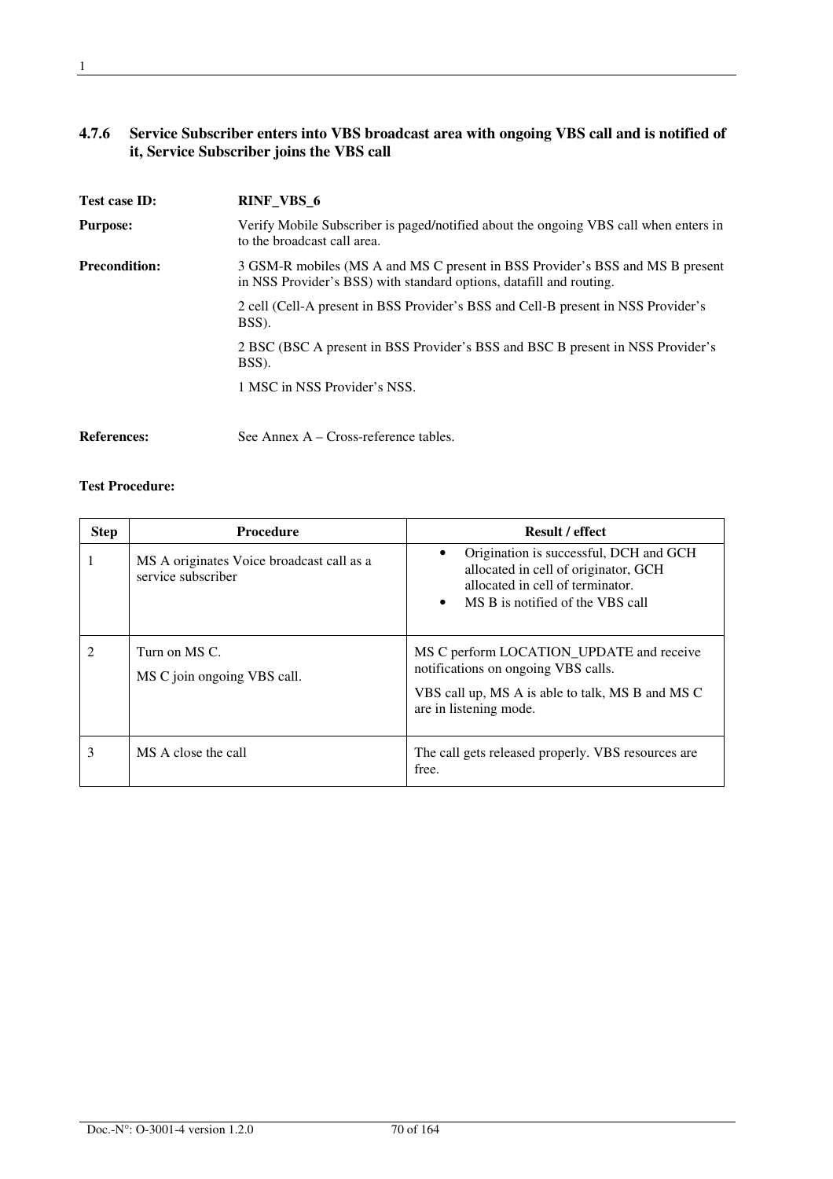### 4.7.6 Service Subscriber enters into VBS broadcast area with ongoing VBS call and is notified of it, Service Subscriber joins the VBS call

**Test case ID:** **RINF_VBS_6**

**Purpose:** Verify Mobile Subscriber is paged/notified about the ongoing VBS call when enters in to the broadcast call area.

**Precondition:** 3 GSM-R mobiles (MS A and MS C present in BSS Provider's BSS and MS B present in NSS Provider's BSS) with standard options, datafill and routing.

2 cell (Cell-A present in BSS Provider's BSS and Cell-B present in NSS Provider's BSS).

2 BSC (BSC A present in BSS Provider's BSS and BSC B present in NSS Provider's BSS).

1 MSC in NSS Provider's NSS.

**References:** See Annex A – Cross-reference tables.

**Test Procedure:**

| Step | Procedure | Result / effect |
|---|---|---|
| 1 | MS A originates Voice broadcast call as a service subscriber | • Origination is successful, DCH and GCH allocated in cell of originator, GCH allocated in cell of terminator.<br>• MS B is notified of the VBS call |
| 2 | Turn on MS C.<br>MS C join ongoing VBS call. | MS C perform LOCATION_UPDATE and receive notifications on ongoing VBS calls.<br>VBS call up, MS A is able to talk, MS B and MS C are in listening mode. |
| 3 | MS A close the call | The call gets released properly. VBS resources are free. |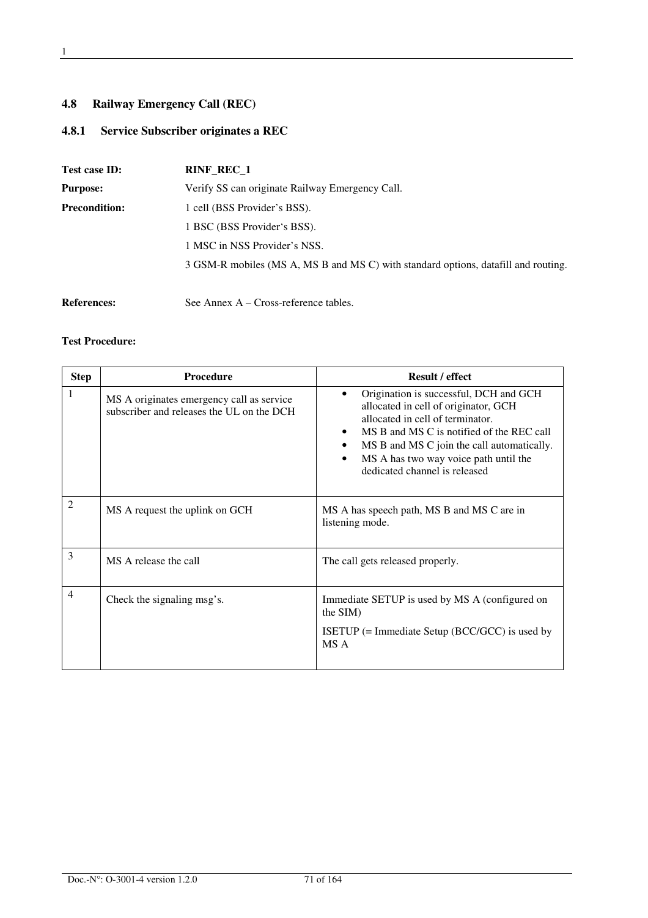## 4.8 Railway Emergency Call (REC)

### 4.8.1 Service Subscriber originates a REC

**Test case ID:** **RINF_REC_1**

**Purpose:** Verify SS can originate Railway Emergency Call.

**Precondition:** 1 cell (BSS Provider's BSS).

1 BSC (BSS Provider's BSS).

1 MSC in NSS Provider's NSS.

3 GSM-R mobiles (MS A, MS B and MS C) with standard options, datafill and routing.

**References:** See Annex A – Cross-reference tables.

**Test Procedure:**

| Step | Procedure | Result / effect |
|---|---|---|
| 1 | MS A originates emergency call as service subscriber and releases the UL on the DCH | • Origination is successful, DCH and GCH allocated in cell of originator, GCH allocated in cell of terminator.<br>• MS B and MS C is notified of the REC call<br>• MS B and MS C join the call automatically.<br>• MS A has two way voice path until the dedicated channel is released |
| 2 | MS A request the uplink on GCH | MS A has speech path, MS B and MS C are in listening mode. |
| 3 | MS A release the call | The call gets released properly. |
| 4 | Check the signaling msg's. | Immediate SETUP is used by MS A (configured on the SIM)<br><br>ISETUP (= Immediate Setup (BCC/GCC) is used by MS A |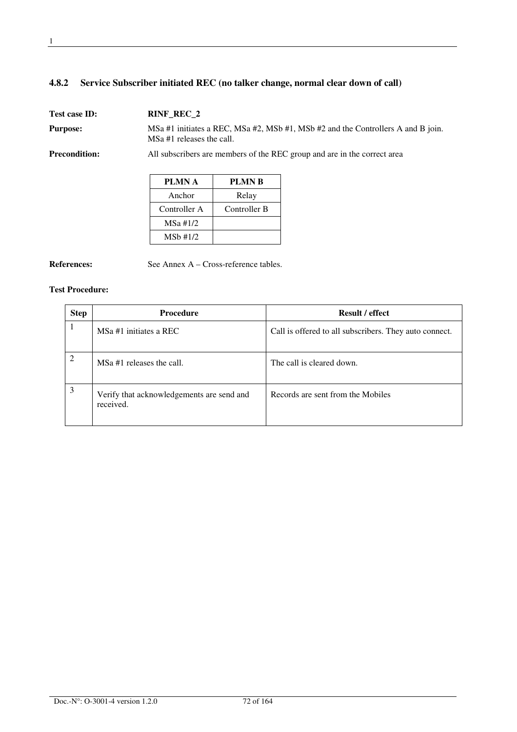### 4.8.2 Service Subscriber initiated REC (no talker change, normal clear down of call)

**Test case ID:** **RINF_REC_2**

**Purpose:** MSa #1 initiates a REC, MSa #2, MSb #1, MSb #2 and the Controllers A and B join. MSa #1 releases the call.

**Precondition:** All subscribers are members of the REC group and are in the correct area

| PLMN A | PLMN B |
|---|---|
| Anchor | Relay |
| Controller A | Controller B |
| MSa #1/2 | |
| MSb #1/2 | |

**References:** See Annex A – Cross-reference tables.

**Test Procedure:**

| Step | Procedure | Result / effect |
|---|---|---|
| 1 | MSa #1 initiates a REC | Call is offered to all subscribers. They auto connect. |
| 2 | MSa #1 releases the call. | The call is cleared down. |
| 3 | Verify that acknowledgements are send and received. | Records are sent from the Mobiles |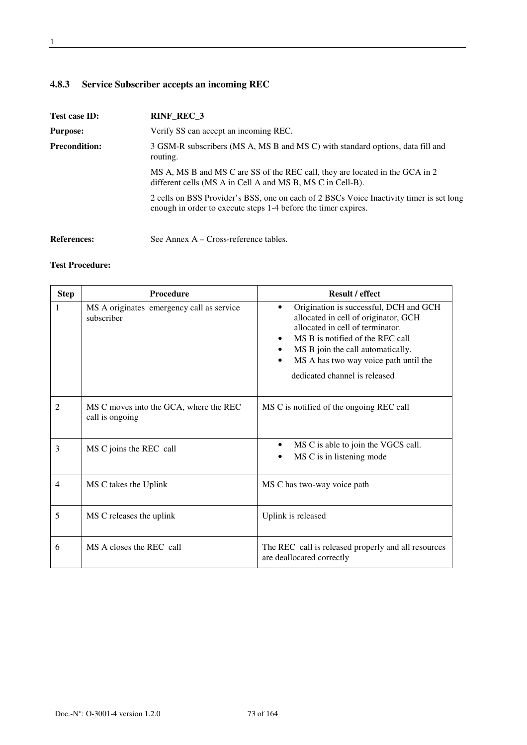### 4.8.3 Service Subscriber accepts an incoming REC

**Test case ID:** **RINF_REC_3**

**Purpose:** Verify SS can accept an incoming REC.

**Precondition:** 3 GSM-R subscribers (MS A, MS B and MS C) with standard options, data fill and routing.

MS A, MS B and MS C are SS of the REC call, they are located in the GCA in 2 different cells (MS A in Cell A and MS B, MS C in Cell-B).

2 cells on BSS Provider's BSS, one on each of 2 BSCs Voice Inactivity timer is set long enough in order to execute steps 1-4 before the timer expires.

**References:** See Annex A – Cross-reference tables.

**Test Procedure:**

| Step | Procedure | Result / effect |
|---|---|---|
| 1 | MS A originates emergency call as service subscriber | • Origination is successful, DCH and GCH allocated in cell of originator, GCH allocated in cell of terminator.<br>• MS B is notified of the REC call<br>• MS B join the call automatically.<br>• MS A has two way voice path until the dedicated channel is released |
| 2 | MS C moves into the GCA, where the REC call is ongoing | MS C is notified of the ongoing REC call |
| 3 | MS C joins the REC call | • MS C is able to join the VGCS call.<br>• MS C is in listening mode |
| 4 | MS C takes the Uplink | MS C has two-way voice path |
| 5 | MS C releases the uplink | Uplink is released |
| 6 | MS A closes the REC call | The REC call is released properly and all resources are deallocated correctly |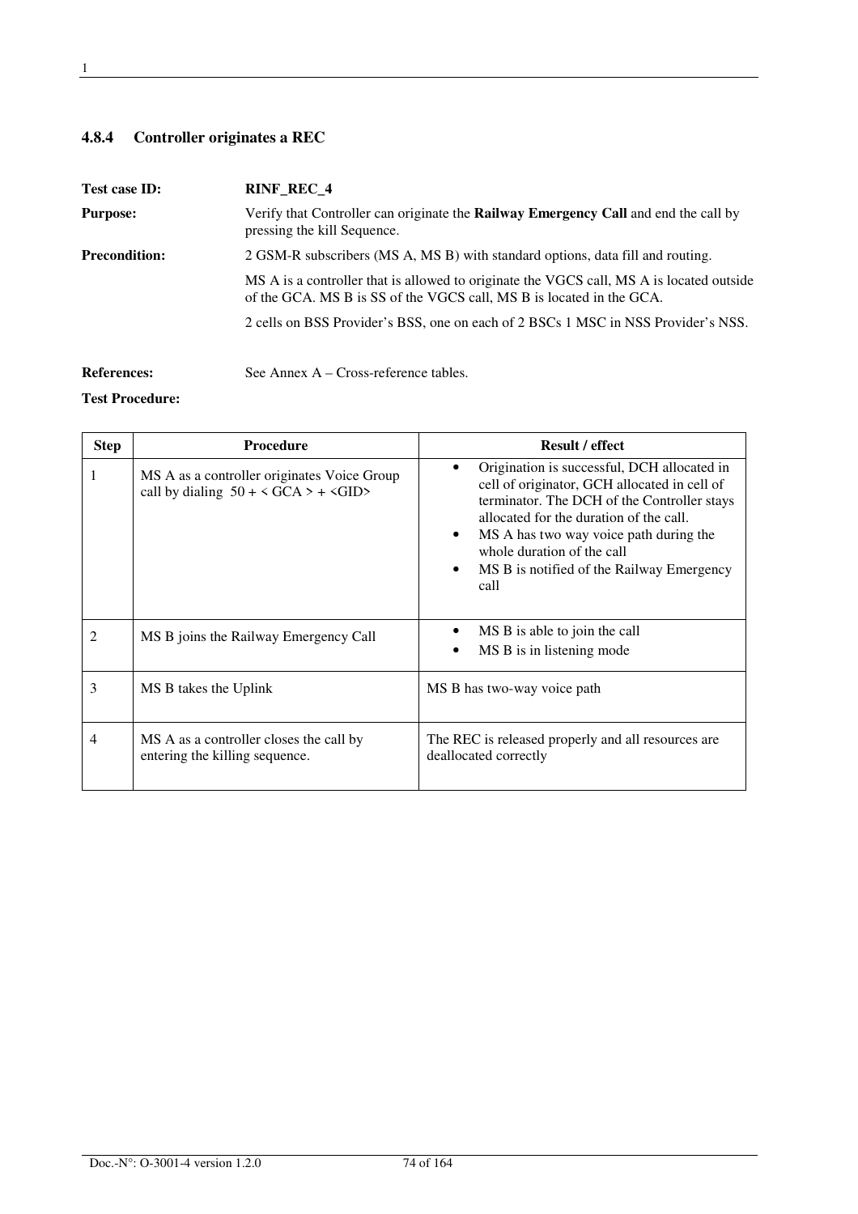### 4.8.4 Controller originates a REC

**Test case ID:** **RINF_REC_4**

**Purpose:** Verify that Controller can originate the **Railway Emergency Call** and end the call by pressing the kill Sequence.

**Precondition:** 2 GSM-R subscribers (MS A, MS B) with standard options, data fill and routing.

MS A is a controller that is allowed to originate the VGCS call, MS A is located outside of the GCA. MS B is SS of the VGCS call, MS B is located in the GCA.

2 cells on BSS Provider's BSS, one on each of 2 BSCs 1 MSC in NSS Provider's NSS.

**References:** See Annex A – Cross-reference tables.

**Test Procedure:**

| Step | Procedure | Result / effect |
|---|---|---|
| 1 | MS A as a controller originates Voice Group call by dialing 50 + < GCA > + <GID> | • Origination is successful, DCH allocated in cell of originator, GCH allocated in cell of terminator. The DCH of the Controller stays allocated for the duration of the call.<br>• MS A has two way voice path during the whole duration of the call<br>• MS B is notified of the Railway Emergency call |
| 2 | MS B joins the Railway Emergency Call | • MS B is able to join the call<br>• MS B is in listening mode |
| 3 | MS B takes the Uplink | MS B has two-way voice path |
| 4 | MS A as a controller closes the call by entering the killing sequence. | The REC is released properly and all resources are deallocated correctly |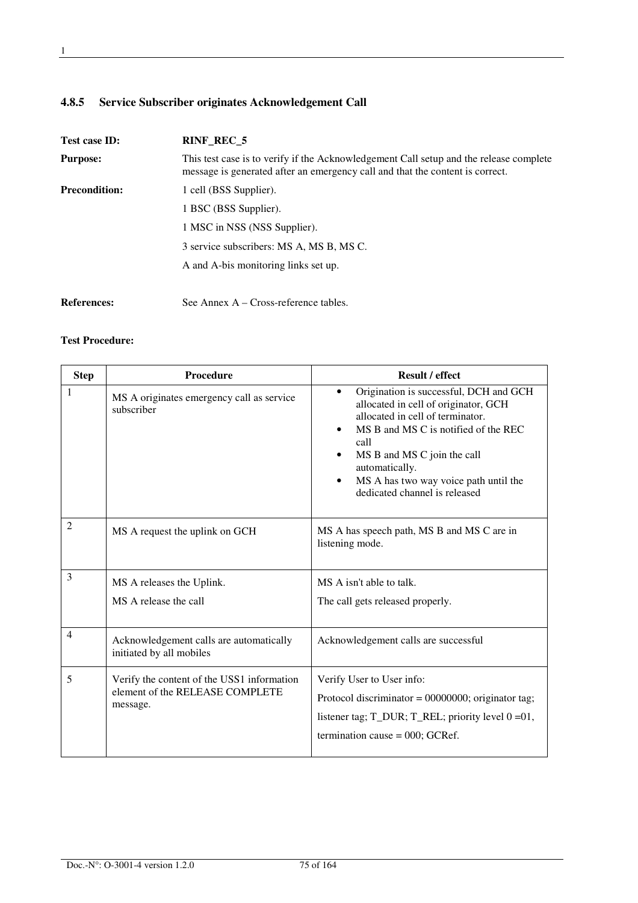### 4.8.5 Service Subscriber originates Acknowledgement Call

**Test case ID:** **RINF_REC_5**

**Purpose:** This test case is to verify if the Acknowledgement Call setup and the release complete message is generated after an emergency call and that the content is correct.

**Precondition:**
1 cell (BSS Supplier).
1 BSC (BSS Supplier).
1 MSC in NSS (NSS Supplier).
3 service subscribers: MS A, MS B, MS C.
A and A-bis monitoring links set up.

**References:** See Annex A – Cross-reference tables.

**Test Procedure:**

| Step | Procedure | Result / effect |
|---|---|---|
| 1 | MS A originates emergency call as service subscriber | • Origination is successful, DCH and GCH allocated in cell of originator, GCH allocated in cell of terminator.<br>• MS B and MS C is notified of the REC call<br>• MS B and MS C join the call automatically.<br>• MS A has two way voice path until the dedicated channel is released |
| 2 | MS A request the uplink on GCH | MS A has speech path, MS B and MS C are in listening mode. |
| 3 | MS A releases the Uplink.<br>MS A release the call | MS A isn't able to talk.<br>The call gets released properly. |
| 4 | Acknowledgement calls are automatically initiated by all mobiles | Acknowledgement calls are successful |
| 5 | Verify the content of the USS1 information element of the RELEASE COMPLETE message. | Verify User to User info:<br>Protocol discriminator = 00000000; originator tag;<br>listener tag; T_DUR; T_REL; priority level 0 =01,<br>termination cause = 000; GCRef. |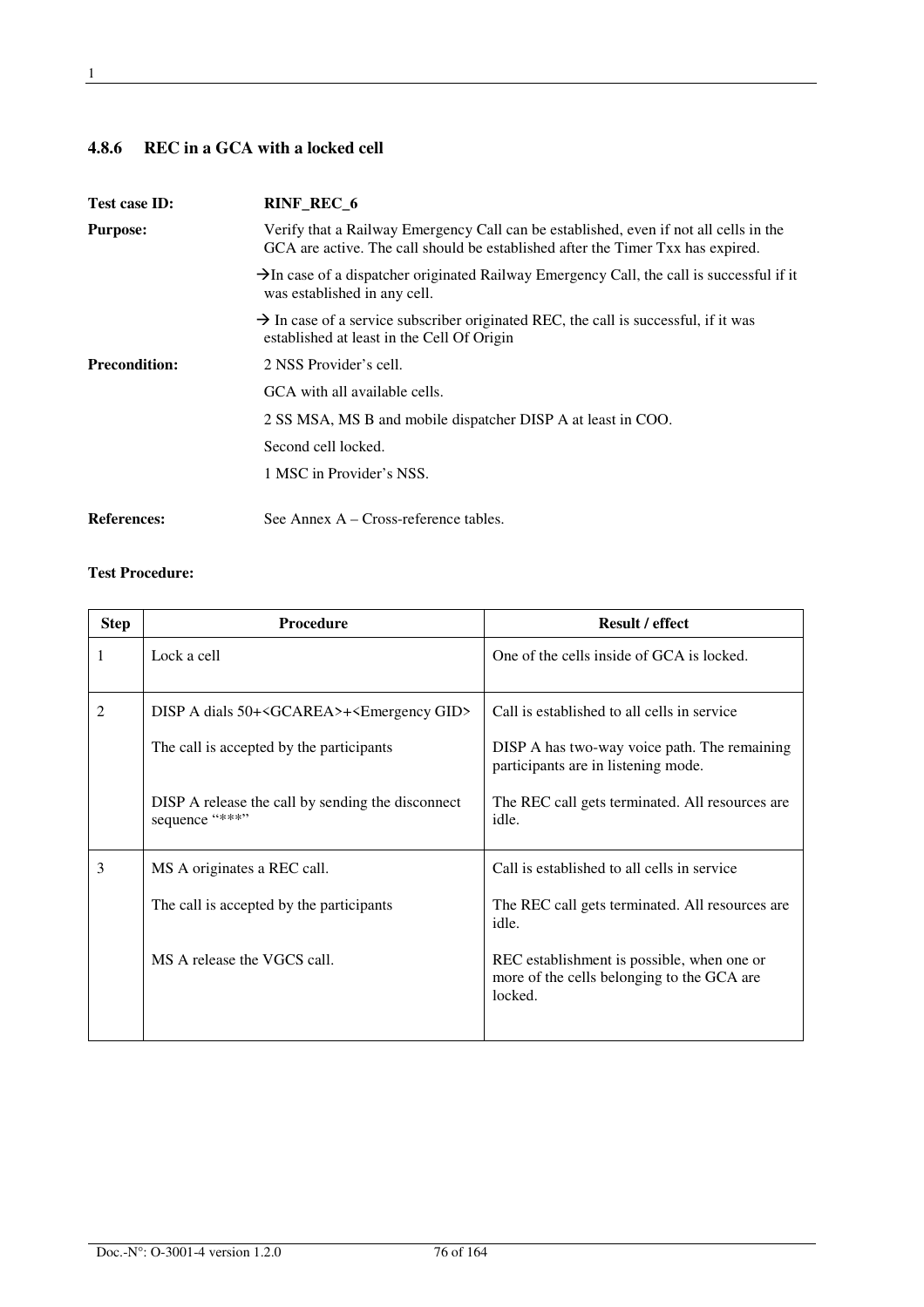### 4.8.6 REC in a GCA with a locked cell

**Test case ID:** **RINF_REC_6**

**Purpose:** Verify that a Railway Emergency Call can be established, even if not all cells in the GCA are active. The call should be established after the Timer Txx has expired.

→In case of a dispatcher originated Railway Emergency Call, the call is successful if it was established in any cell.

→ In case of a service subscriber originated REC, the call is successful, if it was established at least in the Cell Of Origin

**Precondition:** 2 NSS Provider's cell.

GCA with all available cells.

2 SS MSA, MS B and mobile dispatcher DISP A at least in COO.

Second cell locked.

1 MSC in Provider's NSS.

**References:** See Annex A – Cross-reference tables.

**Test Procedure:**

| Step | Procedure | Result / effect |
|---|---|---|
| 1 | Lock a cell | One of the cells inside of GCA is locked. |
| 2 | DISP A dials 50+<GCAREA>+<Emergency GID><br><br>The call is accepted by the participants<br><br>DISP A release the call by sending the disconnect sequence "***" | Call is established to all cells in service<br><br>DISP A has two-way voice path. The remaining participants are in listening mode.<br><br>The REC call gets terminated. All resources are idle. |
| 3 | MS A originates a REC call.<br><br>The call is accepted by the participants<br><br>MS A release the VGCS call. | Call is established to all cells in service<br><br>The REC call gets terminated. All resources are idle.<br><br>REC establishment is possible, when one or more of the cells belonging to the GCA are locked. |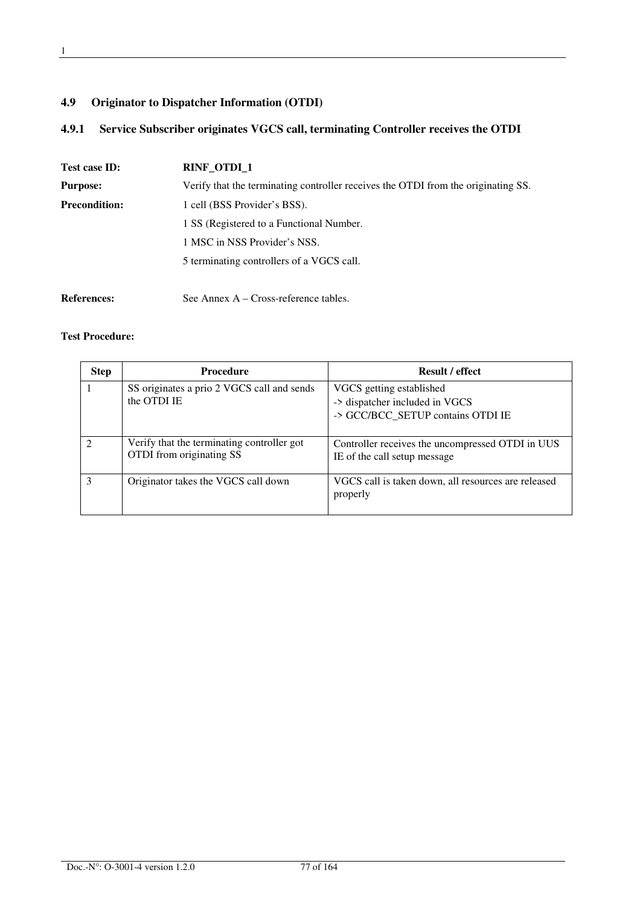## 4.9 Originator to Dispatcher Information (OTDI)

### 4.9.1 Service Subscriber originates VGCS call, terminating Controller receives the OTDI

**Test case ID:** **RINF_OTDI_1**

**Purpose:** Verify that the terminating controller receives the OTDI from the originating SS.

**Precondition:** 1 cell (BSS Provider's BSS).

1 SS (Registered to a Functional Number.

1 MSC in NSS Provider's NSS.

5 terminating controllers of a VGCS call.

**References:** See Annex A – Cross-reference tables.

**Test Procedure:**

| Step | Procedure | Result / effect |
|---|---|---|
| 1 | SS originates a prio 2 VGCS call and sends the OTDI IE | VGCS getting established<br>-> dispatcher included in VGCS<br>-> GCC/BCC_SETUP contains OTDI IE |
| 2 | Verify that the terminating controller got OTDI from originating SS | Controller receives the uncompressed OTDI in UUS IE of the call setup message |
| 3 | Originator takes the VGCS call down | VGCS call is taken down, all resources are released properly |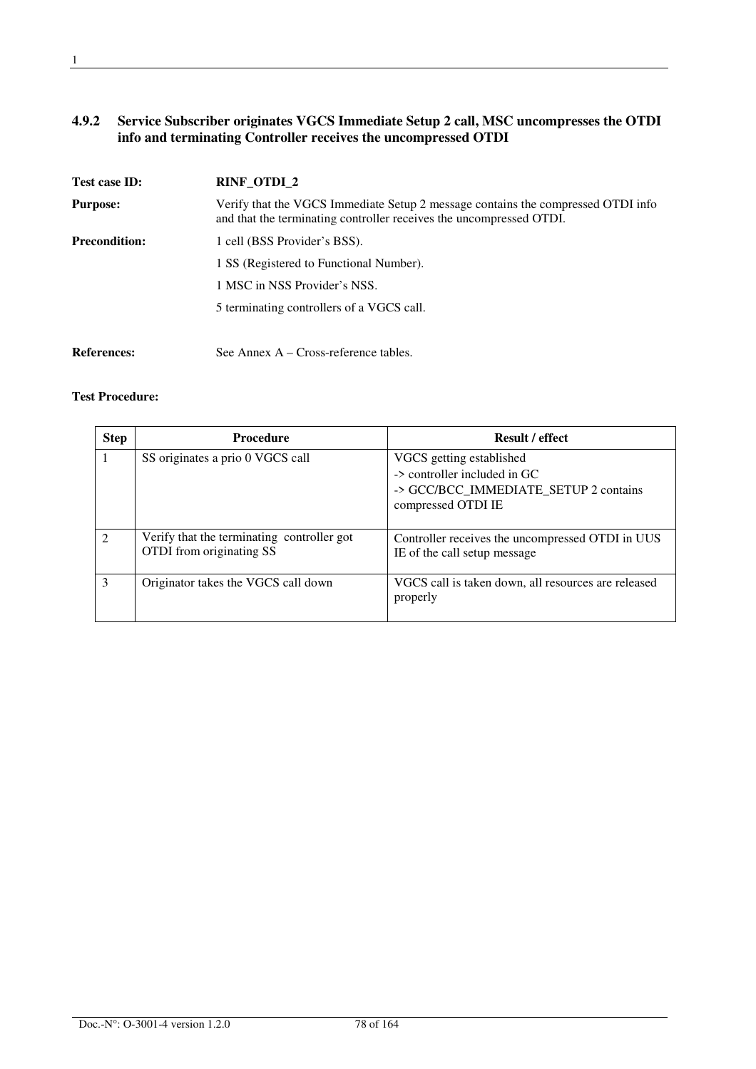### 4.9.2 Service Subscriber originates VGCS Immediate Setup 2 call, MSC uncompresses the OTDI info and terminating Controller receives the uncompressed OTDI

**Test case ID:** **RINF_OTDI_2**

**Purpose:** Verify that the VGCS Immediate Setup 2 message contains the compressed OTDI info and that the terminating controller receives the uncompressed OTDI.

**Precondition:** 1 cell (BSS Provider's BSS).

1 SS (Registered to Functional Number).

1 MSC in NSS Provider's NSS.

5 terminating controllers of a VGCS call.

**References:** See Annex A – Cross-reference tables.

**Test Procedure:**

| Step | Procedure | Result / effect |
|---|---|---|
| 1 | SS originates a prio 0 VGCS call | VGCS getting established<br>-> controller included in GC<br>-> GCC/BCC_IMMEDIATE_SETUP 2 contains compressed OTDI IE |
| 2 | Verify that the terminating controller got OTDI from originating SS | Controller receives the uncompressed OTDI in UUS IE of the call setup message |
| 3 | Originator takes the VGCS call down | VGCS call is taken down, all resources are released properly |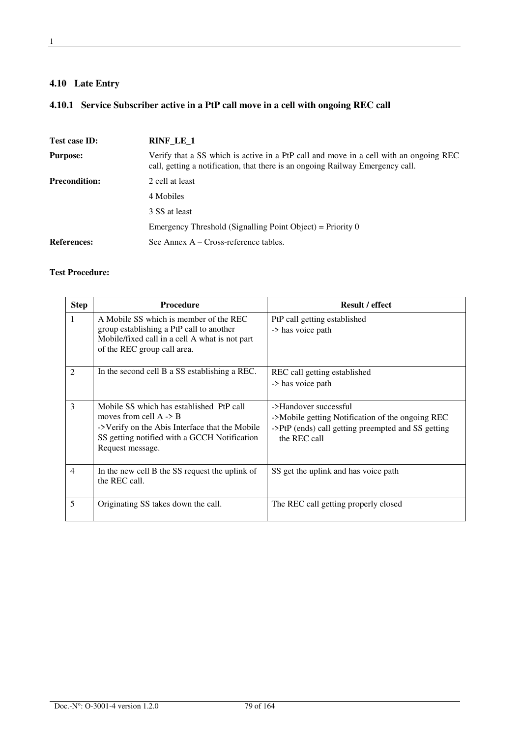## 4.10 Late Entry

### 4.10.1 Service Subscriber active in a PtP call move in a cell with ongoing REC call

**Test case ID:** **RINF_LE_1**

**Purpose:** Verify that a SS which is active in a PtP call and move in a cell with an ongoing REC call, getting a notification, that there is an ongoing Railway Emergency call.

**Precondition:** 2 cell at least

4 Mobiles

3 SS at least

Emergency Threshold (Signalling Point Object) = Priority 0

**References:** See Annex A – Cross-reference tables.

**Test Procedure:**

| Step | Procedure | Result / effect |
|---|---|---|
| 1 | A Mobile SS which is member of the REC group establishing a PtP call to another Mobile/fixed call in a cell A what is not part of the REC group call area. | PtP call getting established<br>-> has voice path |
| 2 | In the second cell B a SS establishing a REC. | REC call getting established<br>-> has voice path |
| 3 | Mobile SS which has established PtP call moves from cell A -> B<br>->Verify on the Abis Interface that the Mobile SS getting notified with a GCCH Notification Request message. | ->Handover successful<br>->Mobile getting Notification of the ongoing REC<br>->PtP (ends) call getting preempted and SS getting the REC call |
| 4 | In the new cell B the SS request the uplink of the REC call. | SS get the uplink and has voice path |
| 5 | Originating SS takes down the call. | The REC call getting properly closed |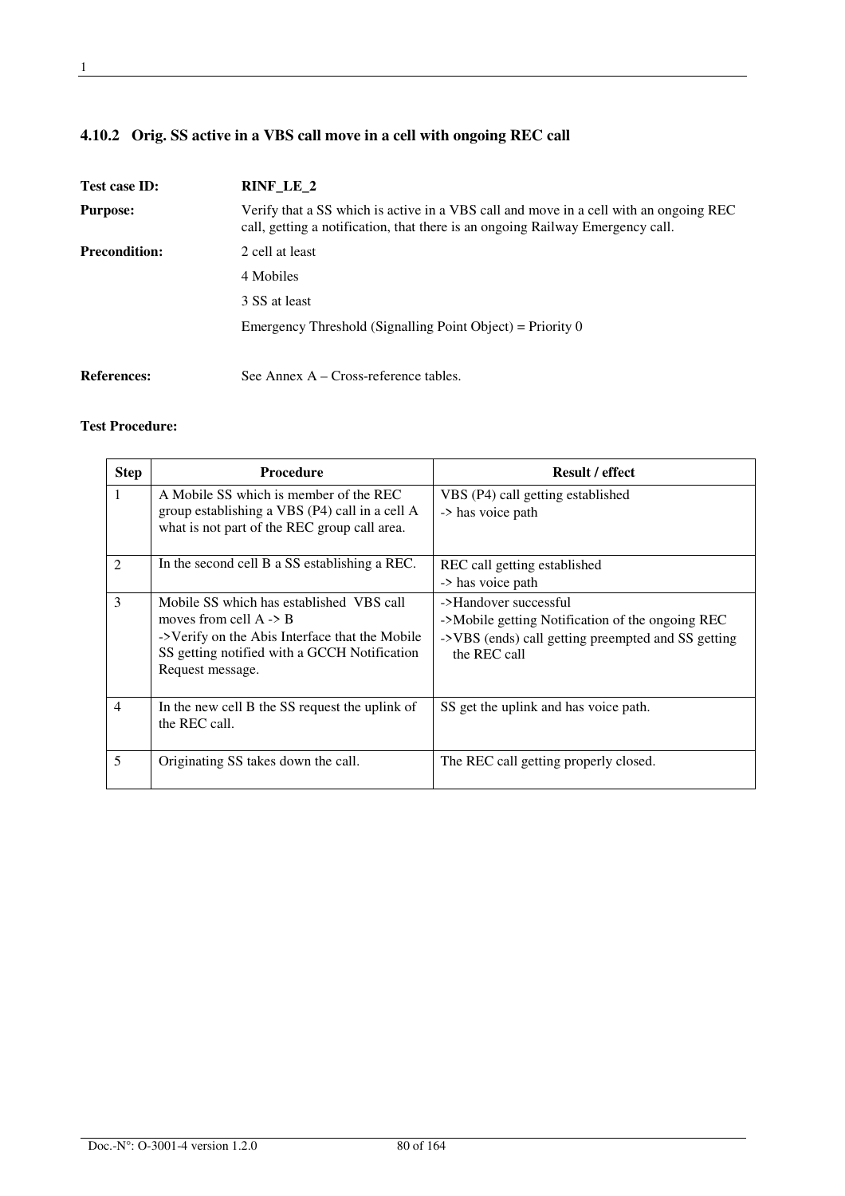### 4.10.2 Orig. SS active in a VBS call move in a cell with ongoing REC call

**Test case ID:** **RINF_LE_2**

**Purpose:** Verify that a SS which is active in a VBS call and move in a cell with an ongoing REC call, getting a notification, that there is an ongoing Railway Emergency call.

**Precondition:** 2 cell at least

4 Mobiles

3 SS at least

Emergency Threshold (Signalling Point Object) = Priority 0

**References:** See Annex A – Cross-reference tables.

**Test Procedure:**

| Step | Procedure | Result / effect |
|---|---|---|
| 1 | A Mobile SS which is member of the REC group establishing a VBS (P4) call in a cell A what is not part of the REC group call area. | VBS (P4) call getting established<br>-> has voice path |
| 2 | In the second cell B a SS establishing a REC. | REC call getting established<br>-> has voice path |
| 3 | Mobile SS which has established VBS call moves from cell A -> B<br>->Verify on the Abis Interface that the Mobile SS getting notified with a GCCH Notification Request message. | ->Handover successful<br>->Mobile getting Notification of the ongoing REC<br>->VBS (ends) call getting preempted and SS getting the REC call |
| 4 | In the new cell B the SS request the uplink of the REC call. | SS get the uplink and has voice path. |
| 5 | Originating SS takes down the call. | The REC call getting properly closed. |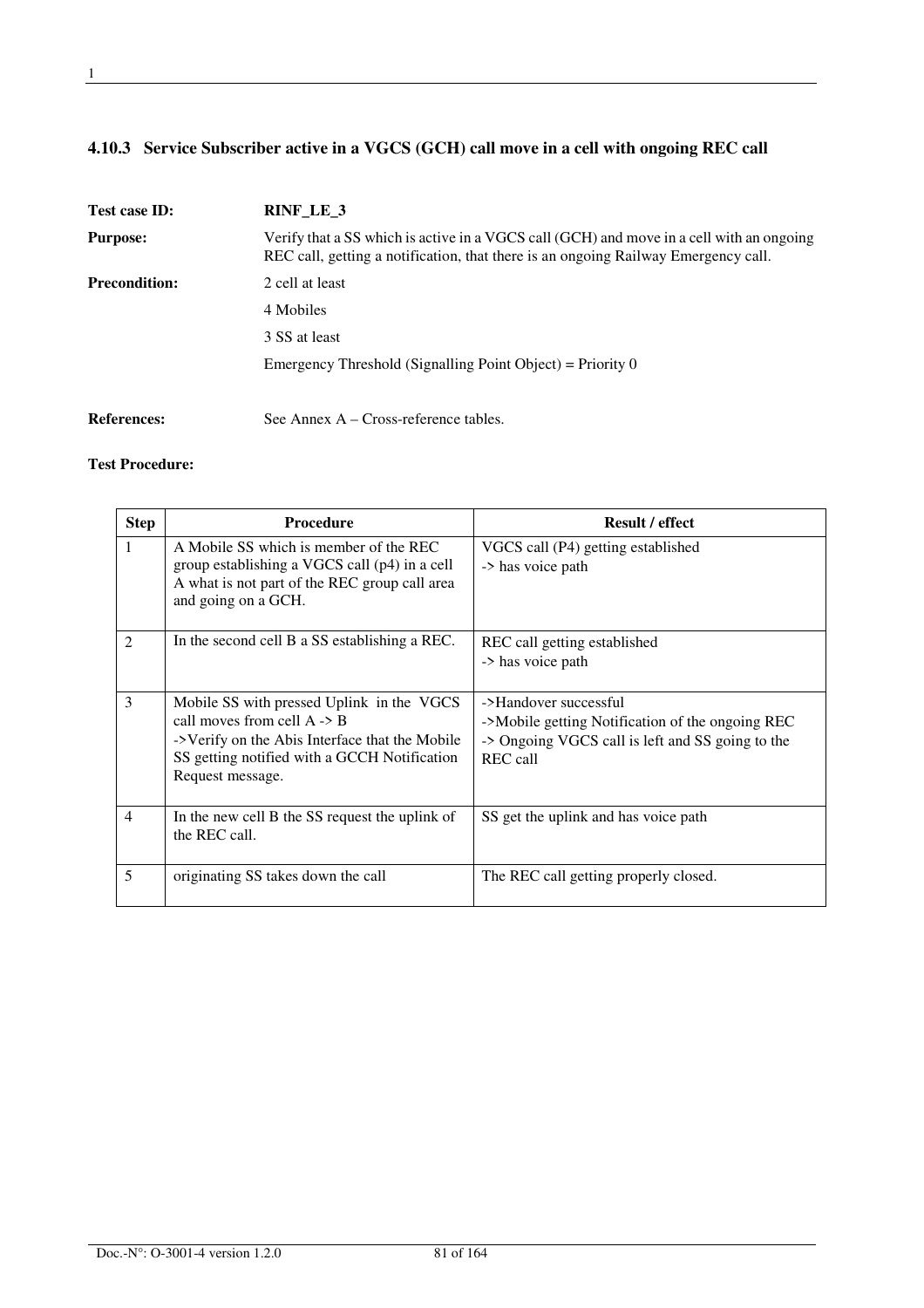### 4.10.3 Service Subscriber active in a VGCS (GCH) call move in a cell with ongoing REC call

**Test case ID:** **RINF_LE_3**

**Purpose:** Verify that a SS which is active in a VGCS call (GCH) and move in a cell with an ongoing REC call, getting a notification, that there is an ongoing Railway Emergency call.

**Precondition:** 2 cell at least

4 Mobiles

3 SS at least

Emergency Threshold (Signalling Point Object) = Priority 0

**References:** See Annex A – Cross-reference tables.

**Test Procedure:**

| Step | Procedure | Result / effect |
|---|---|---|
| 1 | A Mobile SS which is member of the REC group establishing a VGCS call (p4) in a cell A what is not part of the REC group call area and going on a GCH. | VGCS call (P4) getting established<br>-> has voice path |
| 2 | In the second cell B a SS establishing a REC. | REC call getting established<br>-> has voice path |
| 3 | Mobile SS with pressed Uplink in the VGCS call moves from cell A -> B<br>->Verify on the Abis Interface that the Mobile SS getting notified with a GCCH Notification Request message. | ->Handover successful<br>->Mobile getting Notification of the ongoing REC<br>-> Ongoing VGCS call is left and SS going to the REC call |
| 4 | In the new cell B the SS request the uplink of the REC call. | SS get the uplink and has voice path |
| 5 | originating SS takes down the call | The REC call getting properly closed. |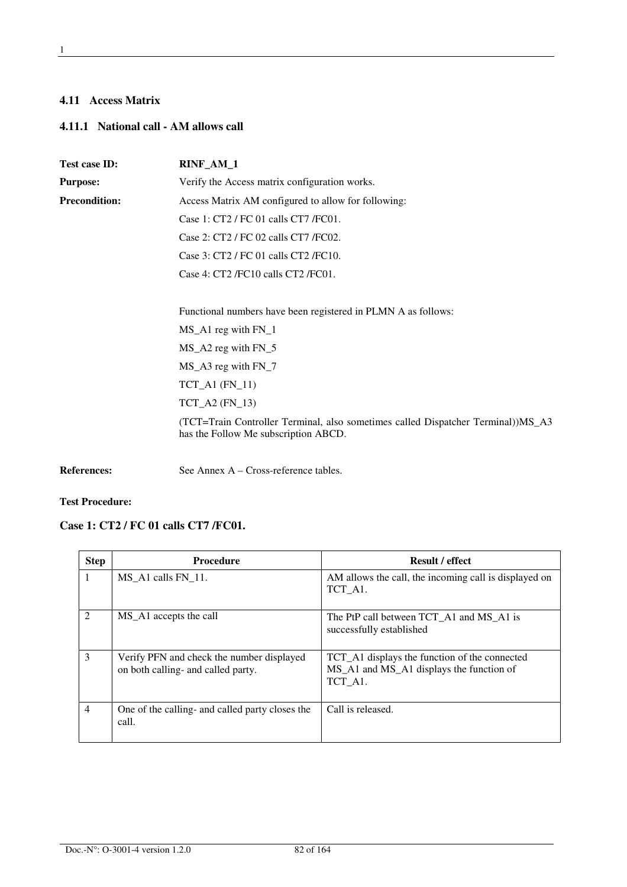## 4.11 Access Matrix

### 4.11.1 National call - AM allows call

**Test case ID:** **RINF_AM_1**

**Purpose:** Verify the Access matrix configuration works.

**Precondition:** Access Matrix AM configured to allow for following:

Case 1: CT2 / FC 01 calls CT7 /FC01.

Case 2: CT2 / FC 02 calls CT7 /FC02.

Case 3: CT2 / FC 01 calls CT2 /FC10.

Case 4: CT2 /FC10 calls CT2 /FC01.

Functional numbers have been registered in PLMN A as follows:

MS_A1 reg with FN_1

MS_A2 reg with FN_5

MS_A3 reg with FN_7

TCT_A1 (FN_11)

TCT_A2 (FN_13)

(TCT=Train Controller Terminal, also sometimes called Dispatcher Terminal))MS_A3 has the Follow Me subscription ABCD.

**References:** See Annex A – Cross-reference tables.

**Test Procedure:**

**Case 1: CT2 / FC 01 calls CT7 /FC01.**

| Step | Procedure | Result / effect |
|---|---|---|
| 1 | MS_A1 calls FN_11. | AM allows the call, the incoming call is displayed on TCT_A1. |
| 2 | MS_A1 accepts the call | The PtP call between TCT_A1 and MS_A1 is successfully established |
| 3 | Verify PFN and check the number displayed on both calling- and called party. | TCT_A1 displays the function of the connected MS_A1 and MS_A1 displays the function of TCT_A1. |
| 4 | One of the calling- and called party closes the call. | Call is released. |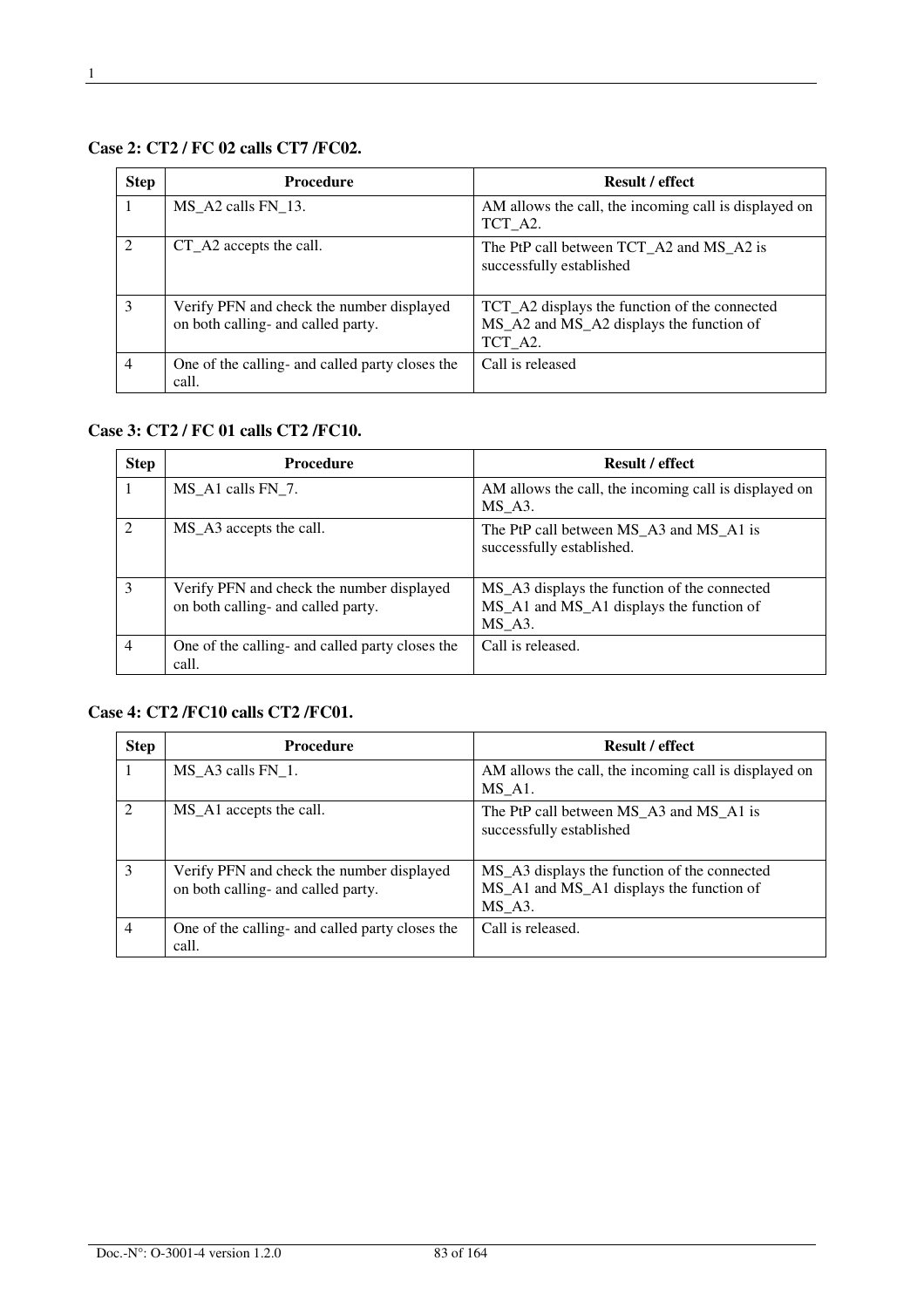**Case 2: CT2 / FC 02 calls CT7 /FC02.**

| Step | Procedure | Result / effect |
|---|---|---|
| 1 | MS_A2 calls FN_13. | AM allows the call, the incoming call is displayed on TCT_A2. |
| 2 | CT_A2 accepts the call. | The PtP call between TCT_A2 and MS_A2 is successfully established |
| 3 | Verify PFN and check the number displayed on both calling- and called party. | TCT_A2 displays the function of the connected MS_A2 and MS_A2 displays the function of TCT_A2. |
| 4 | One of the calling- and called party closes the call. | Call is released |

**Case 3: CT2 / FC 01 calls CT2 /FC10.**

| Step | Procedure | Result / effect |
|---|---|---|
| 1 | MS_A1 calls FN_7. | AM allows the call, the incoming call is displayed on MS_A3. |
| 2 | MS_A3 accepts the call. | The PtP call between MS_A3 and MS_A1 is successfully established. |
| 3 | Verify PFN and check the number displayed on both calling- and called party. | MS_A3 displays the function of the connected MS_A1 and MS_A1 displays the function of MS_A3. |
| 4 | One of the calling- and called party closes the call. | Call is released. |

**Case 4: CT2 /FC10 calls CT2 /FC01.**

| Step | Procedure | Result / effect |
|---|---|---|
| 1 | MS_A3 calls FN_1. | AM allows the call, the incoming call is displayed on MS_A1. |
| 2 | MS_A1 accepts the call. | The PtP call between MS_A3 and MS_A1 is successfully established |
| 3 | Verify PFN and check the number displayed on both calling- and called party. | MS_A3 displays the function of the connected MS_A1 and MS_A1 displays the function of MS_A3. |
| 4 | One of the calling- and called party closes the call. | Call is released. |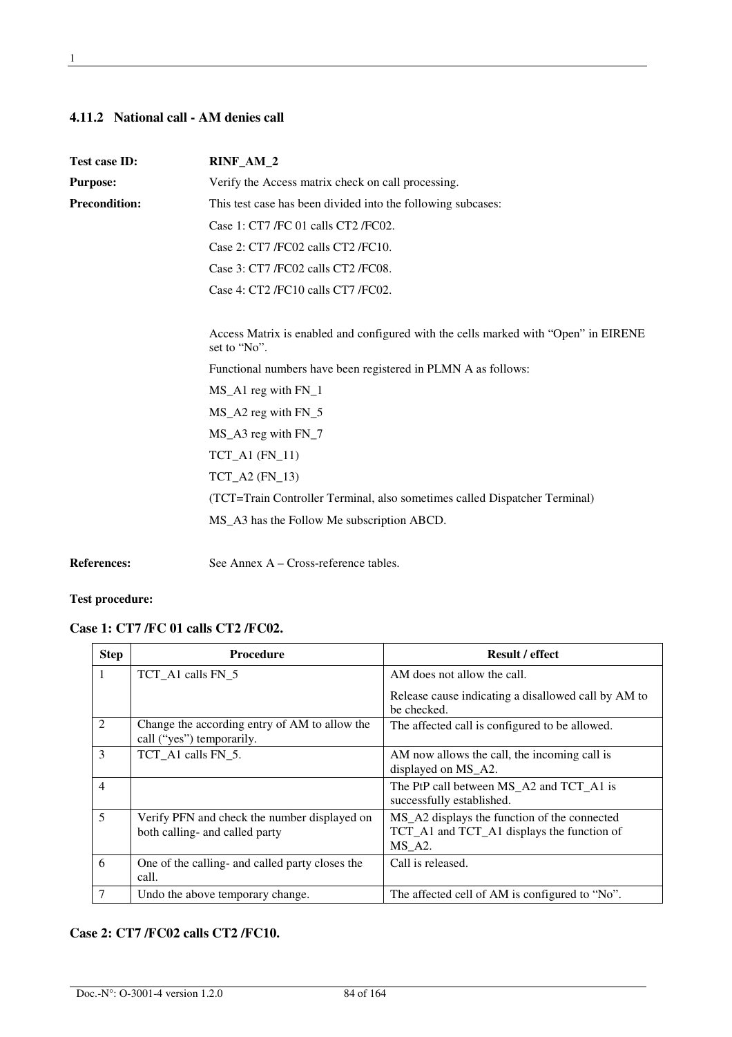### 4.11.2 National call - AM denies call

**Test case ID:** **RINF_AM_2**

**Purpose:** Verify the Access matrix check on call processing.

**Precondition:** This test case has been divided into the following subcases:

Case 1: CT7 /FC 01 calls CT2 /FC02.

Case 2: CT7 /FC02 calls CT2 /FC10.

Case 3: CT7 /FC02 calls CT2 /FC08.

Case 4: CT2 /FC10 calls CT7 /FC02.

Access Matrix is enabled and configured with the cells marked with "Open" in EIRENE set to "No".

Functional numbers have been registered in PLMN A as follows:

MS_A1 reg with FN_1

MS_A2 reg with FN_5

MS_A3 reg with FN_7

TCT_A1 (FN_11)

TCT_A2 (FN_13)

(TCT=Train Controller Terminal, also sometimes called Dispatcher Terminal)

MS_A3 has the Follow Me subscription ABCD.

**References:** See Annex A – Cross-reference tables.

**Test procedure:**

**Case 1: CT7 /FC 01 calls CT2 /FC02.**

| Step | Procedure | Result / effect |
|---|---|---|
| 1 | TCT_A1 calls FN_5 | AM does not allow the call.<br>Release cause indicating a disallowed call by AM to be checked. |
| 2 | Change the according entry of AM to allow the call ("yes") temporarily. | The affected call is configured to be allowed. |
| 3 | TCT_A1 calls FN_5. | AM now allows the call, the incoming call is displayed on MS_A2. |
| 4 | | The PtP call between MS_A2 and TCT_A1 is successfully established. |
| 5 | Verify PFN and check the number displayed on both calling- and called party | MS_A2 displays the function of the connected TCT_A1 and TCT_A1 displays the function of MS_A2. |
| 6 | One of the calling- and called party closes the call. | Call is released. |
| 7 | Undo the above temporary change. | The affected cell of AM is configured to "No". |

**Case 2: CT7 /FC02 calls CT2 /FC10.**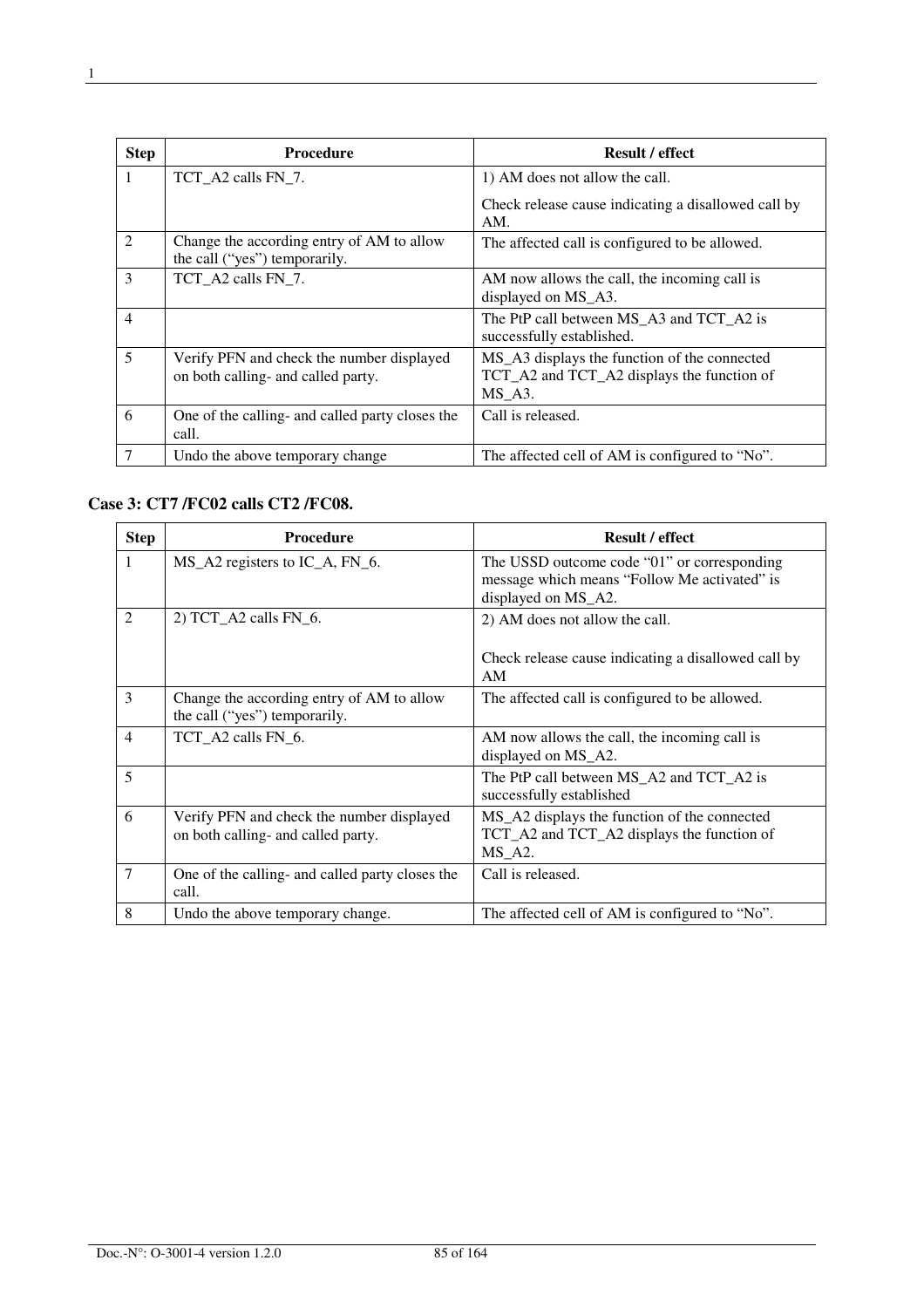| Step | Procedure | Result / effect |
|---|---|---|
| 1 | TCT_A2 calls FN_7. | 1) AM does not allow the call.<br>Check release cause indicating a disallowed call by AM. |
| 2 | Change the according entry of AM to allow the call ("yes") temporarily. | The affected call is configured to be allowed. |
| 3 | TCT_A2 calls FN_7. | AM now allows the call, the incoming call is displayed on MS_A3. |
| 4 | | The PtP call between MS_A3 and TCT_A2 is successfully established. |
| 5 | Verify PFN and check the number displayed on both calling- and called party. | MS_A3 displays the function of the connected TCT_A2 and TCT_A2 displays the function of MS_A3. |
| 6 | One of the calling- and called party closes the call. | Call is released. |
| 7 | Undo the above temporary change | The affected cell of AM is configured to "No". |

**Case 3: CT7 /FC02 calls CT2 /FC08.**

| Step | Procedure | Result / effect |
|---|---|---|
| 1 | MS_A2 registers to IC_A, FN_6. | The USSD outcome code "01" or corresponding message which means "Follow Me activated" is displayed on MS_A2. |
| 2 | 2) TCT_A2 calls FN_6. | 2) AM does not allow the call.<br><br>Check release cause indicating a disallowed call by AM |
| 3 | Change the according entry of AM to allow the call ("yes") temporarily. | The affected call is configured to be allowed. |
| 4 | TCT_A2 calls FN_6. | AM now allows the call, the incoming call is displayed on MS_A2. |
| 5 | | The PtP call between MS_A2 and TCT_A2 is successfully established |
| 6 | Verify PFN and check the number displayed on both calling- and called party. | MS_A2 displays the function of the connected TCT_A2 and TCT_A2 displays the function of MS_A2. |
| 7 | One of the calling- and called party closes the call. | Call is released. |
| 8 | Undo the above temporary change. | The affected cell of AM is configured to "No". |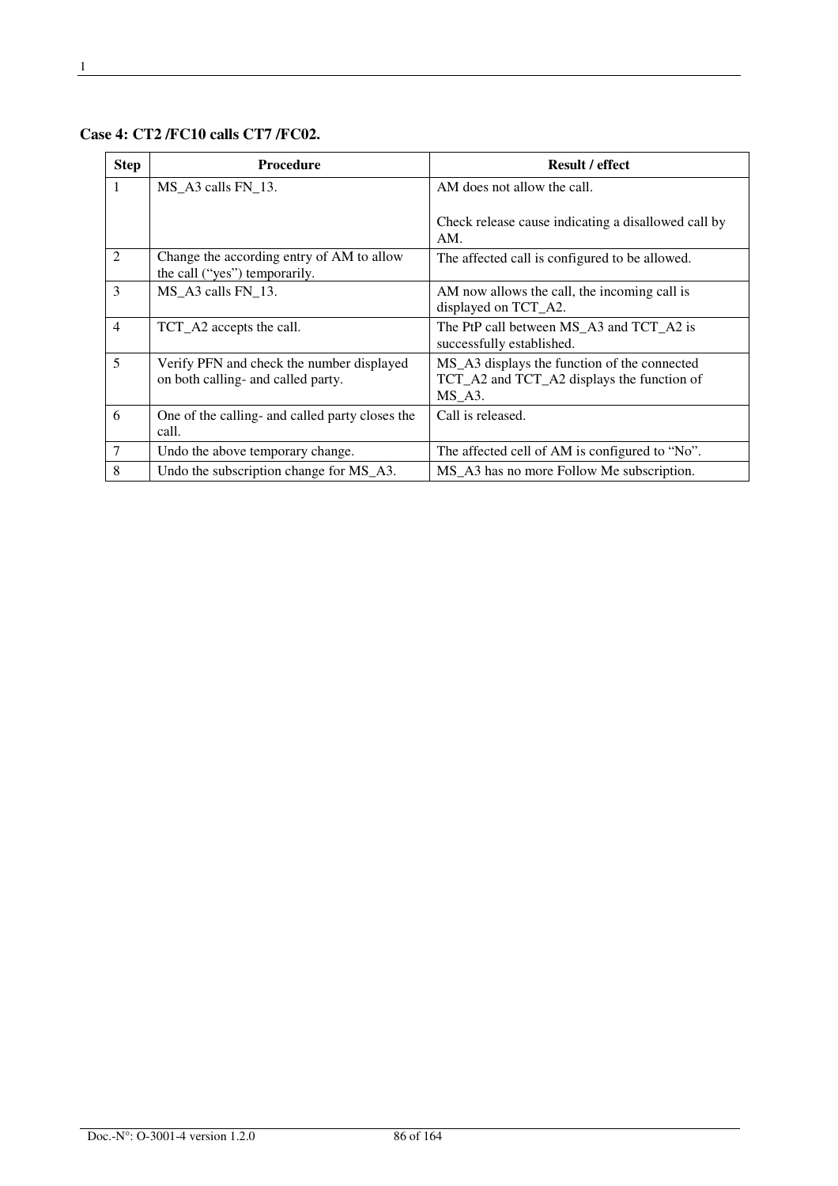**Case 4: CT2 /FC10 calls CT7 /FC02.**

| Step | Procedure | Result / effect |
|---|---|---|
| 1 | MS_A3 calls FN_13. | AM does not allow the call.<br><br>Check release cause indicating a disallowed call by AM. |
| 2 | Change the according entry of AM to allow the call (“yes”) temporarily. | The affected call is configured to be allowed. |
| 3 | MS_A3 calls FN_13. | AM now allows the call, the incoming call is displayed on TCT_A2. |
| 4 | TCT_A2 accepts the call. | The PtP call between MS_A3 and TCT_A2 is successfully established. |
| 5 | Verify PFN and check the number displayed on both calling- and called party. | MS_A3 displays the function of the connected TCT_A2 and TCT_A2 displays the function of MS_A3. |
| 6 | One of the calling- and called party closes the call. | Call is released. |
| 7 | Undo the above temporary change. | The affected cell of AM is configured to “No”. |
| 8 | Undo the subscription change for MS_A3. | MS_A3 has no more Follow Me subscription. |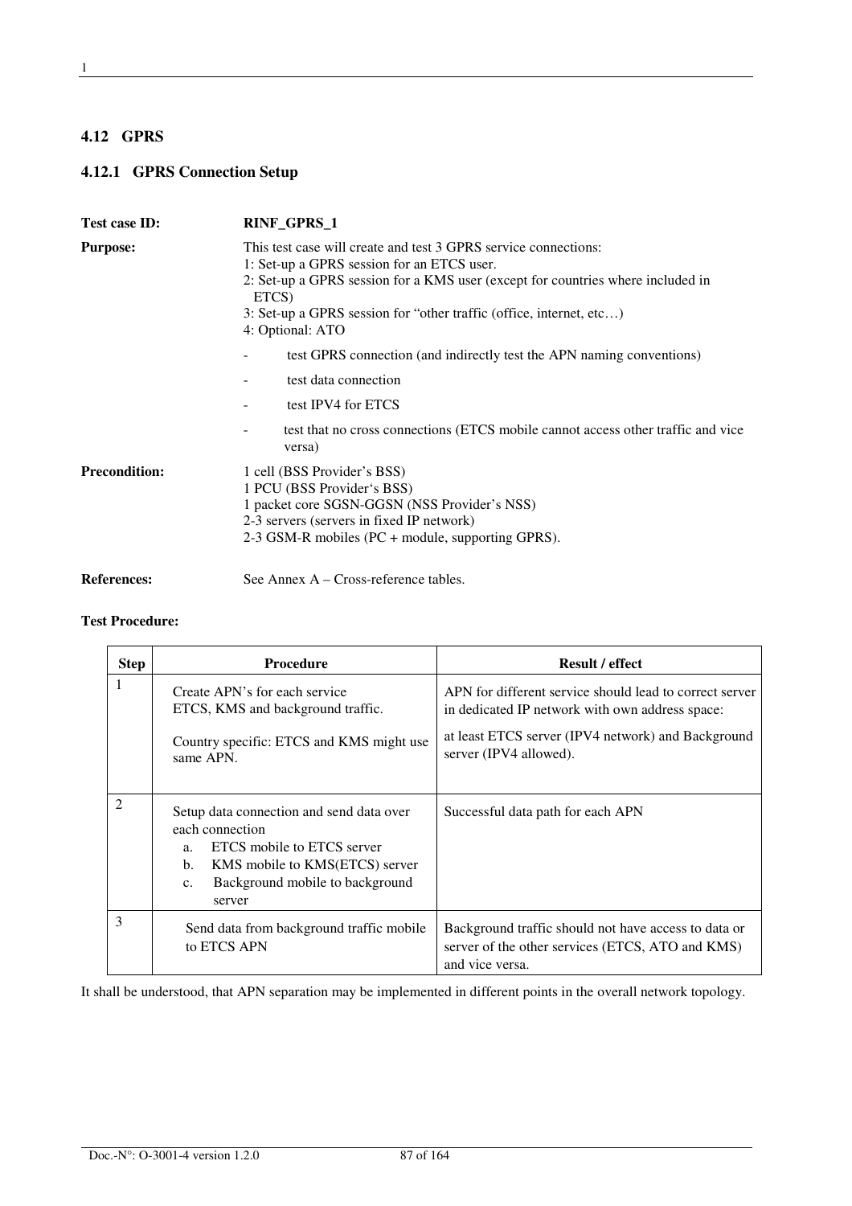## 4.12 GPRS

### 4.12.1 GPRS Connection Setup

**Test case ID:** **RINF_GPRS_1**

**Purpose:** This test case will create and test 3 GPRS service connections:
1: Set-up a GPRS session for an ETCS user.
2: Set-up a GPRS session for a KMS user (except for countries where included in ETCS)
3: Set-up a GPRS session for "other traffic (office, internet, etc…)
4: Optional: ATO

- test GPRS connection (and indirectly test the APN naming conventions)
- test data connection
- test IPV4 for ETCS
- test that no cross connections (ETCS mobile cannot access other traffic and vice versa)

**Precondition:** 1 cell (BSS Provider's BSS)
1 PCU (BSS Provider's BSS)
1 packet core SGSN-GGSN (NSS Provider's NSS)
2-3 servers (servers in fixed IP network)
2-3 GSM-R mobiles (PC + module, supporting GPRS).

**References:** See Annex A – Cross-reference tables.

**Test Procedure:**

| Step | Procedure | Result / effect |
|---|---|---|
| 1 | Create APN's for each service ETCS, KMS and background traffic.<br><br>Country specific: ETCS and KMS might use same APN. | APN for different service should lead to correct server in dedicated IP network with own address space:<br><br>at least ETCS server (IPV4 network) and Background server (IPV4 allowed). |
| 2 | Setup data connection and send data over each connection<br>a. ETCS mobile to ETCS server<br>b. KMS mobile to KMS(ETCS) server<br>c. Background mobile to background server | Successful data path for each APN |
| 3 | Send data from background traffic mobile to ETCS APN | Background traffic should not have access to data or server of the other services (ETCS, ATO and KMS) and vice versa. |

It shall be understood, that APN separation may be implemented in different points in the overall network topology.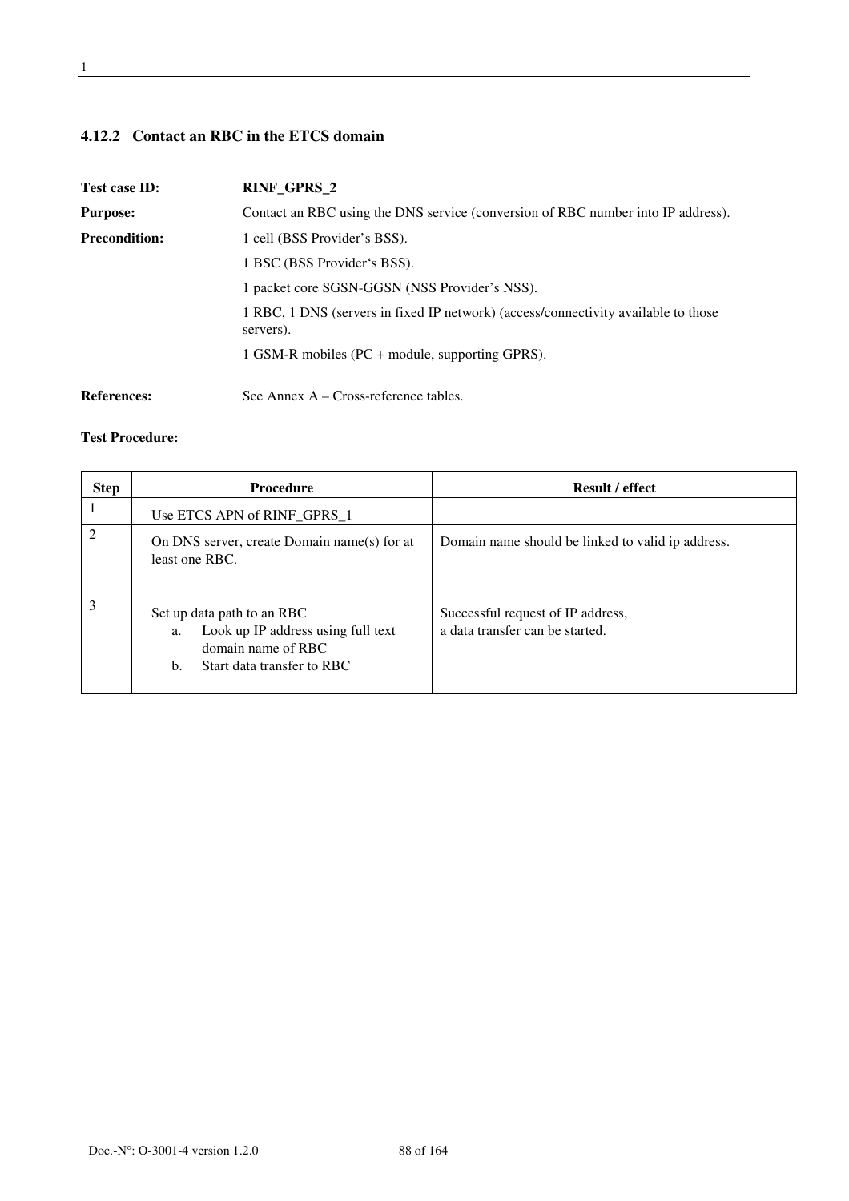### 4.12.2 Contact an RBC in the ETCS domain

**Test case ID:** **RINF_GPRS_2**

**Purpose:** Contact an RBC using the DNS service (conversion of RBC number into IP address).

**Precondition:** 1 cell (BSS Provider's BSS).

1 BSC (BSS Provider's BSS).

1 packet core SGSN-GGSN (NSS Provider's NSS).

1 RBC, 1 DNS (servers in fixed IP network) (access/connectivity available to those servers).

1 GSM-R mobiles (PC + module, supporting GPRS).

**References:** See Annex A – Cross-reference tables.

**Test Procedure:**

| Step | Procedure | Result / effect |
|---|---|---|
| 1 | Use ETCS APN of RINF_GPRS_1 | |
| 2 | On DNS server, create Domain name(s) for at least one RBC. | Domain name should be linked to valid ip address. |
| 3 | Set up data path to an RBC<br>a. Look up IP address using full text domain name of RBC<br>b. Start data transfer to RBC | Successful request of IP address,<br>a data transfer can be started. |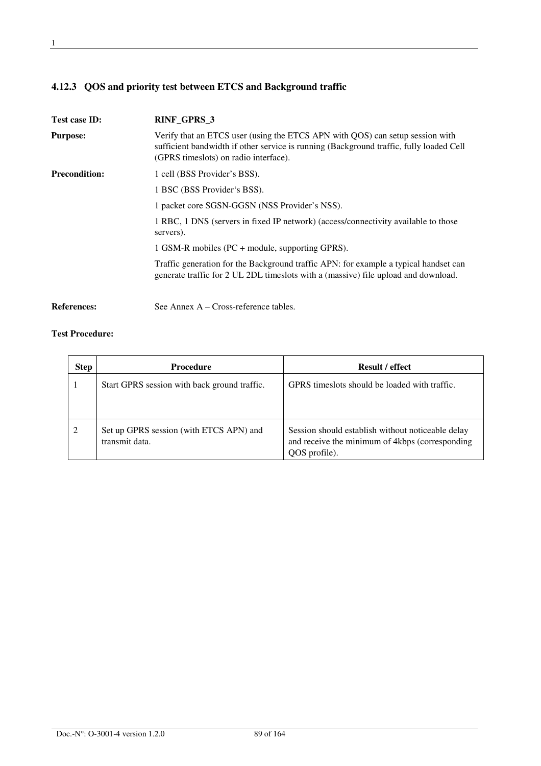### 4.12.3 QOS and priority test between ETCS and Background traffic

**Test case ID:** **RINF_GPRS_3**

**Purpose:** Verify that an ETCS user (using the ETCS APN with QOS) can setup session with sufficient bandwidth if other service is running (Background traffic, fully loaded Cell (GPRS timeslots) on radio interface).

**Precondition:** 1 cell (BSS Provider's BSS).

1 BSC (BSS Provider's BSS).

1 packet core SGSN-GGSN (NSS Provider's NSS).

1 RBC, 1 DNS (servers in fixed IP network) (access/connectivity available to those servers).

1 GSM-R mobiles (PC + module, supporting GPRS).

Traffic generation for the Background traffic APN: for example a typical handset can generate traffic for 2 UL 2DL timeslots with a (massive) file upload and download.

**References:** See Annex A – Cross-reference tables.

**Test Procedure:**

| Step | Procedure | Result / effect |
| --- | --- | --- |
| 1 | Start GPRS session with back ground traffic. | GPRS timeslots should be loaded with traffic. |
| 2 | Set up GPRS session (with ETCS APN) and transmit data. | Session should establish without noticeable delay and receive the minimum of 4kbps (corresponding QOS profile). |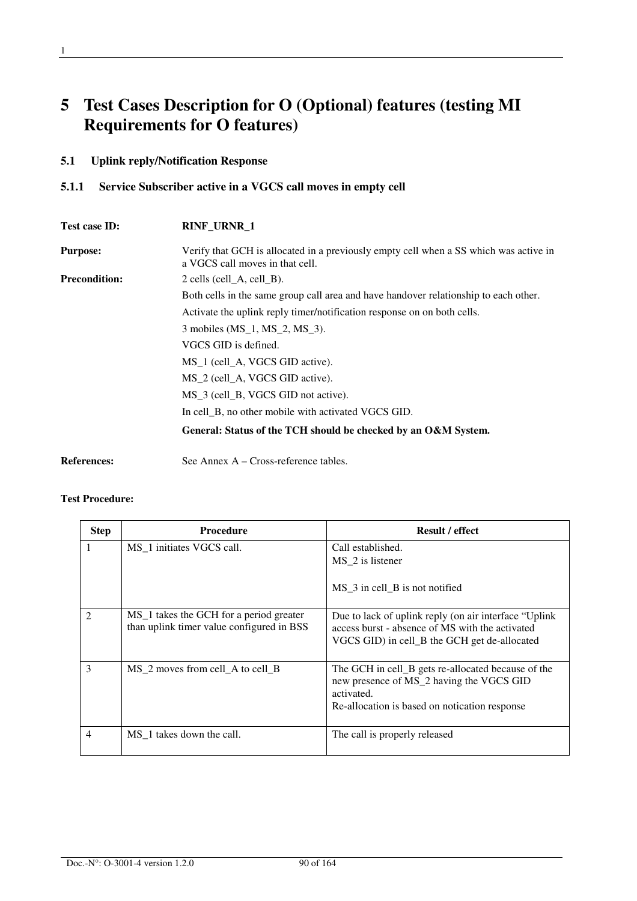# 5 Test Cases Description for O (Optional) features (testing MI Requirements for O features)

## 5.1 Uplink reply/Notification Response

### 5.1.1 Service Subscriber active in a VGCS call moves in empty cell

**Test case ID:** **RINF_URNR_1**

**Purpose:** Verify that GCH is allocated in a previously empty cell when a SS which was active in a VGCS call moves in that cell.

**Precondition:** 2 cells (cell_A, cell_B).

Both cells in the same group call area and have handover relationship to each other.

Activate the uplink reply timer/notification response on on both cells.

3 mobiles (MS_1, MS_2, MS_3).

VGCS GID is defined.

MS_1 (cell_A, VGCS GID active).

MS_2 (cell_A, VGCS GID active).

MS_3 (cell_B, VGCS GID not active).

In cell_B, no other mobile with activated VGCS GID.

**General: Status of the TCH should be checked by an O&M System.**

**References:** See Annex A – Cross-reference tables.

**Test Procedure:**

| Step | Procedure | Result / effect |
|---|---|---|
| 1 | MS_1 initiates VGCS call. | Call established.<br>MS_2 is listener<br><br>MS_3 in cell_B is not notified |
| 2 | MS_1 takes the GCH for a period greater than uplink timer value configured in BSS | Due to lack of uplink reply (on air interface “Uplink access burst - absence of MS with the activated VGCS GID) in cell_B the GCH get de-allocated |
| 3 | MS_2 moves from cell_A to cell_B | The GCH in cell_B gets re-allocated because of the new presence of MS_2 having the VGCS GID activated.<br>Re-allocation is based on notication response |
| 4 | MS_1 takes down the call. | The call is properly released |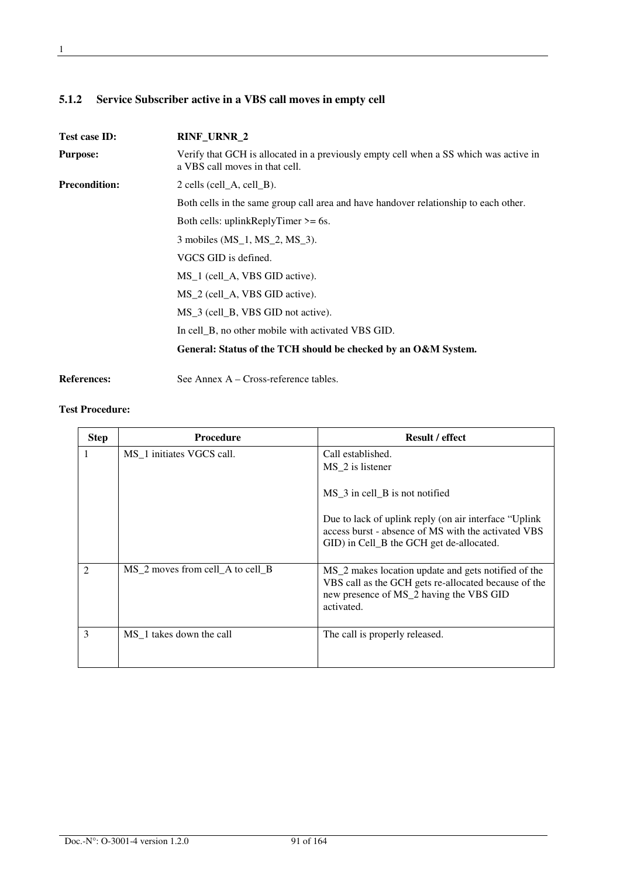### 5.1.2 Service Subscriber active in a VBS call moves in empty cell

**Test case ID:** **RINF_URNR_2**

**Purpose:** Verify that GCH is allocated in a previously empty cell when a SS which was active in a VBS call moves in that cell.

**Precondition:**

2 cells (cell_A, cell_B).

Both cells in the same group call area and have handover relationship to each other.

Both cells: uplinkReplyTimer >= 6s.

3 mobiles (MS_1, MS_2, MS_3).

VGCS GID is defined.

MS_1 (cell_A, VBS GID active).

MS_2 (cell_A, VBS GID active).

MS_3 (cell_B, VBS GID not active).

In cell_B, no other mobile with activated VBS GID.

**General: Status of the TCH should be checked by an O&M System.**

**References:** See Annex A – Cross-reference tables.

**Test Procedure:**

| Step | Procedure | Result / effect |
|---|---|---|
| 1 | MS_1 initiates VGCS call. | Call established.<br>MS_2 is listener<br><br>MS_3 in cell_B is not notified<br><br>Due to lack of uplink reply (on air interface "Uplink access burst - absence of MS with the activated VBS GID) in Cell_B the GCH get de-allocated. |
| 2 | MS_2 moves from cell_A to cell_B | MS_2 makes location update and gets notified of the VBS call as the GCH gets re-allocated because of the new presence of MS_2 having the VBS GID activated. |
| 3 | MS_1 takes down the call | The call is properly released. |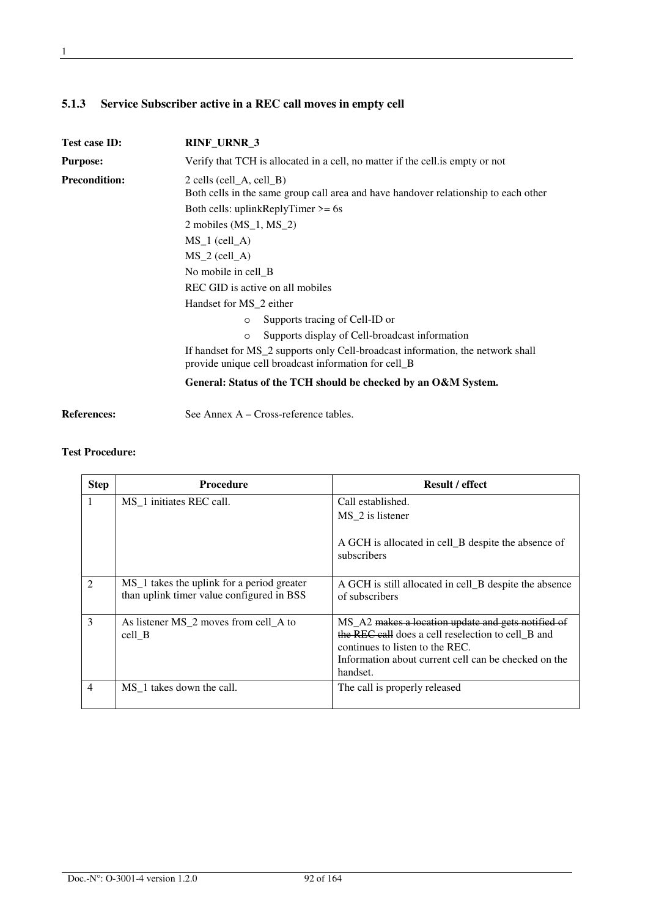### 5.1.3 Service Subscriber active in a REC call moves in empty cell

**Test case ID:** **RINF_URNR_3**

**Purpose:** Verify that TCH is allocated in a cell, no matter if the cell.is empty or not

**Precondition:**

2 cells (cell_A, cell_B)
Both cells in the same group call area and have handover relationship to each other

Both cells: uplinkReplyTimer >= 6s

2 mobiles (MS_1, MS_2)

MS_1 (cell_A)

MS_2 (cell_A)

No mobile in cell_B

REC GID is active on all mobiles

Handset for MS_2 either

- o Supports tracing of Cell-ID or
- o Supports display of Cell-broadcast information

If handset for MS_2 supports only Cell-broadcast information, the network shall provide unique cell broadcast information for cell_B

**General: Status of the TCH should be checked by an O&M System.**

**References:** See Annex A – Cross-reference tables.

**Test Procedure:**

| Step | Procedure | Result / effect |
|---|---|---|
| 1 | MS_1 initiates REC call. | Call established.<br>MS_2 is listener<br><br>A GCH is allocated in cell_B despite the absence of subscribers |
| 2 | MS_1 takes the uplink for a period greater than uplink timer value configured in BSS | A GCH is still allocated in cell_B despite the absence of subscribers |
| 3 | As listener MS_2 moves from cell_A to cell_B | MS_A2 ~~makes a location update and gets notified of the REC call~~ does a cell reselection to cell_B and continues to listen to the REC.<br>Information about current cell can be checked on the handset. |
| 4 | MS_1 takes down the call. | The call is properly released |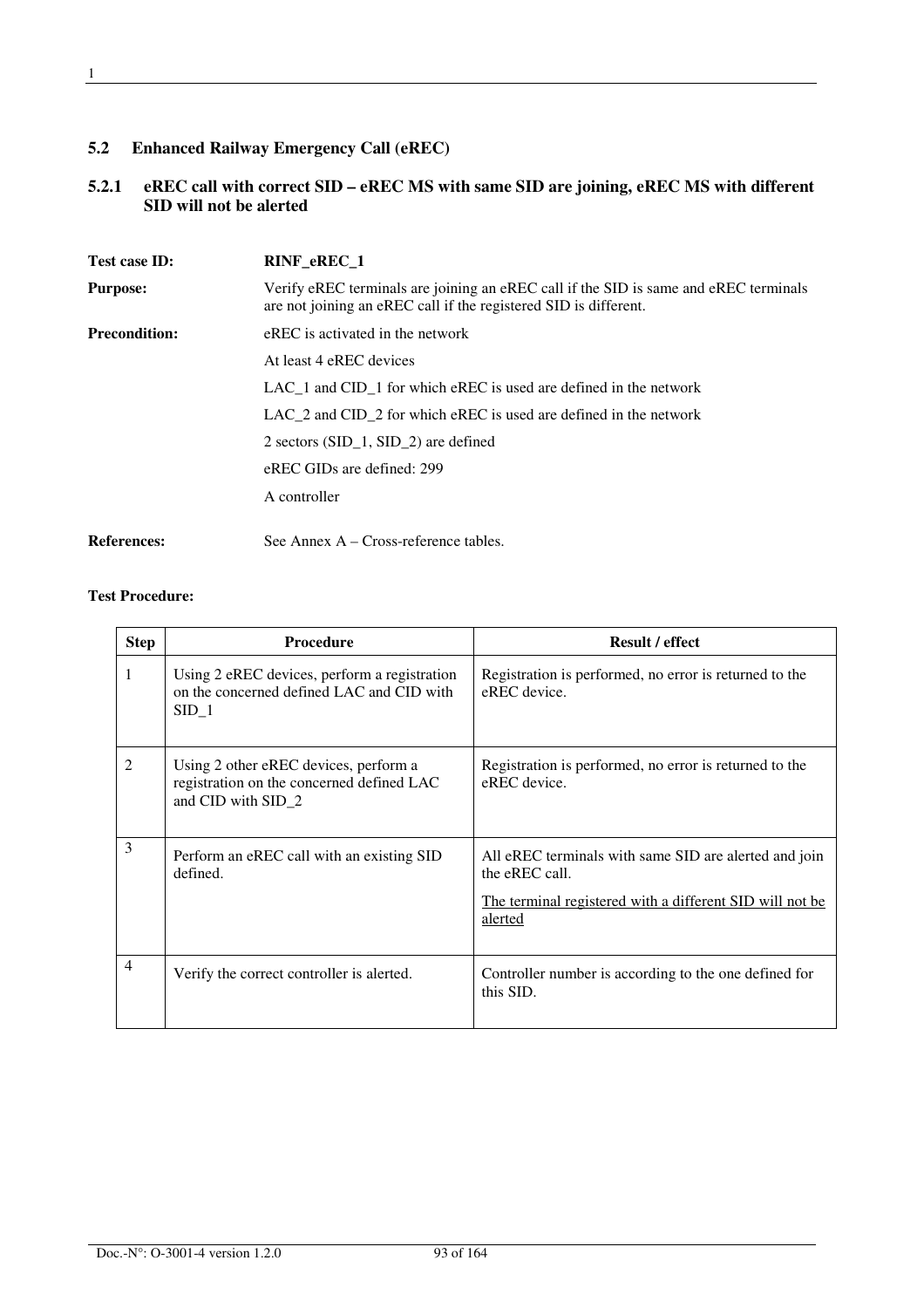## 5.2 Enhanced Railway Emergency Call (eREC)

### 5.2.1 eREC call with correct SID – eREC MS with same SID are joining, eREC MS with different SID will not be alerted

**Test case ID:** **RINF_eREC_1**

**Purpose:** Verify eREC terminals are joining an eREC call if the SID is same and eREC terminals are not joining an eREC call if the registered SID is different.

**Precondition:** eREC is activated in the network

At least 4 eREC devices

LAC_1 and CID_1 for which eREC is used are defined in the network

LAC_2 and CID_2 for which eREC is used are defined in the network

2 sectors (SID_1, SID_2) are defined

eREC GIDs are defined: 299

A controller

**References:** See Annex A – Cross-reference tables.

**Test Procedure:**

| Step | Procedure | Result / effect |
|---|---|---|
| 1 | Using 2 eREC devices, perform a registration on the concerned defined LAC and CID with SID_1 | Registration is performed, no error is returned to the eREC device. |
| 2 | Using 2 other eREC devices, perform a registration on the concerned defined LAC and CID with SID_2 | Registration is performed, no error is returned to the eREC device. |
| 3 | Perform an eREC call with an existing SID defined. | All eREC terminals with same SID are alerted and join the eREC call.<br><br><u>The terminal registered with a different SID will not be alerted</u> |
| 4 | Verify the correct controller is alerted. | Controller number is according to the one defined for this SID. |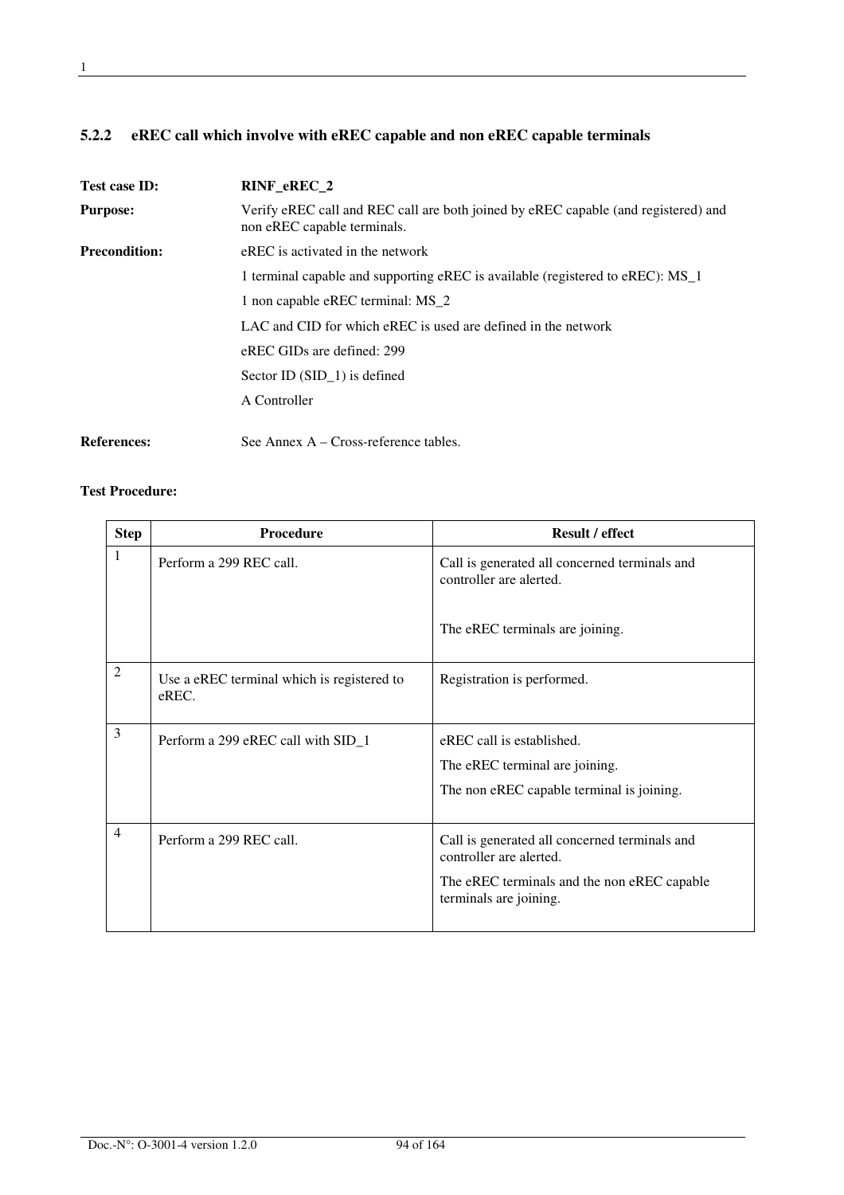### 5.2.2 eREC call which involve with eREC capable and non eREC capable terminals

**Test case ID:** **RINF_eREC_2**

**Purpose:** Verify eREC call and REC call are both joined by eREC capable (and registered) and non eREC capable terminals.

**Precondition:** eREC is activated in the network

1 terminal capable and supporting eREC is available (registered to eREC): MS_1

1 non capable eREC terminal: MS_2

LAC and CID for which eREC is used are defined in the network

eREC GIDs are defined: 299

Sector ID (SID_1) is defined

A Controller

**References:** See Annex A – Cross-reference tables.

**Test Procedure:**

| Step | Procedure | Result / effect |
|---|---|---|
| 1 | Perform a 299 REC call. | Call is generated all concerned terminals and controller are alerted.<br><br>The eREC terminals are joining. |
| 2 | Use a eREC terminal which is registered to eREC. | Registration is performed. |
| 3 | Perform a 299 eREC call with SID_1 | eREC call is established.<br>The eREC terminal are joining.<br>The non eREC capable terminal is joining. |
| 4 | Perform a 299 REC call. | Call is generated all concerned terminals and controller are alerted.<br>The eREC terminals and the non eREC capable terminals are joining. |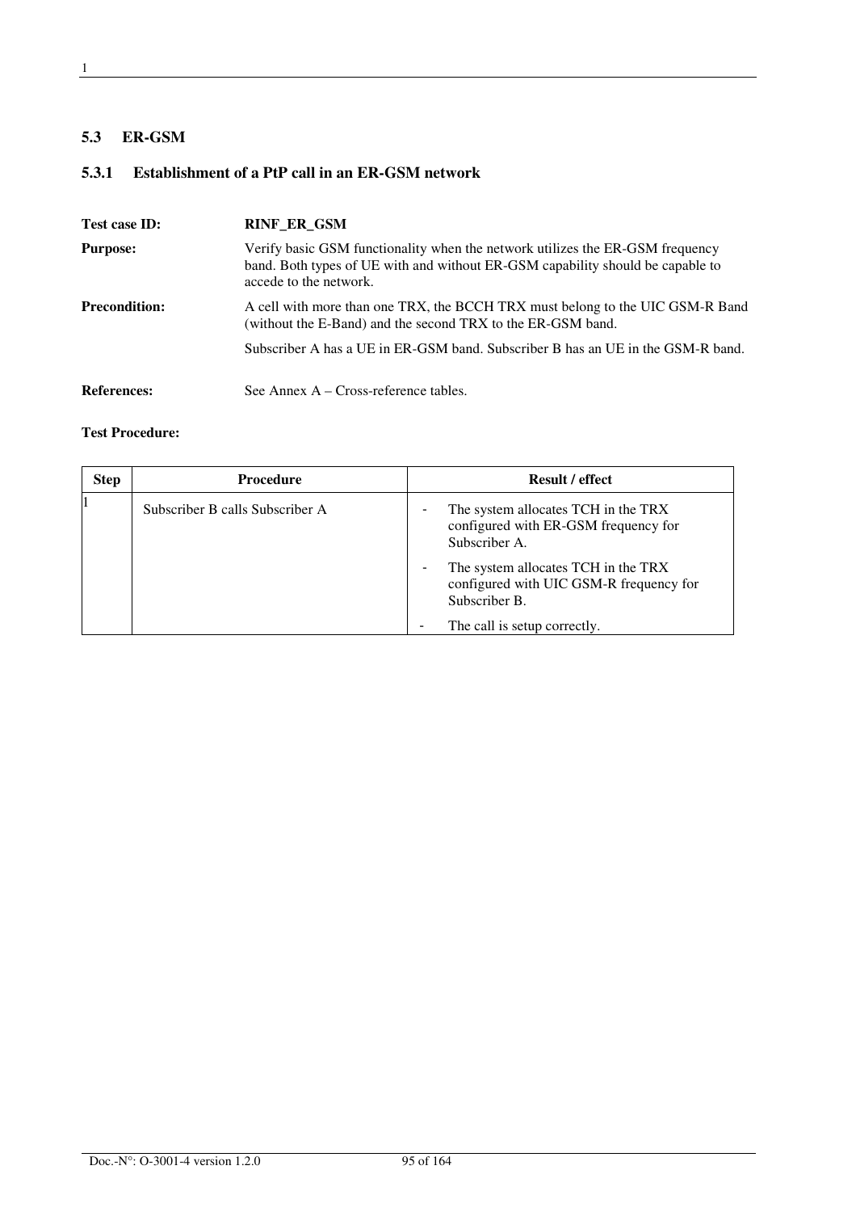## 5.3 ER-GSM

### 5.3.1 Establishment of a PtP call in an ER-GSM network

**Test case ID:** **RINF_ER_GSM**

**Purpose:** Verify basic GSM functionality when the network utilizes the ER-GSM frequency band. Both types of UE with and without ER-GSM capability should be capable to accede to the network.

**Precondition:** A cell with more than one TRX, the BCCH TRX must belong to the UIC GSM-R Band (without the E-Band) and the second TRX to the ER-GSM band.

Subscriber A has a UE in ER-GSM band. Subscriber B has an UE in the GSM-R band.

**References:** See Annex A – Cross-reference tables.

**Test Procedure:**

| Step | Procedure | Result / effect |
|---|---|---|
| 1 | Subscriber B calls Subscriber A | - The system allocates TCH in the TRX configured with ER-GSM frequency for Subscriber A.<br>- The system allocates TCH in the TRX configured with UIC GSM-R frequency for Subscriber B.<br>- The call is setup correctly. |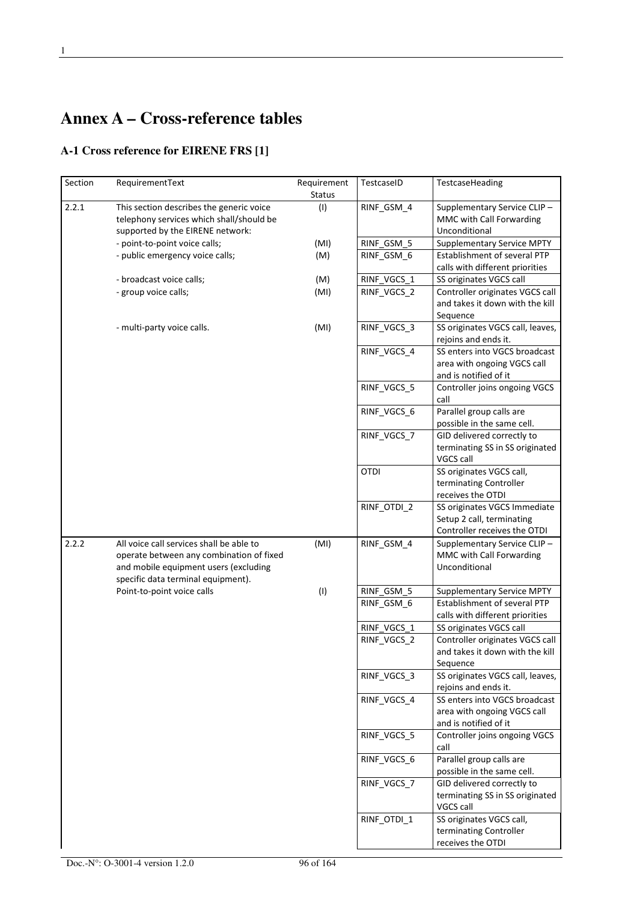# Annex A – Cross-reference tables

## A-1 Cross reference for EIRENE FRS [1]

| Section | RequirementText | Requirement Status | TestcaseID | TestcaseHeading |
|---|---|---|---|---|
| 2.2.1 | This section describes the generic voice telephony services which shall/should be supported by the EIRENE network: | (I) | RINF_GSM_4 | Supplementary Service CLIP – MMC with Call Forwarding Unconditional |
| | - point-to-point voice calls; | (MI) | RINF_GSM_5 | Supplementary Service MPTY |
| | - public emergency voice calls; | (M) | RINF_GSM_6 | Establishment of several PTP calls with different priorities |
| | - broadcast voice calls; | (M) | RINF_VGCS_1 | SS originates VGCS call |
| | - group voice calls; | (MI) | RINF_VGCS_2 | Controller originates VGCS call and takes it down with the kill Sequence |
| | - multi-party voice calls. | (MI) | RINF_VGCS_3 | SS originates VGCS call, leaves, rejoins and ends it. |
| | | | RINF_VGCS_4 | SS enters into VGCS broadcast area with ongoing VGCS call and is notified of it |
| | | | RINF_VGCS_5 | Controller joins ongoing VGCS call |
| | | | RINF_VGCS_6 | Parallel group calls are possible in the same cell. |
| | | | RINF_VGCS_7 | GID delivered correctly to terminating SS in SS originated VGCS call |
| | | | OTDI | SS originates VGCS call, terminating Controller receives the OTDI |
| | | | RINF_OTDI_2 | SS originates VGCS Immediate Setup 2 call, terminating Controller receives the OTDI |
| 2.2.2 | All voice call services shall be able to operate between any combination of fixed and mobile equipment users (excluding specific data terminal equipment). | (MI) | RINF_GSM_4 | Supplementary Service CLIP – MMC with Call Forwarding Unconditional |
| | Point-to-point voice calls | (I) | RINF_GSM_5 | Supplementary Service MPTY |
| | | | RINF_GSM_6 | Establishment of several PTP calls with different priorities |
| | | | RINF_VGCS_1 | SS originates VGCS call |
| | | | RINF_VGCS_2 | Controller originates VGCS call and takes it down with the kill Sequence |
| | | | RINF_VGCS_3 | SS originates VGCS call, leaves, rejoins and ends it. |
| | | | RINF_VGCS_4 | SS enters into VGCS broadcast area with ongoing VGCS call and is notified of it |
| | | | RINF_VGCS_5 | Controller joins ongoing VGCS call |
| | | | RINF_VGCS_6 | Parallel group calls are possible in the same cell. |
| | | | RINF_VGCS_7 | GID delivered correctly to terminating SS in SS originated VGCS call |
| | | | RINF_OTDI_1 | SS originates VGCS call, terminating Controller receives the OTDI |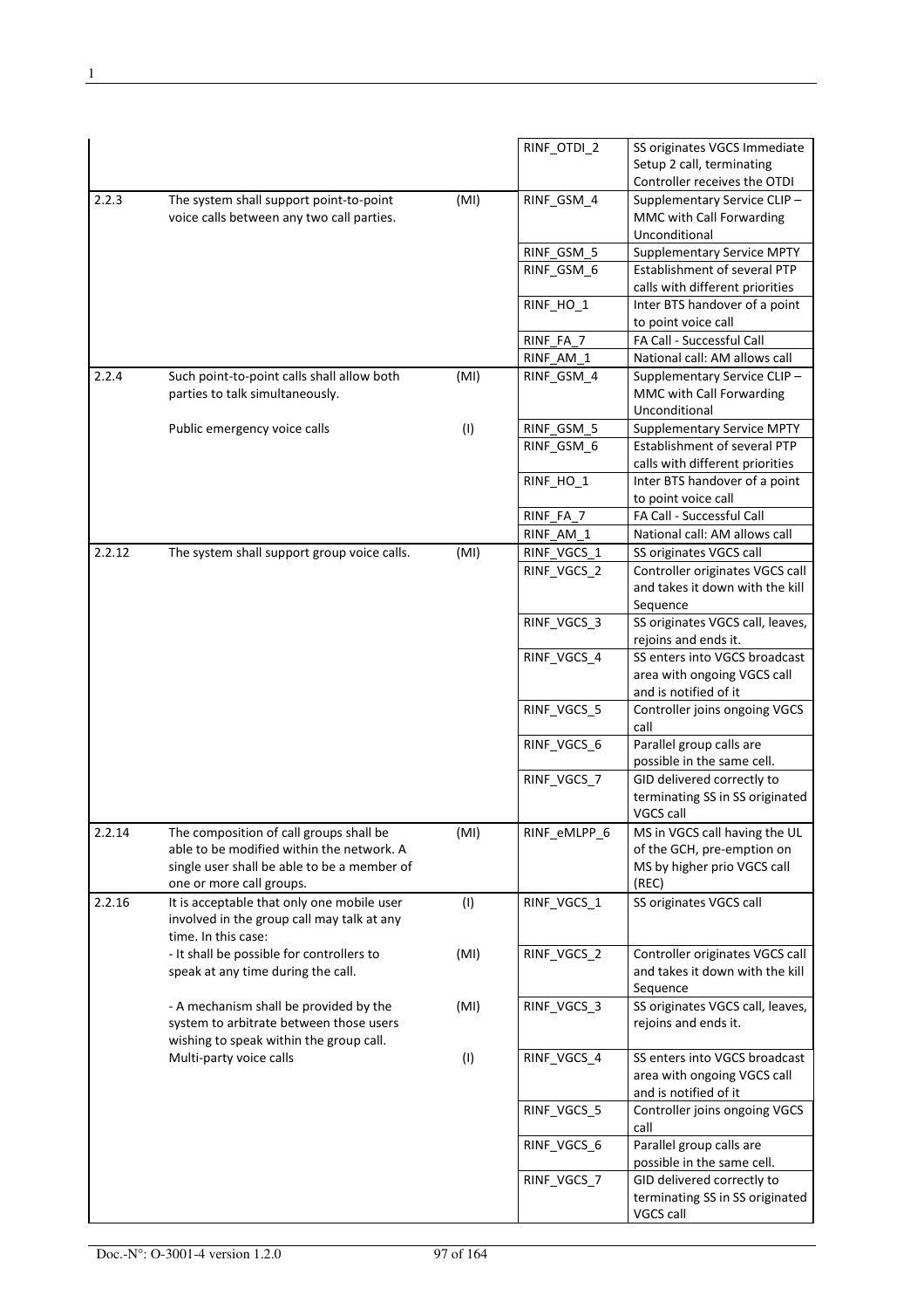| | | | | |
|---|---|---|---|---|
| | | | RINF_OTDI_2 | SS originates VGCS Immediate Setup 2 call, terminating Controller receives the OTDI |
| 2.2.3 | The system shall support point-to-point voice calls between any two call parties. | (MI) | RINF_GSM_4 | Supplementary Service CLIP – MMC with Call Forwarding Unconditional |
| | | | RINF_GSM_5 | Supplementary Service MPTY |
| | | | RINF_GSM_6 | Establishment of several PTP calls with different priorities |
| | | | RINF_HO_1 | Inter BTS handover of a point to point voice call |
| | | | RINF_FA_7 | FA Call - Successful Call |
| | | | RINF_AM_1 | National call: AM allows call |
| 2.2.4 | Such point-to-point calls shall allow both parties to talk simultaneously. | (MI) | RINF_GSM_4 | Supplementary Service CLIP – MMC with Call Forwarding Unconditional |
| | Public emergency voice calls | (I) | RINF_GSM_5 | Supplementary Service MPTY |
| | | | RINF_GSM_6 | Establishment of several PTP calls with different priorities |
| | | | RINF_HO_1 | Inter BTS handover of a point to point voice call |
| | | | RINF_FA_7 | FA Call - Successful Call |
| | | | RINF_AM_1 | National call: AM allows call |
| 2.2.12 | The system shall support group voice calls. | (MI) | RINF_VGCS_1 | SS originates VGCS call |
| | | | RINF_VGCS_2 | Controller originates VGCS call and takes it down with the kill Sequence |
| | | | RINF_VGCS_3 | SS originates VGCS call, leaves, rejoins and ends it. |
| | | | RINF_VGCS_4 | SS enters into VGCS broadcast area with ongoing VGCS call and is notified of it |
| | | | RINF_VGCS_5 | Controller joins ongoing VGCS call |
| | | | RINF_VGCS_6 | Parallel group calls are possible in the same cell. |
| | | | RINF_VGCS_7 | GID delivered correctly to terminating SS in SS originated VGCS call |
| 2.2.14 | The composition of call groups shall be able to be modified within the network. A single user shall be able to be a member of one or more call groups. | (MI) | RINF_eMLPP_6 | MS in VGCS call having the UL of the GCH, pre-emption on MS by higher prio VGCS call (REC) |
| 2.2.16 | It is acceptable that only one mobile user involved in the group call may talk at any time. In this case: | (I) | RINF_VGCS_1 | SS originates VGCS call |
| | - It shall be possible for controllers to speak at any time during the call. | (MI) | RINF_VGCS_2 | Controller originates VGCS call and takes it down with the kill Sequence |
| | - A mechanism shall be provided by the system to arbitrate between those users wishing to speak within the group call. | (MI) | RINF_VGCS_3 | SS originates VGCS call, leaves, rejoins and ends it. |
| | Multi-party voice calls | (I) | RINF_VGCS_4 | SS enters into VGCS broadcast area with ongoing VGCS call and is notified of it |
| | | | RINF_VGCS_5 | Controller joins ongoing VGCS call |
| | | | RINF_VGCS_6 | Parallel group calls are possible in the same cell. |
| | | | RINF_VGCS_7 | GID delivered correctly to terminating SS in SS originated VGCS call |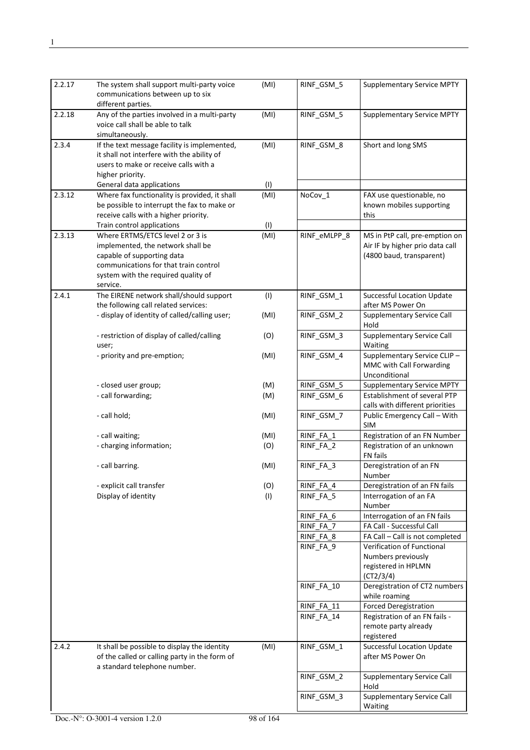| | | | | |
|---|---|---|---|---|
| 2.2.17 | The system shall support multi-party voice communications between up to six different parties. | (MI) | RINF_GSM_5 | Supplementary Service MPTY |
| 2.2.18 | Any of the parties involved in a multi-party voice call shall be able to talk simultaneously. | (MI) | RINF_GSM_5 | Supplementary Service MPTY |
| 2.3.4 | If the text message facility is implemented, it shall not interfere with the ability of users to make or receive calls with a higher priority. | (MI) | RINF_GSM_8 | Short and long SMS |
| | General data applications | (I) | | |
| 2.3.12 | Where fax functionality is provided, it shall be possible to interrupt the fax to make or receive calls with a higher priority. | (MI) | NoCov_1 | FAX use questionable, no known mobiles supporting this |
| | Train control applications | (I) | | |
| 2.3.13 | Where ERTMS/ETCS level 2 or 3 is implemented, the network shall be capable of supporting data communications for that train control system with the required quality of service. | (MI) | RINF_eMLPP_8 | MS in PtP call, pre-emption on Air IF by higher prio data call (4800 baud, transparent) |
| 2.4.1 | The EIRENE network shall/should support the following call related services: | (I) | RINF_GSM_1 | Successful Location Update after MS Power On |
| | - display of identity of called/calling user; | (MI) | RINF_GSM_2 | Supplementary Service Call Hold |
| | - restriction of display of called/calling user; | (O) | RINF_GSM_3 | Supplementary Service Call Waiting |
| | - priority and pre-emption; | (MI) | RINF_GSM_4 | Supplementary Service CLIP – MMC with Call Forwarding Unconditional |
| | - closed user group; | (M) | RINF_GSM_5 | Supplementary Service MPTY |
| | - call forwarding; | (M) | RINF_GSM_6 | Establishment of several PTP calls with different priorities |
| | - call hold; | (MI) | RINF_GSM_7 | Public Emergency Call – With SIM |
| | - call waiting; | (MI) | RINF_FA_1 | Registration of an FN Number |
| | - charging information; | (O) | RINF_FA_2 | Registration of an unknown FN fails |
| | - call barring. | (MI) | RINF_FA_3 | Deregistration of an FN Number |
| | - explicit call transfer | (O) | RINF_FA_4 | Deregistration of an FN fails |
| | Display of identity | (I) | RINF_FA_5 | Interrogation of an FA Number |
| | | | RINF_FA_6 | Interrogation of an FN fails |
| | | | RINF_FA_7 | FA Call - Successful Call |
| | | | RINF_FA_8 | FA Call – Call is not completed |
| | | | RINF_FA_9 | Verification of Functional Numbers previously registered in HPLMN (CT2/3/4) |
| | | | RINF_FA_10 | Deregistration of CT2 numbers while roaming |
| | | | RINF_FA_11 | Forced Deregistration |
| | | | RINF_FA_14 | Registration of an FN fails - remote party already registered |
| 2.4.2 | It shall be possible to display the identity of the called or calling party in the form of a standard telephone number. | (MI) | RINF_GSM_1 | Successful Location Update after MS Power On |
| | | | RINF_GSM_2 | Supplementary Service Call Hold |
| | | | RINF_GSM_3 | Supplementary Service Call Waiting |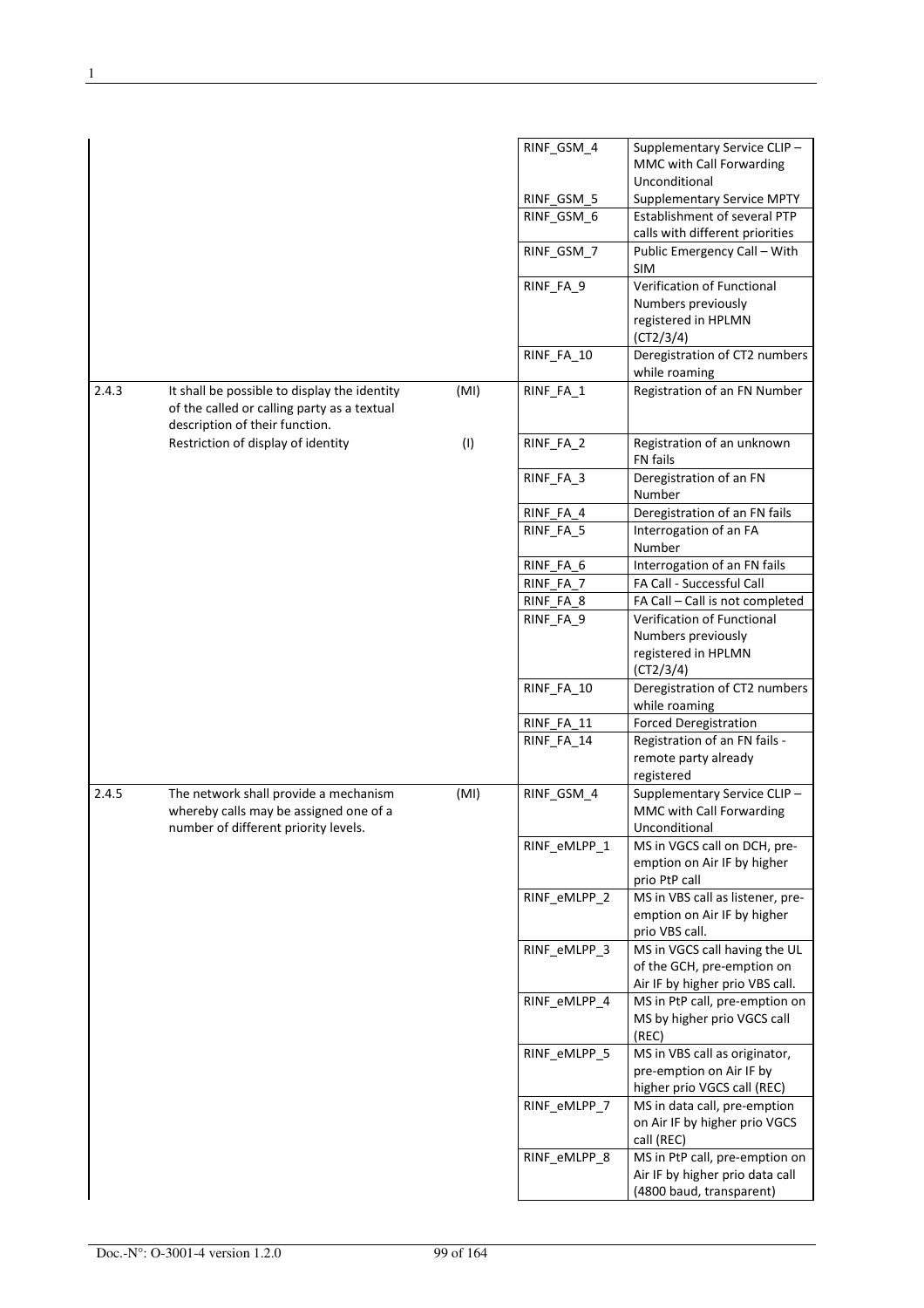| | | | | |
|---|---|---|---|---|
| | | | RINF_GSM_4 | Supplementary Service CLIP – MMC with Call Forwarding Unconditional |
| | | | RINF_GSM_5 | Supplementary Service MPTY |
| | | | RINF_GSM_6 | Establishment of several PTP calls with different priorities |
| | | | RINF_GSM_7 | Public Emergency Call – With SIM |
| | | | RINF_FA_9 | Verification of Functional Numbers previously registered in HPLMN (CT2/3/4) |
| | | | RINF_FA_10 | Deregistration of CT2 numbers while roaming |
| 2.4.3 | It shall be possible to display the identity of the called or calling party as a textual description of their function. | (MI) | RINF_FA_1 | Registration of an FN Number |
| | Restriction of display of identity | (I) | RINF_FA_2 | Registration of an unknown FN fails |
| | | | RINF_FA_3 | Deregistration of an FN Number |
| | | | RINF_FA_4 | Deregistration of an FN fails |
| | | | RINF_FA_5 | Interrogation of an FA Number |
| | | | RINF_FA_6 | Interrogation of an FN fails |
| | | | RINF_FA_7 | FA Call - Successful Call |
| | | | RINF_FA_8 | FA Call – Call is not completed |
| | | | RINF_FA_9 | Verification of Functional Numbers previously registered in HPLMN (CT2/3/4) |
| | | | RINF_FA_10 | Deregistration of CT2 numbers while roaming |
| | | | RINF_FA_11 | Forced Deregistration |
| | | | RINF_FA_14 | Registration of an FN fails - remote party already registered |
| 2.4.5 | The network shall provide a mechanism whereby calls may be assigned one of a number of different priority levels. | (MI) | RINF_GSM_4 | Supplementary Service CLIP – MMC with Call Forwarding Unconditional |
| | | | RINF_eMLPP_1 | MS in VGCS call on DCH, pre-emption on Air IF by higher prio PtP call |
| | | | RINF_eMLPP_2 | MS in VBS call as listener, pre-emption on Air IF by higher prio VBS call. |
| | | | RINF_eMLPP_3 | MS in VGCS call having the UL of the GCH, pre-emption on Air IF by higher prio VBS call. |
| | | | RINF_eMLPP_4 | MS in PtP call, pre-emption on MS by higher prio VGCS call (REC) |
| | | | RINF_eMLPP_5 | MS in VBS call as originator, pre-emption on Air IF by higher prio VGCS call (REC) |
| | | | RINF_eMLPP_7 | MS in data call, pre-emption on Air IF by higher prio VGCS call (REC) |
| | | | RINF_eMLPP_8 | MS in PtP call, pre-emption on Air IF by higher prio data call (4800 baud, transparent) |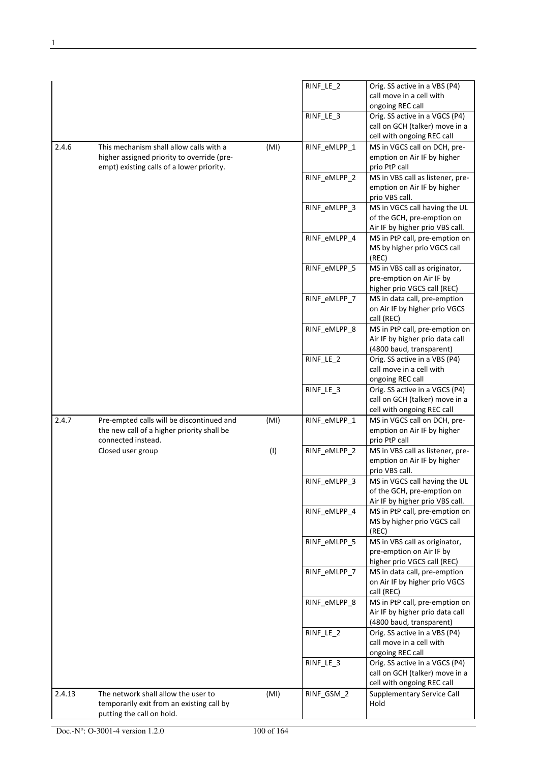| | | | | |
|---|---|---|---|---|
| | | | RINF_LE_2 | Orig. SS active in a VBS (P4) call move in a cell with ongoing REC call |
| | | | RINF_LE_3 | Orig. SS active in a VGCS (P4) call on GCH (talker) move in a cell with ongoing REC call |
| 2.4.6 | This mechanism shall allow calls with a higher assigned priority to override (pre-empt) existing calls of a lower priority. | (MI) | RINF_eMLPP_1 | MS in VGCS call on DCH, pre-emption on Air IF by higher prio PtP call |
| | | | RINF_eMLPP_2 | MS in VBS call as listener, pre-emption on Air IF by higher prio VBS call. |
| | | | RINF_eMLPP_3 | MS in VGCS call having the UL of the GCH, pre-emption on Air IF by higher prio VBS call. |
| | | | RINF_eMLPP_4 | MS in PtP call, pre-emption on MS by higher prio VGCS call (REC) |
| | | | RINF_eMLPP_5 | MS in VBS call as originator, pre-emption on Air IF by higher prio VGCS call (REC) |
| | | | RINF_eMLPP_7 | MS in data call, pre-emption on Air IF by higher prio VGCS call (REC) |
| | | | RINF_eMLPP_8 | MS in PtP call, pre-emption on Air IF by higher prio data call (4800 baud, transparent) |
| | | | RINF_LE_2 | Orig. SS active in a VBS (P4) call move in a cell with ongoing REC call |
| | | | RINF_LE_3 | Orig. SS active in a VGCS (P4) call on GCH (talker) move in a cell with ongoing REC call |
| 2.4.7 | Pre-empted calls will be discontinued and the new call of a higher priority shall be connected instead. | (MI) | RINF_eMLPP_1 | MS in VGCS call on DCH, pre-emption on Air IF by higher prio PtP call |
| | Closed user group | (I) | RINF_eMLPP_2 | MS in VBS call as listener, pre-emption on Air IF by higher prio VBS call. |
| | | | RINF_eMLPP_3 | MS in VGCS call having the UL of the GCH, pre-emption on Air IF by higher prio VBS call. |
| | | | RINF_eMLPP_4 | MS in PtP call, pre-emption on MS by higher prio VGCS call (REC) |
| | | | RINF_eMLPP_5 | MS in VBS call as originator, pre-emption on Air IF by higher prio VGCS call (REC) |
| | | | RINF_eMLPP_7 | MS in data call, pre-emption on Air IF by higher prio VGCS call (REC) |
| | | | RINF_eMLPP_8 | MS in PtP call, pre-emption on Air IF by higher prio data call (4800 baud, transparent) |
| | | | RINF_LE_2 | Orig. SS active in a VBS (P4) call move in a cell with ongoing REC call |
| | | | RINF_LE_3 | Orig. SS active in a VGCS (P4) call on GCH (talker) move in a cell with ongoing REC call |
| 2.4.13 | The network shall allow the user to temporarily exit from an existing call by putting the call on hold. | (MI) | RINF_GSM_2 | Supplementary Service Call Hold |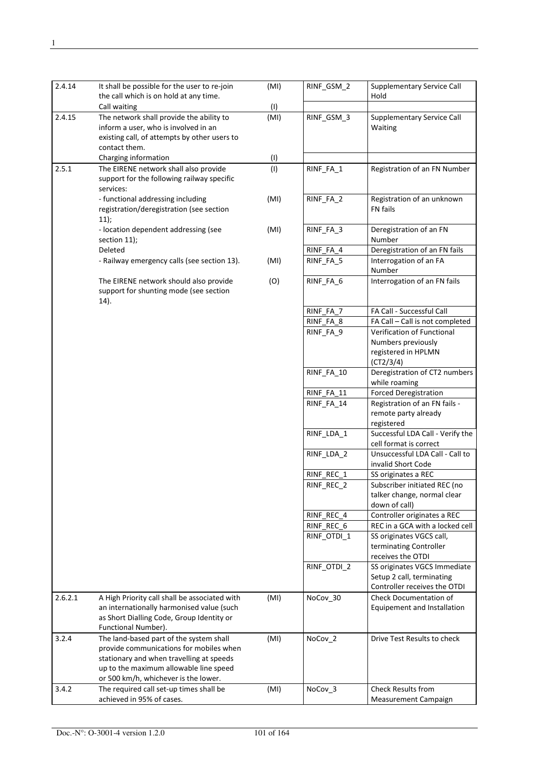| | | | | |
|---|---|---|---|---|
| 2.4.14 | It shall be possible for the user to re-join the call which is on hold at any time. | (MI) | RINF_GSM_2 | Supplementary Service Call Hold |
| | Call waiting | (I) | | |
| 2.4.15 | The network shall provide the ability to inform a user, who is involved in an existing call, of attempts by other users to contact them. | (MI) | RINF_GSM_3 | Supplementary Service Call Waiting |
| | Charging information | (I) | | |
| 2.5.1 | The EIRENE network shall also provide support for the following railway specific services: | (I) | RINF_FA_1 | Registration of an FN Number |
| | - functional addressing including registration/deregistration (see section 11); | (MI) | RINF_FA_2 | Registration of an unknown FN fails |
| | - location dependent addressing (see section 11); | (MI) | RINF_FA_3 | Deregistration of an FN Number |
| | Deleted | | RINF_FA_4 | Deregistration of an FN fails |
| | - Railway emergency calls (see section 13). | (MI) | RINF_FA_5 | Interrogation of an FA Number |
| | The EIRENE network should also provide support for shunting mode (see section 14). | (O) | RINF_FA_6 | Interrogation of an FN fails |
| | | | RINF_FA_7 | FA Call - Successful Call |
| | | | RINF_FA_8 | FA Call – Call is not completed |
| | | | RINF_FA_9 | Verification of Functional Numbers previously registered in HPLMN (CT2/3/4) |
| | | | RINF_FA_10 | Deregistration of CT2 numbers while roaming |
| | | | RINF_FA_11 | Forced Deregistration |
| | | | RINF_FA_14 | Registration of an FN fails - remote party already registered |
| | | | RINF_LDA_1 | Successful LDA Call - Verify the cell format is correct |
| | | | RINF_LDA_2 | Unsuccessful LDA Call - Call to invalid Short Code |
| | | | RINF_REC_1 | SS originates a REC |
| | | | RINF_REC_2 | Subscriber initiated REC (no talker change, normal clear down of call) |
| | | | RINF_REC_4 | Controller originates a REC |
| | | | RINF_REC_6 | REC in a GCA with a locked cell |
| | | | RINF_OTDI_1 | SS originates VGCS call, terminating Controller receives the OTDI |
| | | | RINF_OTDI_2 | SS originates VGCS Immediate Setup 2 call, terminating Controller receives the OTDI |
| 2.6.2.1 | A High Priority call shall be associated with an internationally harmonised value (such as Short Dialling Code, Group Identity or Functional Number). | (MI) | NoCov_30 | Check Documentation of Equipement and Installation |
| 3.2.4 | The land-based part of the system shall provide communications for mobiles when stationary and when travelling at speeds up to the maximum allowable line speed or 500 km/h, whichever is the lower. | (MI) | NoCov_2 | Drive Test Results to check |
| 3.4.2 | The required call set-up times shall be achieved in 95% of cases. | (MI) | NoCov_3 | Check Results from Measurement Campaign |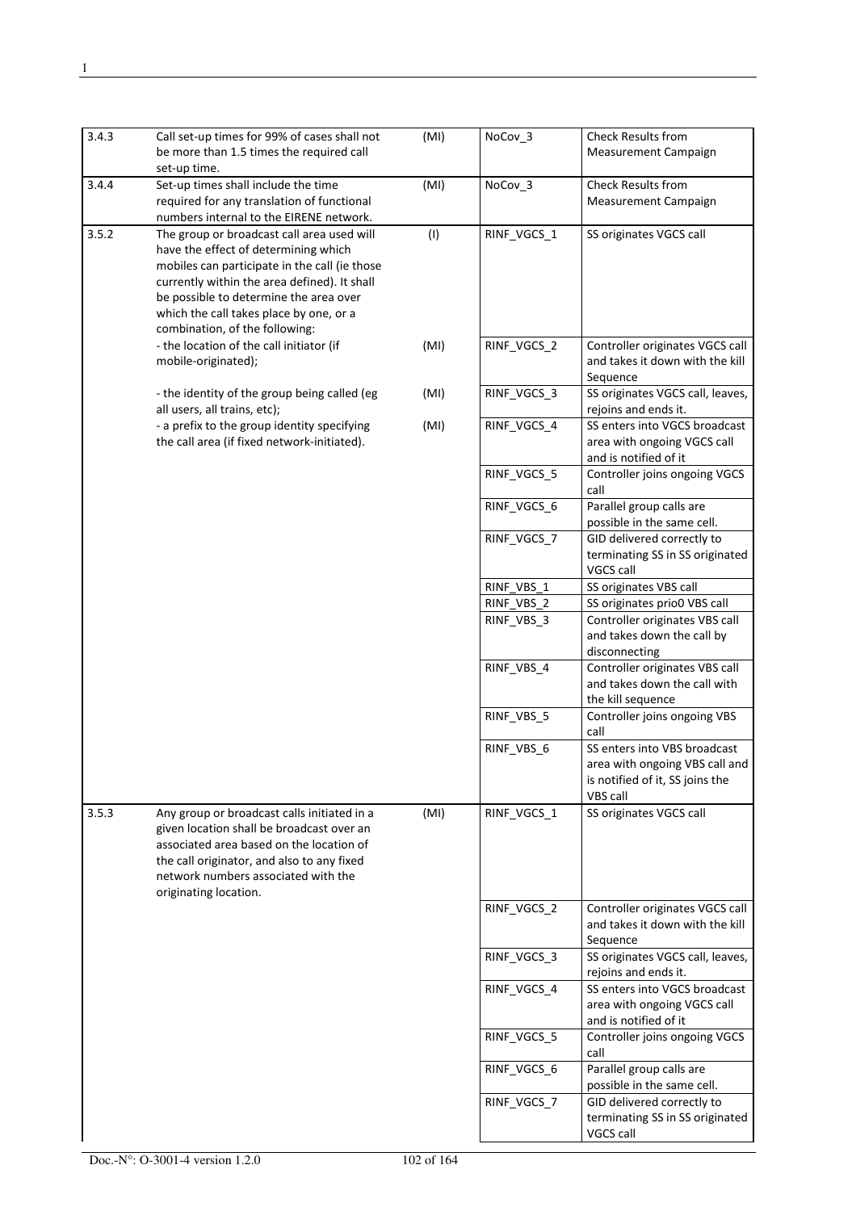| | | | | |
|---|---|---|---|---|
| 3.4.3 | Call set-up times for 99% of cases shall not be more than 1.5 times the required call set-up time. | (MI) | NoCov_3 | Check Results from Measurement Campaign |
| 3.4.4 | Set-up times shall include the time required for any translation of functional numbers internal to the EIRENE network. | (MI) | NoCov_3 | Check Results from Measurement Campaign |
| 3.5.2 | The group or broadcast call area used will have the effect of determining which mobiles can participate in the call (ie those currently within the area defined). It shall be possible to determine the area over which the call takes place by one, or a combination, of the following: | (I) | RINF_VGCS_1 | SS originates VGCS call |
| | - the location of the call initiator (if mobile-originated); | (MI) | RINF_VGCS_2 | Controller originates VGCS call and takes it down with the kill Sequence |
| | - the identity of the group being called (eg all users, all trains, etc); | (MI) | RINF_VGCS_3 | SS originates VGCS call, leaves, rejoins and ends it. |
| | - a prefix to the group identity specifying the call area (if fixed network-initiated). | (MI) | RINF_VGCS_4 | SS enters into VGCS broadcast area with ongoing VGCS call and is notified of it |
| | | | RINF_VGCS_5 | Controller joins ongoing VGCS call |
| | | | RINF_VGCS_6 | Parallel group calls are possible in the same cell. |
| | | | RINF_VGCS_7 | GID delivered correctly to terminating SS in SS originated VGCS call |
| | | | RINF_VBS_1 | SS originates VBS call |
| | | | RINF_VBS_2 | SS originates prio0 VBS call |
| | | | RINF_VBS_3 | Controller originates VBS call and takes down the call by disconnecting |
| | | | RINF_VBS_4 | Controller originates VBS call and takes down the call with the kill sequence |
| | | | RINF_VBS_5 | Controller joins ongoing VBS call |
| | | | RINF_VBS_6 | SS enters into VBS broadcast area with ongoing VBS call and is notified of it, SS joins the VBS call |
| 3.5.3 | Any group or broadcast calls initiated in a given location shall be broadcast over an associated area based on the location of the call originator, and also to any fixed network numbers associated with the originating location. | (MI) | RINF_VGCS_1 | SS originates VGCS call |
| | | | RINF_VGCS_2 | Controller originates VGCS call and takes it down with the kill Sequence |
| | | | RINF_VGCS_3 | SS originates VGCS call, leaves, rejoins and ends it. |
| | | | RINF_VGCS_4 | SS enters into VGCS broadcast area with ongoing VGCS call and is notified of it |
| | | | RINF_VGCS_5 | Controller joins ongoing VGCS call |
| | | | RINF_VGCS_6 | Parallel group calls are possible in the same cell. |
| | | | RINF_VGCS_7 | GID delivered correctly to terminating SS in SS originated VGCS call |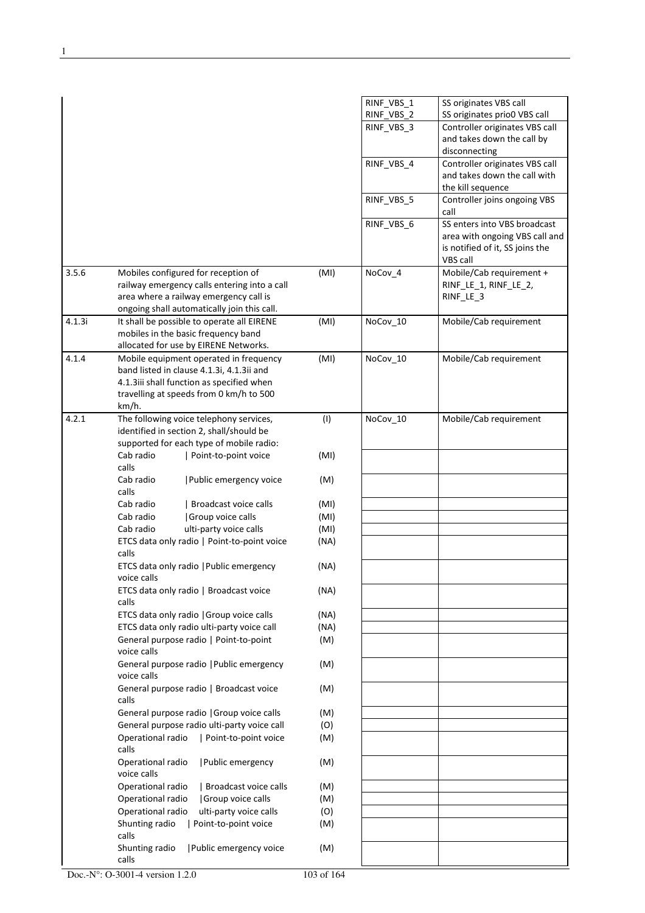| | | | | |
|---|---|---|---|---|
| | | | RINF_VBS_1<br>RINF_VBS_2 | SS originates VBS call<br>SS originates prio0 VBS call |
| | | | RINF_VBS_3 | Controller originates VBS call and takes down the call by disconnecting |
| | | | RINF_VBS_4 | Controller originates VBS call and takes down the call with the kill sequence |
| | | | RINF_VBS_5 | Controller joins ongoing VBS call |
| | | | RINF_VBS_6 | SS enters into VBS broadcast area with ongoing VBS call and is notified of it, SS joins the VBS call |
| 3.5.6 | Mobiles configured for reception of railway emergency calls entering into a call area where a railway emergency call is ongoing shall automatically join this call. | (MI) | NoCov_4 | Mobile/Cab requirement + RINF_LE_1, RINF_LE_2, RINF_LE_3 |
| 4.1.3i | It shall be possible to operate all EIRENE mobiles in the basic frequency band allocated for use by EIRENE Networks. | (MI) | NoCov_10 | Mobile/Cab requirement |
| 4.1.4 | Mobile equipment operated in frequency band listed in clause 4.1.3i, 4.1.3ii and 4.1.3iii shall function as specified when travelling at speeds from 0 km/h to 500 km/h. | (MI) | NoCov_10 | Mobile/Cab requirement |
| 4.2.1 | The following voice telephony services, identified in section 2, shall/should be supported for each type of mobile radio: | (I) | NoCov_10 | Mobile/Cab requirement |
| | Cab radio \| Point-to-point voice calls | (MI) | | |
| | Cab radio \|Public emergency voice calls | (M) | | |
| | Cab radio \| Broadcast voice calls | (MI) | | |
| | Cab radio \|Group voice calls | (MI) | | |
| | Cab radio ulti-party voice calls | (MI) | | |
| | ETCS data only radio \| Point-to-point voice calls | (NA) | | |
| | ETCS data only radio \|Public emergency voice calls | (NA) | | |
| | ETCS data only radio \| Broadcast voice calls | (NA) | | |
| | ETCS data only radio \|Group voice calls | (NA) | | |
| | ETCS data only radio ulti-party voice call | (NA) | | |
| | General purpose radio \| Point-to-point voice calls | (M) | | |
| | General purpose radio \|Public emergency voice calls | (M) | | |
| | General purpose radio \| Broadcast voice calls | (M) | | |
| | General purpose radio \|Group voice calls | (M) | | |
| | General purpose radio ulti-party voice call | (O) | | |
| | Operational radio \| Point-to-point voice calls | (M) | | |
| | Operational radio \|Public emergency voice calls | (M) | | |
| | Operational radio \| Broadcast voice calls | (M) | | |
| | Operational radio \|Group voice calls | (M) | | |
| | Operational radio ulti-party voice calls | (O) | | |
| | Shunting radio \| Point-to-point voice calls | (M) | | |
| | Shunting radio \|Public emergency voice calls | (M) | | |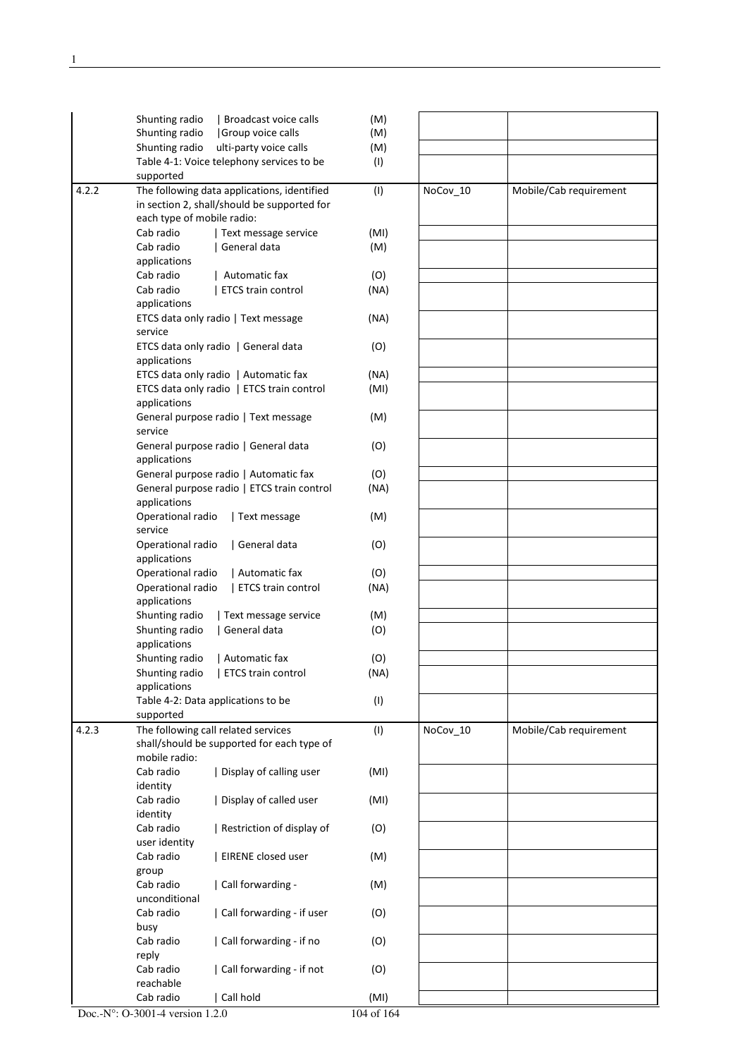| | | | | |
|---|---|---|---|---|
| | Shunting radio \| Broadcast voice calls | (M) | | |
| | Shunting radio \|Group voice calls | (M) | | |
| | Shunting radio ulti-party voice calls | (M) | | |
| | Table 4-1: Voice telephony services to be supported | (I) | | |
| 4.2.2 | The following data applications, identified in section 2, shall/should be supported for each type of mobile radio: | (I) | NoCov_10 | Mobile/Cab requirement |
| | Cab radio \| Text message service | (MI) | | |
| | Cab radio \| General data applications | (M) | | |
| | Cab radio \| Automatic fax | (O) | | |
| | Cab radio \| ETCS train control applications | (NA) | | |
| | ETCS data only radio \| Text message service | (NA) | | |
| | ETCS data only radio \| General data applications | (O) | | |
| | ETCS data only radio \| Automatic fax | (NA) | | |
| | ETCS data only radio \| ETCS train control applications | (MI) | | |
| | General purpose radio \| Text message service | (M) | | |
| | General purpose radio \| General data applications | (O) | | |
| | General purpose radio \| Automatic fax | (O) | | |
| | General purpose radio \| ETCS train control applications | (NA) | | |
| | Operational radio \| Text message service | (M) | | |
| | Operational radio \| General data applications | (O) | | |
| | Operational radio \| Automatic fax | (O) | | |
| | Operational radio \| ETCS train control applications | (NA) | | |
| | Shunting radio \| Text message service | (M) | | |
| | Shunting radio \| General data applications | (O) | | |
| | Shunting radio \| Automatic fax | (O) | | |
| | Shunting radio \| ETCS train control applications | (NA) | | |
| | Table 4-2: Data applications to be supported | (I) | | |
| 4.2.3 | The following call related services shall/should be supported for each type of mobile radio: | (I) | NoCov_10 | Mobile/Cab requirement |
| | Cab radio \| Display of calling user identity | (MI) | | |
| | Cab radio \| Display of called user identity | (MI) | | |
| | Cab radio \| Restriction of display of user identity | (O) | | |
| | Cab radio \| EIRENE closed user group | (M) | | |
| | Cab radio \| Call forwarding - unconditional | (M) | | |
| | Cab radio \| Call forwarding - if user busy | (O) | | |
| | Cab radio \| Call forwarding - if no reply | (O) | | |
| | Cab radio \| Call forwarding - if not reachable | (O) | | |
| | Cab radio \| Call hold | (MI) | | |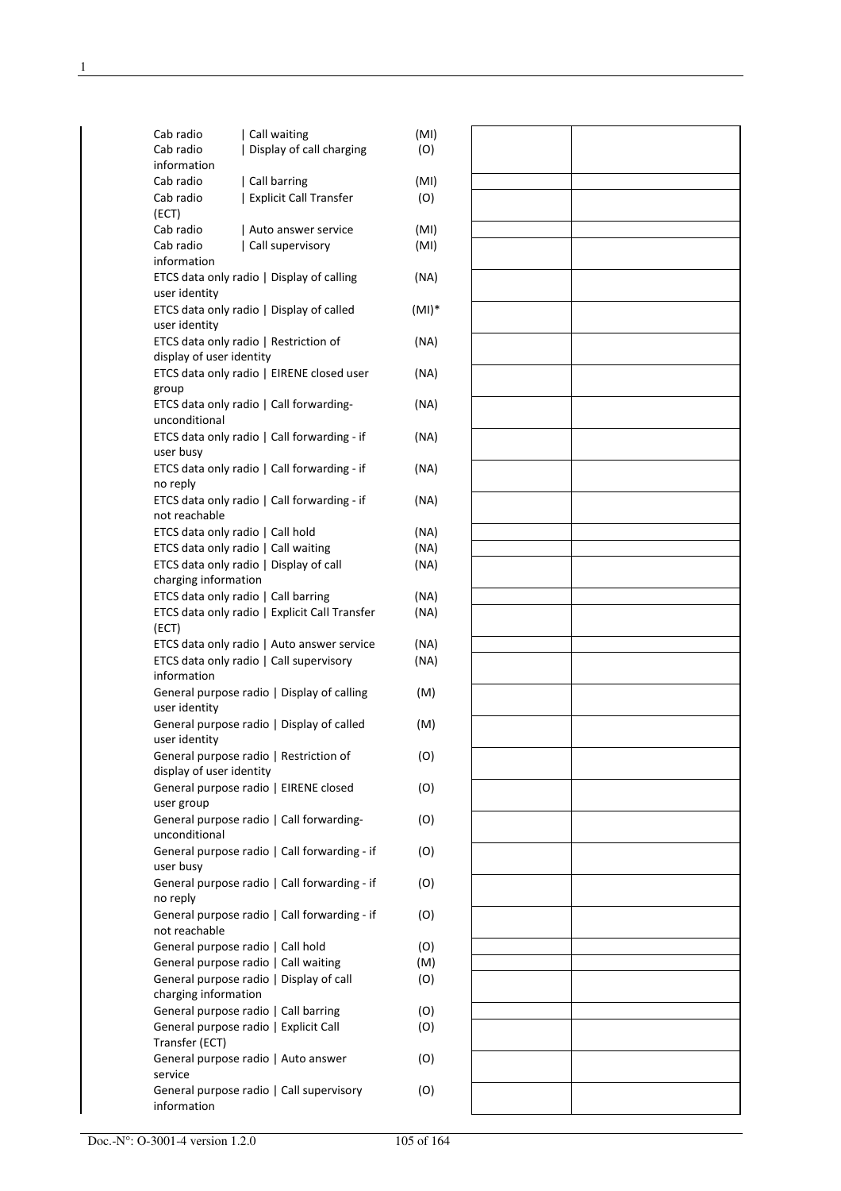Cab radio | Call waiting (MI)

Cab radio | Display of call charging information (O)

Cab radio | Call barring (MI)

Cab radio | Explicit Call Transfer (ECT) (O)

Cab radio | Auto answer service (MI)

Cab radio | Call supervisory information (MI)

ETCS data only radio | Display of calling user identity (NA)

ETCS data only radio | Display of called user identity (MI)*

ETCS data only radio | Restriction of display of user identity (NA)

ETCS data only radio | EIRENE closed user group (NA)

ETCS data only radio | Call forwarding-unconditional (NA)

ETCS data only radio | Call forwarding - if user busy (NA)

ETCS data only radio | Call forwarding - if no reply (NA)

ETCS data only radio | Call forwarding - if not reachable (NA)

ETCS data only radio | Call hold (NA)

ETCS data only radio | Call waiting (NA)

ETCS data only radio | Display of call charging information (NA)

ETCS data only radio | Call barring (NA)

ETCS data only radio | Explicit Call Transfer (ECT) (NA)

ETCS data only radio | Auto answer service (NA)

ETCS data only radio | Call supervisory information (NA)

General purpose radio | Display of calling user identity (M)

General purpose radio | Display of called user identity (M)

General purpose radio | Restriction of display of user identity (O)

General purpose radio | EIRENE closed user group (O)

General purpose radio | Call forwarding-unconditional (O)

General purpose radio | Call forwarding - if user busy (O)

General purpose radio | Call forwarding - if no reply (O)

General purpose radio | Call forwarding - if not reachable (O)

General purpose radio | Call hold (O)

General purpose radio | Call waiting (M)

General purpose radio | Display of call charging information (O)

General purpose radio | Call barring (O)

General purpose radio | Explicit Call Transfer (ECT) (O)

General purpose radio | Auto answer service (O)

General purpose radio | Call supervisory information (O)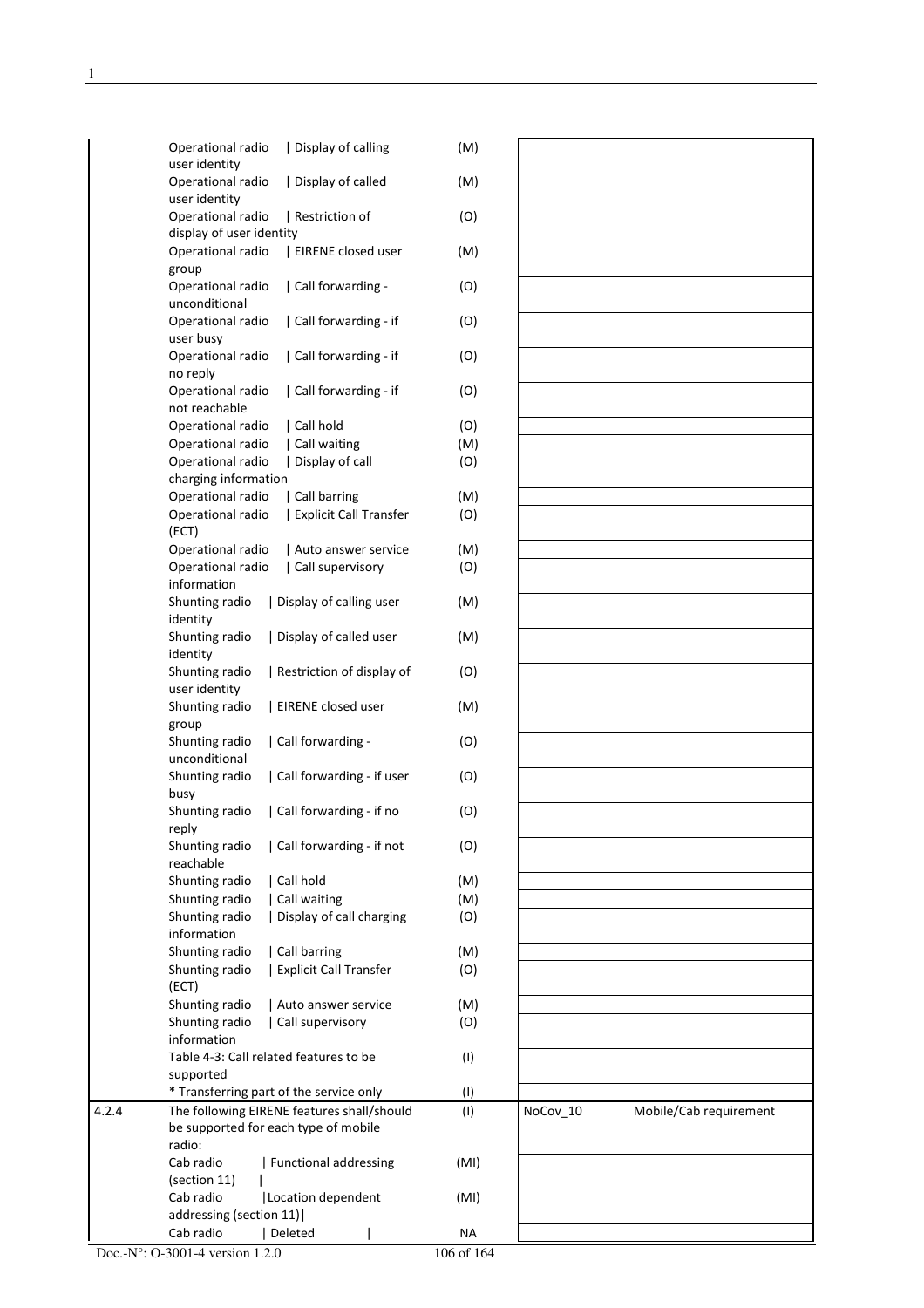| | | | | |
|---|---|---|---|---|
| | Operational radio \| Display of calling user identity | (M) | | |
| | Operational radio \| Display of called user identity | (M) | | |
| | Operational radio \| Restriction of display of user identity | (O) | | |
| | Operational radio \| EIRENE closed user group | (M) | | |
| | Operational radio \| Call forwarding - unconditional | (O) | | |
| | Operational radio \| Call forwarding - if user busy | (O) | | |
| | Operational radio \| Call forwarding - if no reply | (O) | | |
| | Operational radio \| Call forwarding - if not reachable | (O) | | |
| | Operational radio \| Call hold | (O) | | |
| | Operational radio \| Call waiting | (M) | | |
| | Operational radio \| Display of call charging information | (O) | | |
| | Operational radio \| Call barring | (M) | | |
| | Operational radio \| Explicit Call Transfer (ECT) | (O) | | |
| | Operational radio \| Auto answer service | (M) | | |
| | Operational radio \| Call supervisory information | (O) | | |
| | Shunting radio \| Display of calling user identity | (M) | | |
| | Shunting radio \| Display of called user identity | (M) | | |
| | Shunting radio \| Restriction of display of user identity | (O) | | |
| | Shunting radio \| EIRENE closed user group | (M) | | |
| | Shunting radio \| Call forwarding - unconditional | (O) | | |
| | Shunting radio \| Call forwarding - if user busy | (O) | | |
| | Shunting radio \| Call forwarding - if no reply | (O) | | |
| | Shunting radio \| Call forwarding - if not reachable | (O) | | |
| | Shunting radio \| Call hold | (M) | | |
| | Shunting radio \| Call waiting | (M) | | |
| | Shunting radio \| Display of call charging information | (O) | | |
| | Shunting radio \| Call barring | (M) | | |
| | Shunting radio \| Explicit Call Transfer (ECT) | (O) | | |
| | Shunting radio \| Auto answer service | (M) | | |
| | Shunting radio \| Call supervisory information | (O) | | |
| | Table 4-3: Call related features to be supported | (I) | | |
| | * Transferring part of the service only | (I) | | |
| 4.2.4 | The following EIRENE features shall/should be supported for each type of mobile radio: | (I) | NoCov_10 | Mobile/Cab requirement |
| | Cab radio \| Functional addressing (section 11) \| | (MI) | | |
| | Cab radio \|Location dependent addressing (section 11)\| | (MI) | | |
| | Cab radio \| Deleted \| | NA | | |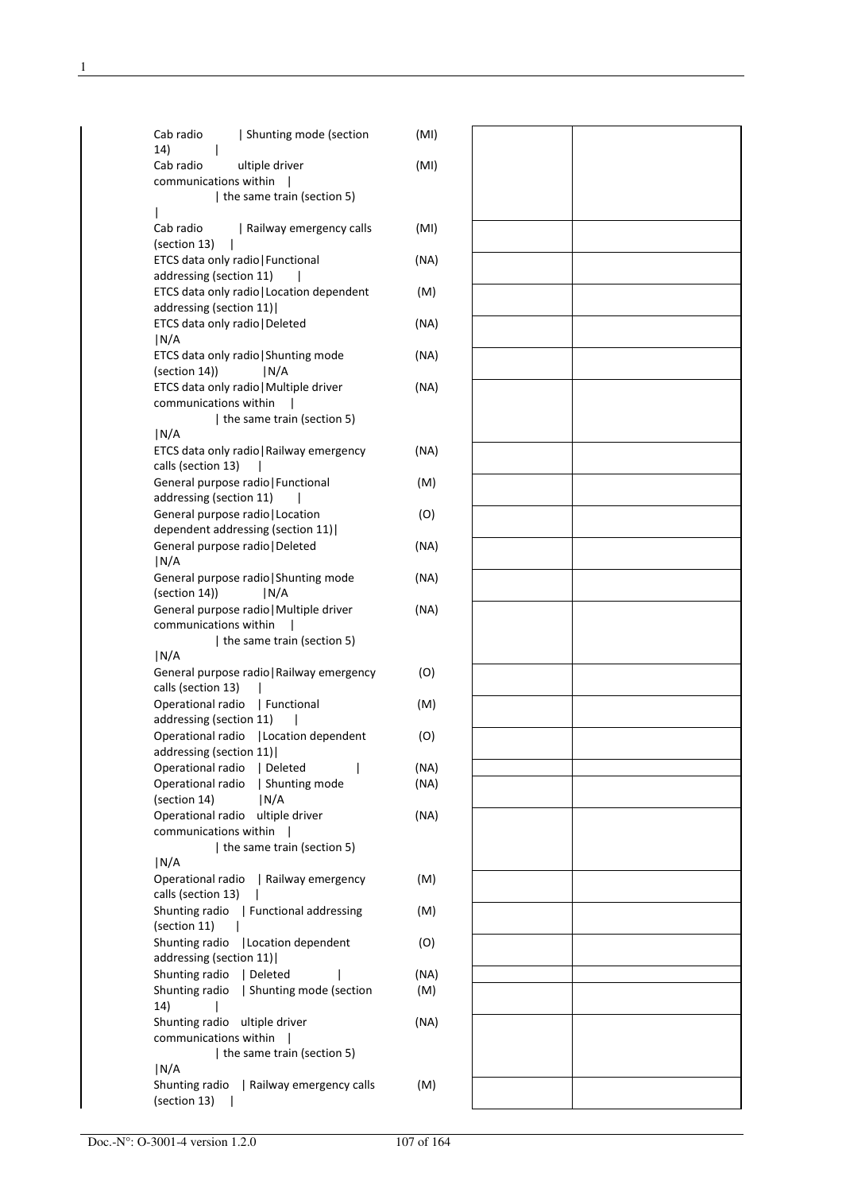| | | | |
|---|---|---|---|
| Cab radio \| Shunting mode (section 14) \| | (MI) | | |
| Cab radio ultiple driver communications within \| \| the same train (section 5) \| | (MI) | | |
| Cab radio \| Railway emergency calls (section 13) \| | (MI) | | |
| ETCS data only radio\|Functional addressing (section 11) \| | (NA) | | |
| ETCS data only radio\|Location dependent addressing (section 11)\| | (M) | | |
| ETCS data only radio\|Deleted \|N/A | (NA) | | |
| ETCS data only radio\|Shunting mode (section 14)) \|N/A | (NA) | | |
| ETCS data only radio\|Multiple driver communications within \| \| the same train (section 5) \|N/A | (NA) | | |
| ETCS data only radio\|Railway emergency calls (section 13) \| | (NA) | | |
| General purpose radio\|Functional addressing (section 11) \| | (M) | | |
| General purpose radio\|Location dependent addressing (section 11)\| | (O) | | |
| General purpose radio\|Deleted \|N/A | (NA) | | |
| General purpose radio\|Shunting mode (section 14)) \|N/A | (NA) | | |
| General purpose radio\|Multiple driver communications within \| \| the same train (section 5) \|N/A | (NA) | | |
| General purpose radio\|Railway emergency calls (section 13) \| | (O) | | |
| Operational radio \| Functional addressing (section 11) \| | (M) | | |
| Operational radio \|Location dependent addressing (section 11)\| | (O) | | |
| Operational radio \| Deleted \| | (NA) | | |
| Operational radio \| Shunting mode (section 14) \|N/A | (NA) | | |
| Operational radio ultiple driver communications within \| \| the same train (section 5) \|N/A | (NA) | | |
| Operational radio \| Railway emergency calls (section 13) \| | (M) | | |
| Shunting radio \| Functional addressing (section 11) \| | (M) | | |
| Shunting radio \|Location dependent addressing (section 11)\| | (O) | | |
| Shunting radio \| Deleted \| | (NA) | | |
| Shunting radio \| Shunting mode (section 14) \| | (M) | | |
| Shunting radio ultiple driver communications within \| \| the same train (section 5) \|N/A | (NA) | | |
| Shunting radio \| Railway emergency calls (section 13) \| | (M) | | |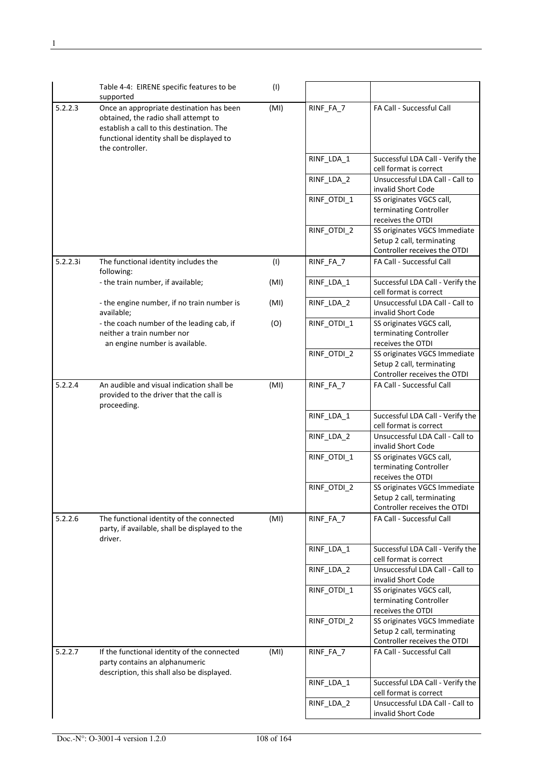| | | | | |
|---|---|---|---|---|
| | Table 4-4: EIRENE specific features to be supported | (I) | | |
| 5.2.2.3 | Once an appropriate destination has been obtained, the radio shall attempt to establish a call to this destination. The functional identity shall be displayed to the controller. | (MI) | RINF_FA_7 | FA Call - Successful Call |
| | | | RINF_LDA_1 | Successful LDA Call - Verify the cell format is correct |
| | | | RINF_LDA_2 | Unsuccessful LDA Call - Call to invalid Short Code |
| | | | RINF_OTDI_1 | SS originates VGCS call, terminating Controller receives the OTDI |
| | | | RINF_OTDI_2 | SS originates VGCS Immediate Setup 2 call, terminating Controller receives the OTDI |
| 5.2.2.3i | The functional identity includes the following: | (I) | RINF_FA_7 | FA Call - Successful Call |
| | - the train number, if available; | (MI) | RINF_LDA_1 | Successful LDA Call - Verify the cell format is correct |
| | - the engine number, if no train number is available; | (MI) | RINF_LDA_2 | Unsuccessful LDA Call - Call to invalid Short Code |
| | - the coach number of the leading cab, if neither a train number nor an engine number is available. | (O) | RINF_OTDI_1 | SS originates VGCS call, terminating Controller receives the OTDI |
| | | | RINF_OTDI_2 | SS originates VGCS Immediate Setup 2 call, terminating Controller receives the OTDI |
| 5.2.2.4 | An audible and visual indication shall be provided to the driver that the call is proceeding. | (MI) | RINF_FA_7 | FA Call - Successful Call |
| | | | RINF_LDA_1 | Successful LDA Call - Verify the cell format is correct |
| | | | RINF_LDA_2 | Unsuccessful LDA Call - Call to invalid Short Code |
| | | | RINF_OTDI_1 | SS originates VGCS call, terminating Controller receives the OTDI |
| | | | RINF_OTDI_2 | SS originates VGCS Immediate Setup 2 call, terminating Controller receives the OTDI |
| 5.2.2.6 | The functional identity of the connected party, if available, shall be displayed to the driver. | (MI) | RINF_FA_7 | FA Call - Successful Call |
| | | | RINF_LDA_1 | Successful LDA Call - Verify the cell format is correct |
| | | | RINF_LDA_2 | Unsuccessful LDA Call - Call to invalid Short Code |
| | | | RINF_OTDI_1 | SS originates VGCS call, terminating Controller receives the OTDI |
| | | | RINF_OTDI_2 | SS originates VGCS Immediate Setup 2 call, terminating Controller receives the OTDI |
| 5.2.2.7 | If the functional identity of the connected party contains an alphanumeric description, this shall also be displayed. | (MI) | RINF_FA_7 | FA Call - Successful Call |
| | | | RINF_LDA_1 | Successful LDA Call - Verify the cell format is correct |
| | | | RINF_LDA_2 | Unsuccessful LDA Call - Call to invalid Short Code |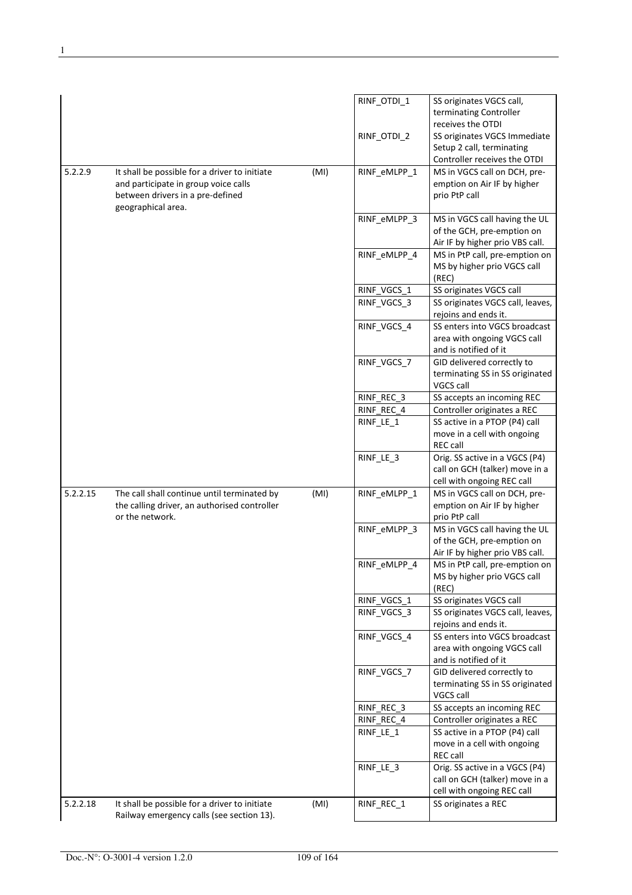| | | | | |
|---|---|---|---|---|
| | | | RINF_OTDI_1 | SS originates VGCS call, terminating Controller receives the OTDI |
| | | | RINF_OTDI_2 | SS originates VGCS Immediate Setup 2 call, terminating Controller receives the OTDI |
| 5.2.2.9 | It shall be possible for a driver to initiate and participate in group voice calls between drivers in a pre-defined geographical area. | (MI) | RINF_eMLPP_1 | MS in VGCS call on DCH, pre-emption on Air IF by higher prio PtP call |
| | | | RINF_eMLPP_3 | MS in VGCS call having the UL of the GCH, pre-emption on Air IF by higher prio VBS call. |
| | | | RINF_eMLPP_4 | MS in PtP call, pre-emption on MS by higher prio VGCS call (REC) |
| | | | RINF_VGCS_1 | SS originates VGCS call |
| | | | RINF_VGCS_3 | SS originates VGCS call, leaves, rejoins and ends it. |
| | | | RINF_VGCS_4 | SS enters into VGCS broadcast area with ongoing VGCS call and is notified of it |
| | | | RINF_VGCS_7 | GID delivered correctly to terminating SS in SS originated VGCS call |
| | | | RINF_REC_3 | SS accepts an incoming REC |
| | | | RINF_REC_4 | Controller originates a REC |
| | | | RINF_LE_1 | SS active in a PTOP (P4) call move in a cell with ongoing REC call |
| | | | RINF_LE_3 | Orig. SS active in a VGCS (P4) call on GCH (talker) move in a cell with ongoing REC call |
| 5.2.2.15 | The call shall continue until terminated by the calling driver, an authorised controller or the network. | (MI) | RINF_eMLPP_1 | MS in VGCS call on DCH, pre-emption on Air IF by higher prio PtP call |
| | | | RINF_eMLPP_3 | MS in VGCS call having the UL of the GCH, pre-emption on Air IF by higher prio VBS call. |
| | | | RINF_eMLPP_4 | MS in PtP call, pre-emption on MS by higher prio VGCS call (REC) |
| | | | RINF_VGCS_1 | SS originates VGCS call |
| | | | RINF_VGCS_3 | SS originates VGCS call, leaves, rejoins and ends it. |
| | | | RINF_VGCS_4 | SS enters into VGCS broadcast area with ongoing VGCS call and is notified of it |
| | | | RINF_VGCS_7 | GID delivered correctly to terminating SS in SS originated VGCS call |
| | | | RINF_REC_3 | SS accepts an incoming REC |
| | | | RINF_REC_4 | Controller originates a REC |
| | | | RINF_LE_1 | SS active in a PTOP (P4) call move in a cell with ongoing REC call |
| | | | RINF_LE_3 | Orig. SS active in a VGCS (P4) call on GCH (talker) move in a cell with ongoing REC call |
| 5.2.2.18 | It shall be possible for a driver to initiate Railway emergency calls (see section 13). | (MI) | RINF_REC_1 | SS originates a REC |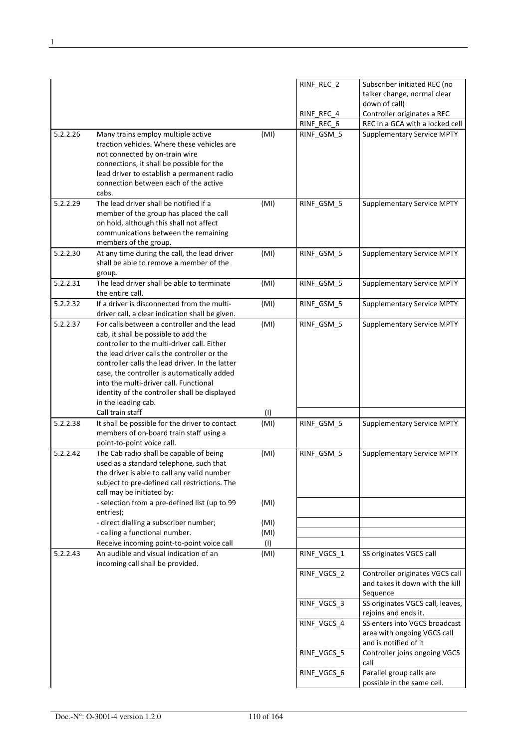| | | | | |
|---|---|---|---|---|
| | | | RINF_REC_2<br><br><br>RINF_REC_4 | Subscriber initiated REC (no talker change, normal clear down of call)<br>Controller originates a REC |
| | | | RINF_REC_6 | REC in a GCA with a locked cell |
| 5.2.2.26 | Many trains employ multiple active traction vehicles. Where these vehicles are not connected by on-train wire connections, it shall be possible for the lead driver to establish a permanent radio connection between each of the active cabs. | (MI) | RINF_GSM_5 | Supplementary Service MPTY |
| 5.2.2.29 | The lead driver shall be notified if a member of the group has placed the call on hold, although this shall not affect communications between the remaining members of the group. | (MI) | RINF_GSM_5 | Supplementary Service MPTY |
| 5.2.2.30 | At any time during the call, the lead driver shall be able to remove a member of the group. | (MI) | RINF_GSM_5 | Supplementary Service MPTY |
| 5.2.2.31 | The lead driver shall be able to terminate the entire call. | (MI) | RINF_GSM_5 | Supplementary Service MPTY |
| 5.2.2.32 | If a driver is disconnected from the multi-driver call, a clear indication shall be given. | (MI) | RINF_GSM_5 | Supplementary Service MPTY |
| 5.2.2.37 | For calls between a controller and the lead cab, it shall be possible to add the controller to the multi-driver call. Either the lead driver calls the controller or the controller calls the lead driver. In the latter case, the controller is automatically added into the multi-driver call. Functional identity of the controller shall be displayed in the leading cab. | (MI) | RINF_GSM_5 | Supplementary Service MPTY |
| | Call train staff | (I) | | |
| 5.2.2.38 | It shall be possible for the driver to contact members of on-board train staff using a point-to-point voice call. | (MI) | RINF_GSM_5 | Supplementary Service MPTY |
| 5.2.2.42 | The Cab radio shall be capable of being used as a standard telephone, such that the driver is able to call any valid number subject to pre-defined call restrictions. The call may be initiated by: | (MI) | RINF_GSM_5 | Supplementary Service MPTY |
| | - selection from a pre-defined list (up to 99 entries); | (MI) | | |
| | - direct dialling a subscriber number; | (MI) | | |
| | - calling a functional number. | (MI) | | |
| | Receive incoming point-to-point voice call | (I) | | |
| 5.2.2.43 | An audible and visual indication of an incoming call shall be provided. | (MI) | RINF_VGCS_1 | SS originates VGCS call |
| | | | RINF_VGCS_2 | Controller originates VGCS call and takes it down with the kill Sequence |
| | | | RINF_VGCS_3 | SS originates VGCS call, leaves, rejoins and ends it. |
| | | | RINF_VGCS_4 | SS enters into VGCS broadcast area with ongoing VGCS call and is notified of it |
| | | | RINF_VGCS_5 | Controller joins ongoing VGCS call |
| | | | RINF_VGCS_6 | Parallel group calls are possible in the same cell. |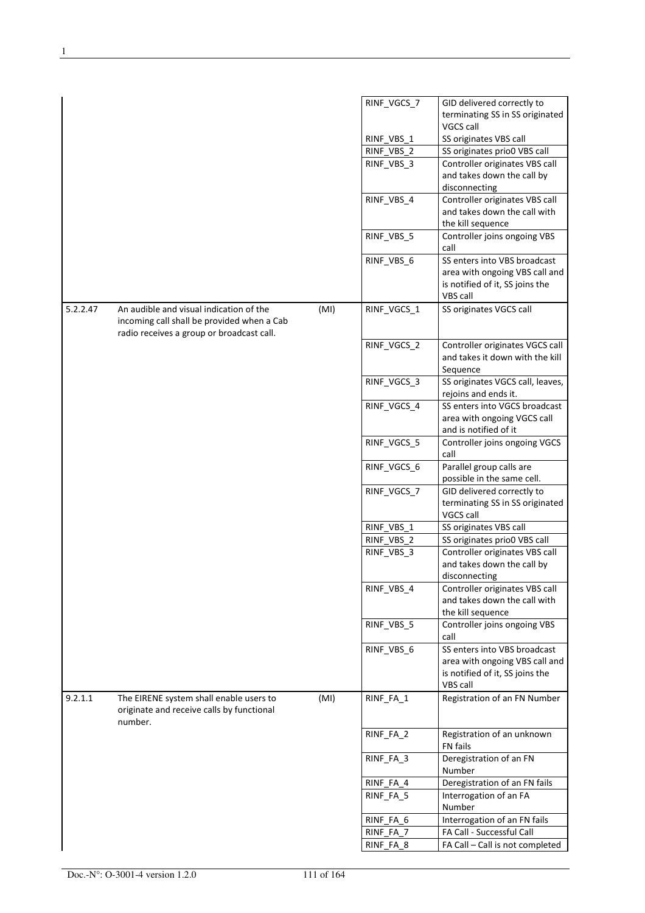| | | | | |
|---|---|---|---|---|
| | | | RINF_VGCS_7 | GID delivered correctly to terminating SS in SS originated VGCS call |
| | | | RINF_VBS_1 | SS originates VBS call |
| | | | RINF_VBS_2 | SS originates prio0 VBS call |
| | | | RINF_VBS_3 | Controller originates VBS call and takes down the call by disconnecting |
| | | | RINF_VBS_4 | Controller originates VBS call and takes down the call with the kill sequence |
| | | | RINF_VBS_5 | Controller joins ongoing VBS call |
| | | | RINF_VBS_6 | SS enters into VBS broadcast area with ongoing VBS call and is notified of it, SS joins the VBS call |
| 5.2.2.47 | An audible and visual indication of the incoming call shall be provided when a Cab radio receives a group or broadcast call. | (MI) | RINF_VGCS_1 | SS originates VGCS call |
| | | | RINF_VGCS_2 | Controller originates VGCS call and takes it down with the kill Sequence |
| | | | RINF_VGCS_3 | SS originates VGCS call, leaves, rejoins and ends it. |
| | | | RINF_VGCS_4 | SS enters into VGCS broadcast area with ongoing VGCS call and is notified of it |
| | | | RINF_VGCS_5 | Controller joins ongoing VGCS call |
| | | | RINF_VGCS_6 | Parallel group calls are possible in the same cell. |
| | | | RINF_VGCS_7 | GID delivered correctly to terminating SS in SS originated VGCS call |
| | | | RINF_VBS_1 | SS originates VBS call |
| | | | RINF_VBS_2 | SS originates prio0 VBS call |
| | | | RINF_VBS_3 | Controller originates VBS call and takes down the call by disconnecting |
| | | | RINF_VBS_4 | Controller originates VBS call and takes down the call with the kill sequence |
| | | | RINF_VBS_5 | Controller joins ongoing VBS call |
| | | | RINF_VBS_6 | SS enters into VBS broadcast area with ongoing VBS call and is notified of it, SS joins the VBS call |
| 9.2.1.1 | The EIRENE system shall enable users to originate and receive calls by functional number. | (MI) | RINF_FA_1 | Registration of an FN Number |
| | | | RINF_FA_2 | Registration of an unknown FN fails |
| | | | RINF_FA_3 | Deregistration of an FN Number |
| | | | RINF_FA_4 | Deregistration of an FN fails |
| | | | RINF_FA_5 | Interrogation of an FA Number |
| | | | RINF_FA_6 | Interrogation of an FN fails |
| | | | RINF_FA_7 | FA Call - Successful Call |
| | | | RINF_FA_8 | FA Call – Call is not completed |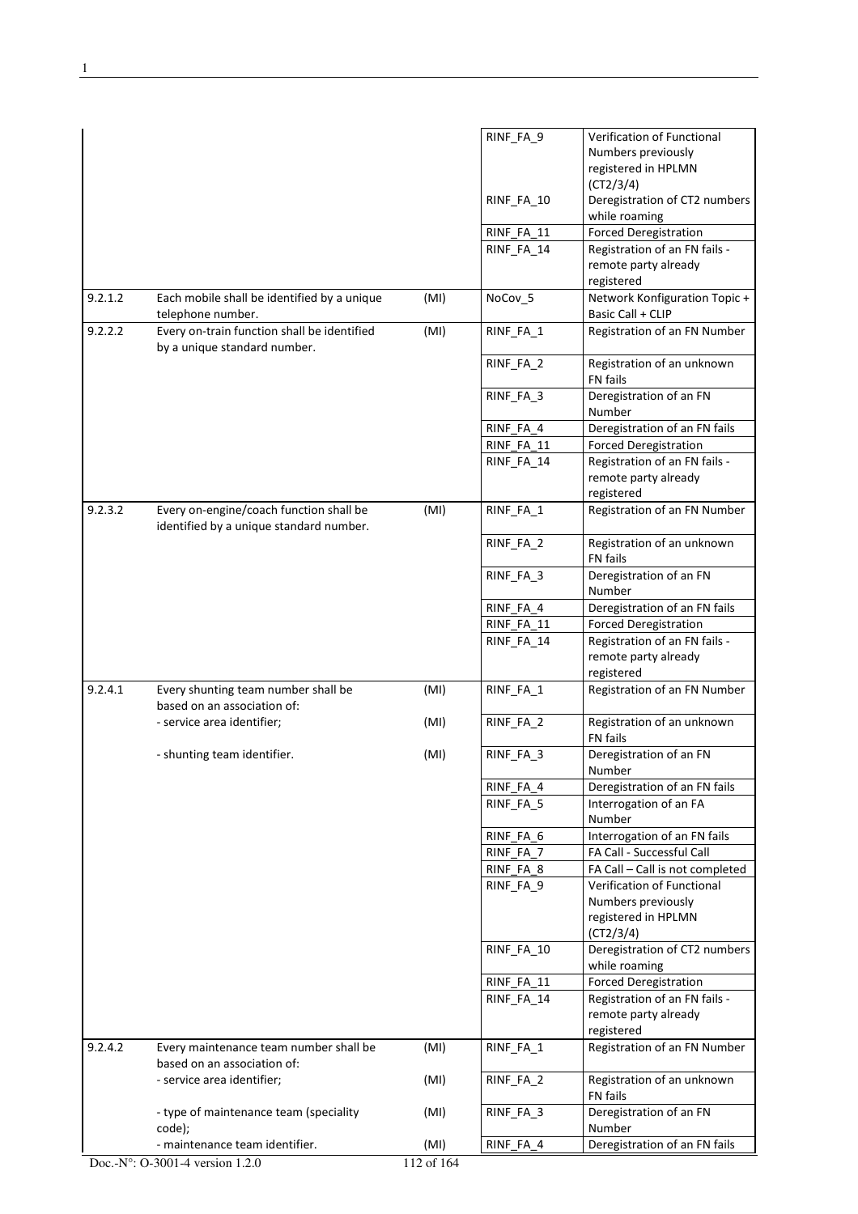| | | | | |
|---|---|---|---|---|
| | | | RINF_FA_9 | Verification of Functional Numbers previously registered in HPLMN (CT2/3/4) |
| | | | RINF_FA_10 | Deregistration of CT2 numbers while roaming |
| | | | RINF_FA_11 | Forced Deregistration |
| | | | RINF_FA_14 | Registration of an FN fails - remote party already registered |
| 9.2.1.2 | Each mobile shall be identified by a unique telephone number. | (MI) | NoCov_5 | Network Konfiguration Topic + Basic Call + CLIP |
| 9.2.2.2 | Every on-train function shall be identified by a unique standard number. | (MI) | RINF_FA_1 | Registration of an FN Number |
| | | | RINF_FA_2 | Registration of an unknown FN fails |
| | | | RINF_FA_3 | Deregistration of an FN Number |
| | | | RINF_FA_4 | Deregistration of an FN fails |
| | | | RINF_FA_11 | Forced Deregistration |
| | | | RINF_FA_14 | Registration of an FN fails - remote party already registered |
| 9.2.3.2 | Every on-engine/coach function shall be identified by a unique standard number. | (MI) | RINF_FA_1 | Registration of an FN Number |
| | | | RINF_FA_2 | Registration of an unknown FN fails |
| | | | RINF_FA_3 | Deregistration of an FN Number |
| | | | RINF_FA_4 | Deregistration of an FN fails |
| | | | RINF_FA_11 | Forced Deregistration |
| | | | RINF_FA_14 | Registration of an FN fails - remote party already registered |
| 9.2.4.1 | Every shunting team number shall be based on an association of: | (MI) | RINF_FA_1 | Registration of an FN Number |
| | - service area identifier; | (MI) | RINF_FA_2 | Registration of an unknown FN fails |
| | - shunting team identifier. | (MI) | RINF_FA_3 | Deregistration of an FN Number |
| | | | RINF_FA_4 | Deregistration of an FN fails |
| | | | RINF_FA_5 | Interrogation of an FA Number |
| | | | RINF_FA_6 | Interrogation of an FN fails |
| | | | RINF_FA_7 | FA Call - Successful Call |
| | | | RINF_FA_8 | FA Call – Call is not completed |
| | | | RINF_FA_9 | Verification of Functional Numbers previously registered in HPLMN (CT2/3/4) |
| | | | RINF_FA_10 | Deregistration of CT2 numbers while roaming |
| | | | RINF_FA_11 | Forced Deregistration |
| | | | RINF_FA_14 | Registration of an FN fails - remote party already registered |
| 9.2.4.2 | Every maintenance team number shall be based on an association of: | (MI) | RINF_FA_1 | Registration of an FN Number |
| | - service area identifier; | (MI) | RINF_FA_2 | Registration of an unknown FN fails |
| | - type of maintenance team (speciality code); | (MI) | RINF_FA_3 | Deregistration of an FN Number |
| | - maintenance team identifier. | (MI) | RINF_FA_4 | Deregistration of an FN fails |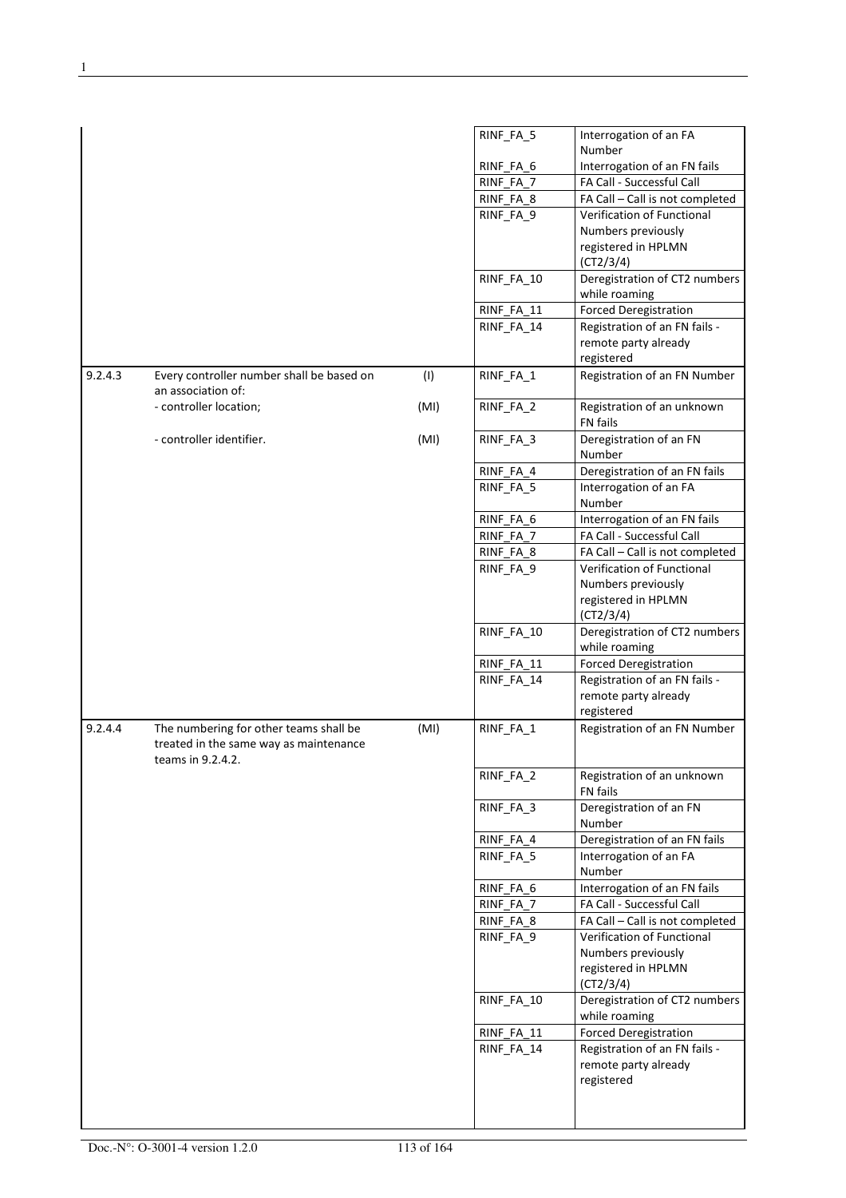| | | | | |
|---|---|---|---|---|
| | | | RINF_FA_5 | Interrogation of an FA Number |
| | | | RINF_FA_6 | Interrogation of an FN fails |
| | | | RINF_FA_7 | FA Call - Successful Call |
| | | | RINF_FA_8 | FA Call – Call is not completed |
| | | | RINF_FA_9 | Verification of Functional Numbers previously registered in HPLMN (CT2/3/4) |
| | | | RINF_FA_10 | Deregistration of CT2 numbers while roaming |
| | | | RINF_FA_11 | Forced Deregistration |
| | | | RINF_FA_14 | Registration of an FN fails - remote party already registered |
| 9.2.4.3 | Every controller number shall be based on an association of: | (I) | RINF_FA_1 | Registration of an FN Number |
| | - controller location; | (MI) | RINF_FA_2 | Registration of an unknown FN fails |
| | - controller identifier. | (MI) | RINF_FA_3 | Deregistration of an FN Number |
| | | | RINF_FA_4 | Deregistration of an FN fails |
| | | | RINF_FA_5 | Interrogation of an FA Number |
| | | | RINF_FA_6 | Interrogation of an FN fails |
| | | | RINF_FA_7 | FA Call - Successful Call |
| | | | RINF_FA_8 | FA Call – Call is not completed |
| | | | RINF_FA_9 | Verification of Functional Numbers previously registered in HPLMN (CT2/3/4) |
| | | | RINF_FA_10 | Deregistration of CT2 numbers while roaming |
| | | | RINF_FA_11 | Forced Deregistration |
| | | | RINF_FA_14 | Registration of an FN fails - remote party already registered |
| 9.2.4.4 | The numbering for other teams shall be treated in the same way as maintenance teams in 9.2.4.2. | (MI) | RINF_FA_1 | Registration of an FN Number |
| | | | RINF_FA_2 | Registration of an unknown FN fails |
| | | | RINF_FA_3 | Deregistration of an FN Number |
| | | | RINF_FA_4 | Deregistration of an FN fails |
| | | | RINF_FA_5 | Interrogation of an FA Number |
| | | | RINF_FA_6 | Interrogation of an FN fails |
| | | | RINF_FA_7 | FA Call - Successful Call |
| | | | RINF_FA_8 | FA Call – Call is not completed |
| | | | RINF_FA_9 | Verification of Functional Numbers previously registered in HPLMN (CT2/3/4) |
| | | | RINF_FA_10 | Deregistration of CT2 numbers while roaming |
| | | | RINF_FA_11 | Forced Deregistration |
| | | | RINF_FA_14 | Registration of an FN fails - remote party already registered |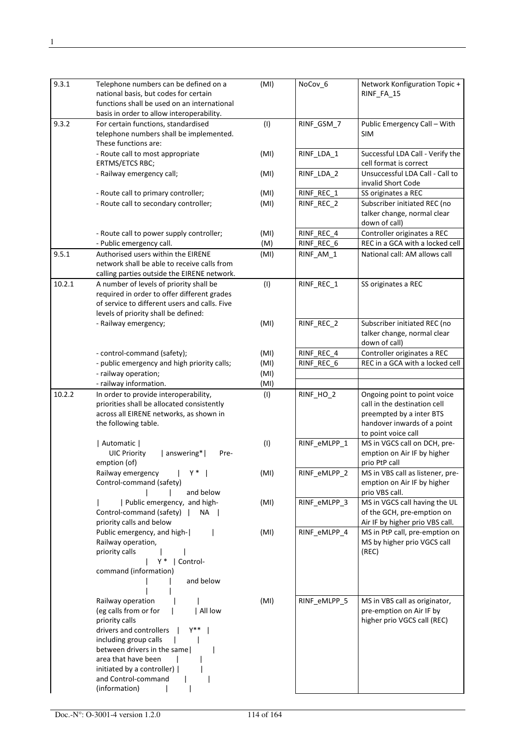| 9.3.1 | Telephone numbers can be defined on a national basis, but codes for certain functions shall be used on an international basis in order to allow interoperability. | (MI) | NoCov_6 | Network Konfiguration Topic + RINF_FA_15 |
|---|---|---|---|---|
| 9.3.2 | For certain functions, standardised telephone numbers shall be implemented. These functions are: | (I) | RINF_GSM_7 | Public Emergency Call – With SIM |
| | - Route call to most appropriate ERTMS/ETCS RBC; | (MI) | RINF_LDA_1 | Successful LDA Call - Verify the cell format is correct |
| | - Railway emergency call; | (MI) | RINF_LDA_2 | Unsuccessful LDA Call - Call to invalid Short Code |
| | - Route call to primary controller; | (MI) | RINF_REC_1 | SS originates a REC |
| | - Route call to secondary controller; | (MI) | RINF_REC_2 | Subscriber initiated REC (no talker change, normal clear down of call) |
| | - Route call to power supply controller; | (MI) | RINF_REC_4 | Controller originates a REC |
| | - Public emergency call. | (M) | RINF_REC_6 | REC in a GCA with a locked cell |
| 9.5.1 | Authorised users within the EIRENE network shall be able to receive calls from calling parties outside the EIRENE network. | (MI) | RINF_AM_1 | National call: AM allows call |
| 10.2.1 | A number of levels of priority shall be required in order to offer different grades of service to different users and calls. Five levels of priority shall be defined: | (I) | RINF_REC_1 | SS originates a REC |
| | - Railway emergency; | (MI) | RINF_REC_2 | Subscriber initiated REC (no talker change, normal clear down of call) |
| | - control-command (safety); | (MI) | RINF_REC_4 | Controller originates a REC |
| | - public emergency and high priority calls; | (MI) | RINF_REC_6 | REC in a GCA with a locked cell |
| | - railway operation; | (MI) | | |
| | - railway information. | (MI) | | |
| 10.2.2 | In order to provide interoperability, priorities shall be allocated consistently across all EIRENE networks, as shown in the following table. | (I) | RINF_HO_2 | Ongoing point to point voice call in the destination cell preempted by a inter BTS handover inwards of a point to point voice call |
| | \| Automatic \| UIC Priority \| answering*\| Pre-emption (of) | (I) | RINF_eMLPP_1 | MS in VGCS call on DCH, pre-emption on Air IF by higher prio PtP call |
| | Railway emergency \| Y * \| Control-command (safety) \| \| and below | (MI) | RINF_eMLPP_2 | MS in VBS call as listener, pre-emption on Air IF by higher prio VBS call. |
| | \| \| Public emergency, and high- Control-command (safety) \| NA \| priority calls and below | (MI) | RINF_eMLPP_3 | MS in VGCS call having the UL of the GCH, pre-emption on Air IF by higher prio VBS call. |
| | Public emergency, and high-\| \| Railway operation, priority calls \| \| \| Y * \| Control-command (information) \| \| and below \| \| | (MI) | RINF_eMLPP_4 | MS in PtP call, pre-emption on MS by higher prio VGCS call (REC) |
| | Railway operation \| \| (eg calls from or for \| \| All low priority calls drivers and controllers \| Y** \| including group calls \| \| between drivers in the same\| \| area that have been \| \| initiated by a controller) \| \| and Control-command \| \| (information) \| \| | (MI) | RINF_eMLPP_5 | MS in VBS call as originator, pre-emption on Air IF by higher prio VGCS call (REC) |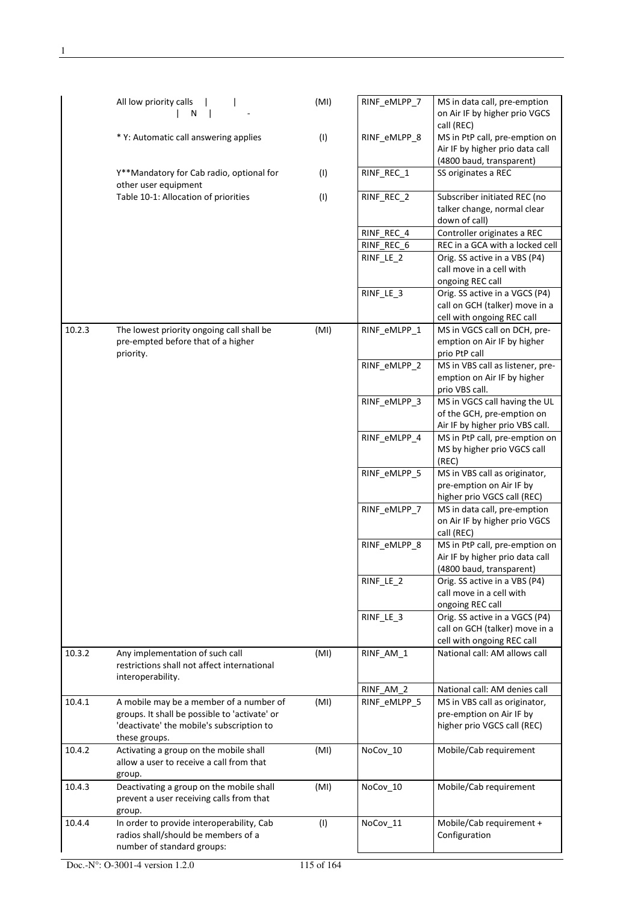| | | | | |
|---|---|---|---|---|
| | All low priority calls \| \| \| N \| - | (MI) | RINF_eMLPP_7 | MS in data call, pre-emption on Air IF by higher prio VGCS call (REC) |
| | * Y: Automatic call answering applies | (I) | RINF_eMLPP_8 | MS in PtP call, pre-emption on Air IF by higher prio data call (4800 baud, transparent) |
| | Y**Mandatory for Cab radio, optional for other user equipment | (I) | RINF_REC_1 | SS originates a REC |
| | Table 10-1: Allocation of priorities | (I) | RINF_REC_2 | Subscriber initiated REC (no talker change, normal clear down of call) |
| | | | RINF_REC_4 | Controller originates a REC |
| | | | RINF_REC_6 | REC in a GCA with a locked cell |
| | | | RINF_LE_2 | Orig. SS active in a VBS (P4) call move in a cell with ongoing REC call |
| | | | RINF_LE_3 | Orig. SS active in a VGCS (P4) call on GCH (talker) move in a cell with ongoing REC call |
| 10.2.3 | The lowest priority ongoing call shall be pre-empted before that of a higher priority. | (MI) | RINF_eMLPP_1 | MS in VGCS call on DCH, pre-emption on Air IF by higher prio PtP call |
| | | | RINF_eMLPP_2 | MS in VBS call as listener, pre-emption on Air IF by higher prio VBS call. |
| | | | RINF_eMLPP_3 | MS in VGCS call having the UL of the GCH, pre-emption on Air IF by higher prio VBS call. |
| | | | RINF_eMLPP_4 | MS in PtP call, pre-emption on MS by higher prio VGCS call (REC) |
| | | | RINF_eMLPP_5 | MS in VBS call as originator, pre-emption on Air IF by higher prio VGCS call (REC) |
| | | | RINF_eMLPP_7 | MS in data call, pre-emption on Air IF by higher prio VGCS call (REC) |
| | | | RINF_eMLPP_8 | MS in PtP call, pre-emption on Air IF by higher prio data call (4800 baud, transparent) |
| | | | RINF_LE_2 | Orig. SS active in a VBS (P4) call move in a cell with ongoing REC call |
| | | | RINF_LE_3 | Orig. SS active in a VGCS (P4) call on GCH (talker) move in a cell with ongoing REC call |
| 10.3.2 | Any implementation of such call restrictions shall not affect international interoperability. | (MI) | RINF_AM_1 | National call: AM allows call |
| | | | RINF_AM_2 | National call: AM denies call |
| 10.4.1 | A mobile may be a member of a number of groups. It shall be possible to 'activate' or 'deactivate' the mobile's subscription to these groups. | (MI) | RINF_eMLPP_5 | MS in VBS call as originator, pre-emption on Air IF by higher prio VGCS call (REC) |
| 10.4.2 | Activating a group on the mobile shall allow a user to receive a call from that group. | (MI) | NoCov_10 | Mobile/Cab requirement |
| 10.4.3 | Deactivating a group on the mobile shall prevent a user receiving calls from that group. | (MI) | NoCov_10 | Mobile/Cab requirement |
| 10.4.4 | In order to provide interoperability, Cab radios shall/should be members of a number of standard groups: | (I) | NoCov_11 | Mobile/Cab requirement + Configuration |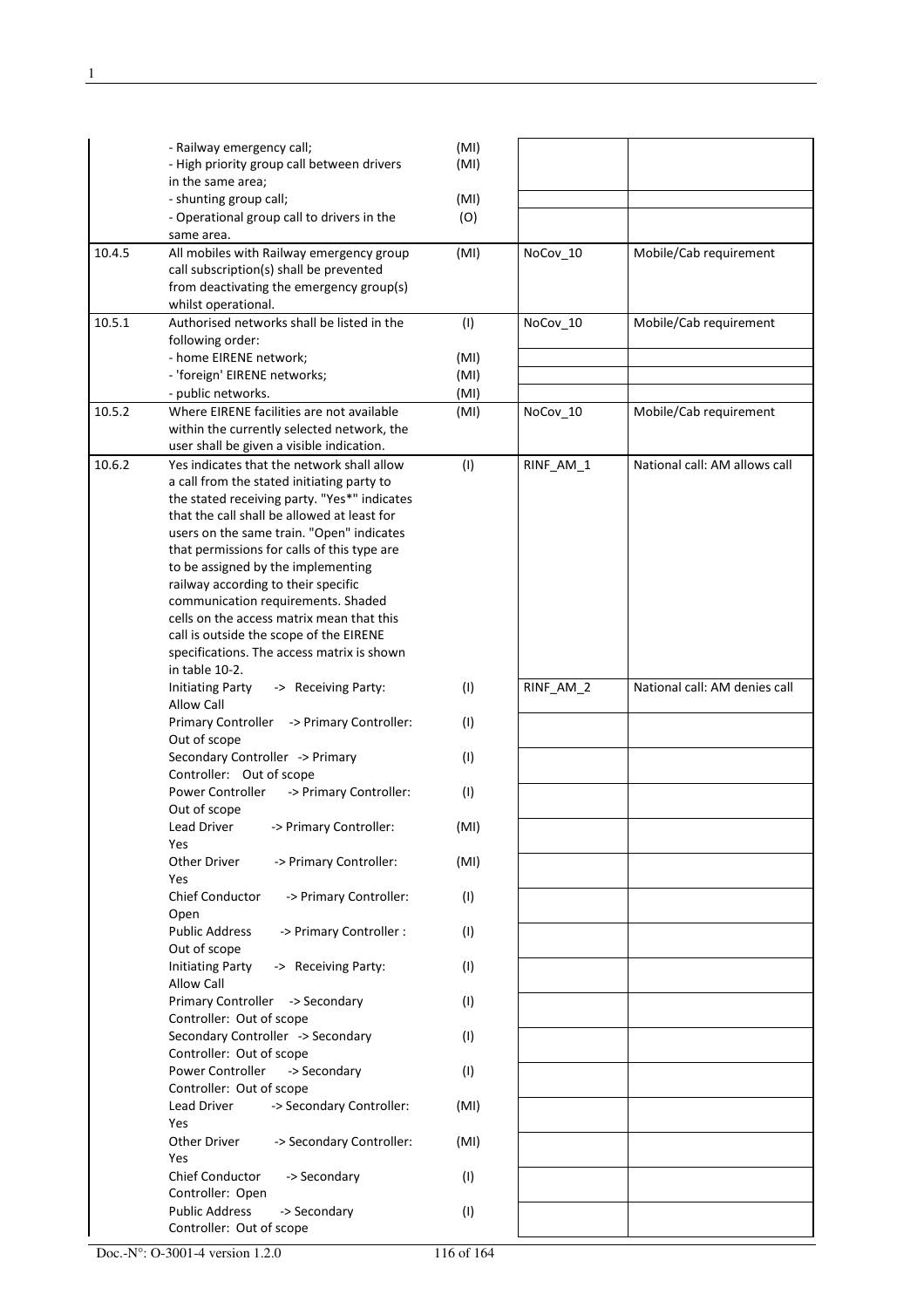| | | | | |
|---|---|---|---|---|
| | - Railway emergency call; | (MI) | | |
| | - High priority group call between drivers in the same area; | (MI) | | |
| | - shunting group call; | (MI) | | |
| | - Operational group call to drivers in the same area. | (O) | | |
| 10.4.5 | All mobiles with Railway emergency group call subscription(s) shall be prevented from deactivating the emergency group(s) whilst operational. | (MI) | NoCov_10 | Mobile/Cab requirement |
| 10.5.1 | Authorised networks shall be listed in the following order: | (I) | NoCov_10 | Mobile/Cab requirement |
| | - home EIRENE network; | (MI) | | |
| | - 'foreign' EIRENE networks; | (MI) | | |
| | - public networks. | (MI) | | |
| 10.5.2 | Where EIRENE facilities are not available within the currently selected network, the user shall be given a visible indication. | (MI) | NoCov_10 | Mobile/Cab requirement |
| 10.6.2 | Yes indicates that the network shall allow a call from the stated initiating party to the stated receiving party. "Yes*" indicates that the call shall be allowed at least for users on the same train. "Open" indicates that permissions for calls of this type are to be assigned by the implementing railway according to their specific communication requirements. Shaded cells on the access matrix mean that this call is outside the scope of the EIRENE specifications. The access matrix is shown in table 10-2. | (I) | RINF_AM_1 | National call: AM allows call |
| | Initiating Party -> Receiving Party: Allow Call | (I) | RINF_AM_2 | National call: AM denies call |
| | Primary Controller -> Primary Controller: Out of scope | (I) | | |
| | Secondary Controller -> Primary Controller: Out of scope | (I) | | |
| | Power Controller -> Primary Controller: Out of scope | (I) | | |
| | Lead Driver -> Primary Controller: Yes | (MI) | | |
| | Other Driver -> Primary Controller: Yes | (MI) | | |
| | Chief Conductor -> Primary Controller: Open | (I) | | |
| | Public Address -> Primary Controller : Out of scope | (I) | | |
| | Initiating Party -> Receiving Party: Allow Call | (I) | | |
| | Primary Controller -> Secondary Controller: Out of scope | (I) | | |
| | Secondary Controller -> Secondary Controller: Out of scope | (I) | | |
| | Power Controller -> Secondary Controller: Out of scope | (I) | | |
| | Lead Driver -> Secondary Controller: Yes | (MI) | | |
| | Other Driver -> Secondary Controller: Yes | (MI) | | |
| | Chief Conductor -> Secondary Controller: Open | (I) | | |
| | Public Address -> Secondary Controller: Out of scope | (I) | | |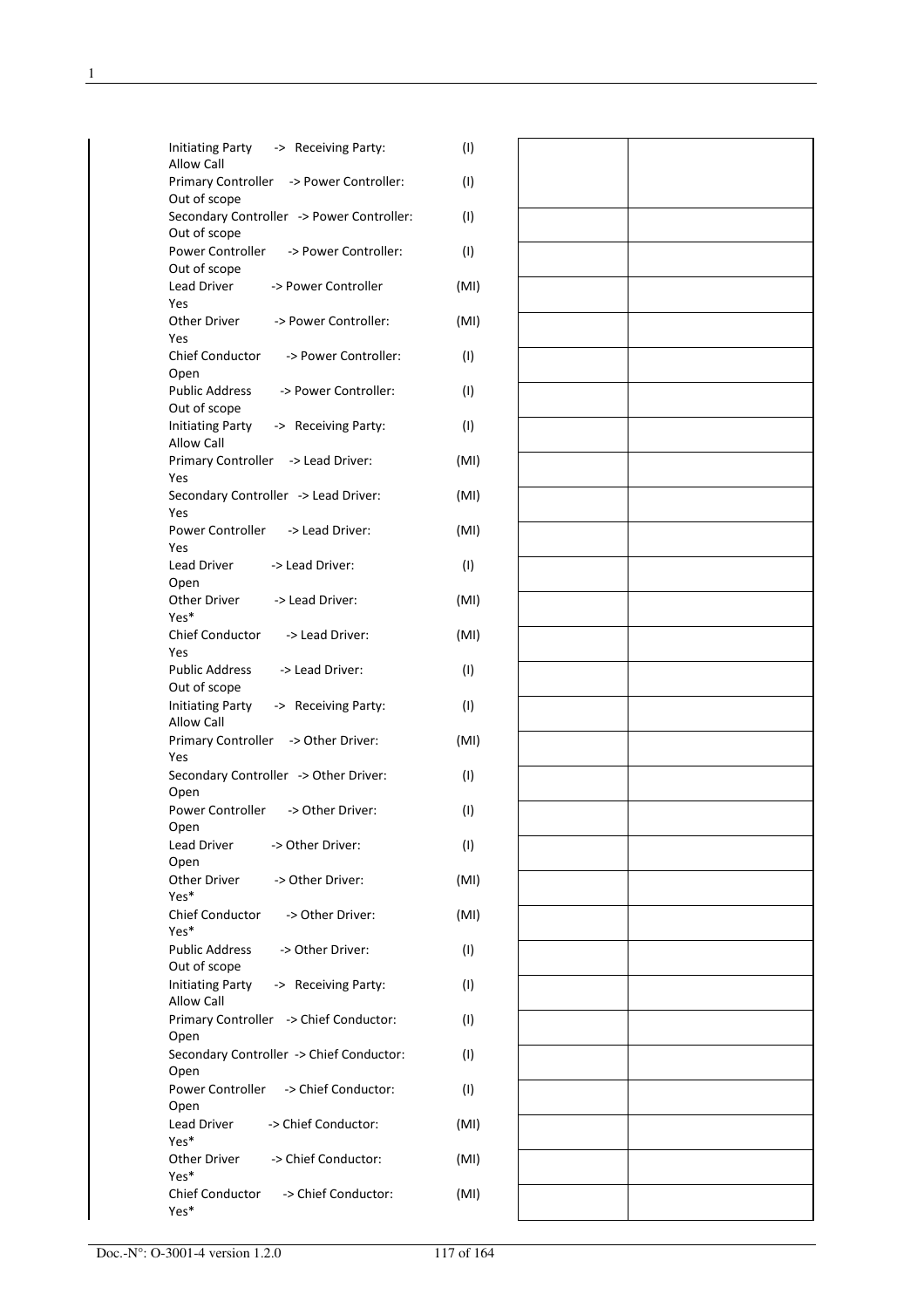| | | | |
|---|---|---|---|
| Initiating Party -> Receiving Party: Allow Call | (I) | | |
| Primary Controller -> Power Controller: Out of scope | (I) | | |
| Secondary Controller -> Power Controller: Out of scope | (I) | | |
| Power Controller -> Power Controller: Out of scope | (I) | | |
| Lead Driver -> Power Controller Yes | (MI) | | |
| Other Driver -> Power Controller: Yes | (MI) | | |
| Chief Conductor -> Power Controller: Open | (I) | | |
| Public Address -> Power Controller: Out of scope | (I) | | |
| Initiating Party -> Receiving Party: Allow Call | (I) | | |
| Primary Controller -> Lead Driver: Yes | (MI) | | |
| Secondary Controller -> Lead Driver: Yes | (MI) | | |
| Power Controller -> Lead Driver: Yes | (MI) | | |
| Lead Driver -> Lead Driver: Open | (I) | | |
| Other Driver -> Lead Driver: Yes* | (MI) | | |
| Chief Conductor -> Lead Driver: Yes | (MI) | | |
| Public Address -> Lead Driver: Out of scope | (I) | | |
| Initiating Party -> Receiving Party: Allow Call | (I) | | |
| Primary Controller -> Other Driver: Yes | (MI) | | |
| Secondary Controller -> Other Driver: Open | (I) | | |
| Power Controller -> Other Driver: Open | (I) | | |
| Lead Driver -> Other Driver: Open | (I) | | |
| Other Driver -> Other Driver: Yes* | (MI) | | |
| Chief Conductor -> Other Driver: Yes* | (MI) | | |
| Public Address -> Other Driver: Out of scope | (I) | | |
| Initiating Party -> Receiving Party: Allow Call | (I) | | |
| Primary Controller -> Chief Conductor: Open | (I) | | |
| Secondary Controller -> Chief Conductor: Open | (I) | | |
| Power Controller -> Chief Conductor: Open | (I) | | |
| Lead Driver -> Chief Conductor: Yes* | (MI) | | |
| Other Driver -> Chief Conductor: Yes* | (MI) | | |
| Chief Conductor -> Chief Conductor: Yes* | (MI) | | |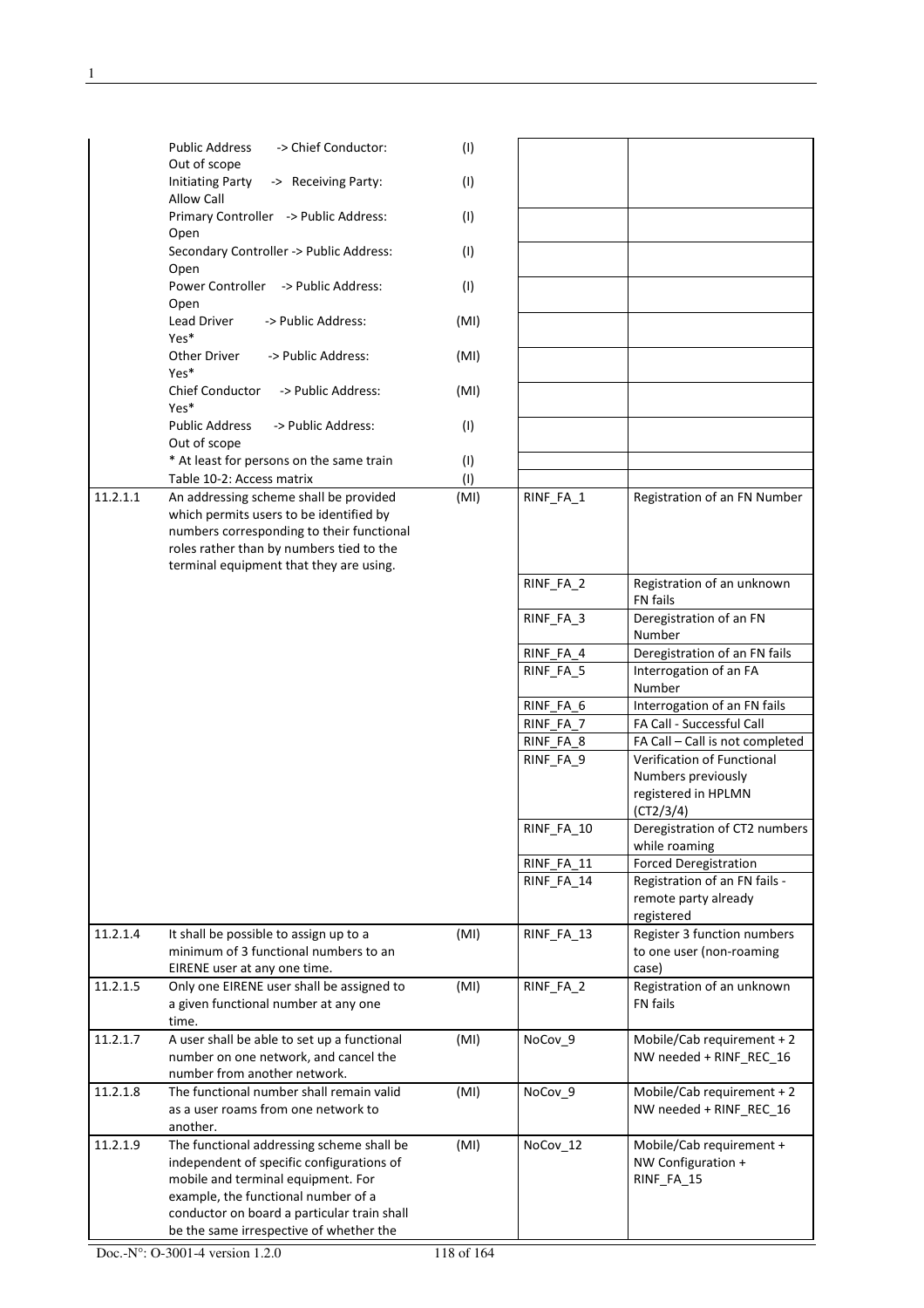| | | | | |
|---|---|---|---|---|
| | Public Address -> Chief Conductor: Out of scope | (I) | | |
| | Initiating Party -> Receiving Party: Allow Call | (I) | | |
| | Primary Controller -> Public Address: Open | (I) | | |
| | Secondary Controller -> Public Address: Open | (I) | | |
| | Power Controller -> Public Address: Open | (I) | | |
| | Lead Driver -> Public Address: Yes* | (MI) | | |
| | Other Driver -> Public Address: Yes* | (MI) | | |
| | Chief Conductor -> Public Address: Yes* | (MI) | | |
| | Public Address -> Public Address: Out of scope | (I) | | |
| | * At least for persons on the same train | (I) | | |
| | Table 10-2: Access matrix | (I) | | |
| 11.2.1.1 | An addressing scheme shall be provided which permits users to be identified by numbers corresponding to their functional roles rather than by numbers tied to the terminal equipment that they are using. | (MI) | RINF_FA_1 | Registration of an FN Number |
| | | | RINF_FA_2 | Registration of an unknown FN fails |
| | | | RINF_FA_3 | Deregistration of an FN Number |
| | | | RINF_FA_4 | Deregistration of an FN fails |
| | | | RINF_FA_5 | Interrogation of an FA Number |
| | | | RINF_FA_6 | Interrogation of an FN fails |
| | | | RINF_FA_7 | FA Call - Successful Call |
| | | | RINF_FA_8 | FA Call – Call is not completed |
| | | | RINF_FA_9 | Verification of Functional Numbers previously registered in HPLMN (CT2/3/4) |
| | | | RINF_FA_10 | Deregistration of CT2 numbers while roaming |
| | | | RINF_FA_11 | Forced Deregistration |
| | | | RINF_FA_14 | Registration of an FN fails - remote party already registered |
| 11.2.1.4 | It shall be possible to assign up to a minimum of 3 functional numbers to an EIRENE user at any one time. | (MI) | RINF_FA_13 | Register 3 function numbers to one user (non-roaming case) |
| 11.2.1.5 | Only one EIRENE user shall be assigned to a given functional number at any one time. | (MI) | RINF_FA_2 | Registration of an unknown FN fails |
| 11.2.1.7 | A user shall be able to set up a functional number on one network, and cancel the number from another network. | (MI) | NoCov_9 | Mobile/Cab requirement + 2 NW needed + RINF_REC_16 |
| 11.2.1.8 | The functional number shall remain valid as a user roams from one network to another. | (MI) | NoCov_9 | Mobile/Cab requirement + 2 NW needed + RINF_REC_16 |
| 11.2.1.9 | The functional addressing scheme shall be independent of specific configurations of mobile and terminal equipment. For example, the functional number of a conductor on board a particular train shall be the same irrespective of whether the | (MI) | NoCov_12 | Mobile/Cab requirement + NW Configuration + RINF_FA_15 |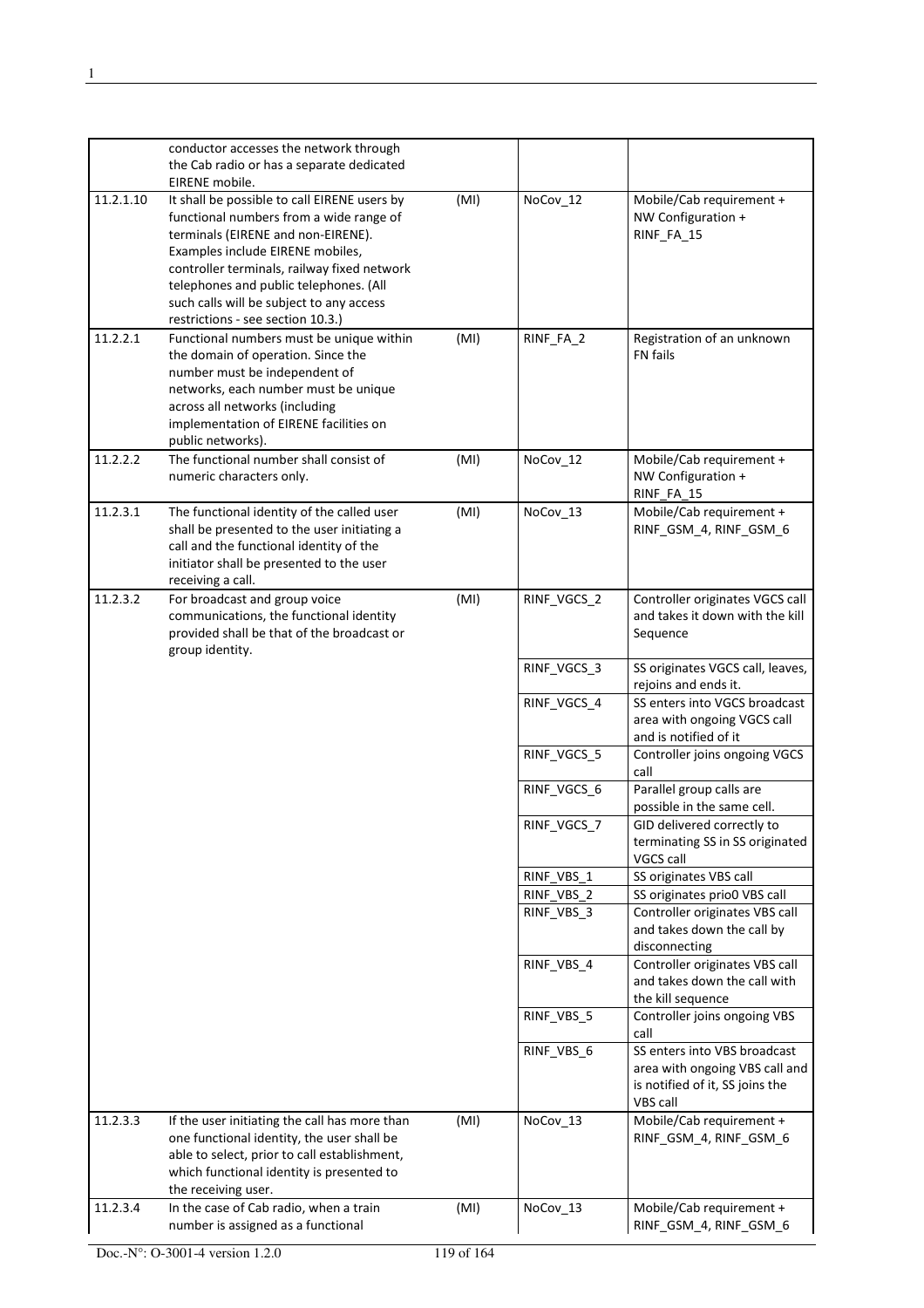| | | | | |
|---|---|---|---|---|
| | conductor accesses the network through the Cab radio or has a separate dedicated EIRENE mobile. | | | |
| 11.2.1.10 | It shall be possible to call EIRENE users by functional numbers from a wide range of terminals (EIRENE and non-EIRENE). Examples include EIRENE mobiles, controller terminals, railway fixed network telephones and public telephones. (All such calls will be subject to any access restrictions - see section 10.3.) | (MI) | NoCov_12 | Mobile/Cab requirement + NW Configuration + RINF_FA_15 |
| 11.2.2.1 | Functional numbers must be unique within the domain of operation. Since the number must be independent of networks, each number must be unique across all networks (including implementation of EIRENE facilities on public networks). | (MI) | RINF_FA_2 | Registration of an unknown FN fails |
| 11.2.2.2 | The functional number shall consist of numeric characters only. | (MI) | NoCov_12 | Mobile/Cab requirement + NW Configuration + RINF_FA_15 |
| 11.2.3.1 | The functional identity of the called user shall be presented to the user initiating a call and the functional identity of the initiator shall be presented to the user receiving a call. | (MI) | NoCov_13 | Mobile/Cab requirement + RINF_GSM_4, RINF_GSM_6 |
| 11.2.3.2 | For broadcast and group voice communications, the functional identity provided shall be that of the broadcast or group identity. | (MI) | RINF_VGCS_2 | Controller originates VGCS call and takes it down with the kill Sequence |
| | | | RINF_VGCS_3 | SS originates VGCS call, leaves, rejoins and ends it. |
| | | | RINF_VGCS_4 | SS enters into VGCS broadcast area with ongoing VGCS call and is notified of it |
| | | | RINF_VGCS_5 | Controller joins ongoing VGCS call |
| | | | RINF_VGCS_6 | Parallel group calls are possible in the same cell. |
| | | | RINF_VGCS_7 | GID delivered correctly to terminating SS in SS originated VGCS call |
| | | | RINF_VBS_1 | SS originates VBS call |
| | | | RINF_VBS_2 | SS originates prio0 VBS call |
| | | | RINF_VBS_3 | Controller originates VBS call and takes down the call by disconnecting |
| | | | RINF_VBS_4 | Controller originates VBS call and takes down the call with the kill sequence |
| | | | RINF_VBS_5 | Controller joins ongoing VBS call |
| | | | RINF_VBS_6 | SS enters into VBS broadcast area with ongoing VBS call and is notified of it, SS joins the VBS call |
| 11.2.3.3 | If the user initiating the call has more than one functional identity, the user shall be able to select, prior to call establishment, which functional identity is presented to the receiving user. | (MI) | NoCov_13 | Mobile/Cab requirement + RINF_GSM_4, RINF_GSM_6 |
| 11.2.3.4 | In the case of Cab radio, when a train number is assigned as a functional | (MI) | NoCov_13 | Mobile/Cab requirement + RINF_GSM_4, RINF_GSM_6 |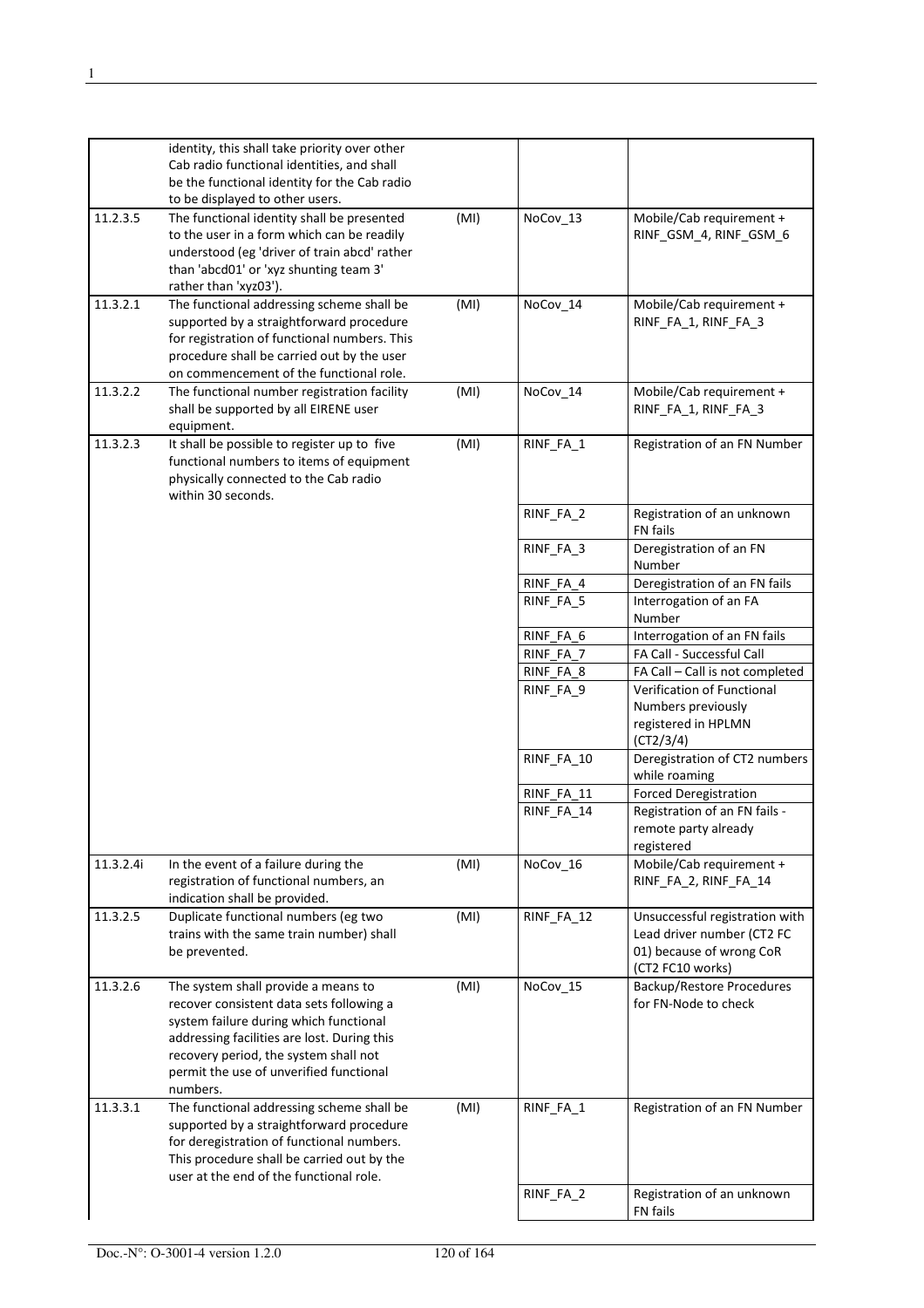| | | | | |
|---|---|---|---|---|
| | identity, this shall take priority over other Cab radio functional identities, and shall be the functional identity for the Cab radio to be displayed to other users. | | | |
| 11.2.3.5 | The functional identity shall be presented to the user in a form which can be readily understood (eg 'driver of train abcd' rather than 'abcd01' or 'xyz shunting team 3' rather than 'xyz03'). | (MI) | NoCov_13 | Mobile/Cab requirement + RINF_GSM_4, RINF_GSM_6 |
| 11.3.2.1 | The functional addressing scheme shall be supported by a straightforward procedure for registration of functional numbers. This procedure shall be carried out by the user on commencement of the functional role. | (MI) | NoCov_14 | Mobile/Cab requirement + RINF_FA_1, RINF_FA_3 |
| 11.3.2.2 | The functional number registration facility shall be supported by all EIRENE user equipment. | (MI) | NoCov_14 | Mobile/Cab requirement + RINF_FA_1, RINF_FA_3 |
| 11.3.2.3 | It shall be possible to register up to five functional numbers to items of equipment physically connected to the Cab radio within 30 seconds. | (MI) | RINF_FA_1 | Registration of an FN Number |
| | | | RINF_FA_2 | Registration of an unknown FN fails |
| | | | RINF_FA_3 | Deregistration of an FN Number |
| | | | RINF_FA_4 | Deregistration of an FN fails |
| | | | RINF_FA_5 | Interrogation of an FA Number |
| | | | RINF_FA_6 | Interrogation of an FN fails |
| | | | RINF_FA_7 | FA Call - Successful Call |
| | | | RINF_FA_8 | FA Call – Call is not completed |
| | | | RINF_FA_9 | Verification of Functional Numbers previously registered in HPLMN (CT2/3/4) |
| | | | RINF_FA_10 | Deregistration of CT2 numbers while roaming |
| | | | RINF_FA_11 | Forced Deregistration |
| | | | RINF_FA_14 | Registration of an FN fails - remote party already registered |
| 11.3.2.4i | In the event of a failure during the registration of functional numbers, an indication shall be provided. | (MI) | NoCov_16 | Mobile/Cab requirement + RINF_FA_2, RINF_FA_14 |
| 11.3.2.5 | Duplicate functional numbers (eg two trains with the same train number) shall be prevented. | (MI) | RINF_FA_12 | Unsuccessful registration with Lead driver number (CT2 FC 01) because of wrong CoR (CT2 FC10 works) |
| 11.3.2.6 | The system shall provide a means to recover consistent data sets following a system failure during which functional addressing facilities are lost. During this recovery period, the system shall not permit the use of unverified functional numbers. | (MI) | NoCov_15 | Backup/Restore Procedures for FN-Node to check |
| 11.3.3.1 | The functional addressing scheme shall be supported by a straightforward procedure for deregistration of functional numbers. This procedure shall be carried out by the user at the end of the functional role. | (MI) | RINF_FA_1 | Registration of an FN Number |
| | | | RINF_FA_2 | Registration of an unknown FN fails |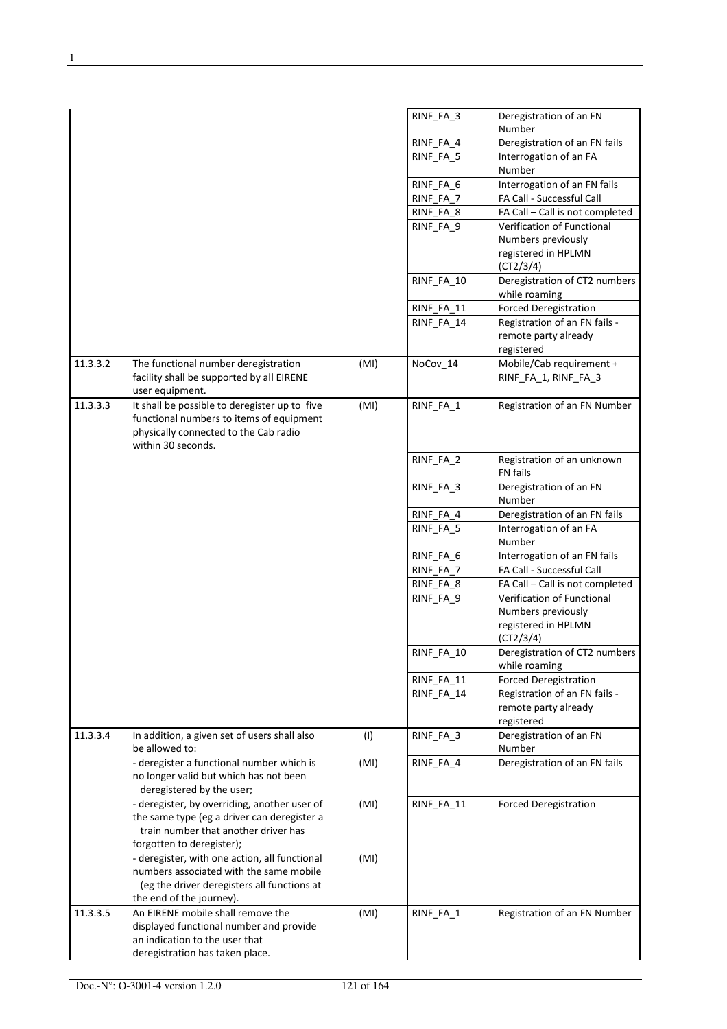| | | | | |
|---|---|---|---|---|
| | | | RINF_FA_3 | Deregistration of an FN Number |
| | | | RINF_FA_4 | Deregistration of an FN fails |
| | | | RINF_FA_5 | Interrogation of an FA Number |
| | | | RINF_FA_6 | Interrogation of an FN fails |
| | | | RINF_FA_7 | FA Call - Successful Call |
| | | | RINF_FA_8 | FA Call – Call is not completed |
| | | | RINF_FA_9 | Verification of Functional Numbers previously registered in HPLMN (CT2/3/4) |
| | | | RINF_FA_10 | Deregistration of CT2 numbers while roaming |
| | | | RINF_FA_11 | Forced Deregistration |
| | | | RINF_FA_14 | Registration of an FN fails - remote party already registered |
| 11.3.3.2 | The functional number deregistration facility shall be supported by all EIRENE user equipment. | (MI) | NoCov_14 | Mobile/Cab requirement + RINF_FA_1, RINF_FA_3 |
| 11.3.3.3 | It shall be possible to deregister up to five functional numbers to items of equipment physically connected to the Cab radio within 30 seconds. | (MI) | RINF_FA_1 | Registration of an FN Number |
| | | | RINF_FA_2 | Registration of an unknown FN fails |
| | | | RINF_FA_3 | Deregistration of an FN Number |
| | | | RINF_FA_4 | Deregistration of an FN fails |
| | | | RINF_FA_5 | Interrogation of an FA Number |
| | | | RINF_FA_6 | Interrogation of an FN fails |
| | | | RINF_FA_7 | FA Call - Successful Call |
| | | | RINF_FA_8 | FA Call – Call is not completed |
| | | | RINF_FA_9 | Verification of Functional Numbers previously registered in HPLMN (CT2/3/4) |
| | | | RINF_FA_10 | Deregistration of CT2 numbers while roaming |
| | | | RINF_FA_11 | Forced Deregistration |
| | | | RINF_FA_14 | Registration of an FN fails - remote party already registered |
| 11.3.3.4 | In addition, a given set of users shall also be allowed to: | (I) | RINF_FA_3 | Deregistration of an FN Number |
| | - deregister a functional number which is no longer valid but which has not been deregistered by the user; | (MI) | RINF_FA_4 | Deregistration of an FN fails |
| | - deregister, by overriding, another user of the same type (eg a driver can deregister a train number that another driver has forgotten to deregister); | (MI) | RINF_FA_11 | Forced Deregistration |
| | - deregister, with one action, all functional numbers associated with the same mobile (eg the driver deregisters all functions at the end of the journey). | (MI) | | |
| 11.3.3.5 | An EIRENE mobile shall remove the displayed functional number and provide an indication to the user that deregistration has taken place. | (MI) | RINF_FA_1 | Registration of an FN Number |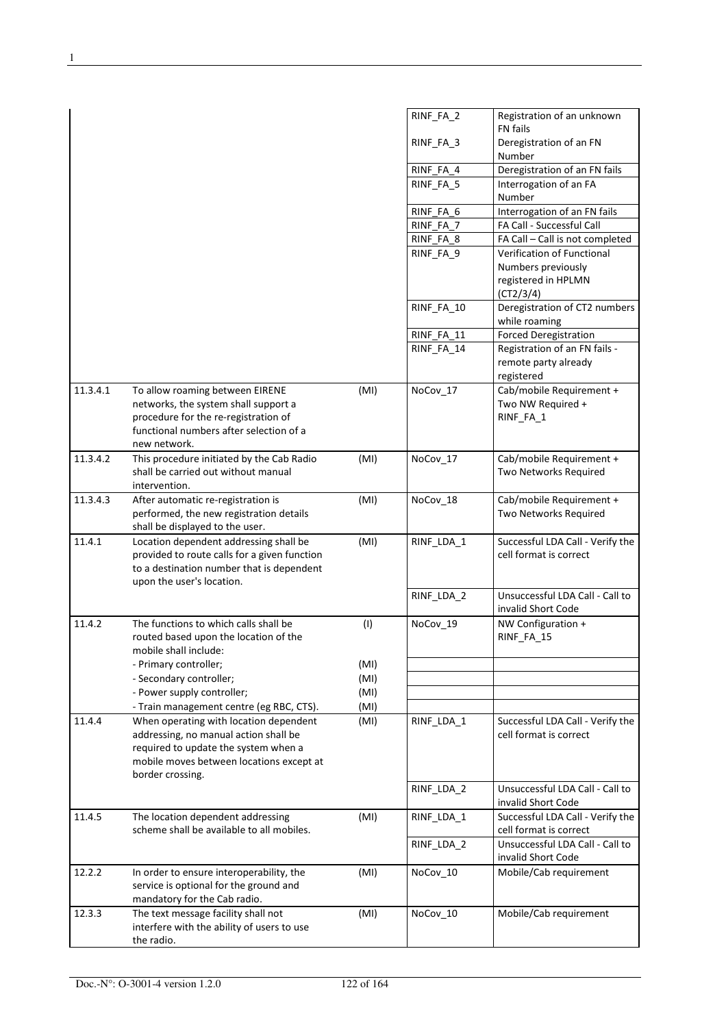| | | | | |
|---|---|---|---|---|
| | | | RINF_FA_2 | Registration of an unknown FN fails |
| | | | RINF_FA_3 | Deregistration of an FN Number |
| | | | RINF_FA_4 | Deregistration of an FN fails |
| | | | RINF_FA_5 | Interrogation of an FA Number |
| | | | RINF_FA_6 | Interrogation of an FN fails |
| | | | RINF_FA_7 | FA Call - Successful Call |
| | | | RINF_FA_8 | FA Call – Call is not completed |
| | | | RINF_FA_9 | Verification of Functional Numbers previously registered in HPLMN (CT2/3/4) |
| | | | RINF_FA_10 | Deregistration of CT2 numbers while roaming |
| | | | RINF_FA_11 | Forced Deregistration |
| | | | RINF_FA_14 | Registration of an FN fails - remote party already registered |
| 11.3.4.1 | To allow roaming between EIRENE networks, the system shall support a procedure for the re-registration of functional numbers after selection of a new network. | (MI) | NoCov_17 | Cab/mobile Requirement + Two NW Required + RINF_FA_1 |
| 11.3.4.2 | This procedure initiated by the Cab Radio shall be carried out without manual intervention. | (MI) | NoCov_17 | Cab/mobile Requirement + Two Networks Required |
| 11.3.4.3 | After automatic re-registration is performed, the new registration details shall be displayed to the user. | (MI) | NoCov_18 | Cab/mobile Requirement + Two Networks Required |
| 11.4.1 | Location dependent addressing shall be provided to route calls for a given function to a destination number that is dependent upon the user's location. | (MI) | RINF_LDA_1 | Successful LDA Call - Verify the cell format is correct |
| | | | RINF_LDA_2 | Unsuccessful LDA Call - Call to invalid Short Code |
| 11.4.2 | The functions to which calls shall be routed based upon the location of the mobile shall include: | (I) | NoCov_19 | NW Configuration + RINF_FA_15 |
| | - Primary controller; | (MI) | | |
| | - Secondary controller; | (MI) | | |
| | - Power supply controller; | (MI) | | |
| | - Train management centre (eg RBC, CTS). | (MI) | | |
| 11.4.4 | When operating with location dependent addressing, no manual action shall be required to update the system when a mobile moves between locations except at border crossing. | (MI) | RINF_LDA_1 | Successful LDA Call - Verify the cell format is correct |
| | | | RINF_LDA_2 | Unsuccessful LDA Call - Call to invalid Short Code |
| 11.4.5 | The location dependent addressing scheme shall be available to all mobiles. | (MI) | RINF_LDA_1 | Successful LDA Call - Verify the cell format is correct |
| | | | RINF_LDA_2 | Unsuccessful LDA Call - Call to invalid Short Code |
| 12.2.2 | In order to ensure interoperability, the service is optional for the ground and mandatory for the Cab radio. | (MI) | NoCov_10 | Mobile/Cab requirement |
| 12.3.3 | The text message facility shall not interfere with the ability of users to use the radio. | (MI) | NoCov_10 | Mobile/Cab requirement |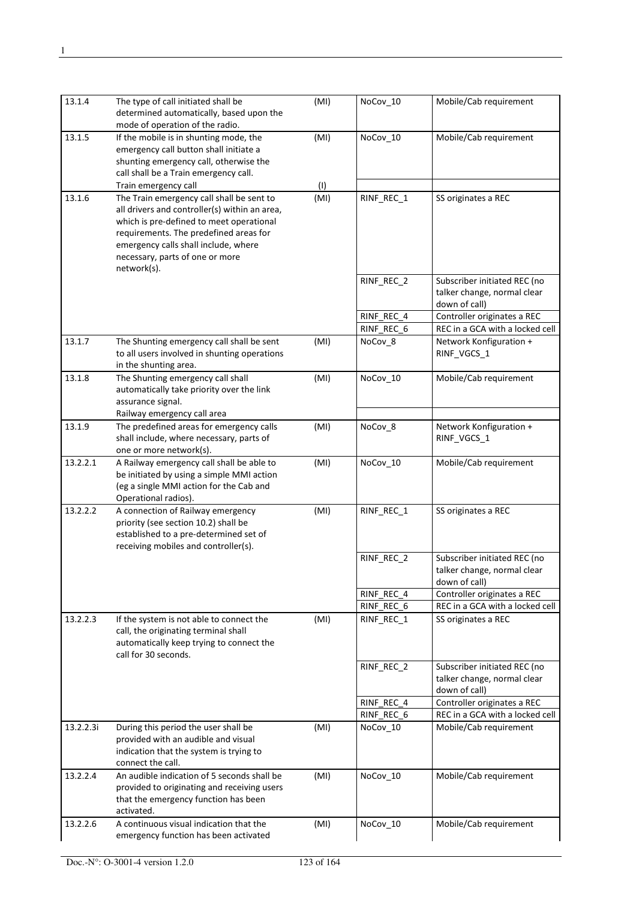| | | | | |
|---|---|---|---|---|
| 13.1.4 | The type of call initiated shall be determined automatically, based upon the mode of operation of the radio. | (MI) | NoCov_10 | Mobile/Cab requirement |
| 13.1.5 | If the mobile is in shunting mode, the emergency call button shall initiate a shunting emergency call, otherwise the call shall be a Train emergency call. | (MI) | NoCov_10 | Mobile/Cab requirement |
| | Train emergency call | (I) | | |
| 13.1.6 | The Train emergency call shall be sent to all drivers and controller(s) within an area, which is pre-defined to meet operational requirements. The predefined areas for emergency calls shall include, where necessary, parts of one or more network(s). | (MI) | RINF_REC_1 | SS originates a REC |
| | | | RINF_REC_2 | Subscriber initiated REC (no talker change, normal clear down of call) |
| | | | RINF_REC_4 | Controller originates a REC |
| | | | RINF_REC_6 | REC in a GCA with a locked cell |
| 13.1.7 | The Shunting emergency call shall be sent to all users involved in shunting operations in the shunting area. | (MI) | NoCov_8 | Network Konfiguration + RINF_VGCS_1 |
| 13.1.8 | The Shunting emergency call shall automatically take priority over the link assurance signal. | (MI) | NoCov_10 | Mobile/Cab requirement |
| | Railway emergency call area | | | |
| 13.1.9 | The predefined areas for emergency calls shall include, where necessary, parts of one or more network(s). | (MI) | NoCov_8 | Network Konfiguration + RINF_VGCS_1 |
| 13.2.2.1 | A Railway emergency call shall be able to be initiated by using a simple MMI action (eg a single MMI action for the Cab and Operational radios). | (MI) | NoCov_10 | Mobile/Cab requirement |
| 13.2.2.2 | A connection of Railway emergency priority (see section 10.2) shall be established to a pre-determined set of receiving mobiles and controller(s). | (MI) | RINF_REC_1 | SS originates a REC |
| | | | RINF_REC_2 | Subscriber initiated REC (no talker change, normal clear down of call) |
| | | | RINF_REC_4 | Controller originates a REC |
| | | | RINF_REC_6 | REC in a GCA with a locked cell |
| 13.2.2.3 | If the system is not able to connect the call, the originating terminal shall automatically keep trying to connect the call for 30 seconds. | (MI) | RINF_REC_1 | SS originates a REC |
| | | | RINF_REC_2 | Subscriber initiated REC (no talker change, normal clear down of call) |
| | | | RINF_REC_4 | Controller originates a REC |
| | | | RINF_REC_6 | REC in a GCA with a locked cell |
| 13.2.2.3i | During this period the user shall be provided with an audible and visual indication that the system is trying to connect the call. | (MI) | NoCov_10 | Mobile/Cab requirement |
| 13.2.2.4 | An audible indication of 5 seconds shall be provided to originating and receiving users that the emergency function has been activated. | (MI) | NoCov_10 | Mobile/Cab requirement |
| 13.2.2.6 | A continuous visual indication that the emergency function has been activated | (MI) | NoCov_10 | Mobile/Cab requirement |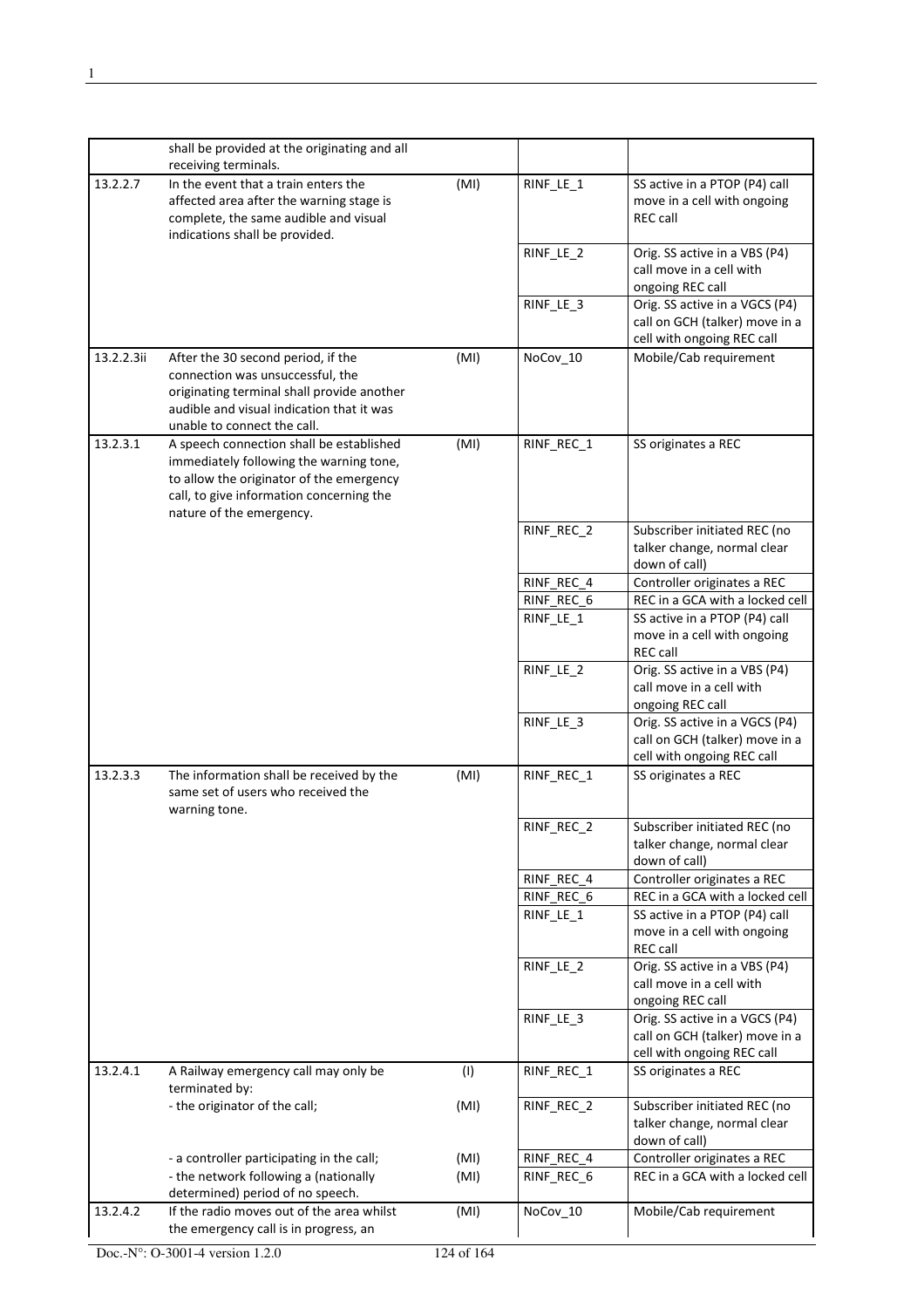| | | | | |
|---|---|---|---|---|
| | shall be provided at the originating and all receiving terminals. | | | |
| 13.2.2.7 | In the event that a train enters the affected area after the warning stage is complete, the same audible and visual indications shall be provided. | (MI) | RINF_LE_1 | SS active in a PTOP (P4) call move in a cell with ongoing REC call |
| | | | RINF_LE_2 | Orig. SS active in a VBS (P4) call move in a cell with ongoing REC call |
| | | | RINF_LE_3 | Orig. SS active in a VGCS (P4) call on GCH (talker) move in a cell with ongoing REC call |
| 13.2.2.3ii | After the 30 second period, if the connection was unsuccessful, the originating terminal shall provide another audible and visual indication that it was unable to connect the call. | (MI) | NoCov_10 | Mobile/Cab requirement |
| 13.2.3.1 | A speech connection shall be established immediately following the warning tone, to allow the originator of the emergency call, to give information concerning the nature of the emergency. | (MI) | RINF_REC_1 | SS originates a REC |
| | | | RINF_REC_2 | Subscriber initiated REC (no talker change, normal clear down of call) |
| | | | RINF_REC_4 | Controller originates a REC |
| | | | RINF_REC_6 | REC in a GCA with a locked cell |
| | | | RINF_LE_1 | SS active in a PTOP (P4) call move in a cell with ongoing REC call |
| | | | RINF_LE_2 | Orig. SS active in a VBS (P4) call move in a cell with ongoing REC call |
| | | | RINF_LE_3 | Orig. SS active in a VGCS (P4) call on GCH (talker) move in a cell with ongoing REC call |
| 13.2.3.3 | The information shall be received by the same set of users who received the warning tone. | (MI) | RINF_REC_1 | SS originates a REC |
| | | | RINF_REC_2 | Subscriber initiated REC (no talker change, normal clear down of call) |
| | | | RINF_REC_4 | Controller originates a REC |
| | | | RINF_REC_6 | REC in a GCA with a locked cell |
| | | | RINF_LE_1 | SS active in a PTOP (P4) call move in a cell with ongoing REC call |
| | | | RINF_LE_2 | Orig. SS active in a VBS (P4) call move in a cell with ongoing REC call |
| | | | RINF_LE_3 | Orig. SS active in a VGCS (P4) call on GCH (talker) move in a cell with ongoing REC call |
| 13.2.4.1 | A Railway emergency call may only be terminated by: | (I) | RINF_REC_1 | SS originates a REC |
| | - the originator of the call; | (MI) | RINF_REC_2 | Subscriber initiated REC (no talker change, normal clear down of call) |
| | - a controller participating in the call; | (MI) | RINF_REC_4 | Controller originates a REC |
| | - the network following a (nationally determined) period of no speech. | (MI) | RINF_REC_6 | REC in a GCA with a locked cell |
| 13.2.4.2 | If the radio moves out of the area whilst the emergency call is in progress, an | (MI) | NoCov_10 | Mobile/Cab requirement |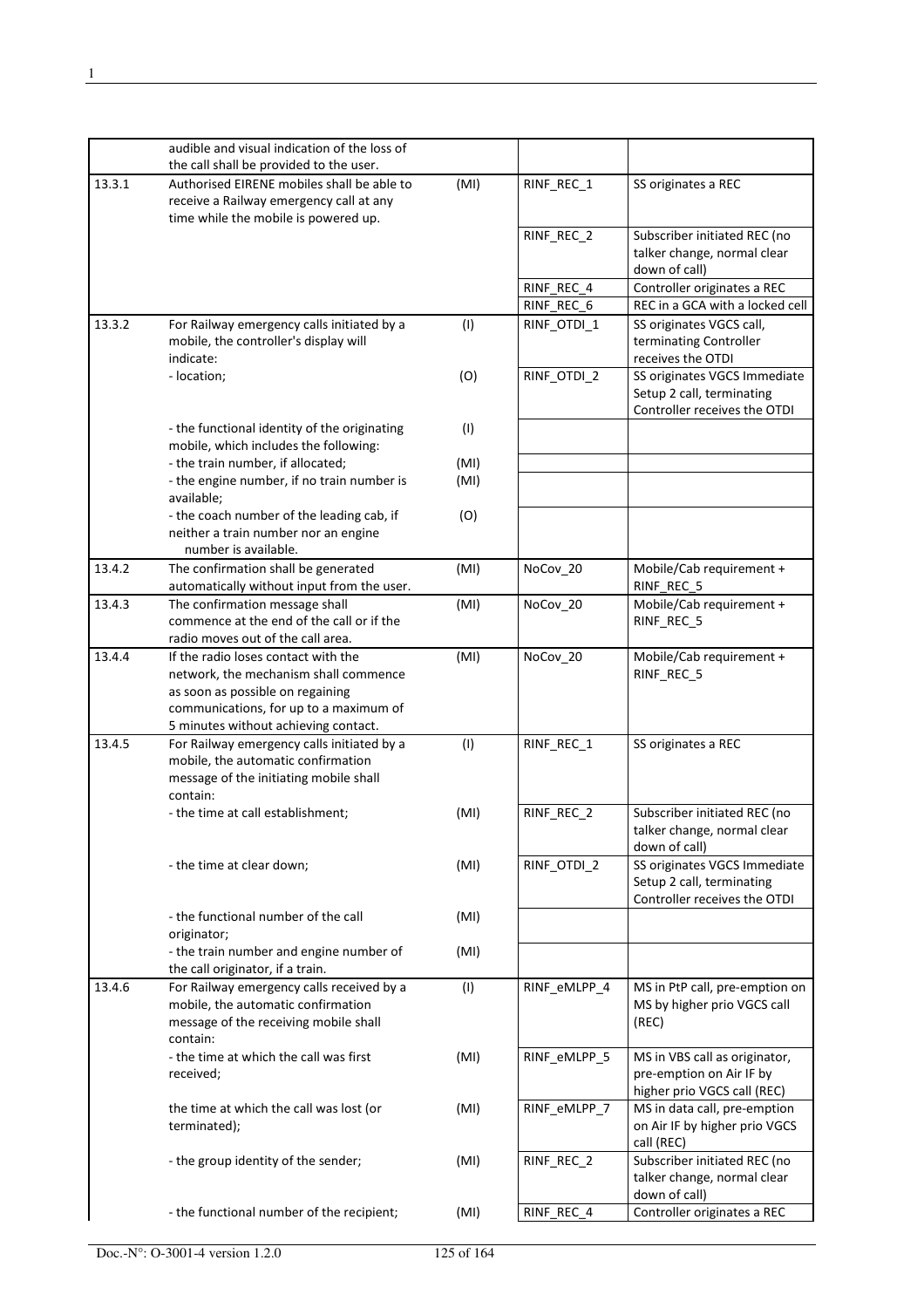| | | | | |
|---|---|---|---|---|
| | audible and visual indication of the loss of the call shall be provided to the user. | | | |
| 13.3.1 | Authorised EIRENE mobiles shall be able to receive a Railway emergency call at any time while the mobile is powered up. | (MI) | RINF_REC_1 | SS originates a REC |
| | | | RINF_REC_2 | Subscriber initiated REC (no talker change, normal clear down of call) |
| | | | RINF_REC_4 | Controller originates a REC |
| | | | RINF_REC_6 | REC in a GCA with a locked cell |
| 13.3.2 | For Railway emergency calls initiated by a mobile, the controller's display will indicate: | (I) | RINF_OTDI_1 | SS originates VGCS call, terminating Controller receives the OTDI |
| | - location; | (O) | RINF_OTDI_2 | SS originates VGCS Immediate Setup 2 call, terminating Controller receives the OTDI |
| | - the functional identity of the originating mobile, which includes the following: | (I) | | |
| | - the train number, if allocated; | (MI) | | |
| | - the engine number, if no train number is available; | (MI) | | |
| | - the coach number of the leading cab, if neither a train number nor an engine number is available. | (O) | | |
| 13.4.2 | The confirmation shall be generated automatically without input from the user. | (MI) | NoCov_20 | Mobile/Cab requirement + RINF_REC_5 |
| 13.4.3 | The confirmation message shall commence at the end of the call or if the radio moves out of the call area. | (MI) | NoCov_20 | Mobile/Cab requirement + RINF_REC_5 |
| 13.4.4 | If the radio loses contact with the network, the mechanism shall commence as soon as possible on regaining communications, for up to a maximum of 5 minutes without achieving contact. | (MI) | NoCov_20 | Mobile/Cab requirement + RINF_REC_5 |
| 13.4.5 | For Railway emergency calls initiated by a mobile, the automatic confirmation message of the initiating mobile shall contain: | (I) | RINF_REC_1 | SS originates a REC |
| | - the time at call establishment; | (MI) | RINF_REC_2 | Subscriber initiated REC (no talker change, normal clear down of call) |
| | - the time at clear down; | (MI) | RINF_OTDI_2 | SS originates VGCS Immediate Setup 2 call, terminating Controller receives the OTDI |
| | - the functional number of the call originator; | (MI) | | |
| | - the train number and engine number of the call originator, if a train. | (MI) | | |
| 13.4.6 | For Railway emergency calls received by a mobile, the automatic confirmation message of the receiving mobile shall contain: | (I) | RINF_eMLPP_4 | MS in PtP call, pre-emption on MS by higher prio VGCS call (REC) |
| | - the time at which the call was first received; | (MI) | RINF_eMLPP_5 | MS in VBS call as originator, pre-emption on Air IF by higher prio VGCS call (REC) |
| | the time at which the call was lost (or terminated); | (MI) | RINF_eMLPP_7 | MS in data call, pre-emption on Air IF by higher prio VGCS call (REC) |
| | - the group identity of the sender; | (MI) | RINF_REC_2 | Subscriber initiated REC (no talker change, normal clear down of call) |
| | - the functional number of the recipient; | (MI) | RINF_REC_4 | Controller originates a REC |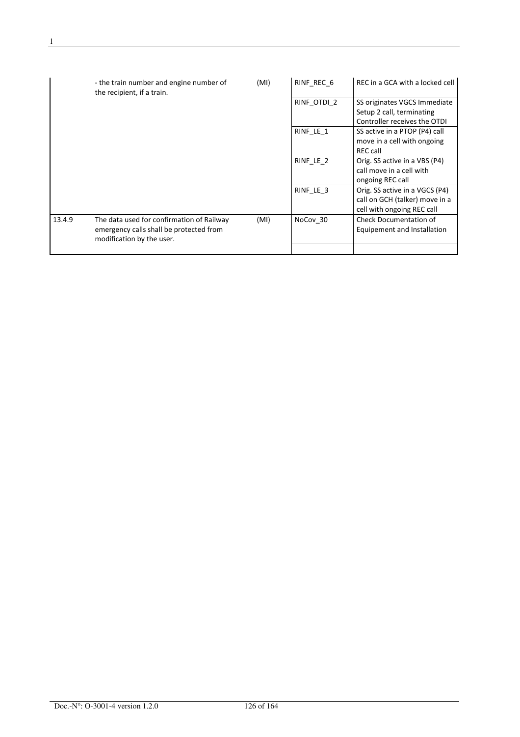| | | | | |
|---|---|---|---|---|
| | - the train number and engine number of the recipient, if a train. | (MI) | RINF_REC_6 | REC in a GCA with a locked cell |
| | | | RINF_OTDI_2 | SS originates VGCS Immediate Setup 2 call, terminating Controller receives the OTDI |
| | | | RINF_LE_1 | SS active in a PTOP (P4) call move in a cell with ongoing REC call |
| | | | RINF_LE_2 | Orig. SS active in a VBS (P4) call move in a cell with ongoing REC call |
| | | | RINF_LE_3 | Orig. SS active in a VGCS (P4) call on GCH (talker) move in a cell with ongoing REC call |
| 13.4.9 | The data used for confirmation of Railway emergency calls shall be protected from modification by the user. | (MI) | NoCov_30 | Check Documentation of Equipement and Installation |
| | | | | |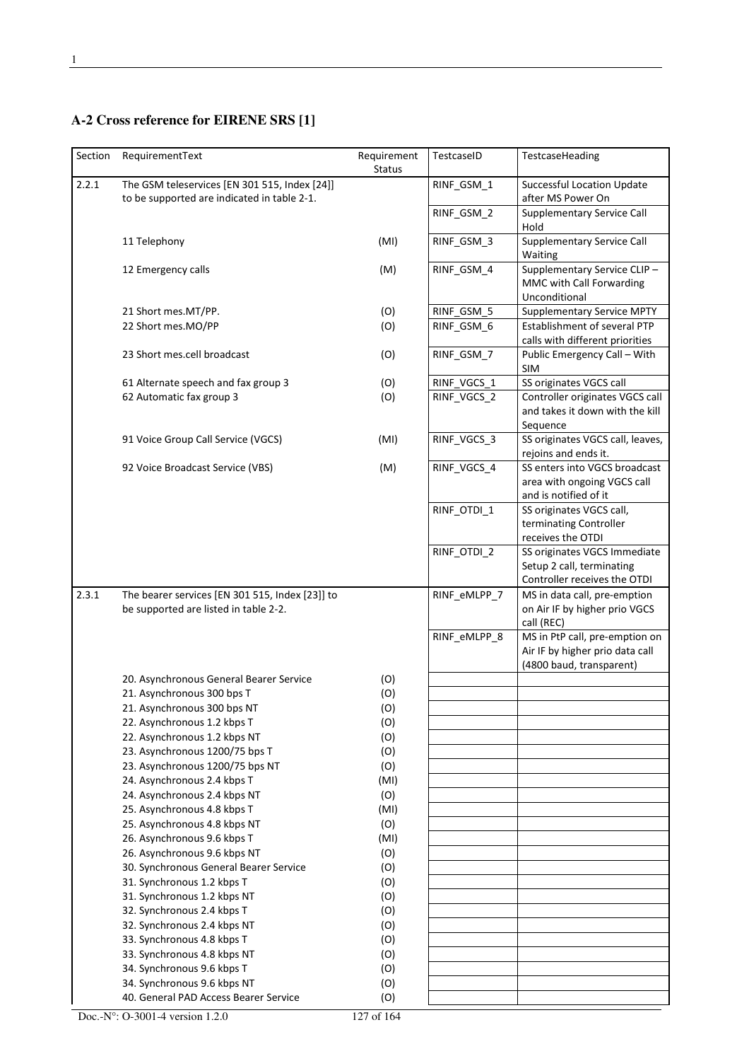## A-2 Cross reference for EIRENE SRS [1]

| Section | RequirementText | Requirement Status | TestcaseID | TestcaseHeading |
|---|---|---|---|---|
| 2.2.1 | The GSM teleservices [EN 301 515, Index [24]] to be supported are indicated in table 2-1. | | RINF_GSM_1 | Successful Location Update after MS Power On |
| | | | RINF_GSM_2 | Supplementary Service Call Hold |
| | 11 Telephony | (MI) | RINF_GSM_3 | Supplementary Service Call Waiting |
| | 12 Emergency calls | (M) | RINF_GSM_4 | Supplementary Service CLIP – MMC with Call Forwarding Unconditional |
| | 21 Short mes.MT/PP. | (O) | RINF_GSM_5 | Supplementary Service MPTY |
| | 22 Short mes.MO/PP | (O) | RINF_GSM_6 | Establishment of several PTP calls with different priorities |
| | 23 Short mes.cell broadcast | (O) | RINF_GSM_7 | Public Emergency Call – With SIM |
| | 61 Alternate speech and fax group 3 | (O) | RINF_VGCS_1 | SS originates VGCS call |
| | 62 Automatic fax group 3 | (O) | RINF_VGCS_2 | Controller originates VGCS call and takes it down with the kill Sequence |
| | 91 Voice Group Call Service (VGCS) | (MI) | RINF_VGCS_3 | SS originates VGCS call, leaves, rejoins and ends it. |
| | 92 Voice Broadcast Service (VBS) | (M) | RINF_VGCS_4 | SS enters into VGCS broadcast area with ongoing VGCS call and is notified of it |
| | | | RINF_OTDI_1 | SS originates VGCS call, terminating Controller receives the OTDI |
| | | | RINF_OTDI_2 | SS originates VGCS Immediate Setup 2 call, terminating Controller receives the OTDI |
| 2.3.1 | The bearer services [EN 301 515, Index [23]] to be supported are listed in table 2-2. | | RINF_eMLPP_7 | MS in data call, pre-emption on Air IF by higher prio VGCS call (REC) |
| | | | RINF_eMLPP_8 | MS in PtP call, pre-emption on Air IF by higher prio data call (4800 baud, transparent) |
| | 20. Asynchronous General Bearer Service | (O) | | |
| | 21. Asynchronous 300 bps T | (O) | | |
| | 21. Asynchronous 300 bps NT | (O) | | |
| | 22. Asynchronous 1.2 kbps T | (O) | | |
| | 22. Asynchronous 1.2 kbps NT | (O) | | |
| | 23. Asynchronous 1200/75 bps T | (O) | | |
| | 23. Asynchronous 1200/75 bps NT | (O) | | |
| | 24. Asynchronous 2.4 kbps T | (MI) | | |
| | 24. Asynchronous 2.4 kbps NT | (O) | | |
| | 25. Asynchronous 4.8 kbps T | (MI) | | |
| | 25. Asynchronous 4.8 kbps NT | (O) | | |
| | 26. Asynchronous 9.6 kbps T | (MI) | | |
| | 26. Asynchronous 9.6 kbps NT | (O) | | |
| | 30. Synchronous General Bearer Service | (O) | | |
| | 31. Synchronous 1.2 kbps T | (O) | | |
| | 31. Synchronous 1.2 kbps NT | (O) | | |
| | 32. Synchronous 2.4 kbps T | (O) | | |
| | 32. Synchronous 2.4 kbps NT | (O) | | |
| | 33. Synchronous 4.8 kbps T | (O) | | |
| | 33. Synchronous 4.8 kbps NT | (O) | | |
| | 34. Synchronous 9.6 kbps T | (O) | | |
| | 34. Synchronous 9.6 kbps NT | (O) | | |
| | 40. General PAD Access Bearer Service | (O) | | |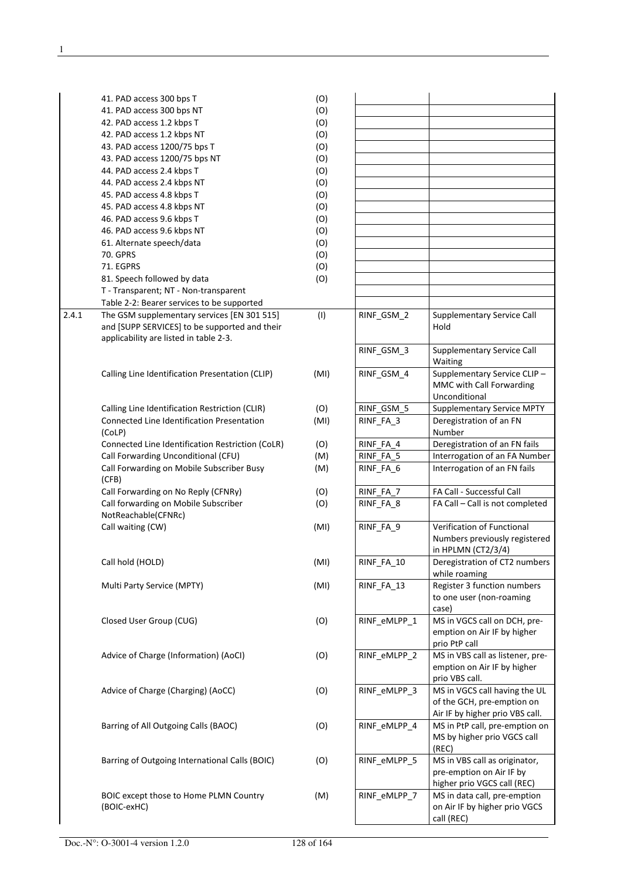| | | | | |
|---|---|---|---|---|
| | 41. PAD access 300 bps T | (O) | | |
| | 41. PAD access 300 bps NT | (O) | | |
| | 42. PAD access 1.2 kbps T | (O) | | |
| | 42. PAD access 1.2 kbps NT | (O) | | |
| | 43. PAD access 1200/75 bps T | (O) | | |
| | 43. PAD access 1200/75 bps NT | (O) | | |
| | 44. PAD access 2.4 kbps T | (O) | | |
| | 44. PAD access 2.4 kbps NT | (O) | | |
| | 45. PAD access 4.8 kbps T | (O) | | |
| | 45. PAD access 4.8 kbps NT | (O) | | |
| | 46. PAD access 9.6 kbps T | (O) | | |
| | 46. PAD access 9.6 kbps NT | (O) | | |
| | 61. Alternate speech/data | (O) | | |
| | 70. GPRS | (O) | | |
| | 71. EGPRS | (O) | | |
| | 81. Speech followed by data | (O) | | |
| | T - Transparent; NT - Non-transparent | | | |
| | Table 2-2: Bearer services to be supported | | | |
| 2.4.1 | The GSM supplementary services [EN 301 515] and [SUPP SERVICES] to be supported and their applicability are listed in table 2-3. | (I) | RINF_GSM_2 | Supplementary Service Call Hold |
| | | | RINF_GSM_3 | Supplementary Service Call Waiting |
| | Calling Line Identification Presentation (CLIP) | (MI) | RINF_GSM_4 | Supplementary Service CLIP – MMC with Call Forwarding Unconditional |
| | Calling Line Identification Restriction (CLIR) | (O) | RINF_GSM_5 | Supplementary Service MPTY |
| | Connected Line Identification Presentation (CoLP) | (MI) | RINF_FA_3 | Deregistration of an FN Number |
| | Connected Line Identification Restriction (CoLR) | (O) | RINF_FA_4 | Deregistration of an FN fails |
| | Call Forwarding Unconditional (CFU) | (M) | RINF_FA_5 | Interrogation of an FA Number |
| | Call Forwarding on Mobile Subscriber Busy (CFB) | (M) | RINF_FA_6 | Interrogation of an FN fails |
| | Call Forwarding on No Reply (CFNRy) | (O) | RINF_FA_7 | FA Call - Successful Call |
| | Call forwarding on Mobile Subscriber NotReachable(CFNRc) | (O) | RINF_FA_8 | FA Call – Call is not completed |
| | Call waiting (CW) | (MI) | RINF_FA_9 | Verification of Functional Numbers previously registered in HPLMN (CT2/3/4) |
| | Call hold (HOLD) | (MI) | RINF_FA_10 | Deregistration of CT2 numbers while roaming |
| | Multi Party Service (MPTY) | (MI) | RINF_FA_13 | Register 3 function numbers to one user (non-roaming case) |
| | Closed User Group (CUG) | (O) | RINF_eMLPP_1 | MS in VGCS call on DCH, pre-emption on Air IF by higher prio PtP call |
| | Advice of Charge (Information) (AoCI) | (O) | RINF_eMLPP_2 | MS in VBS call as listener, pre-emption on Air IF by higher prio VBS call. |
| | Advice of Charge (Charging) (AoCC) | (O) | RINF_eMLPP_3 | MS in VGCS call having the UL of the GCH, pre-emption on Air IF by higher prio VBS call. |
| | Barring of All Outgoing Calls (BAOC) | (O) | RINF_eMLPP_4 | MS in PtP call, pre-emption on MS by higher prio VGCS call (REC) |
| | Barring of Outgoing International Calls (BOIC) | (O) | RINF_eMLPP_5 | MS in VBS call as originator, pre-emption on Air IF by higher prio VGCS call (REC) |
| | BOIC except those to Home PLMN Country (BOIC-exHC) | (M) | RINF_eMLPP_7 | MS in data call, pre-emption on Air IF by higher prio VGCS call (REC) |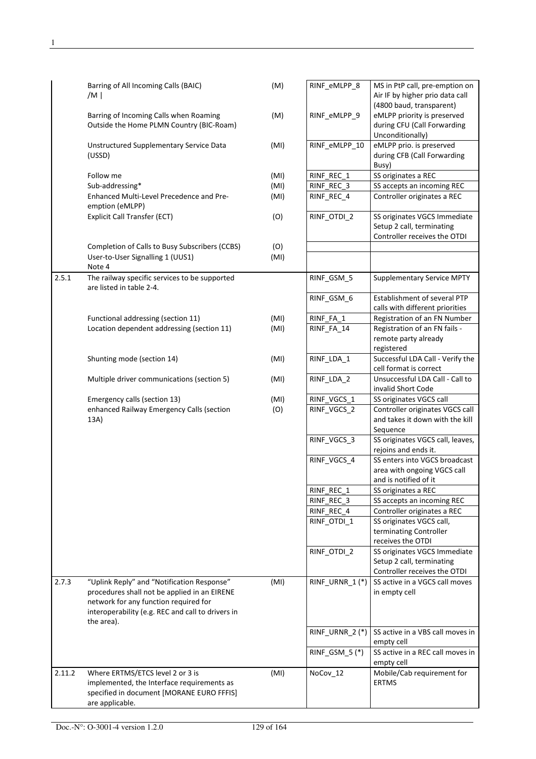| | | | | |
|---|---|---|---|---|
| | Barring of All Incoming Calls (BAIC) /M \| | (M) | RINF_eMLPP_8 | MS in PtP call, pre-emption on Air IF by higher prio data call (4800 baud, transparent) |
| | Barring of Incoming Calls when Roaming Outside the Home PLMN Country (BIC-Roam) | (M) | RINF_eMLPP_9 | eMLPP priority is preserved during CFU (Call Forwarding Unconditionally) |
| | Unstructured Supplementary Service Data (USSD) | (MI) | RINF_eMLPP_10 | eMLPP prio. is preserved during CFB (Call Forwarding Busy) |
| | Follow me | (MI) | RINF_REC_1 | SS originates a REC |
| | Sub-addressing* | (MI) | RINF_REC_3 | SS accepts an incoming REC |
| | Enhanced Multi-Level Precedence and Pre-emption (eMLPP) | (MI) | RINF_REC_4 | Controller originates a REC |
| | Explicit Call Transfer (ECT) | (O) | RINF_OTDI_2 | SS originates VGCS Immediate Setup 2 call, terminating Controller receives the OTDI |
| | Completion of Calls to Busy Subscribers (CCBS) | (O) | | |
| | User-to-User Signalling 1 (UUS1)<br>Note 4 | (MI) | | |
| 2.5.1 | The railway specific services to be supported are listed in table 2-4. | | RINF_GSM_5 | Supplementary Service MPTY |
| | | | RINF_GSM_6 | Establishment of several PTP calls with different priorities |
| | Functional addressing (section 11) | (MI) | RINF_FA_1 | Registration of an FN Number |
| | Location dependent addressing (section 11) | (MI) | RINF_FA_14 | Registration of an FN fails - remote party already registered |
| | Shunting mode (section 14) | (MI) | RINF_LDA_1 | Successful LDA Call - Verify the cell format is correct |
| | Multiple driver communications (section 5) | (MI) | RINF_LDA_2 | Unsuccessful LDA Call - Call to invalid Short Code |
| | Emergency calls (section 13) | (MI) | RINF_VGCS_1 | SS originates VGCS call |
| | enhanced Railway Emergency Calls (section 13A) | (O) | RINF_VGCS_2 | Controller originates VGCS call and takes it down with the kill Sequence |
| | | | RINF_VGCS_3 | SS originates VGCS call, leaves, rejoins and ends it. |
| | | | RINF_VGCS_4 | SS enters into VGCS broadcast area with ongoing VGCS call and is notified of it |
| | | | RINF_REC_1 | SS originates a REC |
| | | | RINF_REC_3 | SS accepts an incoming REC |
| | | | RINF_REC_4 | Controller originates a REC |
| | | | RINF_OTDI_1 | SS originates VGCS call, terminating Controller receives the OTDI |
| | | | RINF_OTDI_2 | SS originates VGCS Immediate Setup 2 call, terminating Controller receives the OTDI |
| 2.7.3 | "Uplink Reply" and "Notification Response" procedures shall not be applied in an EIRENE network for any function required for interoperability (e.g. REC and call to drivers in the area). | (MI) | RINF_URNR_1 (*) | SS active in a VGCS call moves in empty cell |
| | | | RINF_URNR_2 (*) | SS active in a VBS call moves in empty cell |
| | | | RINF_GSM_5 (*) | SS active in a REC call moves in empty cell |
| 2.11.2 | Where ERTMS/ETCS level 2 or 3 is implemented, the Interface requirements as specified in document [MORANE EURO FFFIS] are applicable. | (MI) | NoCov_12 | Mobile/Cab requirement for ERTMS |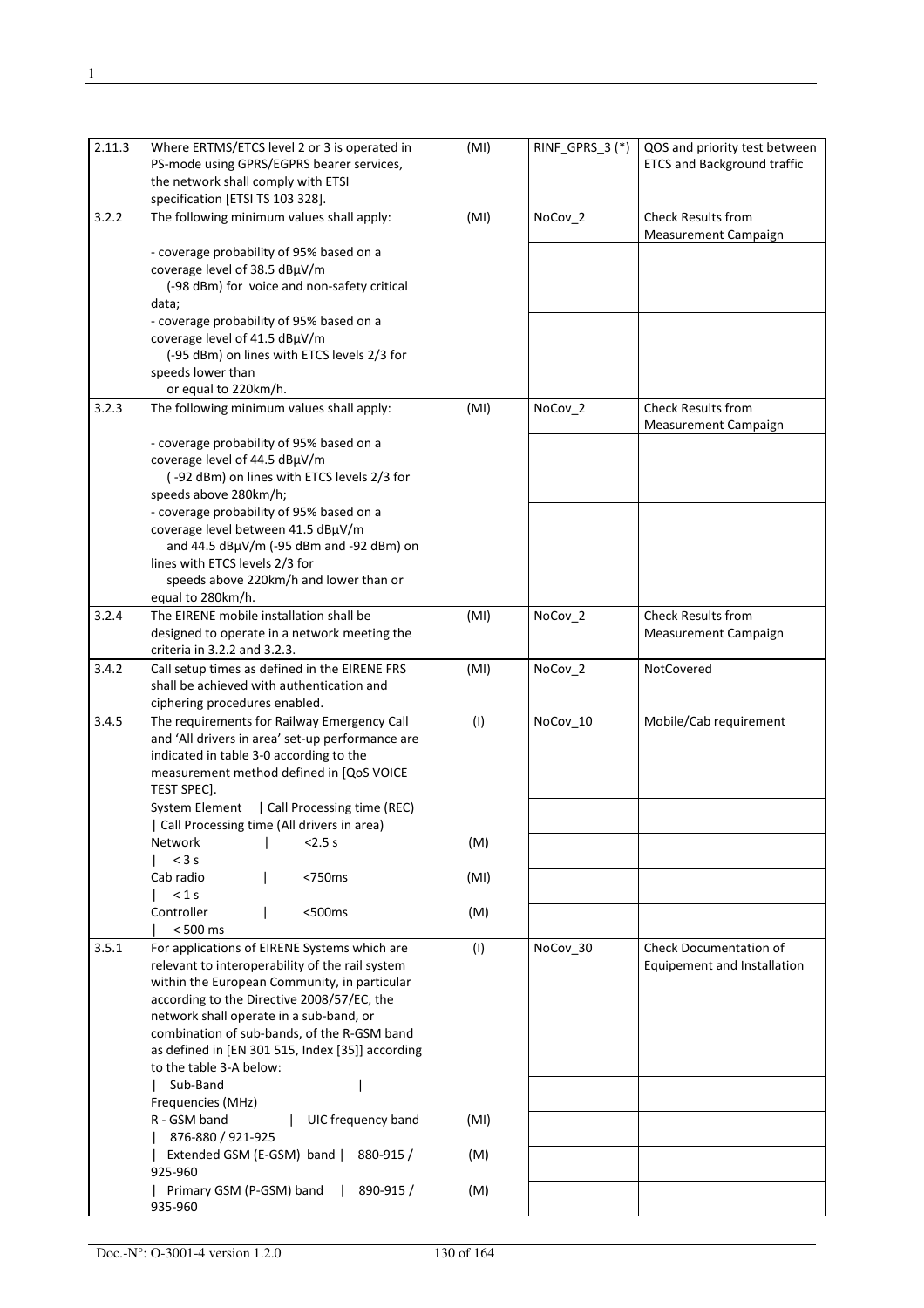| | | | | |
|---|---|---|---|---|
| 2.11.3 | Where ERTMS/ETCS level 2 or 3 is operated in PS-mode using GPRS/EGPRS bearer services, the network shall comply with ETSI specification [ETSI TS 103 328]. | (MI) | RINF_GPRS_3 (*) | QOS and priority test between ETCS and Background traffic |
| 3.2.2 | The following minimum values shall apply: | (MI) | NoCov_2 | Check Results from Measurement Campaign |
| | - coverage probability of 95% based on a coverage level of 38.5 dBµV/m (-98 dBm) for voice and non-safety critical data; | | | |
| | - coverage probability of 95% based on a coverage level of 41.5 dBµV/m (-95 dBm) on lines with ETCS levels 2/3 for speeds lower than or equal to 220km/h. | | | |
| 3.2.3 | The following minimum values shall apply: | (MI) | NoCov_2 | Check Results from Measurement Campaign |
| | - coverage probability of 95% based on a coverage level of 44.5 dBµV/m ( -92 dBm) on lines with ETCS levels 2/3 for speeds above 280km/h; | | | |
| | - coverage probability of 95% based on a coverage level between 41.5 dBµV/m and 44.5 dBµV/m (-95 dBm and -92 dBm) on lines with ETCS levels 2/3 for speeds above 220km/h and lower than or equal to 280km/h. | | | |
| 3.2.4 | The EIRENE mobile installation shall be designed to operate in a network meeting the criteria in 3.2.2 and 3.2.3. | (MI) | NoCov_2 | Check Results from Measurement Campaign |
| 3.4.2 | Call setup times as defined in the EIRENE FRS shall be achieved with authentication and ciphering procedures enabled. | (MI) | NoCov_2 | NotCovered |
| 3.4.5 | The requirements for Railway Emergency Call and 'All drivers in area' set-up performance are indicated in table 3-0 according to the measurement method defined in [QoS VOICE TEST SPEC]. | (I) | NoCov_10 | Mobile/Cab requirement |
| | System Element \| Call Processing time (REC) \| Call Processing time (All drivers in area) | | | |
| | Network \| <2.5 s \| < 3 s | (M) | | |
| | Cab radio \| <750ms \| < 1 s | (MI) | | |
| | Controller \| <500ms \| < 500 ms | (M) | | |
| 3.5.1 | For applications of EIRENE Systems which are relevant to interoperability of the rail system within the European Community, in particular according to the Directive 2008/57/EC, the network shall operate in a sub-band, or combination of sub-bands, of the R-GSM band as defined in [EN 301 515, Index [35]] according to the table 3-A below: | (I) | NoCov_30 | Check Documentation of Equipement and Installation |
| | \| Sub-Band \| Frequencies (MHz) | | | |
| | R - GSM band \| UIC frequency band \| 876-880 / 921-925 | (MI) | | |
| | \| Extended GSM (E-GSM) band \| 880-915 / 925-960 | (M) | | |
| | \| Primary GSM (P-GSM) band \| 890-915 / 935-960 | (M) | | |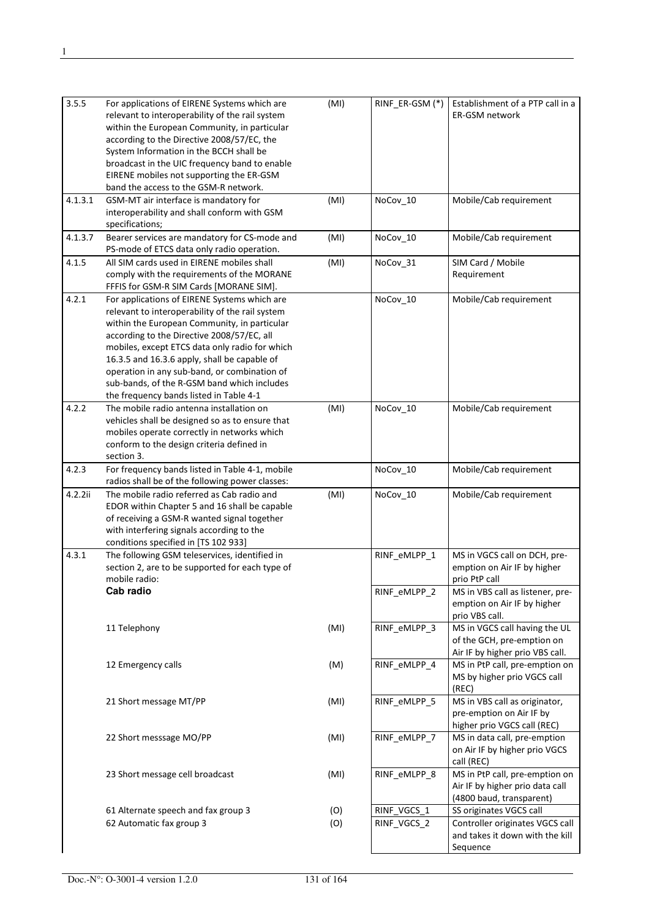| | | | | |
|---|---|---|---|---|
| 3.5.5 | For applications of EIRENE Systems which are relevant to interoperability of the rail system within the European Community, in particular according to the Directive 2008/57/EC, the System Information in the BCCH shall be broadcast in the UIC frequency band to enable EIRENE mobiles not supporting the ER-GSM band the access to the GSM-R network. | (MI) | RINF_ER-GSM (*) | Establishment of a PTP call in a ER-GSM network |
| 4.1.3.1 | GSM-MT air interface is mandatory for interoperability and shall conform with GSM specifications; | (MI) | NoCov_10 | Mobile/Cab requirement |
| 4.1.3.7 | Bearer services are mandatory for CS-mode and PS-mode of ETCS data only radio operation. | (MI) | NoCov_10 | Mobile/Cab requirement |
| 4.1.5 | All SIM cards used in EIRENE mobiles shall comply with the requirements of the MORANE FFFIS for GSM-R SIM Cards [MORANE SIM]. | (MI) | NoCov_31 | SIM Card / Mobile Requirement |
| 4.2.1 | For applications of EIRENE Systems which are relevant to interoperability of the rail system within the European Community, in particular according to the Directive 2008/57/EC, all mobiles, except ETCS data only radio for which 16.3.5 and 16.3.6 apply, shall be capable of operation in any sub-band, or combination of sub-bands, of the R-GSM band which includes the frequency bands listed in Table 4-1 | | NoCov_10 | Mobile/Cab requirement |
| 4.2.2 | The mobile radio antenna installation on vehicles shall be designed so as to ensure that mobiles operate correctly in networks which conform to the design criteria defined in section 3. | (MI) | NoCov_10 | Mobile/Cab requirement |
| 4.2.3 | For frequency bands listed in Table 4-1, mobile radios shall be of the following power classes: | | NoCov_10 | Mobile/Cab requirement |
| 4.2.2ii | The mobile radio referred as Cab radio and EDOR within Chapter 5 and 16 shall be capable of receiving a GSM-R wanted signal together with interfering signals according to the conditions specified in [TS 102 933] | (MI) | NoCov_10 | Mobile/Cab requirement |
| 4.3.1 | The following GSM teleservices, identified in section 2, are to be supported for each type of mobile radio: | | RINF_eMLPP_1 | MS in VGCS call on DCH, pre-emption on Air IF by higher prio PtP call |
| | **Cab radio** | | RINF_eMLPP_2 | MS in VBS call as listener, pre-emption on Air IF by higher prio VBS call. |
| | 11 Telephony | (MI) | RINF_eMLPP_3 | MS in VGCS call having the UL of the GCH, pre-emption on Air IF by higher prio VBS call. |
| | 12 Emergency calls | (M) | RINF_eMLPP_4 | MS in PtP call, pre-emption on MS by higher prio VGCS call (REC) |
| | 21 Short message MT/PP | (MI) | RINF_eMLPP_5 | MS in VBS call as originator, pre-emption on Air IF by higher prio VGCS call (REC) |
| | 22 Short messsage MO/PP | (MI) | RINF_eMLPP_7 | MS in data call, pre-emption on Air IF by higher prio VGCS call (REC) |
| | 23 Short message cell broadcast | (MI) | RINF_eMLPP_8 | MS in PtP call, pre-emption on Air IF by higher prio data call (4800 baud, transparent) |
| | 61 Alternate speech and fax group 3 | (O) | RINF_VGCS_1 | SS originates VGCS call |
| | 62 Automatic fax group 3 | (O) | RINF_VGCS_2 | Controller originates VGCS call and takes it down with the kill Sequence |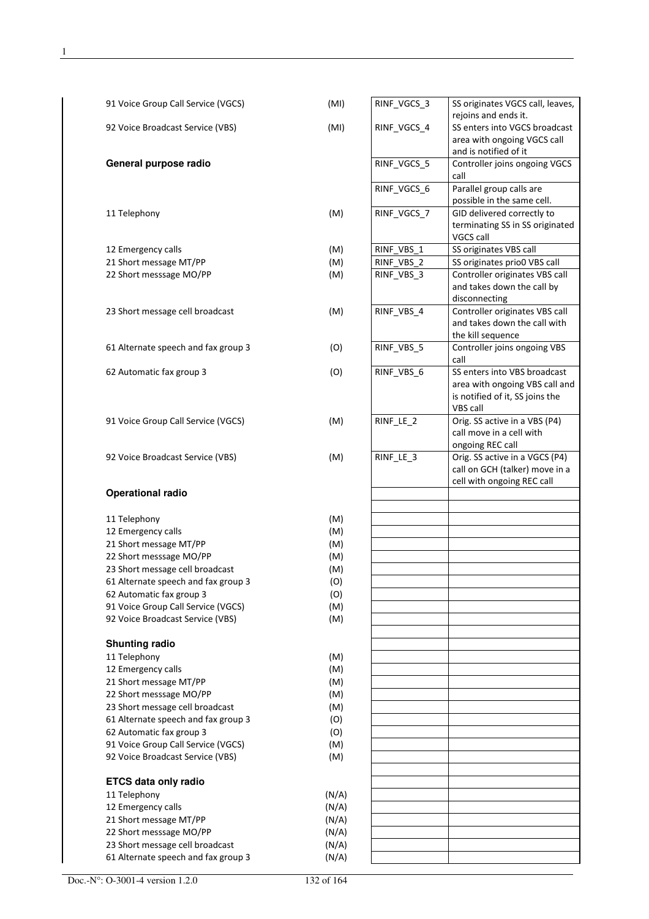91 Voice Group Call Service (VGCS) (MI)

92 Voice Broadcast Service (VBS) (MI)

**General purpose radio**

11 Telephony (M)

12 Emergency calls (M)

21 Short message MT/PP (M)

22 Short messsage MO/PP (M)

23 Short message cell broadcast (M)

61 Alternate speech and fax group 3 (O)

62 Automatic fax group 3 (O)

91 Voice Group Call Service (VGCS) (M)

92 Voice Broadcast Service (VBS) (M)

**Operational radio**

11 Telephony (M)
12 Emergency calls (M)
21 Short message MT/PP (M)
22 Short messsage MO/PP (M)
23 Short message cell broadcast (M)
61 Alternate speech and fax group 3 (O)
62 Automatic fax group 3 (O)
91 Voice Group Call Service (VGCS) (M)
92 Voice Broadcast Service (VBS) (M)

**Shunting radio**

11 Telephony (M)
12 Emergency calls (M)
21 Short message MT/PP (M)
22 Short messsage MO/PP (M)
23 Short message cell broadcast (M)
61 Alternate speech and fax group 3 (O)
62 Automatic fax group 3 (O)
91 Voice Group Call Service (VGCS) (M)
92 Voice Broadcast Service (VBS) (M)

**ETCS data only radio**

11 Telephony (N/A)
12 Emergency calls (N/A)
21 Short message MT/PP (N/A)
22 Short messsage MO/PP (N/A)
23 Short message cell broadcast (N/A)
61 Alternate speech and fax group 3 (N/A)

| | |
|---|---|
| RINF_VGCS_3 | SS originates VGCS call, leaves, rejoins and ends it. |
| RINF_VGCS_4 | SS enters into VGCS broadcast area with ongoing VGCS call and is notified of it |
| RINF_VGCS_5 | Controller joins ongoing VGCS call |
| RINF_VGCS_6 | Parallel group calls are possible in the same cell. |
| RINF_VGCS_7 | GID delivered correctly to terminating SS in SS originated VGCS call |
| RINF_VBS_1 | SS originates VBS call |
| RINF_VBS_2 | SS originates prio0 VBS call |
| RINF_VBS_3 | Controller originates VBS call and takes down the call by disconnecting |
| RINF_VBS_4 | Controller originates VBS call and takes down the call with the kill sequence |
| RINF_VBS_5 | Controller joins ongoing VBS call |
| RINF_VBS_6 | SS enters into VBS broadcast area with ongoing VBS call and is notified of it, SS joins the VBS call |
| RINF_LE_2 | Orig. SS active in a VBS (P4) call move in a cell with ongoing REC call |
| RINF_LE_3 | Orig. SS active in a VGCS (P4) call on GCH (talker) move in a cell with ongoing REC call |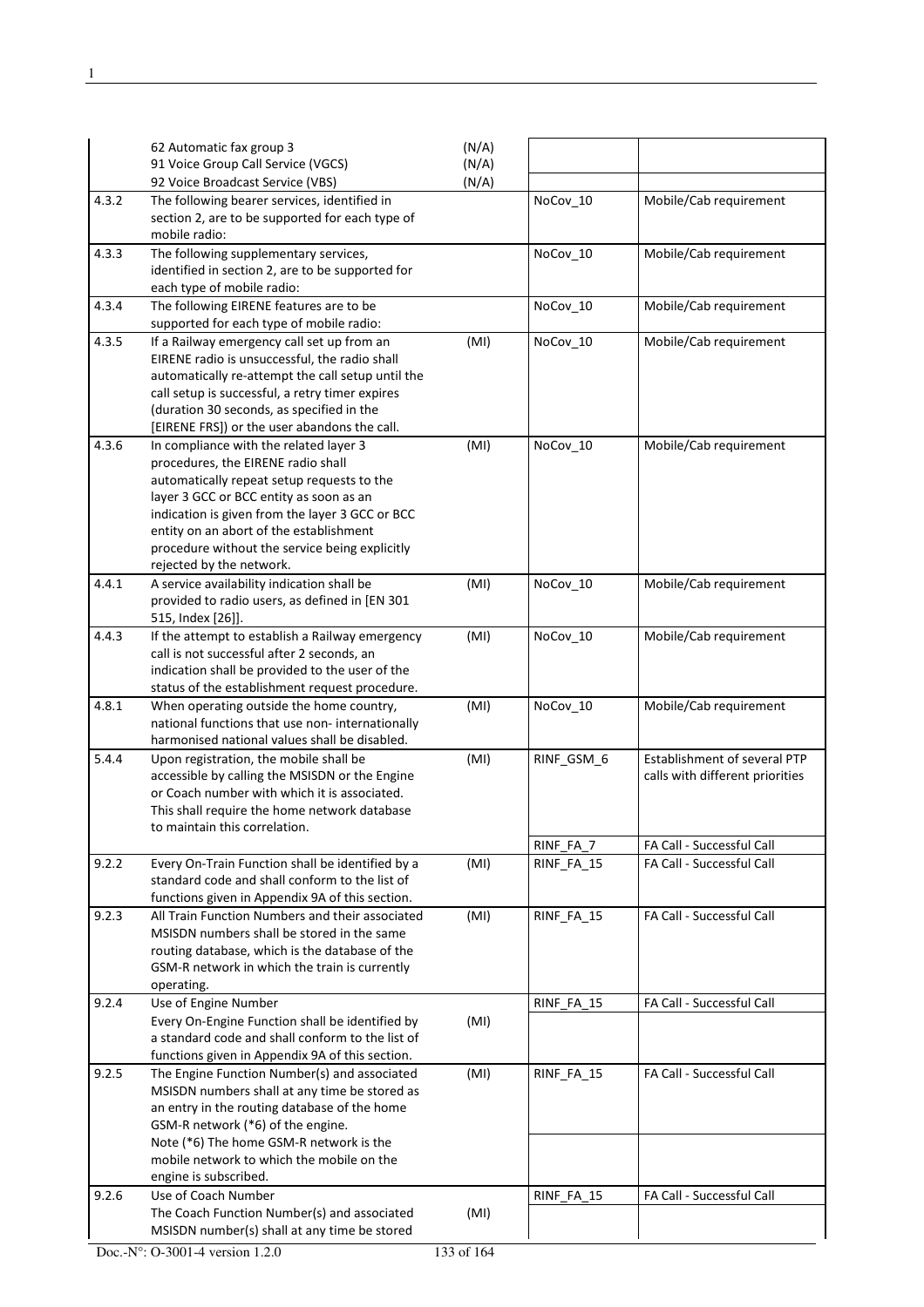| | | | | |
|---|---|---|---|---|
| | 62 Automatic fax group 3<br>91 Voice Group Call Service (VGCS)<br>92 Voice Broadcast Service (VBS) | (N/A)<br>(N/A)<br>(N/A) | | |
| 4.3.2 | The following bearer services, identified in section 2, are to be supported for each type of mobile radio: | | NoCov_10 | Mobile/Cab requirement |
| 4.3.3 | The following supplementary services, identified in section 2, are to be supported for each type of mobile radio: | | NoCov_10 | Mobile/Cab requirement |
| 4.3.4 | The following EIRENE features are to be supported for each type of mobile radio: | | NoCov_10 | Mobile/Cab requirement |
| 4.3.5 | If a Railway emergency call set up from an EIRENE radio is unsuccessful, the radio shall automatically re-attempt the call setup until the call setup is successful, a retry timer expires (duration 30 seconds, as specified in the [EIRENE FRS]) or the user abandons the call. | (MI) | NoCov_10 | Mobile/Cab requirement |
| 4.3.6 | In compliance with the related layer 3 procedures, the EIRENE radio shall automatically repeat setup requests to the layer 3 GCC or BCC entity as soon as an indication is given from the layer 3 GCC or BCC entity on an abort of the establishment procedure without the service being explicitly rejected by the network. | (MI) | NoCov_10 | Mobile/Cab requirement |
| 4.4.1 | A service availability indication shall be provided to radio users, as defined in [EN 301 515, Index [26]]. | (MI) | NoCov_10 | Mobile/Cab requirement |
| 4.4.3 | If the attempt to establish a Railway emergency call is not successful after 2 seconds, an indication shall be provided to the user of the status of the establishment request procedure. | (MI) | NoCov_10 | Mobile/Cab requirement |
| 4.8.1 | When operating outside the home country, national functions that use non- internationally harmonised national values shall be disabled. | (MI) | NoCov_10 | Mobile/Cab requirement |
| 5.4.4 | Upon registration, the mobile shall be accessible by calling the MSISDN or the Engine or Coach number with which it is associated. This shall require the home network database to maintain this correlation. | (MI) | RINF_GSM_6 | Establishment of several PTP calls with different priorities |
| | | | RINF_FA_7 | FA Call - Successful Call |
| 9.2.2 | Every On-Train Function shall be identified by a standard code and shall conform to the list of functions given in Appendix 9A of this section. | (MI) | RINF_FA_15 | FA Call - Successful Call |
| 9.2.3 | All Train Function Numbers and their associated MSISDN numbers shall be stored in the same routing database, which is the database of the GSM-R network in which the train is currently operating. | (MI) | RINF_FA_15 | FA Call - Successful Call |
| 9.2.4 | Use of Engine Number | | RINF_FA_15 | FA Call - Successful Call |
| | Every On-Engine Function shall be identified by a standard code and shall conform to the list of functions given in Appendix 9A of this section. | (MI) | | |
| 9.2.5 | The Engine Function Number(s) and associated MSISDN numbers shall at any time be stored as an entry in the routing database of the home GSM-R network (*6) of the engine. | (MI) | RINF_FA_15 | FA Call - Successful Call |
| | Note (*6) The home GSM-R network is the mobile network to which the mobile on the engine is subscribed. | | | |
| 9.2.6 | Use of Coach Number | | RINF_FA_15 | FA Call - Successful Call |
| | The Coach Function Number(s) and associated MSISDN number(s) shall at any time be stored | (MI) | | |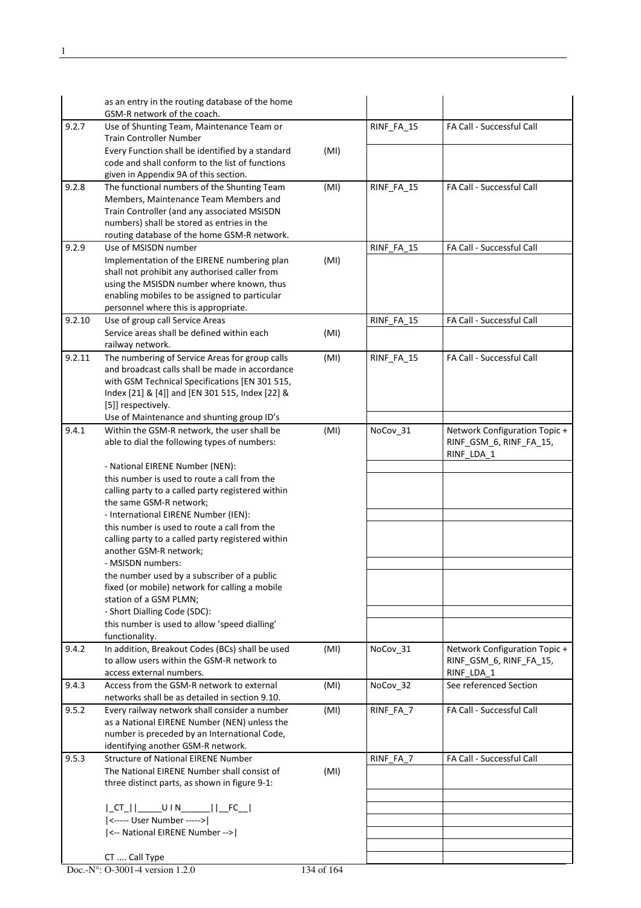| | | | | |
|---|---|---|---|---|
| | as an entry in the routing database of the home GSM-R network of the coach. | | | |
| 9.2.7 | Use of Shunting Team, Maintenance Team or Train Controller Number | | RINF_FA_15 | FA Call - Successful Call |
| | Every Function shall be identified by a standard code and shall conform to the list of functions given in Appendix 9A of this section. | (MI) | | |
| 9.2.8 | The functional numbers of the Shunting Team Members, Maintenance Team Members and Train Controller (and any associated MSISDN numbers) shall be stored as entries in the routing database of the home GSM-R network. | (MI) | RINF_FA_15 | FA Call - Successful Call |
| 9.2.9 | Use of MSISDN number | | RINF_FA_15 | FA Call - Successful Call |
| | Implementation of the EIRENE numbering plan shall not prohibit any authorised caller from using the MSISDN number where known, thus enabling mobiles to be assigned to particular personnel where this is appropriate. | (MI) | | |
| 9.2.10 | Use of group call Service Areas | | RINF_FA_15 | FA Call - Successful Call |
| | Service areas shall be defined within each railway network. | (MI) | | |
| 9.2.11 | The numbering of Service Areas for group calls and broadcast calls shall be made in accordance with GSM Technical Specifications [EN 301 515, Index [21] & [4]] and [EN 301 515, Index [22] & [5]] respectively. | (MI) | RINF_FA_15 | FA Call - Successful Call |
| | Use of Maintenance and shunting group ID's | | | |
| 9.4.1 | Within the GSM-R network, the user shall be able to dial the following types of numbers: | (MI) | NoCov_31 | Network Configuration Topic + RINF_GSM_6, RINF_FA_15, RINF_LDA_1 |
| | - National EIRENE Number (NEN): | | | |
| | this number is used to route a call from the calling party to a called party registered within the same GSM-R network; | | | |
| | - International EIRENE Number (IEN): | | | |
| | this number is used to route a call from the calling party to a called party registered within another GSM-R network; | | | |
| | - MSISDN numbers: | | | |
| | the number used by a subscriber of a public fixed (or mobile) network for calling a mobile station of a GSM PLMN; | | | |
| | - Short Dialling Code (SDC): | | | |
| | this number is used to allow 'speed dialling' functionality. | | | |
| 9.4.2 | In addition, Breakout Codes (BCs) shall be used to allow users within the GSM-R network to access external numbers. | (MI) | NoCov_31 | Network Configuration Topic + RINF_GSM_6, RINF_FA_15, RINF_LDA_1 |
| 9.4.3 | Access from the GSM-R network to external networks shall be as detailed in section 9.10. | (MI) | NoCov_32 | See referenced Section |
| 9.5.2 | Every railway network shall consider a number as a National EIRENE Number (NEN) unless the number is preceded by an International Code, identifying another GSM-R network. | (MI) | RINF_FA_7 | FA Call - Successful Call |
| 9.5.3 | Structure of National EIRENE Number | | RINF_FA_7 | FA Call - Successful Call |
| | The National EIRENE Number shall consist of three distinct parts, as shown in figure 9-1: | (MI) | | |
| | | | | |
| | \|_CT_\|\|_____U I N______\|\|__FC__\| | | | |
| | \|<----- User Number ----->\| | | | |
| | \|<-- National EIRENE Number -->\| | | | |
| | | | | |
| | CT .... Call Type | | | |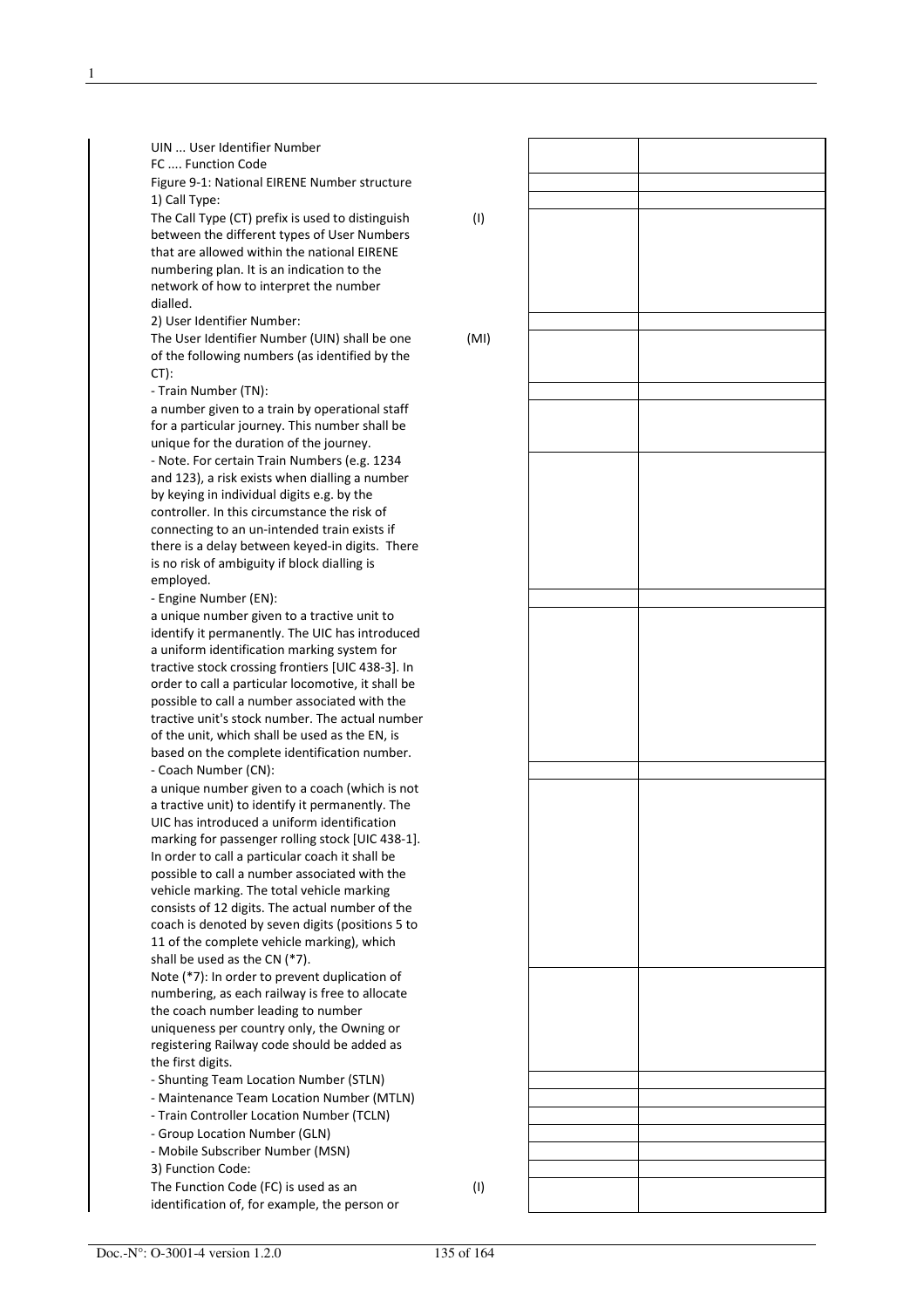UIN ... User Identifier Number
FC .... Function Code

Figure 9-1: National EIRENE Number structure

1) Call Type:

The Call Type (CT) prefix is used to distinguish between the different types of User Numbers that are allowed within the national EIRENE numbering plan. It is an indication to the network of how to interpret the number dialled. (I)

2) User Identifier Number:

The User Identifier Number (UIN) shall be one of the following numbers (as identified by the CT): (MI)

- Train Number (TN):

a number given to a train by operational staff for a particular journey. This number shall be unique for the duration of the journey.

- Note. For certain Train Numbers (e.g. 1234 and 123), a risk exists when dialling a number by keying in individual digits e.g. by the controller. In this circumstance the risk of connecting to an un-intended train exists if there is a delay between keyed-in digits. There is no risk of ambiguity if block dialling is employed.

- Engine Number (EN):

a unique number given to a tractive unit to identify it permanently. The UIC has introduced a uniform identification marking system for tractive stock crossing frontiers [UIC 438-3]. In order to call a particular locomotive, it shall be possible to call a number associated with the tractive unit's stock number. The actual number of the unit, which shall be used as the EN, is based on the complete identification number.

- Coach Number (CN):

a unique number given to a coach (which is not a tractive unit) to identify it permanently. The UIC has introduced a uniform identification marking for passenger rolling stock [UIC 438-1]. In order to call a particular coach it shall be possible to call a number associated with the vehicle marking. The total vehicle marking consists of 12 digits. The actual number of the coach is denoted by seven digits (positions 5 to 11 of the complete vehicle marking), which shall be used as the CN (*7).

Note (*7): In order to prevent duplication of numbering, as each railway is free to allocate the coach number leading to number uniqueness per country only, the Owning or registering Railway code should be added as the first digits.

- Shunting Team Location Number (STLN)
- Maintenance Team Location Number (MTLN)
- Train Controller Location Number (TCLN)
- Group Location Number (GLN)
- Mobile Subscriber Number (MSN)

3) Function Code:

The Function Code (FC) is used as an identification of, for example, the person or (I)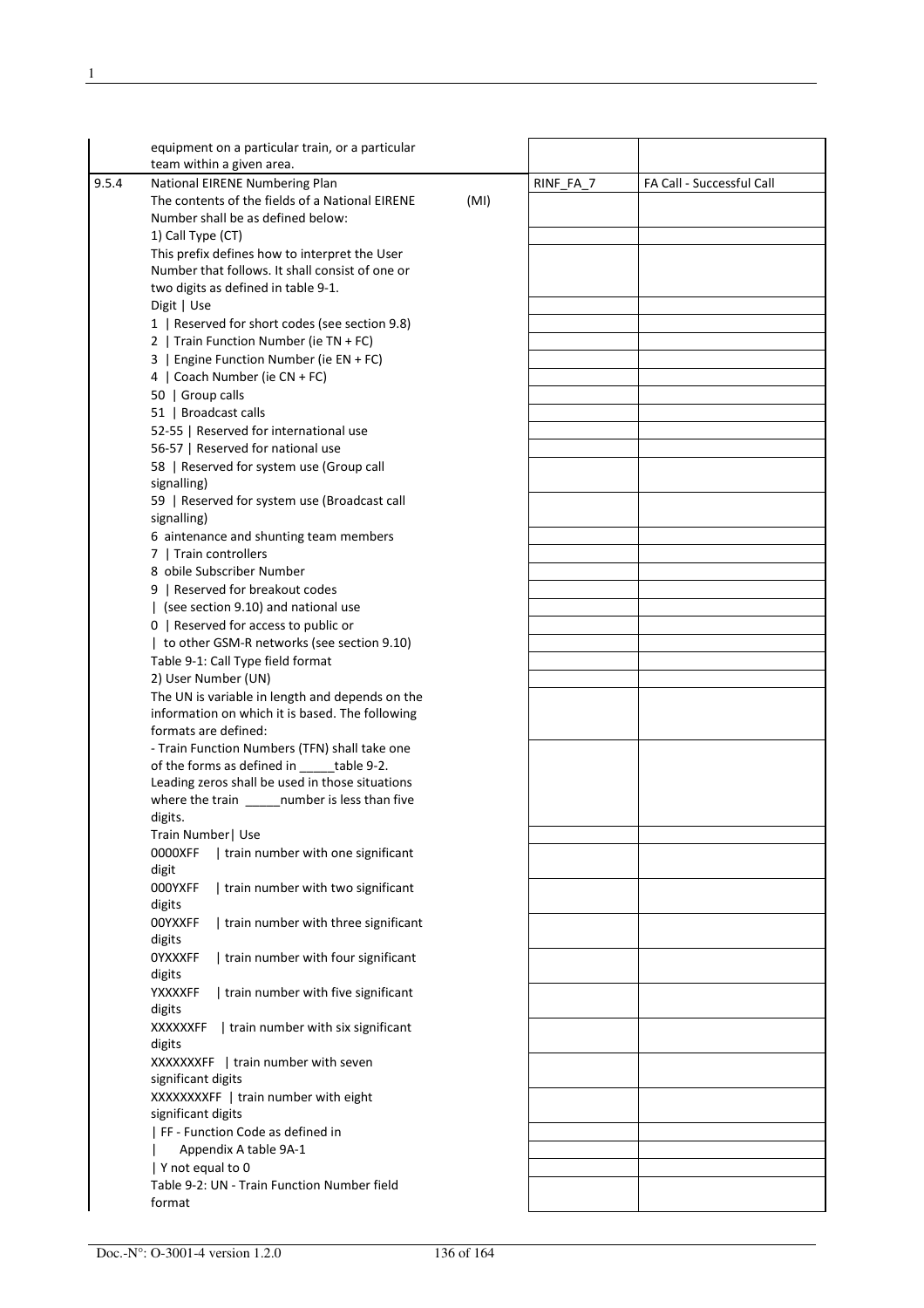| | | | | |
|---|---|---|---|---|
| | equipment on a particular train, or a particular team within a given area. | | | |
| 9.5.4 | National EIRENE Numbering Plan | | RINF_FA_7 | FA Call - Successful Call |
| | The contents of the fields of a National EIRENE Number shall be as defined below: | (MI) | | |
| | 1) Call Type (CT) | | | |
| | This prefix defines how to interpret the User Number that follows. It shall consist of one or two digits as defined in table 9-1. | | | |
| | Digit \| Use | | | |
| | 1 \| Reserved for short codes (see section 9.8) | | | |
| | 2 \| Train Function Number (ie TN + FC) | | | |
| | 3 \| Engine Function Number (ie EN + FC) | | | |
| | 4 \| Coach Number (ie CN + FC) | | | |
| | 50 \| Group calls | | | |
| | 51 \| Broadcast calls | | | |
| | 52-55 \| Reserved for international use | | | |
| | 56-57 \| Reserved for national use | | | |
| | 58 \| Reserved for system use (Group call signalling) | | | |
| | 59 \| Reserved for system use (Broadcast call signalling) | | | |
| | 6 aintenance and shunting team members | | | |
| | 7 \| Train controllers | | | |
| | 8 obile Subscriber Number | | | |
| | 9 \| Reserved for breakout codes | | | |
| | \| (see section 9.10) and national use | | | |
| | 0 \| Reserved for access to public or | | | |
| | \| to other GSM-R networks (see section 9.10) | | | |
| | Table 9-1: Call Type field format | | | |
| | 2) User Number (UN) | | | |
| | The UN is variable in length and depends on the information on which it is based. The following formats are defined: | | | |
| | - Train Function Numbers (TFN) shall take one of the forms as defined in _____table 9-2. Leading zeros shall be used in those situations where the train _____number is less than five digits. | | | |
| | Train Number\| Use | | | |
| | 0000XFF \| train number with one significant digit | | | |
| | 000YXFF \| train number with two significant digits | | | |
| | 00YXXFF \| train number with three significant digits | | | |
| | 0YXXXFF \| train number with four significant digits | | | |
| | YXXXXFF \| train number with five significant digits | | | |
| | XXXXXXFF \| train number with six significant digits | | | |
| | XXXXXXXFF \| train number with seven significant digits | | | |
| | XXXXXXXXFF \| train number with eight significant digits | | | |
| | \| FF - Function Code as defined in | | | |
| | \| Appendix A table 9A-1 | | | |
| | \| Y not equal to 0 | | | |
| | Table 9-2: UN - Train Function Number field format | | | |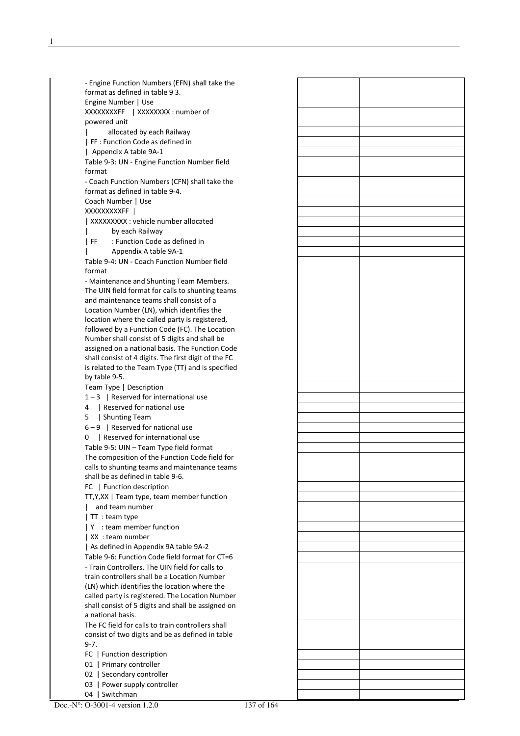- Engine Function Numbers (EFN) shall take the format as defined in table 9 3.

| Engine Number | Use |
|---|---|
| XXXXXXXXFF | XXXXXXXX : number of powered unit allocated by each Railway<br>FF : Function Code as defined in Appendix A table 9A-1 |

Table 9-3: UN - Engine Function Number field format

- Coach Function Numbers (CFN) shall take the format as defined in table 9-4.

| Coach Number | Use |
|---|---|
| XXXXXXXXXFF | XXXXXXXXX : vehicle number allocated by each Railway<br>FF : Function Code as defined in Appendix A table 9A-1 |

Table 9-4: UN - Coach Function Number field format

- Maintenance and Shunting Team Members. The UIN field format for calls to shunting teams and maintenance teams shall consist of a Location Number (LN), which identifies the location where the called party is registered, followed by a Function Code (FC). The Location Number shall consist of 5 digits and shall be assigned on a national basis. The Function Code shall consist of 4 digits. The first digit of the FC is related to the Team Type (TT) and is specified by table 9-5.

| Team Type | Description |
|---|---|
| 1 – 3 | Reserved for international use |
| 4 | Reserved for national use |
| 5 | Shunting Team |
| 6 – 9 | Reserved for national use |
| 0 | Reserved for international use |

Table 9-5: UIN – Team Type field format

The composition of the Function Code field for calls to shunting teams and maintenance teams shall be as defined in table 9-6.

| FC | Function description |
|---|---|
| TT,Y,XX | Team type, team member function and team number<br>TT : team type<br>Y : team member function<br>XX : team number<br>As defined in Appendix 9A table 9A-2 |

Table 9-6: Function Code field format for CT=6

- Train Controllers. The UIN field for calls to train controllers shall be a Location Number (LN) which identifies the location where the called party is registered. The Location Number shall consist of 5 digits and shall be assigned on a national basis.

The FC field for calls to train controllers shall consist of two digits and be as defined in table 9-7.

| FC | Function description |
|---|---|
| 01 | Primary controller |
| 02 | Secondary controller |
| 03 | Power supply controller |
| 04 | Switchman |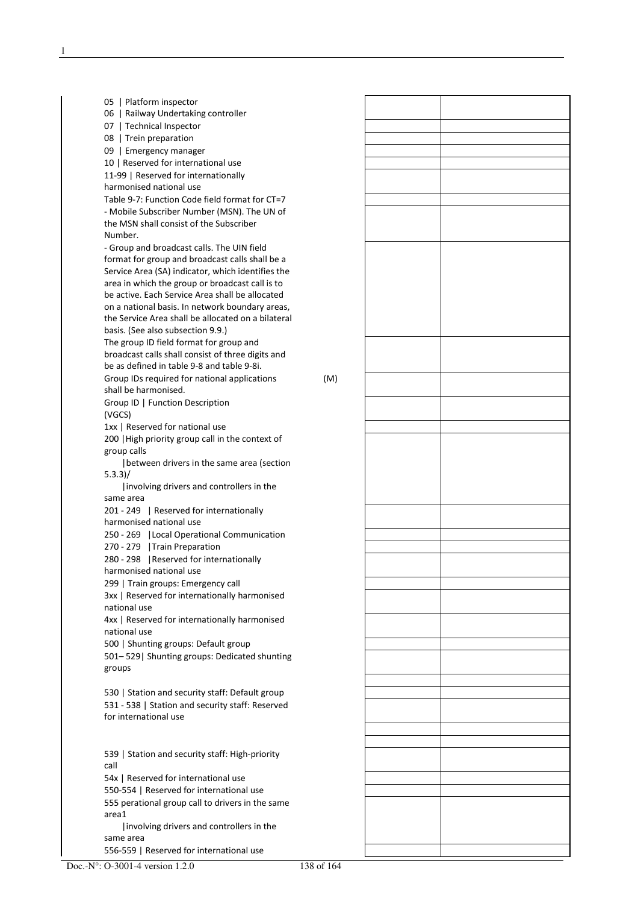05 | Platform inspector
06 | Railway Undertaking controller
07 | Technical Inspector
08 | Trein preparation
09 | Emergency manager
10 | Reserved for international use
11-99 | Reserved for internationally harmonised national use

Table 9-7: Function Code field format for CT=7

- Mobile Subscriber Number (MSN). The UN of the MSN shall consist of the Subscriber Number.
- Group and broadcast calls. The UIN field format for group and broadcast calls shall be a Service Area (SA) indicator, which identifies the area in which the group or broadcast call is to be active. Each Service Area shall be allocated on a national basis. In network boundary areas, the Service Area shall be allocated on a bilateral basis. (See also subsection 9.9.)

The group ID field format for group and broadcast calls shall consist of three digits and be as defined in table 9-8 and table 9-8i.

Group IDs required for national applications shall be harmonised. (M)

Group ID | Function Description (VGCS)
1xx | Reserved for national use
200 | High priority group call in the context of group calls
 | between drivers in the same area (section 5.3.3)/
 | involving drivers and controllers in the same area
201 - 249 | Reserved for internationally harmonised national use
250 - 269 | Local Operational Communication
270 - 279 | Train Preparation
280 - 298 | Reserved for internationally harmonised national use
299 | Train groups: Emergency call
3xx | Reserved for internationally harmonised national use
4xx | Reserved for internationally harmonised national use
500 | Shunting groups: Default group
501– 529| Shunting groups: Dedicated shunting groups

530 | Station and security staff: Default group
531 - 538 | Station and security staff: Reserved for international use

539 | Station and security staff: High-priority call
54x | Reserved for international use
550-554 | Reserved for international use
555 perational group call to drivers in the same area1
 | involving drivers and controllers in the same area
556-559 | Reserved for international use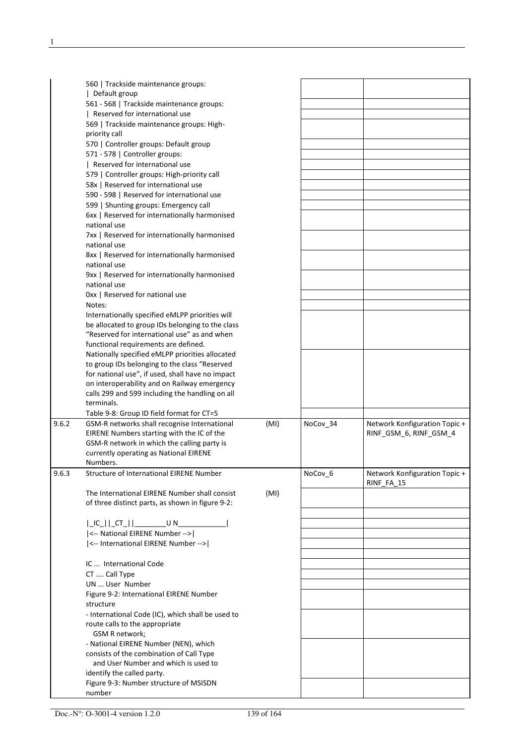| | | | | |
|---|---|---|---|---|
| | 560 \| Trackside maintenance groups: \| Default group | | | |
| | 561 - 568 \| Trackside maintenance groups: \| Reserved for international use | | | |
| | 569 \| Trackside maintenance groups: High-priority call | | | |
| | 570 \| Controller groups: Default group | | | |
| | 571 - 578 \| Controller groups: \| Reserved for international use | | | |
| | 579 \| Controller groups: High-priority call | | | |
| | 58x \| Reserved for international use | | | |
| | 590 - 598 \| Reserved for international use | | | |
| | 599 \| Shunting groups: Emergency call | | | |
| | 6xx \| Reserved for internationally harmonised national use | | | |
| | 7xx \| Reserved for internationally harmonised national use | | | |
| | 8xx \| Reserved for internationally harmonised national use | | | |
| | 9xx \| Reserved for internationally harmonised national use | | | |
| | 0xx \| Reserved for national use | | | |
| | Notes: | | | |
| | Internationally specified eMLPP priorities will be allocated to group IDs belonging to the class "Reserved for international use" as and when functional requirements are defined. | | | |
| | Nationally specified eMLPP priorities allocated to group IDs belonging to the class "Reserved for national use", if used, shall have no impact on interoperability and on Railway emergency calls 299 and 599 including the handling on all terminals. | | | |
| | Table 9-8: Group ID field format for CT=5 | | | |
| 9.6.2 | GSM-R networks shall recognise International EIRENE Numbers starting with the IC of the GSM-R network in which the calling party is currently operating as National EIRENE Numbers. | (MI) | NoCov_34 | Network Konfiguration Topic + RINF_GSM_6, RINF_GSM_4 |
| 9.6.3 | Structure of International EIRENE Number | | NoCov_6 | Network Konfiguration Topic + RINF_FA_15 |
| | The International EIRENE Number shall consist of three distinct parts, as shown in figure 9-2: | (MI) | | |
| | | | | |
| | \|_IC_\|\|_CT_\|\|________U N____________\| | | | |
| | \|<-- National EIRENE Number -->\| | | | |
| | \|<-- International EIRENE Number -->\| | | | |
| | | | | |
| | IC ... International Code | | | |
| | CT .... Call Type | | | |
| | UN ... User Number | | | |
| | Figure 9-2: International EIRENE Number structure | | | |
| | - International Code (IC), which shall be used to route calls to the appropriate GSM R network; | | | |
| | - National EIRENE Number (NEN), which consists of the combination of Call Type and User Number and which is used to identify the called party. | | | |
| | Figure 9-3: Number structure of MSISDN number | | | |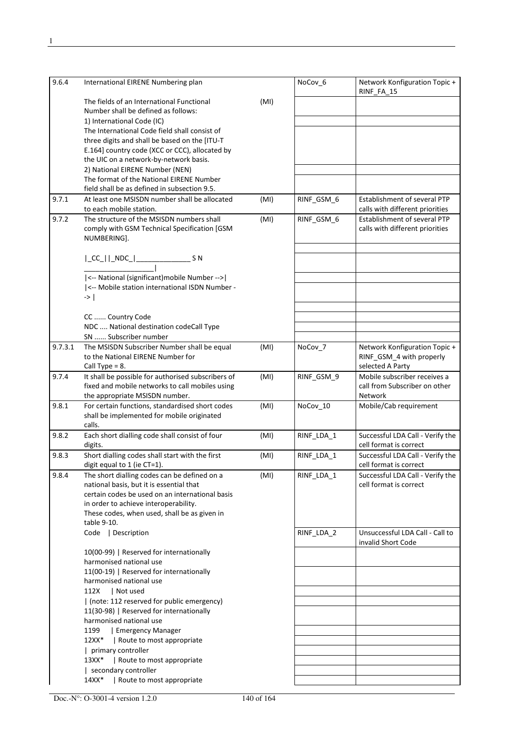| | | | | |
|---|---|---|---|---|
| 9.6.4 | International EIRENE Numbering plan | | NoCov_6 | Network Konfiguration Topic + RINF_FA_15 |
| | The fields of an International Functional Number shall be defined as follows: | (MI) | | |
| | 1) International Code (IC) | | | |
| | The International Code field shall consist of three digits and shall be based on the [ITU-T E.164] country code (XCC or CCC), allocated by the UIC on a network-by-network basis. | | | |
| | 2) National EIRENE Number (NEN) | | | |
| | The format of the National EIRENE Number field shall be as defined in subsection 9.5. | | | |
| 9.7.1 | At least one MSISDN number shall be allocated to each mobile station. | (MI) | RINF_GSM_6 | Establishment of several PTP calls with different priorities |
| 9.7.2 | The structure of the MSISDN numbers shall comply with GSM Technical Specification [GSM NUMBERING]. | (MI) | RINF_GSM_6 | Establishment of several PTP calls with different priorities |
| | | | | |
| | \|_CC_\|\|_NDC_\|______________ S N __________________\| | | | |
| | \|<-- National (significant)mobile Number -->\| | | | |
| | \|<-- Mobile station international ISDN Number -->\| | | | |
| | | | | |
| | CC ...... Country Code | | | |
| | NDC .... National destination codeCall Type | | | |
| | SN ...... Subscriber number | | | |
| 9.7.3.1 | The MSISDN Subscriber Number shall be equal to the National EIRENE Number for Call Type = 8. | (MI) | NoCov_7 | Network Konfiguration Topic + RINF_GSM_4 with properly selected A Party |
| 9.7.4 | It shall be possible for authorised subscribers of fixed and mobile networks to call mobiles using the appropriate MSISDN number. | (MI) | RINF_GSM_9 | Mobile subscriber receives a call from Subscriber on other Network |
| 9.8.1 | For certain functions, standardised short codes shall be implemented for mobile originated calls. | (MI) | NoCov_10 | Mobile/Cab requirement |
| 9.8.2 | Each short dialling code shall consist of four digits. | (MI) | RINF_LDA_1 | Successful LDA Call - Verify the cell format is correct |
| 9.8.3 | Short dialling codes shall start with the first digit equal to 1 (ie CT=1). | (MI) | RINF_LDA_1 | Successful LDA Call - Verify the cell format is correct |
| 9.8.4 | The short dialling codes can be defined on a national basis, but it is essential that certain codes be used on an international basis in order to achieve interoperability. These codes, when used, shall be as given in table 9-10. | (MI) | RINF_LDA_1 | Successful LDA Call - Verify the cell format is correct |
| | Code \| Description | | RINF_LDA_2 | Unsuccessful LDA Call - Call to invalid Short Code |
| | 10(00-99) \| Reserved for internationally harmonised national use | | | |
| | 11(00-19) \| Reserved for internationally harmonised national use | | | |
| | 112X \| Not used | | | |
| | \| (note: 112 reserved for public emergency) | | | |
| | 11(30-98) \| Reserved for internationally harmonised national use | | | |
| | 1199 \| Emergency Manager | | | |
| | 12XX* \| Route to most appropriate | | | |
| | \| primary controller | | | |
| | 13XX* \| Route to most appropriate | | | |
| | \| secondary controller | | | |
| | 14XX* \| Route to most appropriate | | | |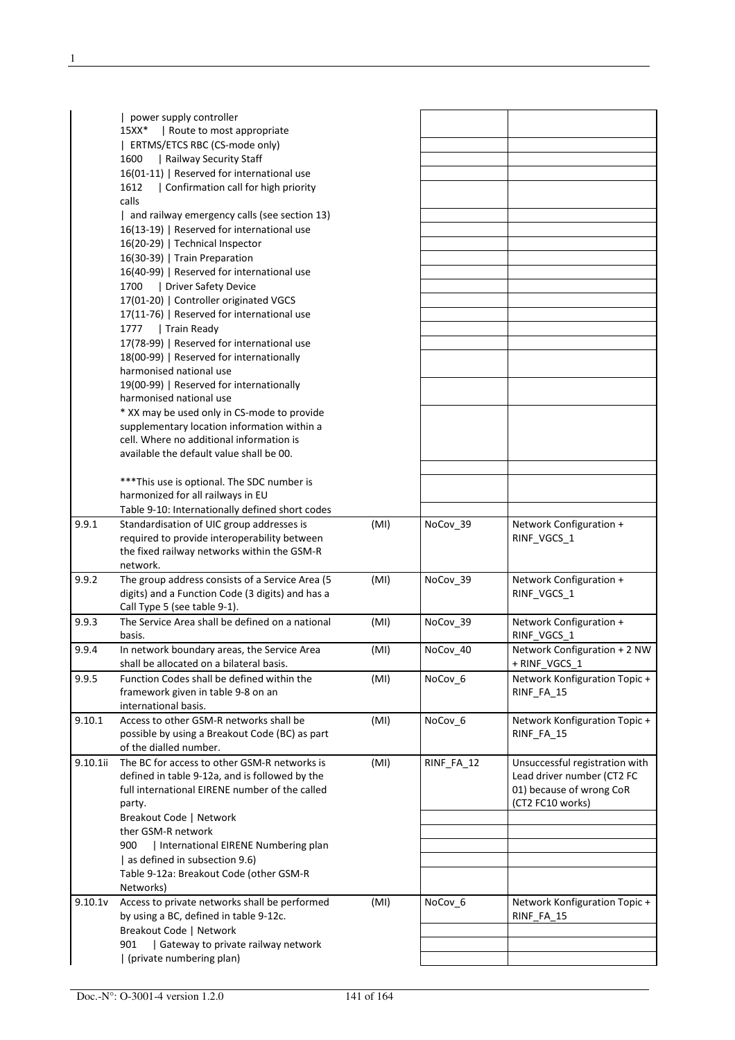| | | | | |
|---|---|---|---|---|
| | \| power supply controller | | | |
| | 15XX* \| Route to most appropriate | | | |
| | \| ERTMS/ETCS RBC (CS-mode only) | | | |
| | 1600 \| Railway Security Staff | | | |
| | 16(01-11) \| Reserved for international use | | | |
| | 1612 \| Confirmation call for high priority calls | | | |
| | \| and railway emergency calls (see section 13) | | | |
| | 16(13-19) \| Reserved for international use | | | |
| | 16(20-29) \| Technical Inspector | | | |
| | 16(30-39) \| Train Preparation | | | |
| | 16(40-99) \| Reserved for international use | | | |
| | 1700 \| Driver Safety Device | | | |
| | 17(01-20) \| Controller originated VGCS | | | |
| | 17(11-76) \| Reserved for international use | | | |
| | 1777 \| Train Ready | | | |
| | 17(78-99) \| Reserved for international use | | | |
| | 18(00-99) \| Reserved for internationally harmonised national use | | | |
| | 19(00-99) \| Reserved for internationally harmonised national use | | | |
| | * XX may be used only in CS-mode to provide supplementary location information within a cell. Where no additional information is available the default value shall be 00. | | | |
| | | | | |
| | ***This use is optional. The SDC number is harmonized for all railways in EU | | | |
| | Table 9-10: Internationally defined short codes | | | |
| 9.9.1 | Standardisation of UIC group addresses is required to provide interoperability between the fixed railway networks within the GSM-R network. | (MI) | NoCov_39 | Network Configuration + RINF_VGCS_1 |
| 9.9.2 | The group address consists of a Service Area (5 digits) and a Function Code (3 digits) and has a Call Type 5 (see table 9-1). | (MI) | NoCov_39 | Network Configuration + RINF_VGCS_1 |
| 9.9.3 | The Service Area shall be defined on a national basis. | (MI) | NoCov_39 | Network Configuration + RINF_VGCS_1 |
| 9.9.4 | In network boundary areas, the Service Area shall be allocated on a bilateral basis. | (MI) | NoCov_40 | Network Configuration + 2 NW + RINF_VGCS_1 |
| 9.9.5 | Function Codes shall be defined within the framework given in table 9-8 on an international basis. | (MI) | NoCov_6 | Network Konfiguration Topic + RINF_FA_15 |
| 9.10.1 | Access to other GSM-R networks shall be possible by using a Breakout Code (BC) as part of the dialled number. | (MI) | NoCov_6 | Network Konfiguration Topic + RINF_FA_15 |
| 9.10.1ii | The BC for access to other GSM-R networks is defined in table 9-12a, and is followed by the full international EIRENE number of the called party. | (MI) | RINF_FA_12 | Unsuccessful registration with Lead driver number (CT2 FC 01) because of wrong CoR (CT2 FC10 works) |
| | Breakout Code \| Network | | | |
| | ther GSM-R network | | | |
| | 900 \| International EIRENE Numbering plan | | | |
| | \| as defined in subsection 9.6) | | | |
| | Table 9-12a: Breakout Code (other GSM-R Networks) | | | |
| 9.10.1v | Access to private networks shall be performed by using a BC, defined in table 9-12c. | (MI) | NoCov_6 | Network Konfiguration Topic + RINF_FA_15 |
| | Breakout Code \| Network | | | |
| | 901 \| Gateway to private railway network | | | |
| | \| (private numbering plan) | | | |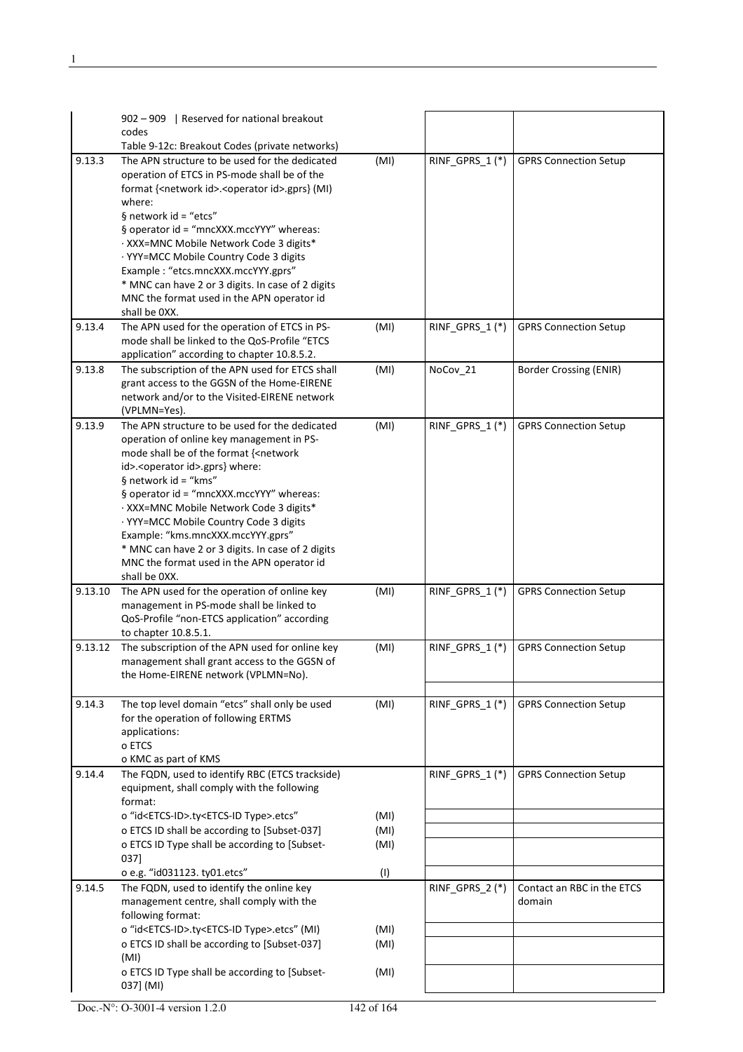| | | | | |
|---|---|---|---|---|
| | 902 – 909 \| Reserved for national breakout codes<br>Table 9-12c: Breakout Codes (private networks) | | | |
| 9.13.3 | The APN structure to be used for the dedicated operation of ETCS in PS-mode shall be of the format {<network id>.<operator id>.gprs} (MI) where:<br>§ network id = "etcs"<br>§ operator id = "mncXXX.mccYYY" whereas:<br>· XXX=MNC Mobile Network Code 3 digits*<br>· YYY=MCC Mobile Country Code 3 digits<br>Example : "etcs.mncXXX.mccYYY.gprs"<br>* MNC can have 2 or 3 digits. In case of 2 digits MNC the format used in the APN operator id shall be 0XX. | (MI) | RINF_GPRS_1 (*) | GPRS Connection Setup |
| 9.13.4 | The APN used for the operation of ETCS in PS-mode shall be linked to the QoS-Profile "ETCS application" according to chapter 10.8.5.2. | (MI) | RINF_GPRS_1 (*) | GPRS Connection Setup |
| 9.13.8 | The subscription of the APN used for ETCS shall grant access to the GGSN of the Home-EIRENE network and/or to the Visited-EIRENE network (VPLMN=Yes). | (MI) | NoCov_21 | Border Crossing (ENIR) |
| 9.13.9 | The APN structure to be used for the dedicated operation of online key management in PS-mode shall be of the format {<network id>.<operator id>.gprs} where:<br>§ network id = "kms"<br>§ operator id = "mncXXX.mccYYY" whereas:<br>· XXX=MNC Mobile Network Code 3 digits*<br>· YYY=MCC Mobile Country Code 3 digits<br>Example: "kms.mncXXX.mccYYY.gprs"<br>* MNC can have 2 or 3 digits. In case of 2 digits MNC the format used in the APN operator id shall be 0XX. | (MI) | RINF_GPRS_1 (*) | GPRS Connection Setup |
| 9.13.10 | The APN used for the operation of online key management in PS-mode shall be linked to QoS-Profile "non-ETCS application" according to chapter 10.8.5.1. | (MI) | RINF_GPRS_1 (*) | GPRS Connection Setup |
| 9.13.12 | The subscription of the APN used for online key management shall grant access to the GGSN of the Home-EIRENE network (VPLMN=No). | (MI) | RINF_GPRS_1 (*) | GPRS Connection Setup |
| | | | | |
| 9.14.3 | The top level domain "etcs" shall only be used for the operation of following ERTMS applications:<br>o ETCS<br>o KMC as part of KMS | (MI) | RINF_GPRS_1 (*) | GPRS Connection Setup |
| 9.14.4 | The FQDN, used to identify RBC (ETCS trackside) equipment, shall comply with the following format: | | RINF_GPRS_1 (*) | GPRS Connection Setup |
| | o "id<ETCS-ID>.ty<ETCS-ID Type>.etcs" | (MI) | | |
| | o ETCS ID shall be according to [Subset-037] | (MI) | | |
| | o ETCS ID Type shall be according to [Subset-037] | (MI) | | |
| | o e.g. "id031123. ty01.etcs" | (I) | | |
| 9.14.5 | The FQDN, used to identify the online key management centre, shall comply with the following format: | | RINF_GPRS_2 (*) | Contact an RBC in the ETCS domain |
| | o "id<ETCS-ID>.ty<ETCS-ID Type>.etcs" (MI) | (MI) | | |
| | o ETCS ID shall be according to [Subset-037] (MI) | (MI) | | |
| | o ETCS ID Type shall be according to [Subset-037] (MI) | (MI) | | |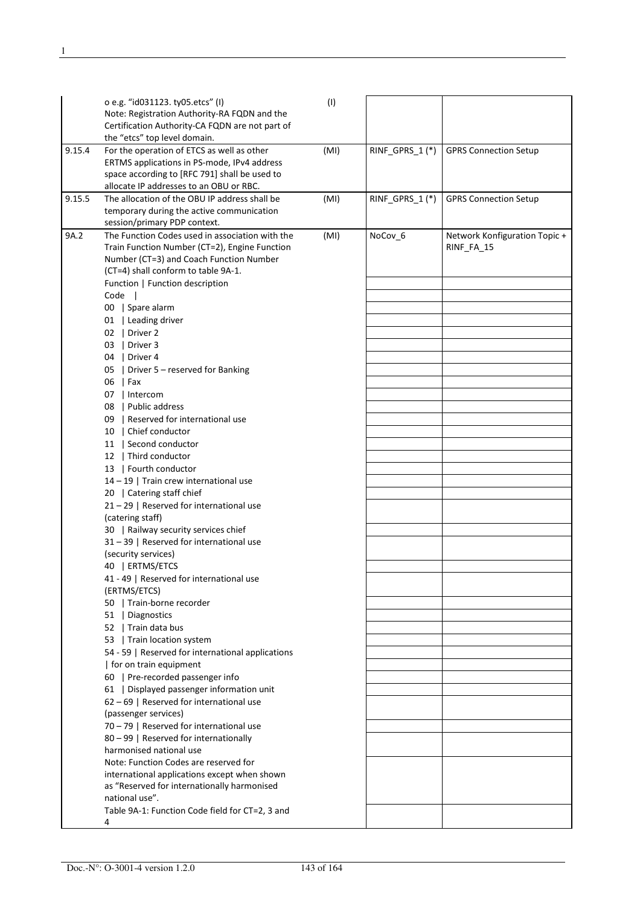| | | | | |
|---|---|---|---|---|
| | o e.g. "id031123. ty05.etcs" (I)<br>Note: Registration Authority-RA FQDN and the Certification Authority-CA FQDN are not part of the "etcs" top level domain. | (I) | | |
| 9.15.4 | For the operation of ETCS as well as other ERTMS applications in PS-mode, IPv4 address space according to [RFC 791] shall be used to allocate IP addresses to an OBU or RBC. | (MI) | RINF_GPRS_1 (*) | GPRS Connection Setup |
| 9.15.5 | The allocation of the OBU IP address shall be temporary during the active communication session/primary PDP context. | (MI) | RINF_GPRS_1 (*) | GPRS Connection Setup |
| 9A.2 | The Function Codes used in association with the Train Function Number (CT=2), Engine Function Number (CT=3) and Coach Function Number (CT=4) shall conform to table 9A-1. | (MI) | NoCov_6 | Network Konfiguration Topic + RINF_FA_15 |
| | Function \| Function description | | | |
| | Code \| | | | |
| | 00 \| Spare alarm | | | |
| | 01 \| Leading driver | | | |
| | 02 \| Driver 2 | | | |
| | 03 \| Driver 3 | | | |
| | 04 \| Driver 4 | | | |
| | 05 \| Driver 5 – reserved for Banking | | | |
| | 06 \| Fax | | | |
| | 07 \| Intercom | | | |
| | 08 \| Public address | | | |
| | 09 \| Reserved for international use | | | |
| | 10 \| Chief conductor | | | |
| | 11 \| Second conductor | | | |
| | 12 \| Third conductor | | | |
| | 13 \| Fourth conductor | | | |
| | 14 – 19 \| Train crew international use | | | |
| | 20 \| Catering staff chief | | | |
| | 21 – 29 \| Reserved for international use (catering staff) | | | |
| | 30 \| Railway security services chief | | | |
| | 31 – 39 \| Reserved for international use (security services) | | | |
| | 40 \| ERTMS/ETCS | | | |
| | 41 - 49 \| Reserved for international use (ERTMS/ETCS) | | | |
| | 50 \| Train-borne recorder | | | |
| | 51 \| Diagnostics | | | |
| | 52 \| Train data bus | | | |
| | 53 \| Train location system | | | |
| | 54 - 59 \| Reserved for international applications | | | |
| | \| for on train equipment | | | |
| | 60 \| Pre-recorded passenger info | | | |
| | 61 \| Displayed passenger information unit | | | |
| | 62 – 69 \| Reserved for international use (passenger services) | | | |
| | 70 – 79 \| Reserved for international use | | | |
| | 80 – 99 \| Reserved for internationally harmonised national use | | | |
| | Note: Function Codes are reserved for international applications except when shown as "Reserved for internationally harmonised national use". | | | |
| | Table 9A-1: Function Code field for CT=2, 3 and 4 | | | |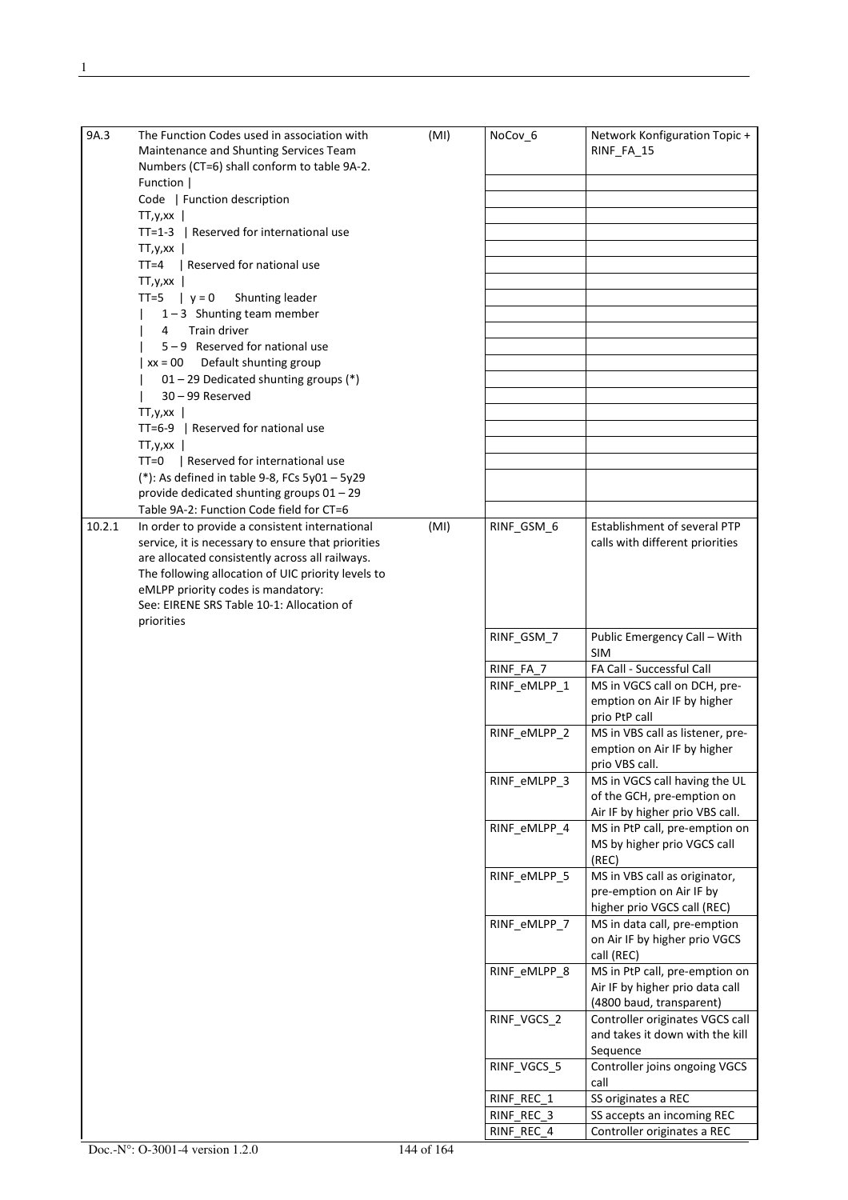| | | | | |
|---|---|---|---|---|
| 9A.3 | The Function Codes used in association with Maintenance and Shunting Services Team Numbers (CT=6) shall conform to table 9A-2.<br>Function \|<br>Code \| Function description<br>TT,y,xx \|<br>TT=1-3 \| Reserved for international use<br>TT,y,xx \|<br>TT=4 \| Reserved for national use<br>TT,y,xx \|<br>TT=5 \| y = 0 Shunting leader<br>\| 1 – 3 Shunting team member<br>\| 4 Train driver<br>\| 5 – 9 Reserved for national use<br>\| xx = 00 Default shunting group<br>\| 01 – 29 Dedicated shunting groups (*)<br>\| 30 – 99 Reserved<br>TT,y,xx \|<br>TT=6-9 \| Reserved for national use<br>TT,y,xx \|<br>TT=0 \| Reserved for international use<br>(*): As defined in table 9-8, FCs 5y01 – 5y29 provide dedicated shunting groups 01 – 29<br>Table 9A-2: Function Code field for CT=6 | (MI) | NoCov_6 | Network Konfiguration Topic + RINF_FA_15 |
| 10.2.1 | In order to provide a consistent international service, it is necessary to ensure that priorities are allocated consistently across all railways. The following allocation of UIC priority levels to eMLPP priority codes is mandatory:<br>See: EIRENE SRS Table 10-1: Allocation of priorities | (MI) | RINF_GSM_6 | Establishment of several PTP calls with different priorities |
| | | | RINF_GSM_7 | Public Emergency Call – With SIM |
| | | | RINF_FA_7 | FA Call - Successful Call |
| | | | RINF_eMLPP_1 | MS in VGCS call on DCH, pre-emption on Air IF by higher prio PtP call |
| | | | RINF_eMLPP_2 | MS in VBS call as listener, pre-emption on Air IF by higher prio VBS call. |
| | | | RINF_eMLPP_3 | MS in VGCS call having the UL of the GCH, pre-emption on Air IF by higher prio VBS call. |
| | | | RINF_eMLPP_4 | MS in PtP call, pre-emption on MS by higher prio VGCS call (REC) |
| | | | RINF_eMLPP_5 | MS in VBS call as originator, pre-emption on Air IF by higher prio VGCS call (REC) |
| | | | RINF_eMLPP_7 | MS in data call, pre-emption on Air IF by higher prio VGCS call (REC) |
| | | | RINF_eMLPP_8 | MS in PtP call, pre-emption on Air IF by higher prio data call (4800 baud, transparent) |
| | | | RINF_VGCS_2 | Controller originates VGCS call and takes it down with the kill Sequence |
| | | | RINF_VGCS_5 | Controller joins ongoing VGCS call |
| | | | RINF_REC_1 | SS originates a REC |
| | | | RINF_REC_3 | SS accepts an incoming REC |
| | | | RINF_REC_4 | Controller originates a REC |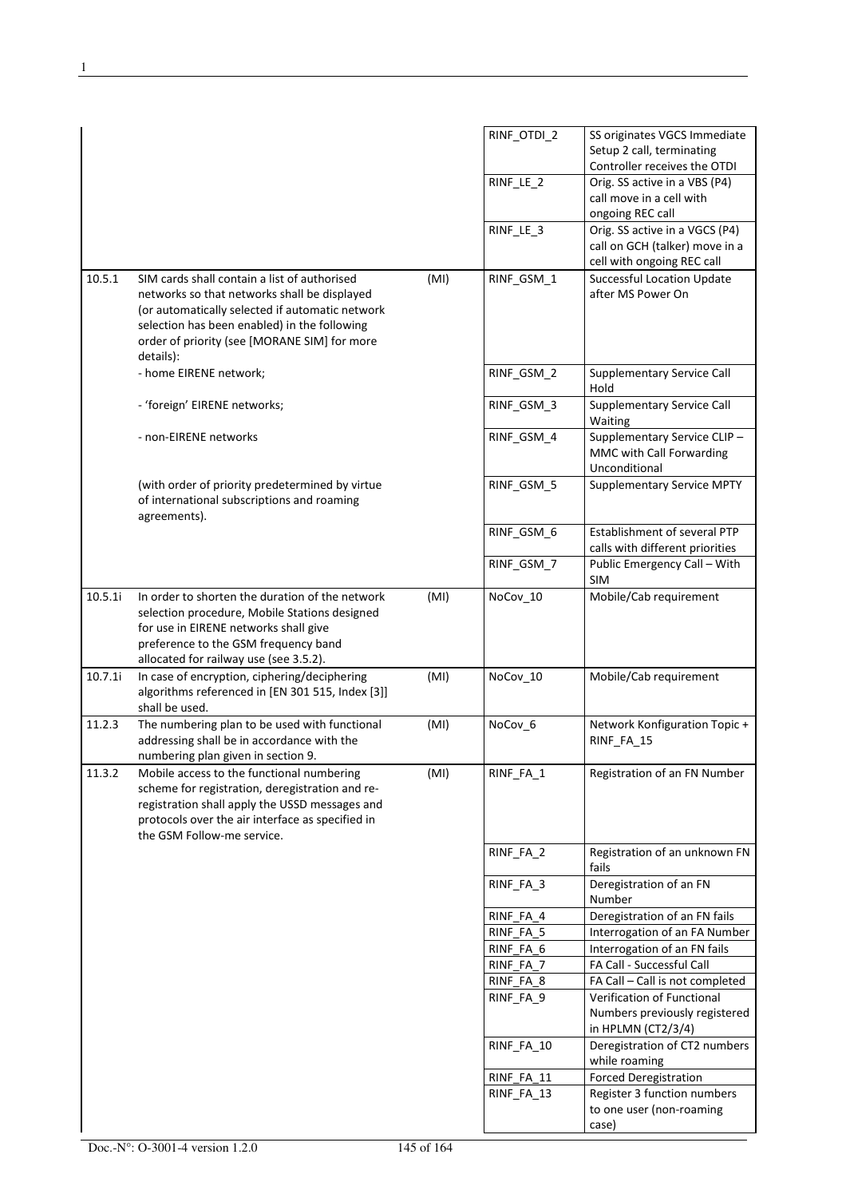| | | | | |
|---|---|---|---|---|
| | | | RINF_OTDI_2 | SS originates VGCS Immediate Setup 2 call, terminating Controller receives the OTDI |
| | | | RINF_LE_2 | Orig. SS active in a VBS (P4) call move in a cell with ongoing REC call |
| | | | RINF_LE_3 | Orig. SS active in a VGCS (P4) call on GCH (talker) move in a cell with ongoing REC call |
| 10.5.1 | SIM cards shall contain a list of authorised networks so that networks shall be displayed (or automatically selected if automatic network selection has been enabled) in the following order of priority (see [MORANE SIM] for more details): | (MI) | RINF_GSM_1 | Successful Location Update after MS Power On |
| | - home EIRENE network; | | RINF_GSM_2 | Supplementary Service Call Hold |
| | - 'foreign' EIRENE networks; | | RINF_GSM_3 | Supplementary Service Call Waiting |
| | - non-EIRENE networks | | RINF_GSM_4 | Supplementary Service CLIP – MMC with Call Forwarding Unconditional |
| | (with order of priority predetermined by virtue of international subscriptions and roaming agreements). | | RINF_GSM_5 | Supplementary Service MPTY |
| | | | RINF_GSM_6 | Establishment of several PTP calls with different priorities |
| | | | RINF_GSM_7 | Public Emergency Call – With SIM |
| 10.5.1i | In order to shorten the duration of the network selection procedure, Mobile Stations designed for use in EIRENE networks shall give preference to the GSM frequency band allocated for railway use (see 3.5.2). | (MI) | NoCov_10 | Mobile/Cab requirement |
| 10.7.1i | In case of encryption, ciphering/deciphering algorithms referenced in [EN 301 515, Index [3]] shall be used. | (MI) | NoCov_10 | Mobile/Cab requirement |
| 11.2.3 | The numbering plan to be used with functional addressing shall be in accordance with the numbering plan given in section 9. | (MI) | NoCov_6 | Network Konfiguration Topic + RINF_FA_15 |
| 11.3.2 | Mobile access to the functional numbering scheme for registration, deregistration and re-registration shall apply the USSD messages and protocols over the air interface as specified in the GSM Follow-me service. | (MI) | RINF_FA_1 | Registration of an FN Number |
| | | | RINF_FA_2 | Registration of an unknown FN fails |
| | | | RINF_FA_3 | Deregistration of an FN Number |
| | | | RINF_FA_4 | Deregistration of an FN fails |
| | | | RINF_FA_5 | Interrogation of an FA Number |
| | | | RINF_FA_6 | Interrogation of an FN fails |
| | | | RINF_FA_7 | FA Call - Successful Call |
| | | | RINF_FA_8 | FA Call – Call is not completed |
| | | | RINF_FA_9 | Verification of Functional Numbers previously registered in HPLMN (CT2/3/4) |
| | | | RINF_FA_10 | Deregistration of CT2 numbers while roaming |
| | | | RINF_FA_11 | Forced Deregistration |
| | | | RINF_FA_13 | Register 3 function numbers to one user (non-roaming case) |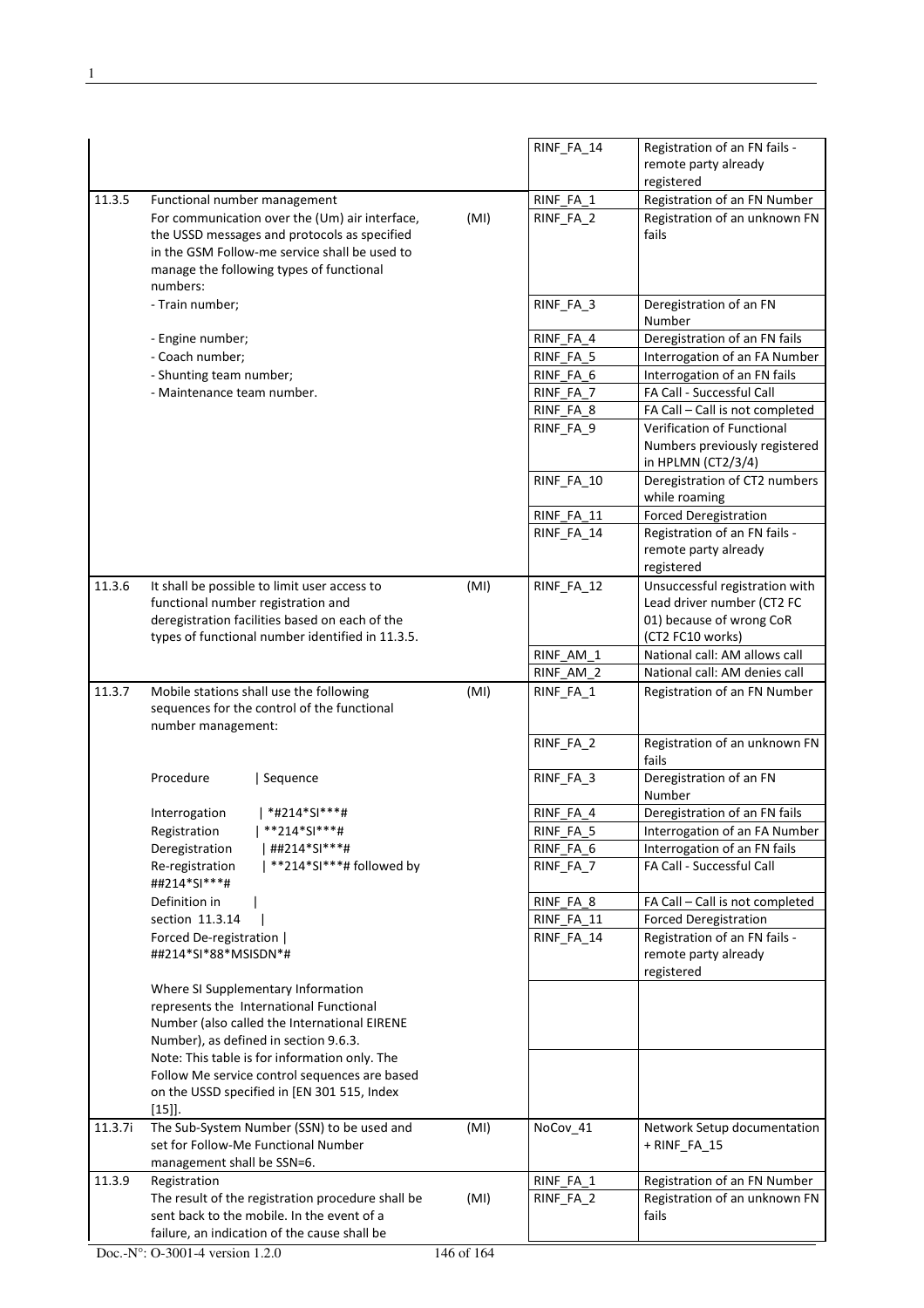| | | | | |
|---|---|---|---|---|
| | | | RINF_FA_14 | Registration of an FN fails - remote party already registered |
| 11.3.5 | Functional number management | | RINF_FA_1 | Registration of an FN Number |
| | For communication over the (Um) air interface, the USSD messages and protocols as specified in the GSM Follow-me service shall be used to manage the following types of functional numbers: | (MI) | RINF_FA_2 | Registration of an unknown FN fails |
| | - Train number; | | RINF_FA_3 | Deregistration of an FN Number |
| | - Engine number; | | RINF_FA_4 | Deregistration of an FN fails |
| | - Coach number; | | RINF_FA_5 | Interrogation of an FA Number |
| | - Shunting team number; | | RINF_FA_6 | Interrogation of an FN fails |
| | - Maintenance team number. | | RINF_FA_7 | FA Call - Successful Call |
| | | | RINF_FA_8 | FA Call – Call is not completed |
| | | | RINF_FA_9 | Verification of Functional Numbers previously registered in HPLMN (CT2/3/4) |
| | | | RINF_FA_10 | Deregistration of CT2 numbers while roaming |
| | | | RINF_FA_11 | Forced Deregistration |
| | | | RINF_FA_14 | Registration of an FN fails - remote party already registered |
| 11.3.6 | It shall be possible to limit user access to functional number registration and deregistration facilities based on each of the types of functional number identified in 11.3.5. | (MI) | RINF_FA_12 | Unsuccessful registration with Lead driver number (CT2 FC 01) because of wrong CoR (CT2 FC10 works) |
| | | | RINF_AM_1 | National call: AM allows call |
| | | | RINF_AM_2 | National call: AM denies call |
| 11.3.7 | Mobile stations shall use the following sequences for the control of the functional number management: | (MI) | RINF_FA_1 | Registration of an FN Number |
| | | | RINF_FA_2 | Registration of an unknown FN fails |
| | Procedure \| Sequence | | RINF_FA_3 | Deregistration of an FN Number |
| | Interrogation \| *#214*SI***# | | RINF_FA_4 | Deregistration of an FN fails |
| | Registration \| **214*SI***# | | RINF_FA_5 | Interrogation of an FA Number |
| | Deregistration \| ##214*SI***# | | RINF_FA_6 | Interrogation of an FN fails |
| | Re-registration \| **214*SI***# followed by ##214*SI***# | | RINF_FA_7 | FA Call - Successful Call |
| | Definition in \| | | RINF_FA_8 | FA Call – Call is not completed |
| | section 11.3.14 \| | | RINF_FA_11 | Forced Deregistration |
| | Forced De-registration \| ##214*SI*88*MSISDN*# | | RINF_FA_14 | Registration of an FN fails - remote party already registered |
| | Where SI Supplementary Information represents the International Functional Number (also called the International EIRENE Number), as defined in section 9.6.3. | | | |
| | Note: This table is for information only. The Follow Me service control sequences are based on the USSD specified in [EN 301 515, Index [15]]. | | | |
| 11.3.7i | The Sub-System Number (SSN) to be used and set for Follow-Me Functional Number management shall be SSN=6. | (MI) | NoCov_41 | Network Setup documentation + RINF_FA_15 |
| 11.3.9 | Registration | | RINF_FA_1 | Registration of an FN Number |
| | The result of the registration procedure shall be sent back to the mobile. In the event of a failure, an indication of the cause shall be | (MI) | RINF_FA_2 | Registration of an unknown FN fails |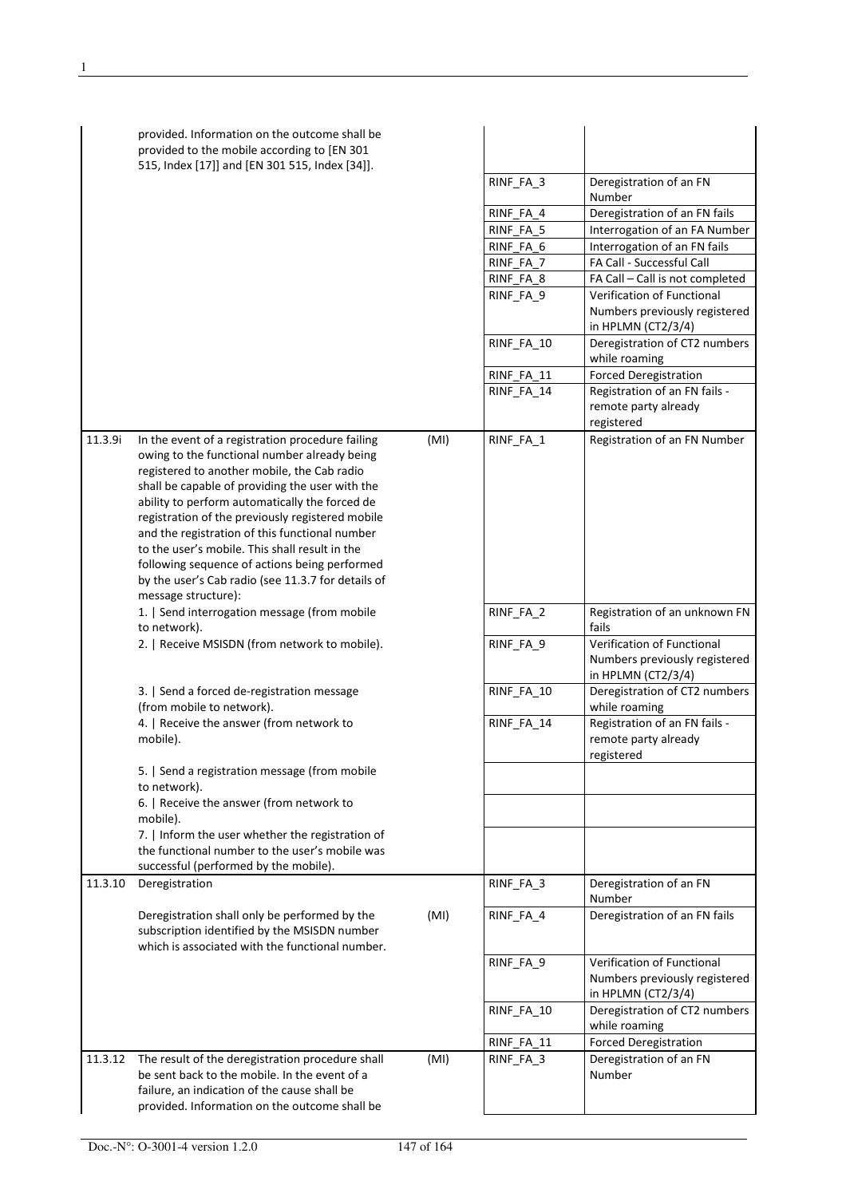| | | | | |
|---|---|---|---|---|
| | provided. Information on the outcome shall be provided to the mobile according to [EN 301 515, Index [17]] and [EN 301 515, Index [34]]. | | | |
| | | | RINF_FA_3 | Deregistration of an FN Number |
| | | | RINF_FA_4 | Deregistration of an FN fails |
| | | | RINF_FA_5 | Interrogation of an FA Number |
| | | | RINF_FA_6 | Interrogation of an FN fails |
| | | | RINF_FA_7 | FA Call - Successful Call |
| | | | RINF_FA_8 | FA Call – Call is not completed |
| | | | RINF_FA_9 | Verification of Functional Numbers previously registered in HPLMN (CT2/3/4) |
| | | | RINF_FA_10 | Deregistration of CT2 numbers while roaming |
| | | | RINF_FA_11 | Forced Deregistration |
| | | | RINF_FA_14 | Registration of an FN fails - remote party already registered |
| 11.3.9i | In the event of a registration procedure failing owing to the functional number already being registered to another mobile, the Cab radio shall be capable of providing the user with the ability to perform automatically the forced de registration of the previously registered mobile and the registration of this functional number to the user's mobile. This shall result in the following sequence of actions being performed by the user's Cab radio (see 11.3.7 for details of message structure): | (MI) | RINF_FA_1 | Registration of an FN Number |
| | 1. \| Send interrogation message (from mobile to network). | | RINF_FA_2 | Registration of an unknown FN fails |
| | 2. \| Receive MSISDN (from network to mobile). | | RINF_FA_9 | Verification of Functional Numbers previously registered in HPLMN (CT2/3/4) |
| | 3. \| Send a forced de-registration message (from mobile to network). | | RINF_FA_10 | Deregistration of CT2 numbers while roaming |
| | 4. \| Receive the answer (from network to mobile). | | RINF_FA_14 | Registration of an FN fails - remote party already registered |
| | 5. \| Send a registration message (from mobile to network). | | | |
| | 6. \| Receive the answer (from network to mobile). | | | |
| | 7. \| Inform the user whether the registration of the functional number to the user's mobile was successful (performed by the mobile). | | | |
| 11.3.10 | Deregistration | | RINF_FA_3 | Deregistration of an FN Number |
| | Deregistration shall only be performed by the subscription identified by the MSISDN number which is associated with the functional number. | (MI) | RINF_FA_4 | Deregistration of an FN fails |
| | | | RINF_FA_9 | Verification of Functional Numbers previously registered in HPLMN (CT2/3/4) |
| | | | RINF_FA_10 | Deregistration of CT2 numbers while roaming |
| | | | RINF_FA_11 | Forced Deregistration |
| 11.3.12 | The result of the deregistration procedure shall be sent back to the mobile. In the event of a failure, an indication of the cause shall be provided. Information on the outcome shall be | (MI) | RINF_FA_3 | Deregistration of an FN Number |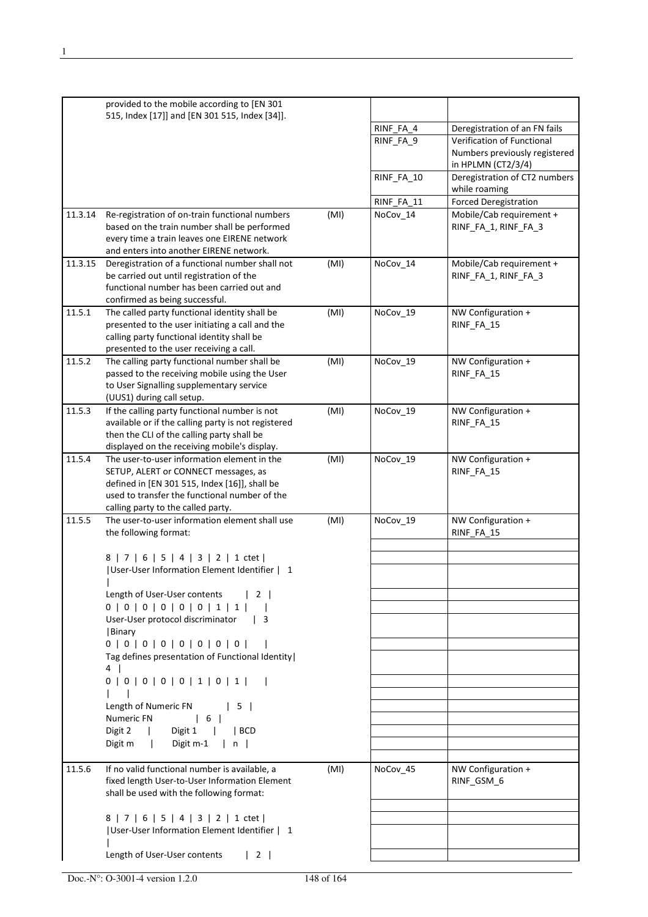| | | | | |
|---|---|---|---|---|
| | provided to the mobile according to [EN 301 515, Index [17]] and [EN 301 515, Index [34]]. | | | |
| | | | RINF_FA_4 | Deregistration of an FN fails |
| | | | RINF_FA_9 | Verification of Functional Numbers previously registered in HPLMN (CT2/3/4) |
| | | | RINF_FA_10 | Deregistration of CT2 numbers while roaming |
| | | | RINF_FA_11 | Forced Deregistration |
| 11.3.14 | Re-registration of on-train functional numbers based on the train number shall be performed every time a train leaves one EIRENE network and enters into another EIRENE network. | (MI) | NoCov_14 | Mobile/Cab requirement + RINF_FA_1, RINF_FA_3 |
| 11.3.15 | Deregistration of a functional number shall not be carried out until registration of the functional number has been carried out and confirmed as being successful. | (MI) | NoCov_14 | Mobile/Cab requirement + RINF_FA_1, RINF_FA_3 |
| 11.5.1 | The called party functional identity shall be presented to the user initiating a call and the calling party functional identity shall be presented to the user receiving a call. | (MI) | NoCov_19 | NW Configuration + RINF_FA_15 |
| 11.5.2 | The calling party functional number shall be passed to the receiving mobile using the User to User Signalling supplementary service (UUS1) during call setup. | (MI) | NoCov_19 | NW Configuration + RINF_FA_15 |
| 11.5.3 | If the calling party functional number is not available or if the calling party is not registered then the CLI of the calling party shall be displayed on the receiving mobile's display. | (MI) | NoCov_19 | NW Configuration + RINF_FA_15 |
| 11.5.4 | The user-to-user information element in the SETUP, ALERT or CONNECT messages, as defined in [EN 301 515, Index [16]], shall be used to transfer the functional number of the calling party to the called party. | (MI) | NoCov_19 | NW Configuration + RINF_FA_15 |
| 11.5.5 | The user-to-user information element shall use the following format:<br><br>8 \| 7 \| 6 \| 5 \| 4 \| 3 \| 2 \| 1 ctet \|<br>\|User-User Information Element Identifier \| 1 \|<br>Length of User-User contents \| 2 \|<br>0 \| 0 \| 0 \| 0 \| 0 \| 0 \| 1 \| 1 \| \|<br>User-User protocol discriminator \| 3 \|Binary<br>0 \| 0 \| 0 \| 0 \| 0 \| 0 \| 0 \| 0 \| \|<br>Tag defines presentation of Functional Identity\| 4 \|<br>0 \| 0 \| 0 \| 0 \| 0 \| 1 \| 0 \| 1 \| \|<br>\| \|<br>Length of Numeric FN \| 5 \|<br>Numeric FN \| 6 \|<br>Digit 2 \| Digit 1 \| \| BCD<br>Digit m \| Digit m-1 \| n \| | (MI) | NoCov_19 | NW Configuration + RINF_FA_15 |
| 11.5.6 | If no valid functional number is available, a fixed length User-to-User Information Element shall be used with the following format:<br><br>8 \| 7 \| 6 \| 5 \| 4 \| 3 \| 2 \| 1 ctet \|<br>\|User-User Information Element Identifier \| 1 \|<br>Length of User-User contents \| 2 \| | (MI) | NoCov_45 | NW Configuration + RINF_GSM_6 |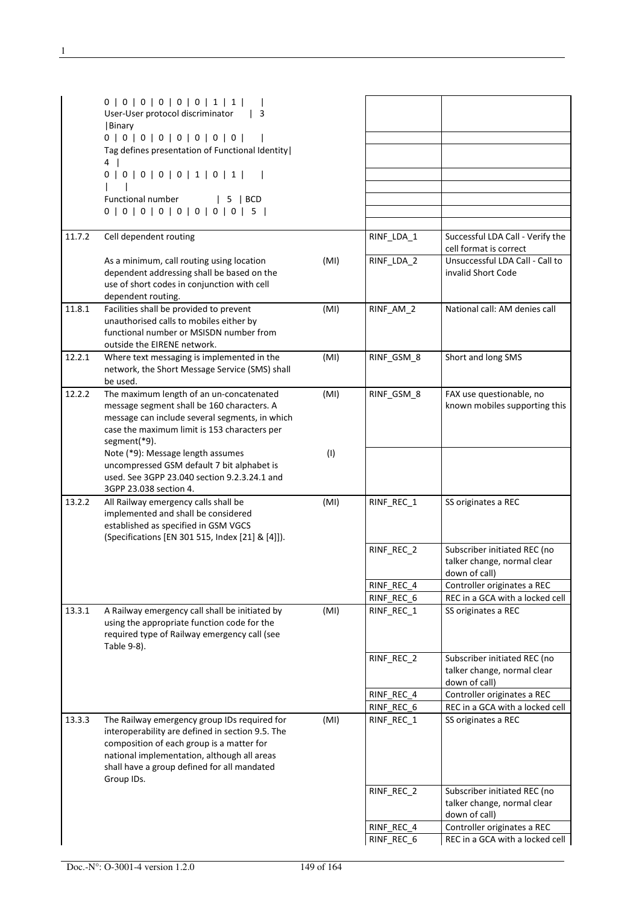| | | | | |
|---|---|---|---|---|
| | 0 \| 0 \| 0 \| 0 \| 0 \| 0 \| 1 \| 1 \| \|<br>User-User protocol discriminator \| 3<br>\|Binary<br>0 \| 0 \| 0 \| 0 \| 0 \| 0 \| 0 \| 0 \| \|<br>Tag defines presentation of Functional Identity\|<br>4 \|<br>0 \| 0 \| 0 \| 0 \| 0 \| 1 \| 0 \| 1 \| \|<br>\| \|<br>Functional number \| 5 \| BCD<br>0 \| 0 \| 0 \| 0 \| 0 \| 0 \| 0 \| 0 \| 5 \| | | | |
| 11.7.2 | Cell dependent routing | | RINF_LDA_1 | Successful LDA Call - Verify the cell format is correct |
| | As a minimum, call routing using location dependent addressing shall be based on the use of short codes in conjunction with cell dependent routing. | (MI) | RINF_LDA_2 | Unsuccessful LDA Call - Call to invalid Short Code |
| 11.8.1 | Facilities shall be provided to prevent unauthorised calls to mobiles either by functional number or MSISDN number from outside the EIRENE network. | (MI) | RINF_AM_2 | National call: AM denies call |
| 12.2.1 | Where text messaging is implemented in the network, the Short Message Service (SMS) shall be used. | (MI) | RINF_GSM_8 | Short and long SMS |
| 12.2.2 | The maximum length of an un-concatenated message segment shall be 160 characters. A message can include several segments, in which case the maximum limit is 153 characters per segment(*9). | (MI) | RINF_GSM_8 | FAX use questionable, no known mobiles supporting this |
| | Note (*9): Message length assumes uncompressed GSM default 7 bit alphabet is used. See 3GPP 23.040 section 9.2.3.24.1 and 3GPP 23.038 section 4. | (I) | | |
| 13.2.2 | All Railway emergency calls shall be implemented and shall be considered established as specified in GSM VGCS (Specifications [EN 301 515, Index [21] & [4]]). | (MI) | RINF_REC_1 | SS originates a REC |
| | | | RINF_REC_2 | Subscriber initiated REC (no talker change, normal clear down of call) |
| | | | RINF_REC_4 | Controller originates a REC |
| | | | RINF_REC_6 | REC in a GCA with a locked cell |
| 13.3.1 | A Railway emergency call shall be initiated by using the appropriate function code for the required type of Railway emergency call (see Table 9-8). | (MI) | RINF_REC_1 | SS originates a REC |
| | | | RINF_REC_2 | Subscriber initiated REC (no talker change, normal clear down of call) |
| | | | RINF_REC_4 | Controller originates a REC |
| | | | RINF_REC_6 | REC in a GCA with a locked cell |
| 13.3.3 | The Railway emergency group IDs required for interoperability are defined in section 9.5. The composition of each group is a matter for national implementation, although all areas shall have a group defined for all mandated Group IDs. | (MI) | RINF_REC_1 | SS originates a REC |
| | | | RINF_REC_2 | Subscriber initiated REC (no talker change, normal clear down of call) |
| | | | RINF_REC_4 | Controller originates a REC |
| | | | RINF_REC_6 | REC in a GCA with a locked cell |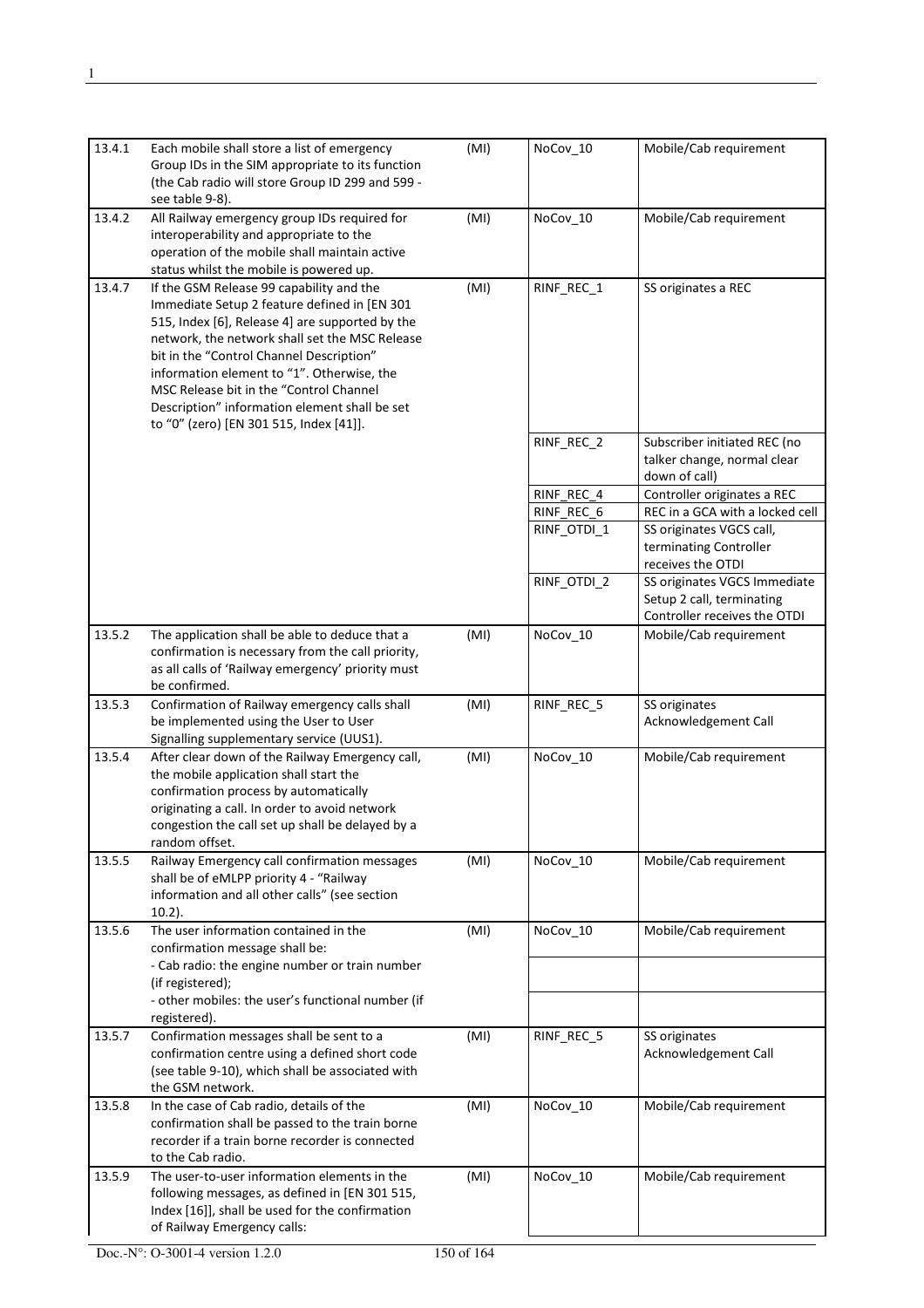| 13.4.1 | Each mobile shall store a list of emergency Group IDs in the SIM appropriate to its function (the Cab radio will store Group ID 299 and 599 - see table 9-8). | (MI) | NoCov_10 | Mobile/Cab requirement |
|---|---|---|---|---|
| 13.4.2 | All Railway emergency group IDs required for interoperability and appropriate to the operation of the mobile shall maintain active status whilst the mobile is powered up. | (MI) | NoCov_10 | Mobile/Cab requirement |
| 13.4.7 | If the GSM Release 99 capability and the Immediate Setup 2 feature defined in [EN 301 515, Index [6], Release 4] are supported by the network, the network shall set the MSC Release bit in the "Control Channel Description" information element to "1". Otherwise, the MSC Release bit in the "Control Channel Description" information element shall be set to "0" (zero) [EN 301 515, Index [41]]. | (MI) | RINF_REC_1 | SS originates a REC |
| | | | RINF_REC_2 | Subscriber initiated REC (no talker change, normal clear down of call) |
| | | | RINF_REC_4 | Controller originates a REC |
| | | | RINF_REC_6 | REC in a GCA with a locked cell |
| | | | RINF_OTDI_1 | SS originates VGCS call, terminating Controller receives the OTDI |
| | | | RINF_OTDI_2 | SS originates VGCS Immediate Setup 2 call, terminating Controller receives the OTDI |
| 13.5.2 | The application shall be able to deduce that a confirmation is necessary from the call priority, as all calls of 'Railway emergency' priority must be confirmed. | (MI) | NoCov_10 | Mobile/Cab requirement |
| 13.5.3 | Confirmation of Railway emergency calls shall be implemented using the User to User Signalling supplementary service (UUS1). | (MI) | RINF_REC_5 | SS originates Acknowledgement Call |
| 13.5.4 | After clear down of the Railway Emergency call, the mobile application shall start the confirmation process by automatically originating a call. In order to avoid network congestion the call set up shall be delayed by a random offset. | (MI) | NoCov_10 | Mobile/Cab requirement |
| 13.5.5 | Railway Emergency call confirmation messages shall be of eMLPP priority 4 - "Railway information and all other calls" (see section 10.2). | (MI) | NoCov_10 | Mobile/Cab requirement |
| 13.5.6 | The user information contained in the confirmation message shall be: | (MI) | NoCov_10 | Mobile/Cab requirement |
| | - Cab radio: the engine number or train number (if registered); | | | |
| | - other mobiles: the user's functional number (if registered). | | | |
| 13.5.7 | Confirmation messages shall be sent to a confirmation centre using a defined short code (see table 9-10), which shall be associated with the GSM network. | (MI) | RINF_REC_5 | SS originates Acknowledgement Call |
| 13.5.8 | In the case of Cab radio, details of the confirmation shall be passed to the train borne recorder if a train borne recorder is connected to the Cab radio. | (MI) | NoCov_10 | Mobile/Cab requirement |
| 13.5.9 | The user-to-user information elements in the following messages, as defined in [EN 301 515, Index [16]], shall be used for the confirmation of Railway Emergency calls: | (MI) | NoCov_10 | Mobile/Cab requirement |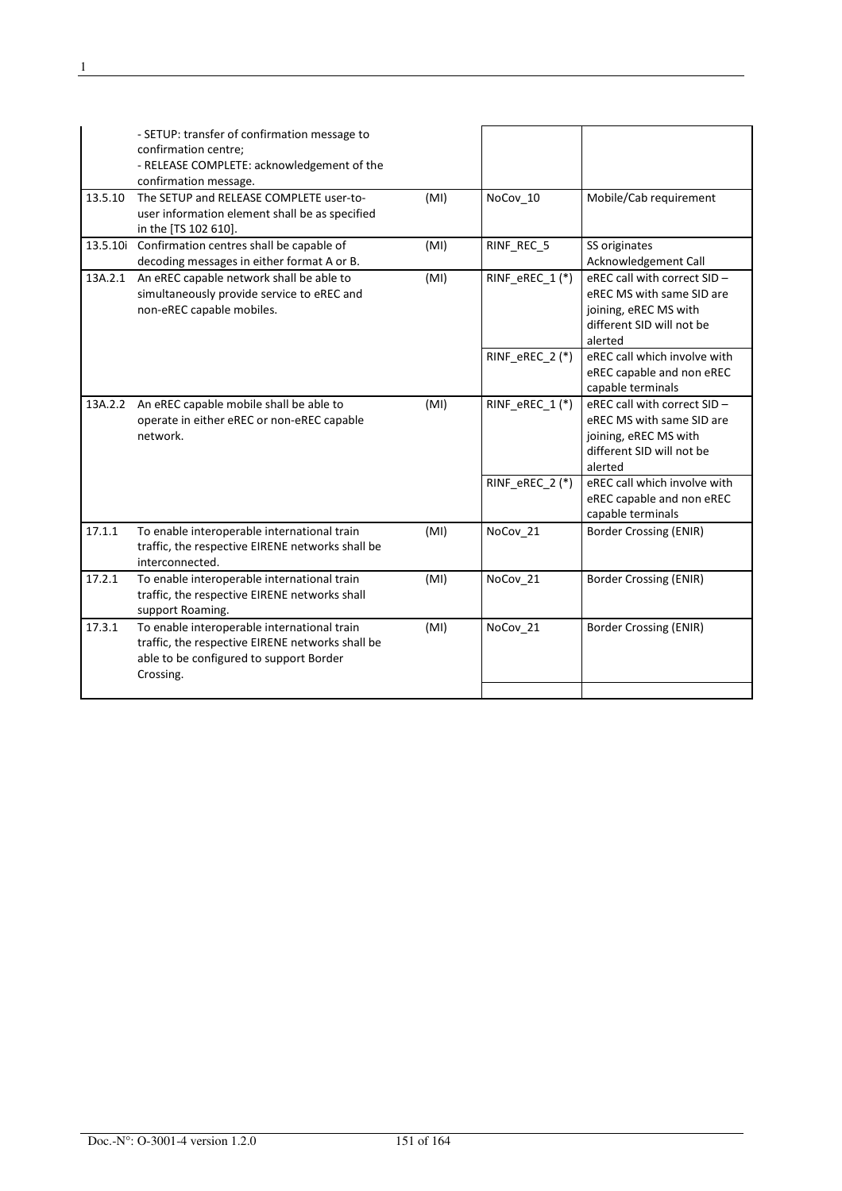| | | | | |
|---|---|---|---|---|
| | - SETUP: transfer of confirmation message to confirmation centre;<br>- RELEASE COMPLETE: acknowledgement of the confirmation message. | | | |
| 13.5.10 | The SETUP and RELEASE COMPLETE user-to-user information element shall be as specified in the [TS 102 610]. | (MI) | NoCov_10 | Mobile/Cab requirement |
| 13.5.10i | Confirmation centres shall be capable of decoding messages in either format A or B. | (MI) | RINF_REC_5 | SS originates Acknowledgement Call |
| 13A.2.1 | An eREC capable network shall be able to simultaneously provide service to eREC and non-eREC capable mobiles. | (MI) | RINF_eREC_1 (*) | eREC call with correct SID – eREC MS with same SID are joining, eREC MS with different SID will not be alerted |
| | | | RINF_eREC_2 (*) | eREC call which involve with eREC capable and non eREC capable terminals |
| 13A.2.2 | An eREC capable mobile shall be able to operate in either eREC or non-eREC capable network. | (MI) | RINF_eREC_1 (*) | eREC call with correct SID – eREC MS with same SID are joining, eREC MS with different SID will not be alerted |
| | | | RINF_eREC_2 (*) | eREC call which involve with eREC capable and non eREC capable terminals |
| 17.1.1 | To enable interoperable international train traffic, the respective EIRENE networks shall be interconnected. | (MI) | NoCov_21 | Border Crossing (ENIR) |
| 17.2.1 | To enable interoperable international train traffic, the respective EIRENE networks shall support Roaming. | (MI) | NoCov_21 | Border Crossing (ENIR) |
| 17.3.1 | To enable interoperable international train traffic, the respective EIRENE networks shall be able to be configured to support Border Crossing. | (MI) | NoCov_21 | Border Crossing (ENIR) |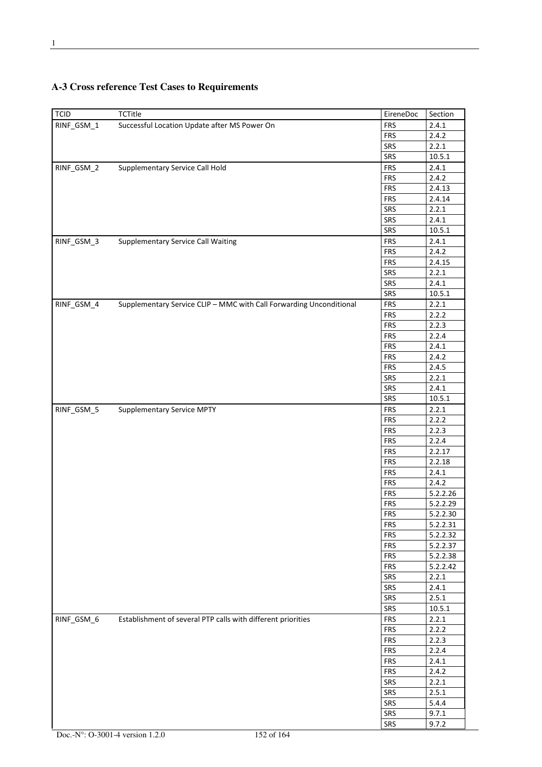## A-3 Cross reference Test Cases to Requirements

| TCID | TCTitle | EireneDoc | Section |
|---|---|---|---|
| RINF_GSM_1 | Successful Location Update after MS Power On | FRS | 2.4.1 |
| | | FRS | 2.4.2 |
| | | SRS | 2.2.1 |
| | | SRS | 10.5.1 |
| RINF_GSM_2 | Supplementary Service Call Hold | FRS | 2.4.1 |
| | | FRS | 2.4.2 |
| | | FRS | 2.4.13 |
| | | FRS | 2.4.14 |
| | | SRS | 2.2.1 |
| | | SRS | 2.4.1 |
| | | SRS | 10.5.1 |
| RINF_GSM_3 | Supplementary Service Call Waiting | FRS | 2.4.1 |
| | | FRS | 2.4.2 |
| | | FRS | 2.4.15 |
| | | SRS | 2.2.1 |
| | | SRS | 2.4.1 |
| | | SRS | 10.5.1 |
| RINF_GSM_4 | Supplementary Service CLIP – MMC with Call Forwarding Unconditional | FRS | 2.2.1 |
| | | FRS | 2.2.2 |
| | | FRS | 2.2.3 |
| | | FRS | 2.2.4 |
| | | FRS | 2.4.1 |
| | | FRS | 2.4.2 |
| | | FRS | 2.4.5 |
| | | SRS | 2.2.1 |
| | | SRS | 2.4.1 |
| | | SRS | 10.5.1 |
| RINF_GSM_5 | Supplementary Service MPTY | FRS | 2.2.1 |
| | | FRS | 2.2.2 |
| | | FRS | 2.2.3 |
| | | FRS | 2.2.4 |
| | | FRS | 2.2.17 |
| | | FRS | 2.2.18 |
| | | FRS | 2.4.1 |
| | | FRS | 2.4.2 |
| | | FRS | 5.2.2.26 |
| | | FRS | 5.2.2.29 |
| | | FRS | 5.2.2.30 |
| | | FRS | 5.2.2.31 |
| | | FRS | 5.2.2.32 |
| | | FRS | 5.2.2.37 |
| | | FRS | 5.2.2.38 |
| | | FRS | 5.2.2.42 |
| | | SRS | 2.2.1 |
| | | SRS | 2.4.1 |
| | | SRS | 2.5.1 |
| | | SRS | 10.5.1 |
| RINF_GSM_6 | Establishment of several PTP calls with different priorities | FRS | 2.2.1 |
| | | FRS | 2.2.2 |
| | | FRS | 2.2.3 |
| | | FRS | 2.2.4 |
| | | FRS | 2.4.1 |
| | | FRS | 2.4.2 |
| | | SRS | 2.2.1 |
| | | SRS | 2.5.1 |
| | | SRS | 5.4.4 |
| | | SRS | 9.7.1 |
| | | SRS | 9.7.2 |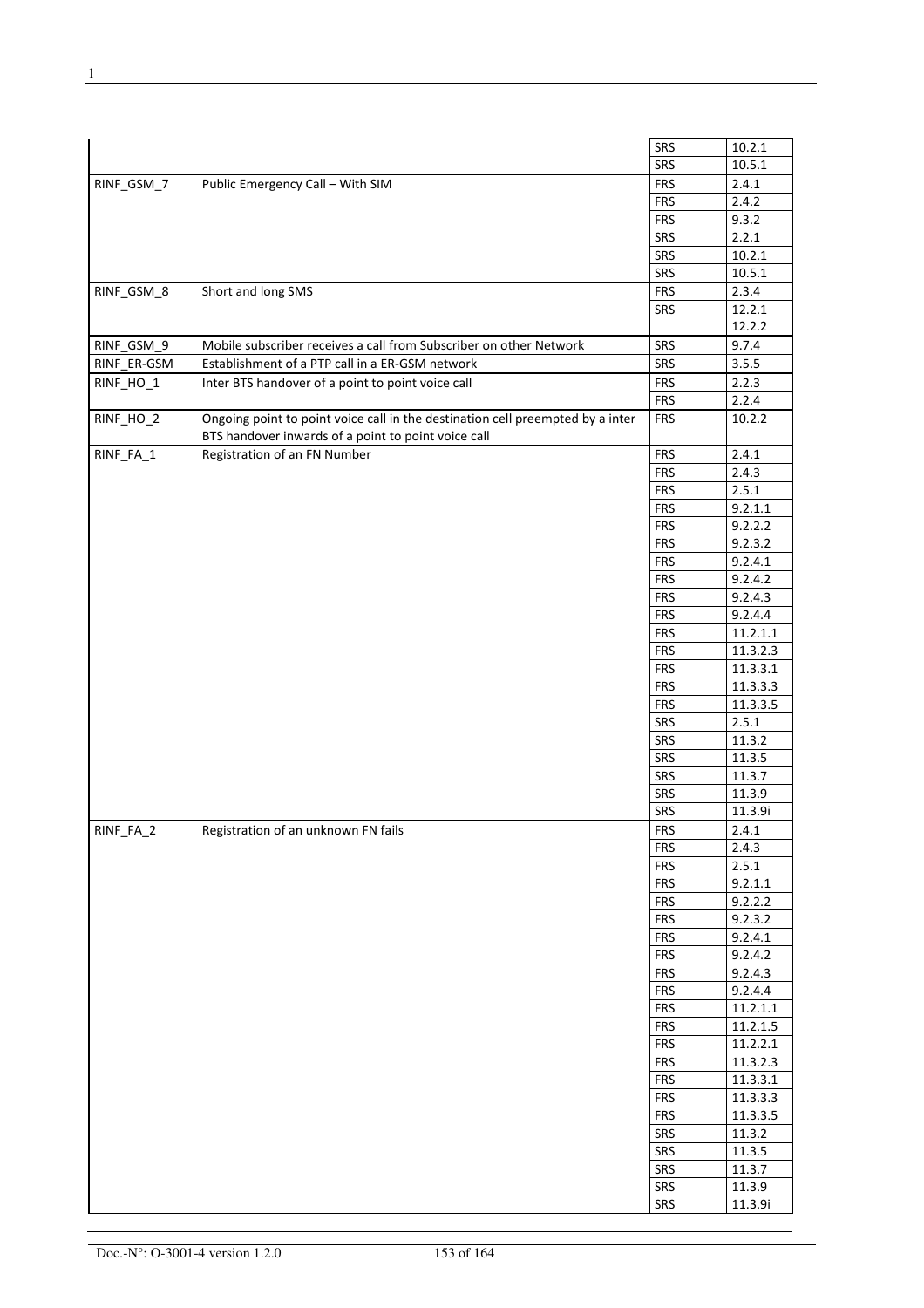| | | | |
|---|---|---|---|
| | | SRS | 10.2.1 |
| | | SRS | 10.5.1 |
| RINF_GSM_7 | Public Emergency Call – With SIM | FRS | 2.4.1 |
| | | FRS | 2.4.2 |
| | | FRS | 9.3.2 |
| | | SRS | 2.2.1 |
| | | SRS | 10.2.1 |
| | | SRS | 10.5.1 |
| RINF_GSM_8 | Short and long SMS | FRS | 2.3.4 |
| | | SRS | 12.2.1<br>12.2.2 |
| RINF_GSM_9 | Mobile subscriber receives a call from Subscriber on other Network | SRS | 9.7.4 |
| RINF_ER-GSM | Establishment of a PTP call in a ER-GSM network | SRS | 3.5.5 |
| RINF_HO_1 | Inter BTS handover of a point to point voice call | FRS | 2.2.3 |
| | | FRS | 2.2.4 |
| RINF_HO_2 | Ongoing point to point voice call in the destination cell preempted by a inter BTS handover inwards of a point to point voice call | FRS | 10.2.2 |
| RINF_FA_1 | Registration of an FN Number | FRS | 2.4.1 |
| | | FRS | 2.4.3 |
| | | FRS | 2.5.1 |
| | | FRS | 9.2.1.1 |
| | | FRS | 9.2.2.2 |
| | | FRS | 9.2.3.2 |
| | | FRS | 9.2.4.1 |
| | | FRS | 9.2.4.2 |
| | | FRS | 9.2.4.3 |
| | | FRS | 9.2.4.4 |
| | | FRS | 11.2.1.1 |
| | | FRS | 11.3.2.3 |
| | | FRS | 11.3.3.1 |
| | | FRS | 11.3.3.3 |
| | | FRS | 11.3.3.5 |
| | | SRS | 2.5.1 |
| | | SRS | 11.3.2 |
| | | SRS | 11.3.5 |
| | | SRS | 11.3.7 |
| | | SRS | 11.3.9 |
| | | SRS | 11.3.9i |
| RINF_FA_2 | Registration of an unknown FN fails | FRS | 2.4.1 |
| | | FRS | 2.4.3 |
| | | FRS | 2.5.1 |
| | | FRS | 9.2.1.1 |
| | | FRS | 9.2.2.2 |
| | | FRS | 9.2.3.2 |
| | | FRS | 9.2.4.1 |
| | | FRS | 9.2.4.2 |
| | | FRS | 9.2.4.3 |
| | | FRS | 9.2.4.4 |
| | | FRS | 11.2.1.1 |
| | | FRS | 11.2.1.5 |
| | | FRS | 11.2.2.1 |
| | | FRS | 11.3.2.3 |
| | | FRS | 11.3.3.1 |
| | | FRS | 11.3.3.3 |
| | | FRS | 11.3.3.5 |
| | | SRS | 11.3.2 |
| | | SRS | 11.3.5 |
| | | SRS | 11.3.7 |
| | | SRS | 11.3.9 |
| | | SRS | 11.3.9i |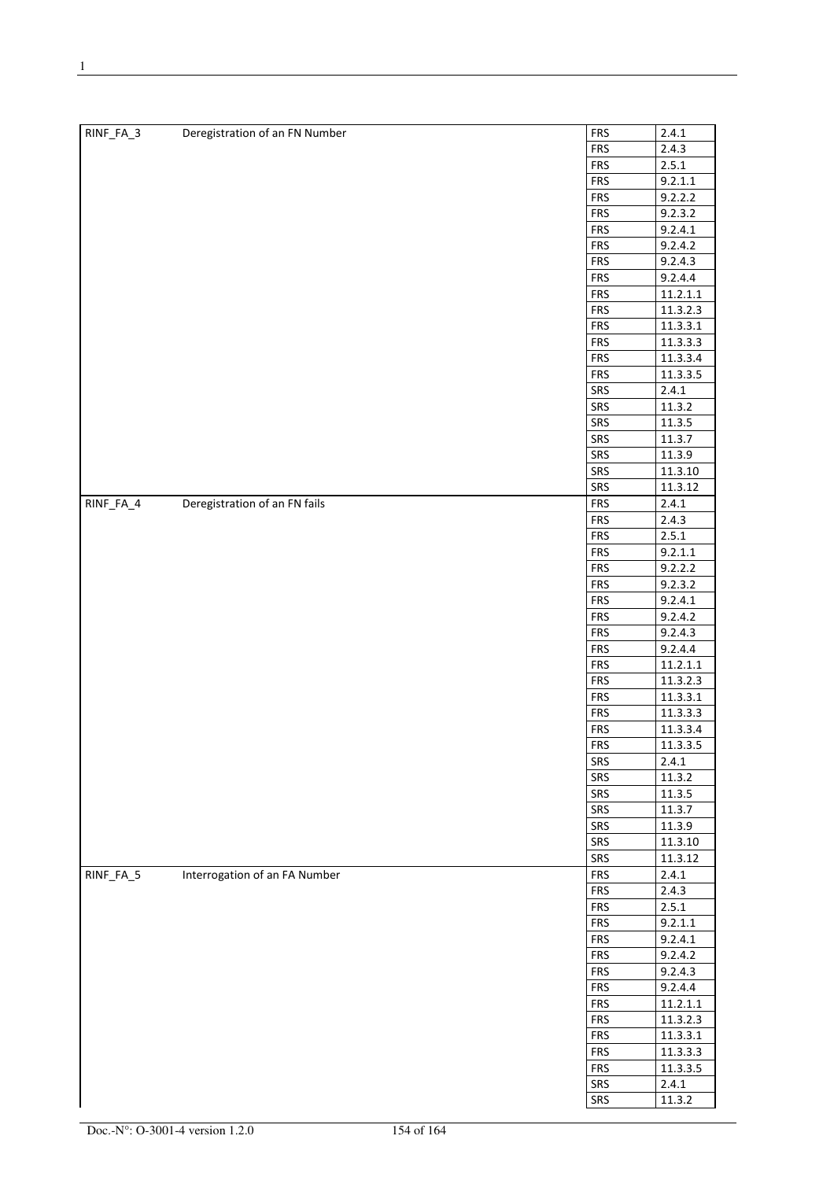| | | | |
|---|---|---|---|
| RINF_FA_3 | Deregistration of an FN Number | FRS | 2.4.1 |
| | | FRS | 2.4.3 |
| | | FRS | 2.5.1 |
| | | FRS | 9.2.1.1 |
| | | FRS | 9.2.2.2 |
| | | FRS | 9.2.3.2 |
| | | FRS | 9.2.4.1 |
| | | FRS | 9.2.4.2 |
| | | FRS | 9.2.4.3 |
| | | FRS | 9.2.4.4 |
| | | FRS | 11.2.1.1 |
| | | FRS | 11.3.2.3 |
| | | FRS | 11.3.3.1 |
| | | FRS | 11.3.3.3 |
| | | FRS | 11.3.3.4 |
| | | FRS | 11.3.3.5 |
| | | SRS | 2.4.1 |
| | | SRS | 11.3.2 |
| | | SRS | 11.3.5 |
| | | SRS | 11.3.7 |
| | | SRS | 11.3.9 |
| | | SRS | 11.3.10 |
| | | SRS | 11.3.12 |
| RINF_FA_4 | Deregistration of an FN fails | FRS | 2.4.1 |
| | | FRS | 2.4.3 |
| | | FRS | 2.5.1 |
| | | FRS | 9.2.1.1 |
| | | FRS | 9.2.2.2 |
| | | FRS | 9.2.3.2 |
| | | FRS | 9.2.4.1 |
| | | FRS | 9.2.4.2 |
| | | FRS | 9.2.4.3 |
| | | FRS | 9.2.4.4 |
| | | FRS | 11.2.1.1 |
| | | FRS | 11.3.2.3 |
| | | FRS | 11.3.3.1 |
| | | FRS | 11.3.3.3 |
| | | FRS | 11.3.3.4 |
| | | FRS | 11.3.3.5 |
| | | SRS | 2.4.1 |
| | | SRS | 11.3.2 |
| | | SRS | 11.3.5 |
| | | SRS | 11.3.7 |
| | | SRS | 11.3.9 |
| | | SRS | 11.3.10 |
| | | SRS | 11.3.12 |
| RINF_FA_5 | Interrogation of an FA Number | FRS | 2.4.1 |
| | | FRS | 2.4.3 |
| | | FRS | 2.5.1 |
| | | FRS | 9.2.1.1 |
| | | FRS | 9.2.4.1 |
| | | FRS | 9.2.4.2 |
| | | FRS | 9.2.4.3 |
| | | FRS | 9.2.4.4 |
| | | FRS | 11.2.1.1 |
| | | FRS | 11.3.2.3 |
| | | FRS | 11.3.3.1 |
| | | FRS | 11.3.3.3 |
| | | FRS | 11.3.3.5 |
| | | SRS | 2.4.1 |
| | | SRS | 11.3.2 |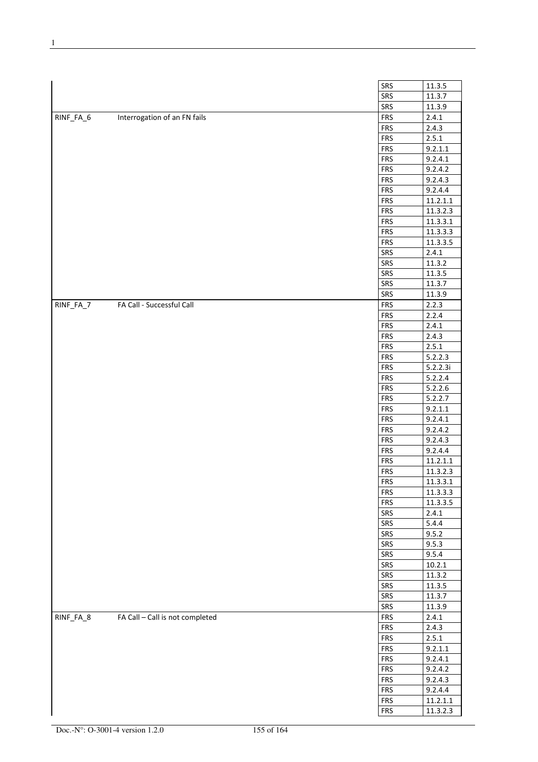| | | | |
|---|---|---|---|
| | | SRS | 11.3.5 |
| | | SRS | 11.3.7 |
| | | SRS | 11.3.9 |
| RINF_FA_6 | Interrogation of an FN fails | FRS | 2.4.1 |
| | | FRS | 2.4.3 |
| | | FRS | 2.5.1 |
| | | FRS | 9.2.1.1 |
| | | FRS | 9.2.4.1 |
| | | FRS | 9.2.4.2 |
| | | FRS | 9.2.4.3 |
| | | FRS | 9.2.4.4 |
| | | FRS | 11.2.1.1 |
| | | FRS | 11.3.2.3 |
| | | FRS | 11.3.3.1 |
| | | FRS | 11.3.3.3 |
| | | FRS | 11.3.3.5 |
| | | SRS | 2.4.1 |
| | | SRS | 11.3.2 |
| | | SRS | 11.3.5 |
| | | SRS | 11.3.7 |
| | | SRS | 11.3.9 |
| RINF_FA_7 | FA Call - Successful Call | FRS | 2.2.3 |
| | | FRS | 2.2.4 |
| | | FRS | 2.4.1 |
| | | FRS | 2.4.3 |
| | | FRS | 2.5.1 |
| | | FRS | 5.2.2.3 |
| | | FRS | 5.2.2.3i |
| | | FRS | 5.2.2.4 |
| | | FRS | 5.2.2.6 |
| | | FRS | 5.2.2.7 |
| | | FRS | 9.2.1.1 |
| | | FRS | 9.2.4.1 |
| | | FRS | 9.2.4.2 |
| | | FRS | 9.2.4.3 |
| | | FRS | 9.2.4.4 |
| | | FRS | 11.2.1.1 |
| | | FRS | 11.3.2.3 |
| | | FRS | 11.3.3.1 |
| | | FRS | 11.3.3.3 |
| | | FRS | 11.3.3.5 |
| | | SRS | 2.4.1 |
| | | SRS | 5.4.4 |
| | | SRS | 9.5.2 |
| | | SRS | 9.5.3 |
| | | SRS | 9.5.4 |
| | | SRS | 10.2.1 |
| | | SRS | 11.3.2 |
| | | SRS | 11.3.5 |
| | | SRS | 11.3.7 |
| | | SRS | 11.3.9 |
| RINF_FA_8 | FA Call – Call is not completed | FRS | 2.4.1 |
| | | FRS | 2.4.3 |
| | | FRS | 2.5.1 |
| | | FRS | 9.2.1.1 |
| | | FRS | 9.2.4.1 |
| | | FRS | 9.2.4.2 |
| | | FRS | 9.2.4.3 |
| | | FRS | 9.2.4.4 |
| | | FRS | 11.2.1.1 |
| | | FRS | 11.3.2.3 |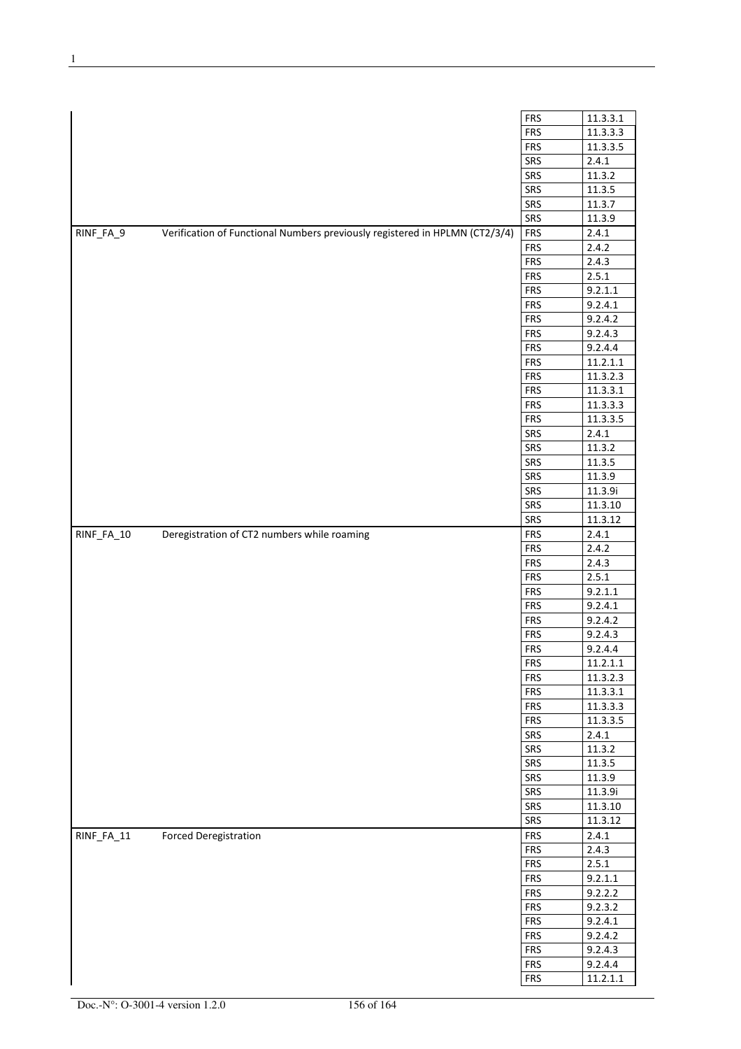| | | | |
|---|---|---|---|
| | | FRS | 11.3.3.1 |
| | | FRS | 11.3.3.3 |
| | | FRS | 11.3.3.5 |
| | | SRS | 2.4.1 |
| | | SRS | 11.3.2 |
| | | SRS | 11.3.5 |
| | | SRS | 11.3.7 |
| | | SRS | 11.3.9 |
| RINF_FA_9 | Verification of Functional Numbers previously registered in HPLMN (CT2/3/4) | FRS | 2.4.1 |
| | | FRS | 2.4.2 |
| | | FRS | 2.4.3 |
| | | FRS | 2.5.1 |
| | | FRS | 9.2.1.1 |
| | | FRS | 9.2.4.1 |
| | | FRS | 9.2.4.2 |
| | | FRS | 9.2.4.3 |
| | | FRS | 9.2.4.4 |
| | | FRS | 11.2.1.1 |
| | | FRS | 11.3.2.3 |
| | | FRS | 11.3.3.1 |
| | | FRS | 11.3.3.3 |
| | | FRS | 11.3.3.5 |
| | | SRS | 2.4.1 |
| | | SRS | 11.3.2 |
| | | SRS | 11.3.5 |
| | | SRS | 11.3.9 |
| | | SRS | 11.3.9i |
| | | SRS | 11.3.10 |
| | | SRS | 11.3.12 |
| RINF_FA_10 | Deregistration of CT2 numbers while roaming | FRS | 2.4.1 |
| | | FRS | 2.4.2 |
| | | FRS | 2.4.3 |
| | | FRS | 2.5.1 |
| | | FRS | 9.2.1.1 |
| | | FRS | 9.2.4.1 |
| | | FRS | 9.2.4.2 |
| | | FRS | 9.2.4.3 |
| | | FRS | 9.2.4.4 |
| | | FRS | 11.2.1.1 |
| | | FRS | 11.3.2.3 |
| | | FRS | 11.3.3.1 |
| | | FRS | 11.3.3.3 |
| | | FRS | 11.3.3.5 |
| | | SRS | 2.4.1 |
| | | SRS | 11.3.2 |
| | | SRS | 11.3.5 |
| | | SRS | 11.3.9 |
| | | SRS | 11.3.9i |
| | | SRS | 11.3.10 |
| | | SRS | 11.3.12 |
| RINF_FA_11 | Forced Deregistration | FRS | 2.4.1 |
| | | FRS | 2.4.3 |
| | | FRS | 2.5.1 |
| | | FRS | 9.2.1.1 |
| | | FRS | 9.2.2.2 |
| | | FRS | 9.2.3.2 |
| | | FRS | 9.2.4.1 |
| | | FRS | 9.2.4.2 |
| | | FRS | 9.2.4.3 |
| | | FRS | 9.2.4.4 |
| | | FRS | 11.2.1.1 |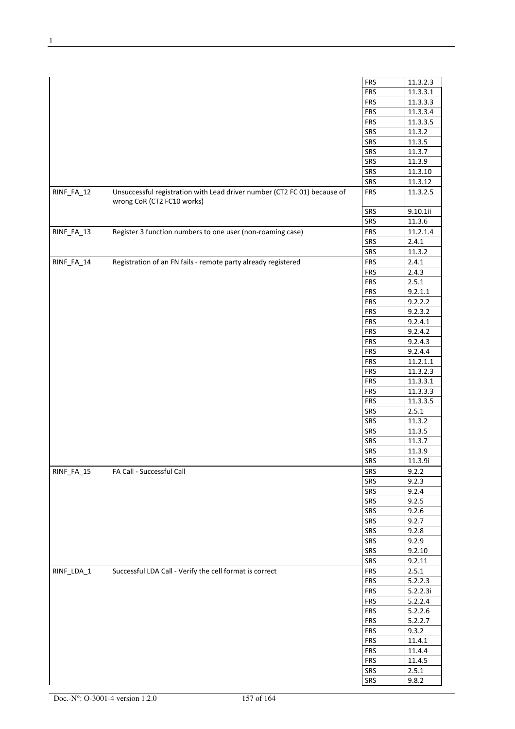| | | | |
|---|---|---|---|
| | | FRS | 11.3.2.3 |
| | | FRS | 11.3.3.1 |
| | | FRS | 11.3.3.3 |
| | | FRS | 11.3.3.4 |
| | | FRS | 11.3.3.5 |
| | | SRS | 11.3.2 |
| | | SRS | 11.3.5 |
| | | SRS | 11.3.7 |
| | | SRS | 11.3.9 |
| | | SRS | 11.3.10 |
| | | SRS | 11.3.12 |
| RINF_FA_12 | Unsuccessful registration with Lead driver number (CT2 FC 01) because of wrong CoR (CT2 FC10 works) | FRS | 11.3.2.5 |
| | | SRS | 9.10.1ii |
| | | SRS | 11.3.6 |
| RINF_FA_13 | Register 3 function numbers to one user (non-roaming case) | FRS | 11.2.1.4 |
| | | SRS | 2.4.1 |
| | | SRS | 11.3.2 |
| RINF_FA_14 | Registration of an FN fails - remote party already registered | FRS | 2.4.1 |
| | | FRS | 2.4.3 |
| | | FRS | 2.5.1 |
| | | FRS | 9.2.1.1 |
| | | FRS | 9.2.2.2 |
| | | FRS | 9.2.3.2 |
| | | FRS | 9.2.4.1 |
| | | FRS | 9.2.4.2 |
| | | FRS | 9.2.4.3 |
| | | FRS | 9.2.4.4 |
| | | FRS | 11.2.1.1 |
| | | FRS | 11.3.2.3 |
| | | FRS | 11.3.3.1 |
| | | FRS | 11.3.3.3 |
| | | FRS | 11.3.3.5 |
| | | SRS | 2.5.1 |
| | | SRS | 11.3.2 |
| | | SRS | 11.3.5 |
| | | SRS | 11.3.7 |
| | | SRS | 11.3.9 |
| | | SRS | 11.3.9i |
| RINF_FA_15 | FA Call - Successful Call | SRS | 9.2.2 |
| | | SRS | 9.2.3 |
| | | SRS | 9.2.4 |
| | | SRS | 9.2.5 |
| | | SRS | 9.2.6 |
| | | SRS | 9.2.7 |
| | | SRS | 9.2.8 |
| | | SRS | 9.2.9 |
| | | SRS | 9.2.10 |
| | | SRS | 9.2.11 |
| RINF_LDA_1 | Successful LDA Call - Verify the cell format is correct | FRS | 2.5.1 |
| | | FRS | 5.2.2.3 |
| | | FRS | 5.2.2.3i |
| | | FRS | 5.2.2.4 |
| | | FRS | 5.2.2.6 |
| | | FRS | 5.2.2.7 |
| | | FRS | 9.3.2 |
| | | FRS | 11.4.1 |
| | | FRS | 11.4.4 |
| | | FRS | 11.4.5 |
| | | SRS | 2.5.1 |
| | | SRS | 9.8.2 |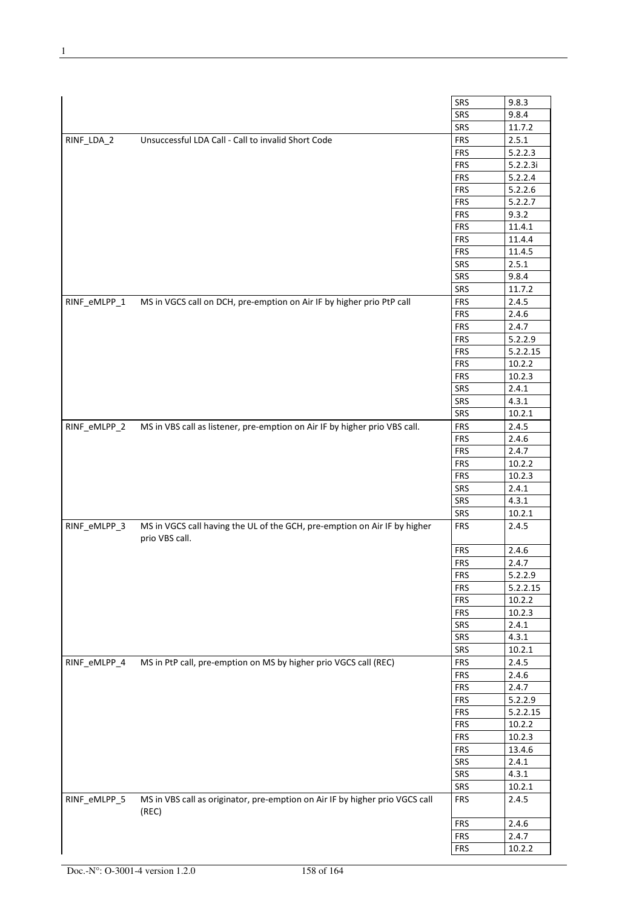| | | | |
|---|---|---|---|
| | | SRS | 9.8.3 |
| | | SRS | 9.8.4 |
| | | SRS | 11.7.2 |
| RINF_LDA_2 | Unsuccessful LDA Call - Call to invalid Short Code | FRS | 2.5.1 |
| | | FRS | 5.2.2.3 |
| | | FRS | 5.2.2.3i |
| | | FRS | 5.2.2.4 |
| | | FRS | 5.2.2.6 |
| | | FRS | 5.2.2.7 |
| | | FRS | 9.3.2 |
| | | FRS | 11.4.1 |
| | | FRS | 11.4.4 |
| | | FRS | 11.4.5 |
| | | SRS | 2.5.1 |
| | | SRS | 9.8.4 |
| | | SRS | 11.7.2 |
| RINF_eMLPP_1 | MS in VGCS call on DCH, pre-emption on Air IF by higher prio PtP call | FRS | 2.4.5 |
| | | FRS | 2.4.6 |
| | | FRS | 2.4.7 |
| | | FRS | 5.2.2.9 |
| | | FRS | 5.2.2.15 |
| | | FRS | 10.2.2 |
| | | FRS | 10.2.3 |
| | | SRS | 2.4.1 |
| | | SRS | 4.3.1 |
| | | SRS | 10.2.1 |
| RINF_eMLPP_2 | MS in VBS call as listener, pre-emption on Air IF by higher prio VBS call. | FRS | 2.4.5 |
| | | FRS | 2.4.6 |
| | | FRS | 2.4.7 |
| | | FRS | 10.2.2 |
| | | FRS | 10.2.3 |
| | | SRS | 2.4.1 |
| | | SRS | 4.3.1 |
| | | SRS | 10.2.1 |
| RINF_eMLPP_3 | MS in VGCS call having the UL of the GCH, pre-emption on Air IF by higher prio VBS call. | FRS | 2.4.5 |
| | | FRS | 2.4.6 |
| | | FRS | 2.4.7 |
| | | FRS | 5.2.2.9 |
| | | FRS | 5.2.2.15 |
| | | FRS | 10.2.2 |
| | | FRS | 10.2.3 |
| | | SRS | 2.4.1 |
| | | SRS | 4.3.1 |
| | | SRS | 10.2.1 |
| RINF_eMLPP_4 | MS in PtP call, pre-emption on MS by higher prio VGCS call (REC) | FRS | 2.4.5 |
| | | FRS | 2.4.6 |
| | | FRS | 2.4.7 |
| | | FRS | 5.2.2.9 |
| | | FRS | 5.2.2.15 |
| | | FRS | 10.2.2 |
| | | FRS | 10.2.3 |
| | | FRS | 13.4.6 |
| | | SRS | 2.4.1 |
| | | SRS | 4.3.1 |
| | | SRS | 10.2.1 |
| RINF_eMLPP_5 | MS in VBS call as originator, pre-emption on Air IF by higher prio VGCS call (REC) | FRS | 2.4.5 |
| | | FRS | 2.4.6 |
| | | FRS | 2.4.7 |
| | | FRS | 10.2.2 |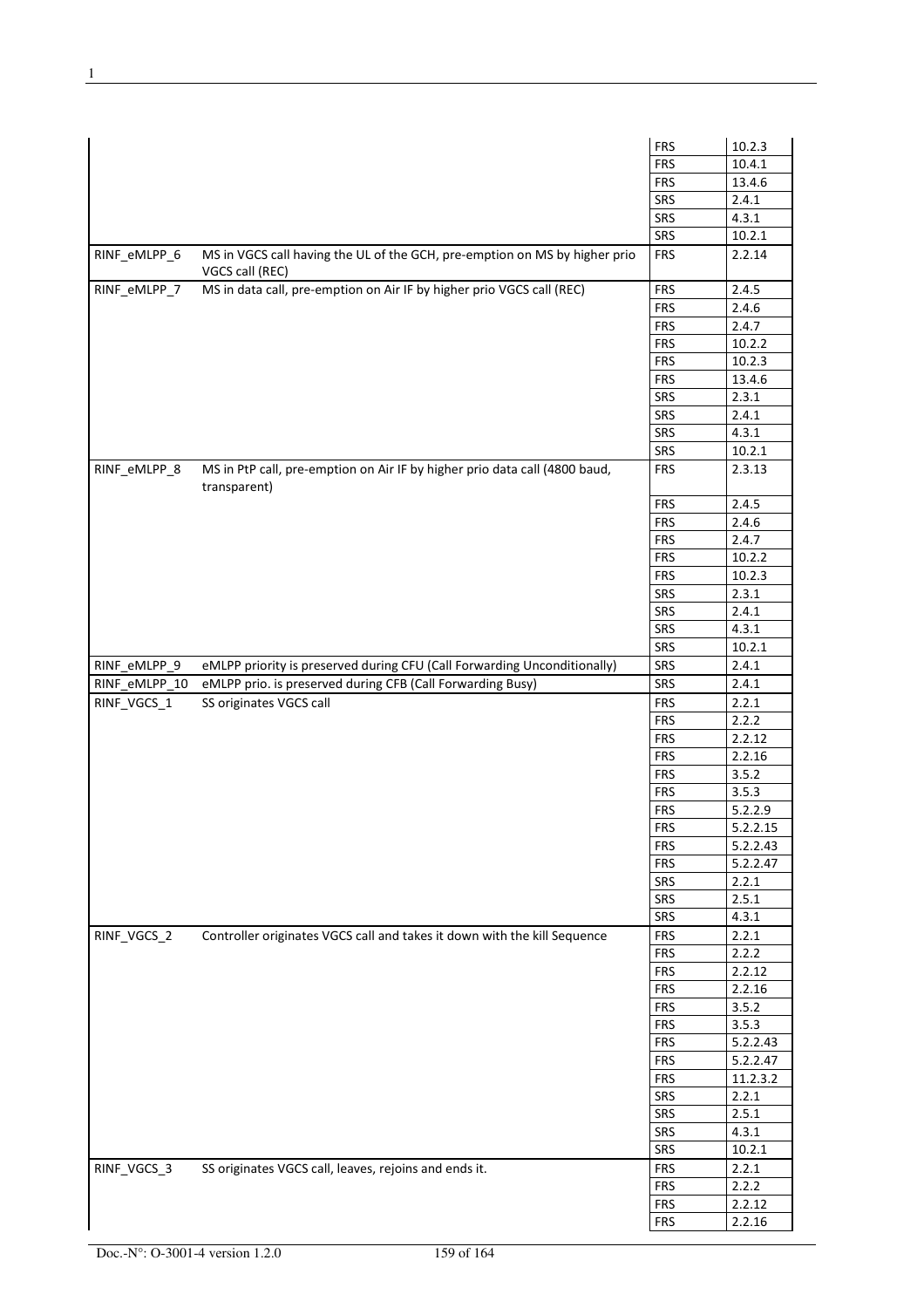| | | | |
|---|---|---|---|
| | | FRS | 10.2.3 |
| | | FRS | 10.4.1 |
| | | FRS | 13.4.6 |
| | | SRS | 2.4.1 |
| | | SRS | 4.3.1 |
| | | SRS | 10.2.1 |
| RINF_eMLPP_6 | MS in VGCS call having the UL of the GCH, pre-emption on MS by higher prio VGCS call (REC) | FRS | 2.2.14 |
| RINF_eMLPP_7 | MS in data call, pre-emption on Air IF by higher prio VGCS call (REC) | FRS | 2.4.5 |
| | | FRS | 2.4.6 |
| | | FRS | 2.4.7 |
| | | FRS | 10.2.2 |
| | | FRS | 10.2.3 |
| | | FRS | 13.4.6 |
| | | SRS | 2.3.1 |
| | | SRS | 2.4.1 |
| | | SRS | 4.3.1 |
| | | SRS | 10.2.1 |
| RINF_eMLPP_8 | MS in PtP call, pre-emption on Air IF by higher prio data call (4800 baud, transparent) | FRS | 2.3.13 |
| | | FRS | 2.4.5 |
| | | FRS | 2.4.6 |
| | | FRS | 2.4.7 |
| | | FRS | 10.2.2 |
| | | FRS | 10.2.3 |
| | | SRS | 2.3.1 |
| | | SRS | 2.4.1 |
| | | SRS | 4.3.1 |
| | | SRS | 10.2.1 |
| RINF_eMLPP_9 | eMLPP priority is preserved during CFU (Call Forwarding Unconditionally) | SRS | 2.4.1 |
| RINF_eMLPP_10 | eMLPP prio. is preserved during CFB (Call Forwarding Busy) | SRS | 2.4.1 |
| RINF_VGCS_1 | SS originates VGCS call | FRS | 2.2.1 |
| | | FRS | 2.2.2 |
| | | FRS | 2.2.12 |
| | | FRS | 2.2.16 |
| | | FRS | 3.5.2 |
| | | FRS | 3.5.3 |
| | | FRS | 5.2.2.9 |
| | | FRS | 5.2.2.15 |
| | | FRS | 5.2.2.43 |
| | | FRS | 5.2.2.47 |
| | | SRS | 2.2.1 |
| | | SRS | 2.5.1 |
| | | SRS | 4.3.1 |
| RINF_VGCS_2 | Controller originates VGCS call and takes it down with the kill Sequence | FRS | 2.2.1 |
| | | FRS | 2.2.2 |
| | | FRS | 2.2.12 |
| | | FRS | 2.2.16 |
| | | FRS | 3.5.2 |
| | | FRS | 3.5.3 |
| | | FRS | 5.2.2.43 |
| | | FRS | 5.2.2.47 |
| | | FRS | 11.2.3.2 |
| | | SRS | 2.2.1 |
| | | SRS | 2.5.1 |
| | | SRS | 4.3.1 |
| | | SRS | 10.2.1 |
| RINF_VGCS_3 | SS originates VGCS call, leaves, rejoins and ends it. | FRS | 2.2.1 |
| | | FRS | 2.2.2 |
| | | FRS | 2.2.12 |
| | | FRS | 2.2.16 |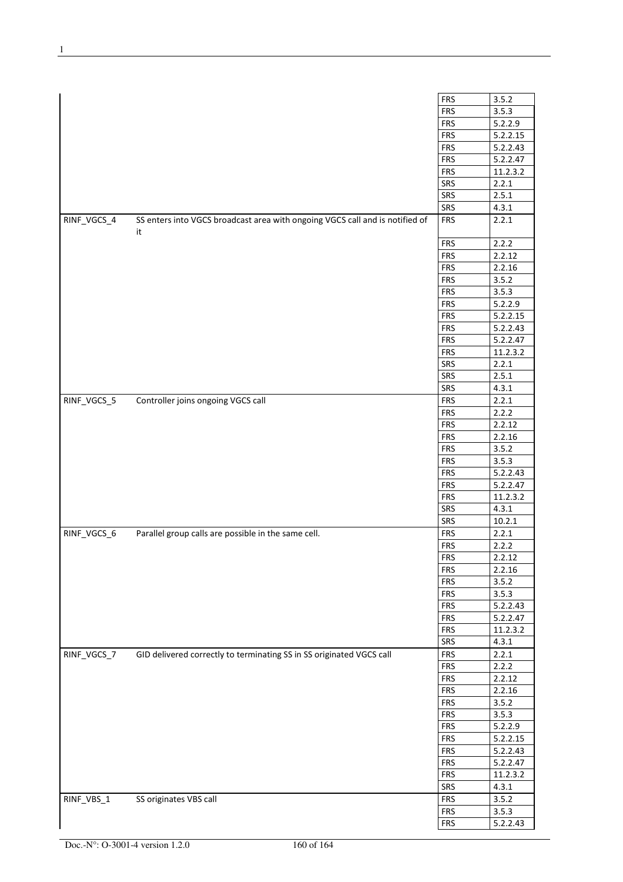|  |  |  |  |
|---|---|---|---|
|  |  | FRS | 3.5.2 |
|  |  | FRS | 3.5.3 |
|  |  | FRS | 5.2.2.9 |
|  |  | FRS | 5.2.2.15 |
|  |  | FRS | 5.2.2.43 |
|  |  | FRS | 5.2.2.47 |
|  |  | FRS | 11.2.3.2 |
|  |  | SRS | 2.2.1 |
|  |  | SRS | 2.5.1 |
|  |  | SRS | 4.3.1 |
| RINF_VGCS_4 | SS enters into VGCS broadcast area with ongoing VGCS call and is notified of it | FRS | 2.2.1 |
|  |  | FRS | 2.2.2 |
|  |  | FRS | 2.2.12 |
|  |  | FRS | 2.2.16 |
|  |  | FRS | 3.5.2 |
|  |  | FRS | 3.5.3 |
|  |  | FRS | 5.2.2.9 |
|  |  | FRS | 5.2.2.15 |
|  |  | FRS | 5.2.2.43 |
|  |  | FRS | 5.2.2.47 |
|  |  | FRS | 11.2.3.2 |
|  |  | SRS | 2.2.1 |
|  |  | SRS | 2.5.1 |
|  |  | SRS | 4.3.1 |
| RINF_VGCS_5 | Controller joins ongoing VGCS call | FRS | 2.2.1 |
|  |  | FRS | 2.2.2 |
|  |  | FRS | 2.2.12 |
|  |  | FRS | 2.2.16 |
|  |  | FRS | 3.5.2 |
|  |  | FRS | 3.5.3 |
|  |  | FRS | 5.2.2.43 |
|  |  | FRS | 5.2.2.47 |
|  |  | FRS | 11.2.3.2 |
|  |  | SRS | 4.3.1 |
|  |  | SRS | 10.2.1 |
| RINF_VGCS_6 | Parallel group calls are possible in the same cell. | FRS | 2.2.1 |
|  |  | FRS | 2.2.2 |
|  |  | FRS | 2.2.12 |
|  |  | FRS | 2.2.16 |
|  |  | FRS | 3.5.2 |
|  |  | FRS | 3.5.3 |
|  |  | FRS | 5.2.2.43 |
|  |  | FRS | 5.2.2.47 |
|  |  | FRS | 11.2.3.2 |
|  |  | SRS | 4.3.1 |
| RINF_VGCS_7 | GID delivered correctly to terminating SS in SS originated VGCS call | FRS | 2.2.1 |
|  |  | FRS | 2.2.2 |
|  |  | FRS | 2.2.12 |
|  |  | FRS | 2.2.16 |
|  |  | FRS | 3.5.2 |
|  |  | FRS | 3.5.3 |
|  |  | FRS | 5.2.2.9 |
|  |  | FRS | 5.2.2.15 |
|  |  | FRS | 5.2.2.43 |
|  |  | FRS | 5.2.2.47 |
|  |  | FRS | 11.2.3.2 |
|  |  | SRS | 4.3.1 |
| RINF_VBS_1 | SS originates VBS call | FRS | 3.5.2 |
|  |  | FRS | 3.5.3 |
|  |  | FRS | 5.2.2.43 |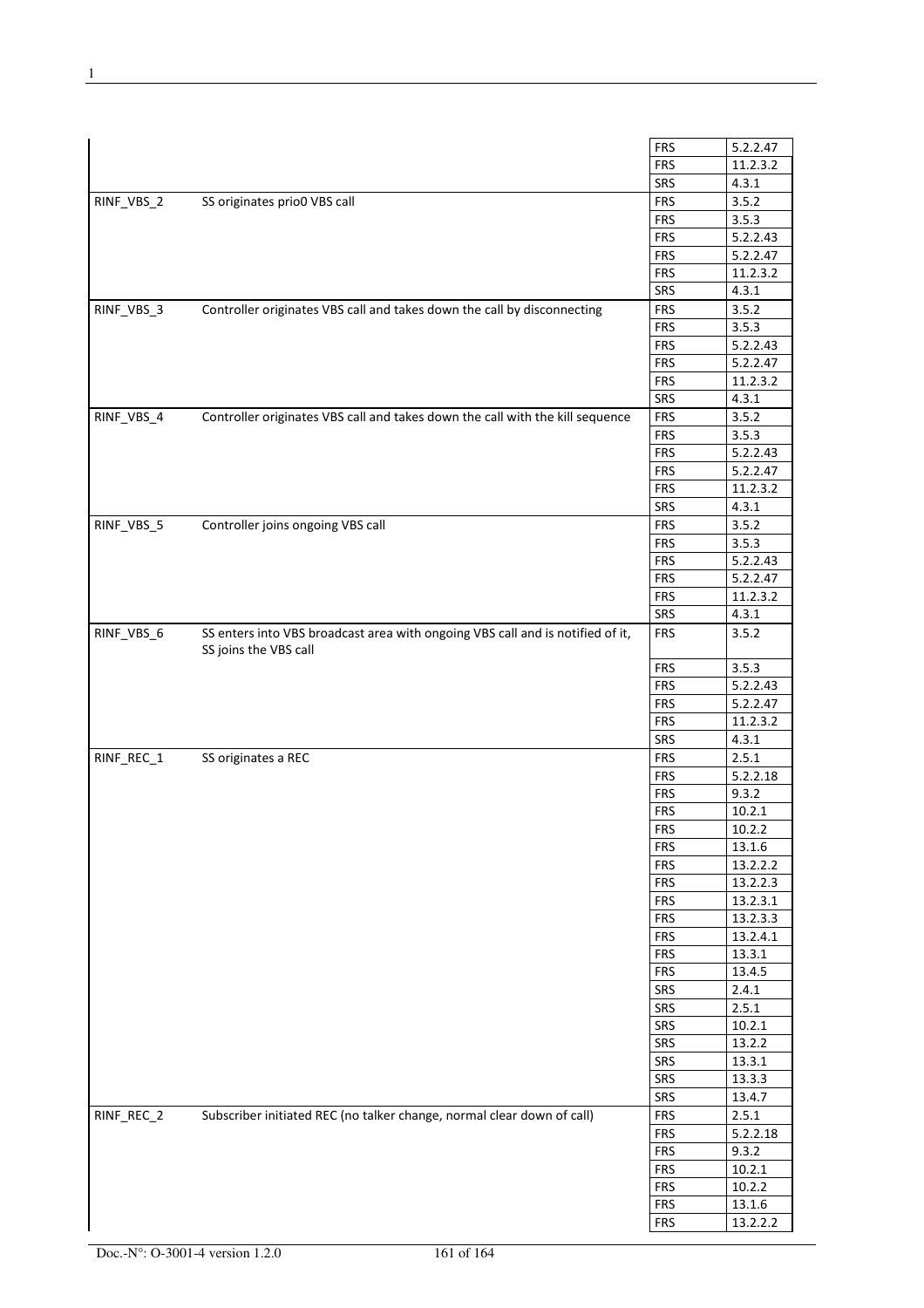| | | | |
|---|---|---|---|
| | | FRS | 5.2.2.47 |
| | | FRS | 11.2.3.2 |
| | | SRS | 4.3.1 |
| RINF_VBS_2 | SS originates prio0 VBS call | FRS | 3.5.2 |
| | | FRS | 3.5.3 |
| | | FRS | 5.2.2.43 |
| | | FRS | 5.2.2.47 |
| | | FRS | 11.2.3.2 |
| | | SRS | 4.3.1 |
| RINF_VBS_3 | Controller originates VBS call and takes down the call by disconnecting | FRS | 3.5.2 |
| | | FRS | 3.5.3 |
| | | FRS | 5.2.2.43 |
| | | FRS | 5.2.2.47 |
| | | FRS | 11.2.3.2 |
| | | SRS | 4.3.1 |
| RINF_VBS_4 | Controller originates VBS call and takes down the call with the kill sequence | FRS | 3.5.2 |
| | | FRS | 3.5.3 |
| | | FRS | 5.2.2.43 |
| | | FRS | 5.2.2.47 |
| | | FRS | 11.2.3.2 |
| | | SRS | 4.3.1 |
| RINF_VBS_5 | Controller joins ongoing VBS call | FRS | 3.5.2 |
| | | FRS | 3.5.3 |
| | | FRS | 5.2.2.43 |
| | | FRS | 5.2.2.47 |
| | | FRS | 11.2.3.2 |
| | | SRS | 4.3.1 |
| RINF_VBS_6 | SS enters into VBS broadcast area with ongoing VBS call and is notified of it, SS joins the VBS call | FRS | 3.5.2 |
| | | FRS | 3.5.3 |
| | | FRS | 5.2.2.43 |
| | | FRS | 5.2.2.47 |
| | | FRS | 11.2.3.2 |
| | | SRS | 4.3.1 |
| RINF_REC_1 | SS originates a REC | FRS | 2.5.1 |
| | | FRS | 5.2.2.18 |
| | | FRS | 9.3.2 |
| | | FRS | 10.2.1 |
| | | FRS | 10.2.2 |
| | | FRS | 13.1.6 |
| | | FRS | 13.2.2.2 |
| | | FRS | 13.2.2.3 |
| | | FRS | 13.2.3.1 |
| | | FRS | 13.2.3.3 |
| | | FRS | 13.2.4.1 |
| | | FRS | 13.3.1 |
| | | FRS | 13.4.5 |
| | | SRS | 2.4.1 |
| | | SRS | 2.5.1 |
| | | SRS | 10.2.1 |
| | | SRS | 13.2.2 |
| | | SRS | 13.3.1 |
| | | SRS | 13.3.3 |
| | | SRS | 13.4.7 |
| RINF_REC_2 | Subscriber initiated REC (no talker change, normal clear down of call) | FRS | 2.5.1 |
| | | FRS | 5.2.2.18 |
| | | FRS | 9.3.2 |
| | | FRS | 10.2.1 |
| | | FRS | 10.2.2 |
| | | FRS | 13.1.6 |
| | | FRS | 13.2.2.2 |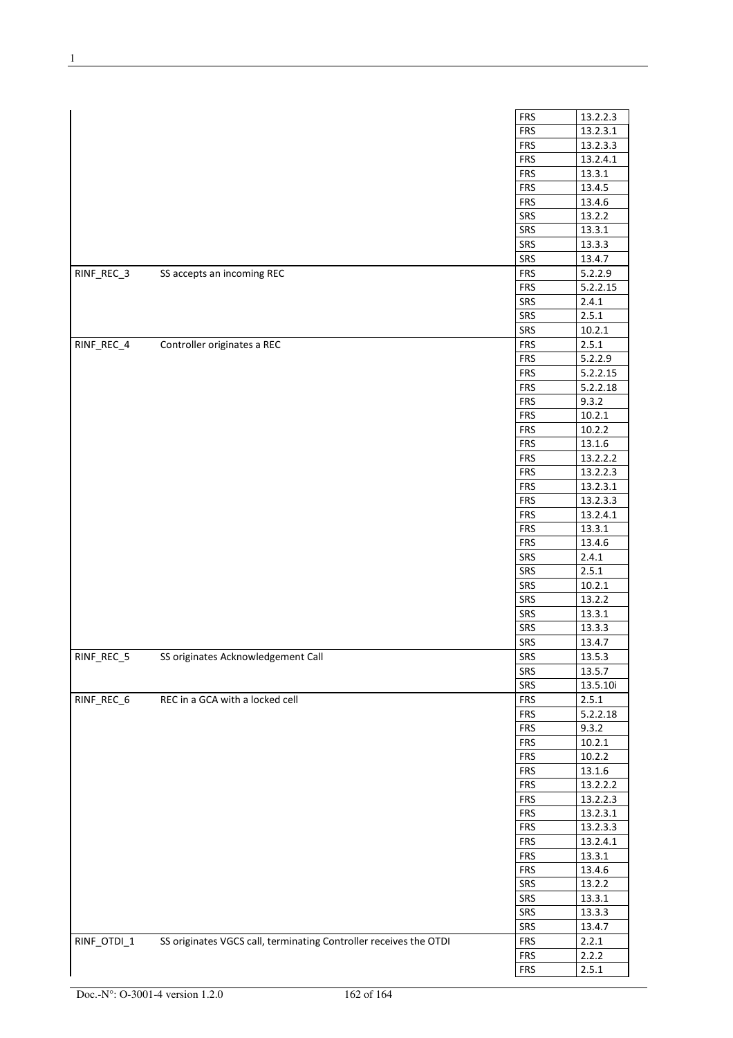| | | | |
|---|---|---|---|
| | | FRS | 13.2.2.3 |
| | | FRS | 13.2.3.1 |
| | | FRS | 13.2.3.3 |
| | | FRS | 13.2.4.1 |
| | | FRS | 13.3.1 |
| | | FRS | 13.4.5 |
| | | FRS | 13.4.6 |
| | | SRS | 13.2.2 |
| | | SRS | 13.3.1 |
| | | SRS | 13.3.3 |
| | | SRS | 13.4.7 |
| RINF_REC_3 | SS accepts an incoming REC | FRS | 5.2.2.9 |
| | | FRS | 5.2.2.15 |
| | | SRS | 2.4.1 |
| | | SRS | 2.5.1 |
| | | SRS | 10.2.1 |
| RINF_REC_4 | Controller originates a REC | FRS | 2.5.1 |
| | | FRS | 5.2.2.9 |
| | | FRS | 5.2.2.15 |
| | | FRS | 5.2.2.18 |
| | | FRS | 9.3.2 |
| | | FRS | 10.2.1 |
| | | FRS | 10.2.2 |
| | | FRS | 13.1.6 |
| | | FRS | 13.2.2.2 |
| | | FRS | 13.2.2.3 |
| | | FRS | 13.2.3.1 |
| | | FRS | 13.2.3.3 |
| | | FRS | 13.2.4.1 |
| | | FRS | 13.3.1 |
| | | FRS | 13.4.6 |
| | | SRS | 2.4.1 |
| | | SRS | 2.5.1 |
| | | SRS | 10.2.1 |
| | | SRS | 13.2.2 |
| | | SRS | 13.3.1 |
| | | SRS | 13.3.3 |
| | | SRS | 13.4.7 |
| RINF_REC_5 | SS originates Acknowledgement Call | SRS | 13.5.3 |
| | | SRS | 13.5.7 |
| | | SRS | 13.5.10i |
| RINF_REC_6 | REC in a GCA with a locked cell | FRS | 2.5.1 |
| | | FRS | 5.2.2.18 |
| | | FRS | 9.3.2 |
| | | FRS | 10.2.1 |
| | | FRS | 10.2.2 |
| | | FRS | 13.1.6 |
| | | FRS | 13.2.2.2 |
| | | FRS | 13.2.2.3 |
| | | FRS | 13.2.3.1 |
| | | FRS | 13.2.3.3 |
| | | FRS | 13.2.4.1 |
| | | FRS | 13.3.1 |
| | | FRS | 13.4.6 |
| | | SRS | 13.2.2 |
| | | SRS | 13.3.1 |
| | | SRS | 13.3.3 |
| | | SRS | 13.4.7 |
| RINF_OTDI_1 | SS originates VGCS call, terminating Controller receives the OTDI | FRS | 2.2.1 |
| | | FRS | 2.2.2 |
| | | FRS | 2.5.1 |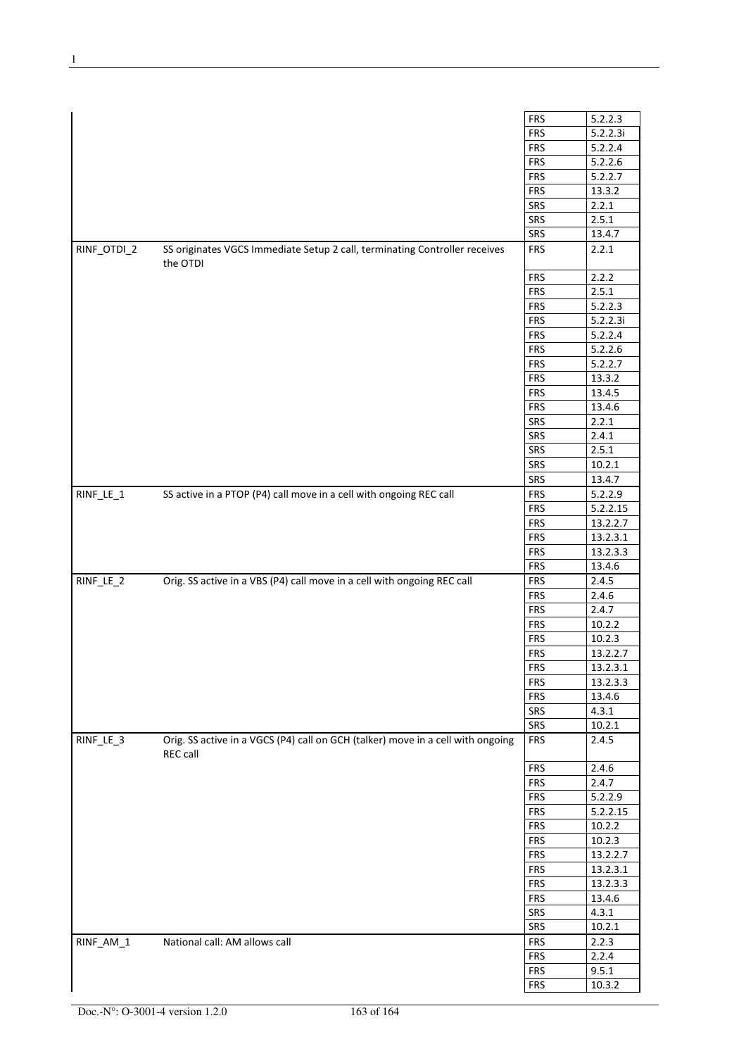| | | | |
|---|---|---|---|
| | | FRS | 5.2.2.3 |
| | | FRS | 5.2.2.3i |
| | | FRS | 5.2.2.4 |
| | | FRS | 5.2.2.6 |
| | | FRS | 5.2.2.7 |
| | | FRS | 13.3.2 |
| | | SRS | 2.2.1 |
| | | SRS | 2.5.1 |
| | | SRS | 13.4.7 |
| RINF_OTDI_2 | SS originates VGCS Immediate Setup 2 call, terminating Controller receives the OTDI | FRS | 2.2.1 |
| | | FRS | 2.2.2 |
| | | FRS | 2.5.1 |
| | | FRS | 5.2.2.3 |
| | | FRS | 5.2.2.3i |
| | | FRS | 5.2.2.4 |
| | | FRS | 5.2.2.6 |
| | | FRS | 5.2.2.7 |
| | | FRS | 13.3.2 |
| | | FRS | 13.4.5 |
| | | FRS | 13.4.6 |
| | | SRS | 2.2.1 |
| | | SRS | 2.4.1 |
| | | SRS | 2.5.1 |
| | | SRS | 10.2.1 |
| | | SRS | 13.4.7 |
| RINF_LE_1 | SS active in a PTOP (P4) call move in a cell with ongoing REC call | FRS | 5.2.2.9 |
| | | FRS | 5.2.2.15 |
| | | FRS | 13.2.2.7 |
| | | FRS | 13.2.3.1 |
| | | FRS | 13.2.3.3 |
| | | FRS | 13.4.6 |
| RINF_LE_2 | Orig. SS active in a VBS (P4) call move in a cell with ongoing REC call | FRS | 2.4.5 |
| | | FRS | 2.4.6 |
| | | FRS | 2.4.7 |
| | | FRS | 10.2.2 |
| | | FRS | 10.2.3 |
| | | FRS | 13.2.2.7 |
| | | FRS | 13.2.3.1 |
| | | FRS | 13.2.3.3 |
| | | FRS | 13.4.6 |
| | | SRS | 4.3.1 |
| | | SRS | 10.2.1 |
| RINF_LE_3 | Orig. SS active in a VGCS (P4) call on GCH (talker) move in a cell with ongoing REC call | FRS | 2.4.5 |
| | | FRS | 2.4.6 |
| | | FRS | 2.4.7 |
| | | FRS | 5.2.2.9 |
| | | FRS | 5.2.2.15 |
| | | FRS | 10.2.2 |
| | | FRS | 10.2.3 |
| | | FRS | 13.2.2.7 |
| | | FRS | 13.2.3.1 |
| | | FRS | 13.2.3.3 |
| | | FRS | 13.4.6 |
| | | SRS | 4.3.1 |
| | | SRS | 10.2.1 |
| RINF_AM_1 | National call: AM allows call | FRS | 2.2.3 |
| | | FRS | 2.2.4 |
| | | FRS | 9.5.1 |
| | | FRS | 10.3.2 |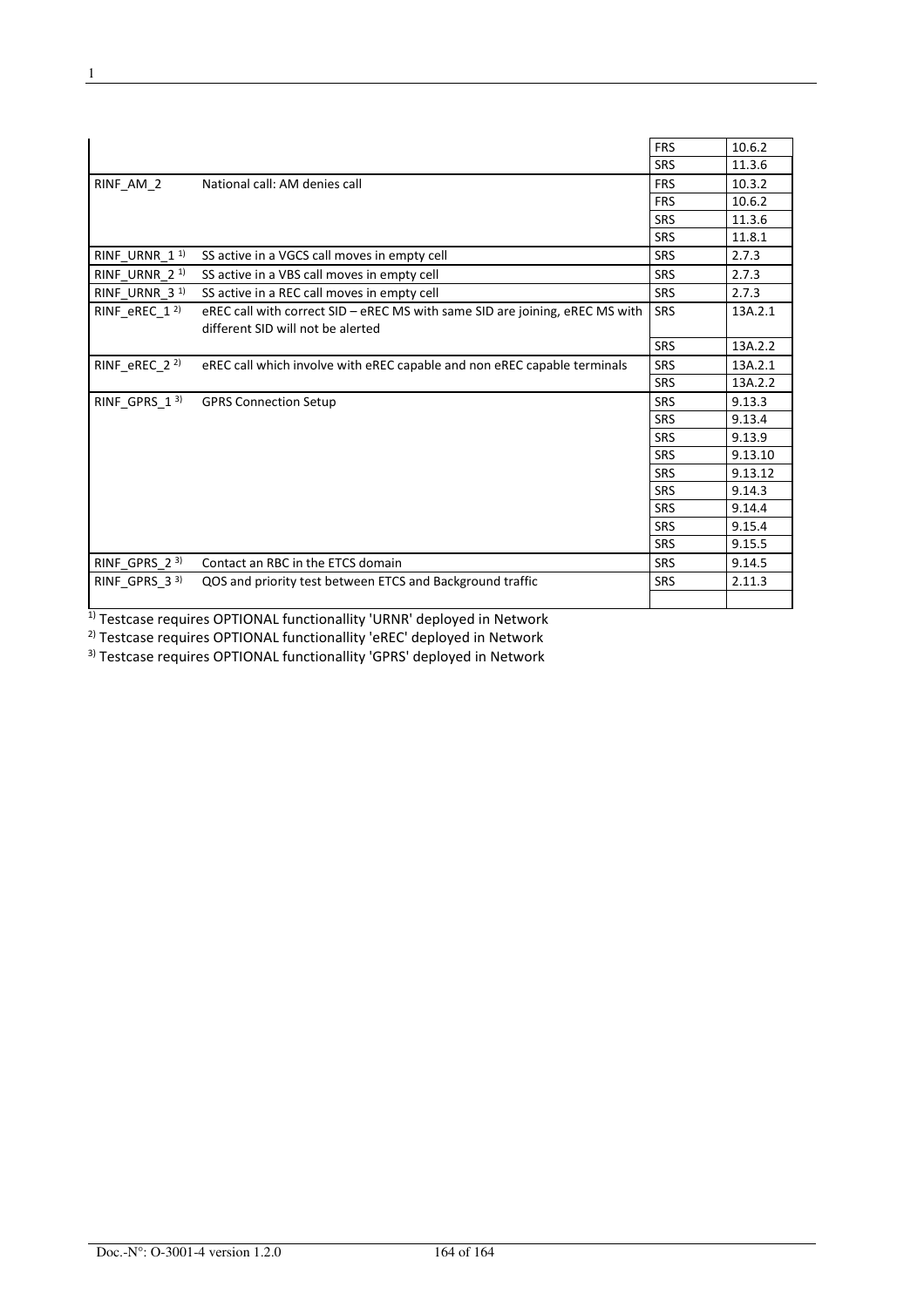| | | | |
|---|---|---|---|
| | | FRS | 10.6.2 |
| | | SRS | 11.3.6 |
| RINF_AM_2 | National call: AM denies call | FRS | 10.3.2 |
| | | FRS | 10.6.2 |
| | | SRS | 11.3.6 |
| | | SRS | 11.8.1 |
| RINF_URNR_1 [1)] | SS active in a VGCS call moves in empty cell | SRS | 2.7.3 |
| RINF_URNR_2 [1)] | SS active in a VBS call moves in empty cell | SRS | 2.7.3 |
| RINF_URNR_3 [1)] | SS active in a REC call moves in empty cell | SRS | 2.7.3 |
| RINF_eREC_1 [2)] | eREC call with correct SID – eREC MS with same SID are joining, eREC MS with different SID will not be alerted | SRS | 13A.2.1 |
| | | SRS | 13A.2.2 |
| RINF_eREC_2 [2)] | eREC call which involve with eREC capable and non eREC capable terminals | SRS | 13A.2.1 |
| | | SRS | 13A.2.2 |
| RINF_GPRS_1 [3)] | GPRS Connection Setup | SRS | 9.13.3 |
| | | SRS | 9.13.4 |
| | | SRS | 9.13.9 |
| | | SRS | 9.13.10 |
| | | SRS | 9.13.12 |
| | | SRS | 9.14.3 |
| | | SRS | 9.14.4 |
| | | SRS | 9.15.4 |
| | | SRS | 9.15.5 |
| RINF_GPRS_2 [3)] | Contact an RBC in the ETCS domain | SRS | 9.14.5 |
| RINF_GPRS_3 [3)] | QOS and priority test between ETCS and Background traffic | SRS | 2.11.3 |
| | | | |

[1)] Testcase requires OPTIONAL functionallity 'URNR' deployed in Network

[2)] Testcase requires OPTIONAL functionallity 'eREC' deployed in Network

[3)] Testcase requires OPTIONAL functionallity 'GPRS' deployed in Network